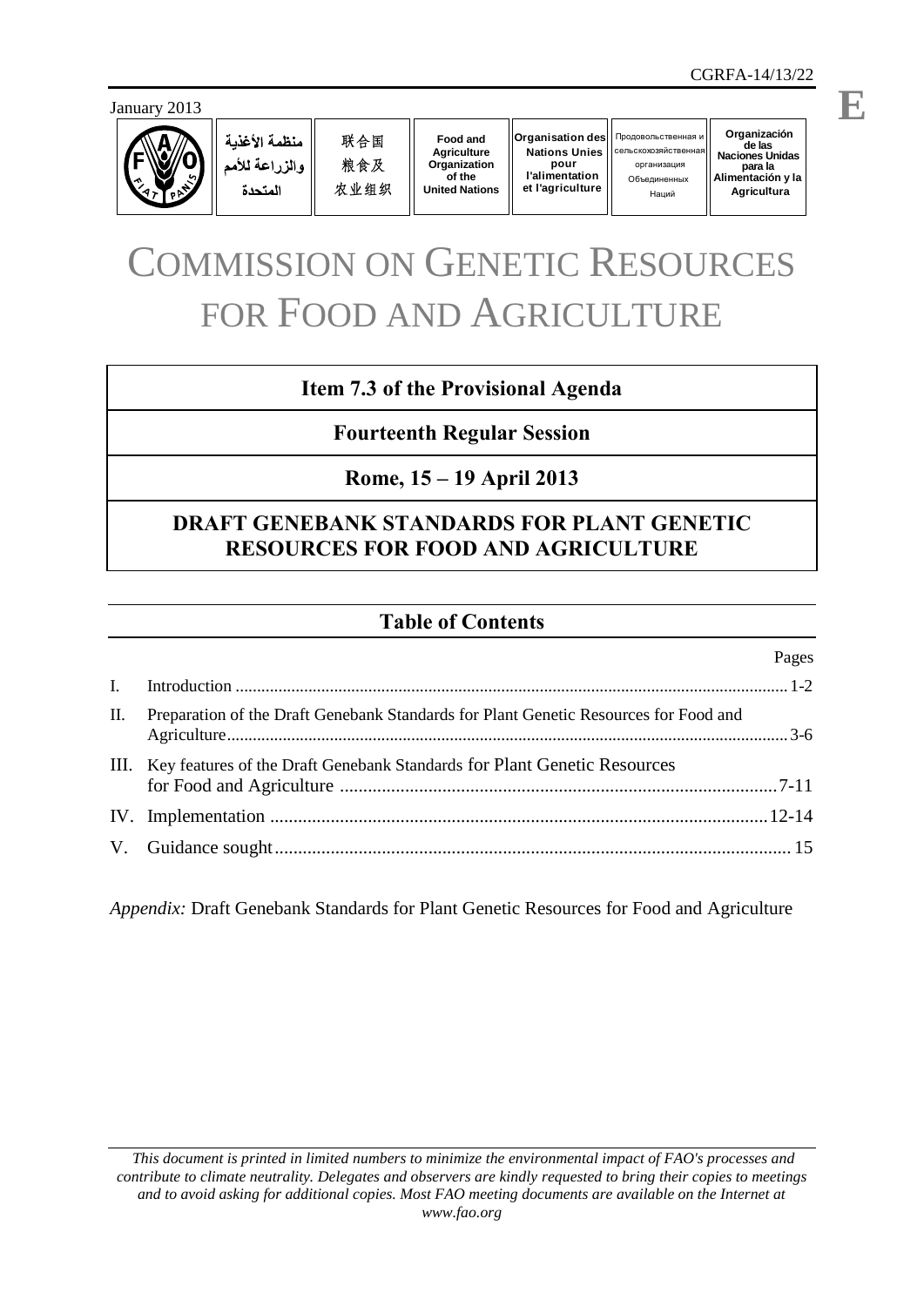CGRFA-14/13/22

January 2013

| منظمة الأغذية والزراعة للأمم المتحدة | 联合国粮食及农业组织 | Food and Agriculture Organization of the United Nations | Organisation des Nations Unies pour l'alimentation et l'agriculture | Продовольственная и сельскохозяйственная организация Объединенных Наций | Organización de las Naciones Unidas para la Alimentación y la Agricultura |
|---|---|---|---|---|---|

**E**

# COMMISSION ON GENETIC RESOURCES FOR FOOD AND AGRICULTURE

**Item 7.3 of the Provisional Agenda**

**Fourteenth Regular Session**

**Rome, 15 – 19 April 2013**

## DRAFT GENEBANK STANDARDS FOR PLANT GENETIC RESOURCES FOR FOOD AND AGRICULTURE

## Table of Contents

| | | Pages |
|---|---|---|
| I. | Introduction | 1-2 |
| II. | Preparation of the Draft Genebank Standards for Plant Genetic Resources for Food and Agriculture | 3-6 |
| III. | Key features of the Draft Genebank Standards for Plant Genetic Resources for Food and Agriculture | 7-11 |
| IV. | Implementation | 12-14 |
| V. | Guidance sought | 15 |

*Appendix:* Draft Genebank Standards for Plant Genetic Resources for Food and Agriculture

*This document is printed in limited numbers to minimize the environmental impact of FAO's processes and contribute to climate neutrality. Delegates and observers are kindly requested to bring their copies to meetings and to avoid asking for additional copies. Most FAO meeting documents are available on the Internet at www.fao.org*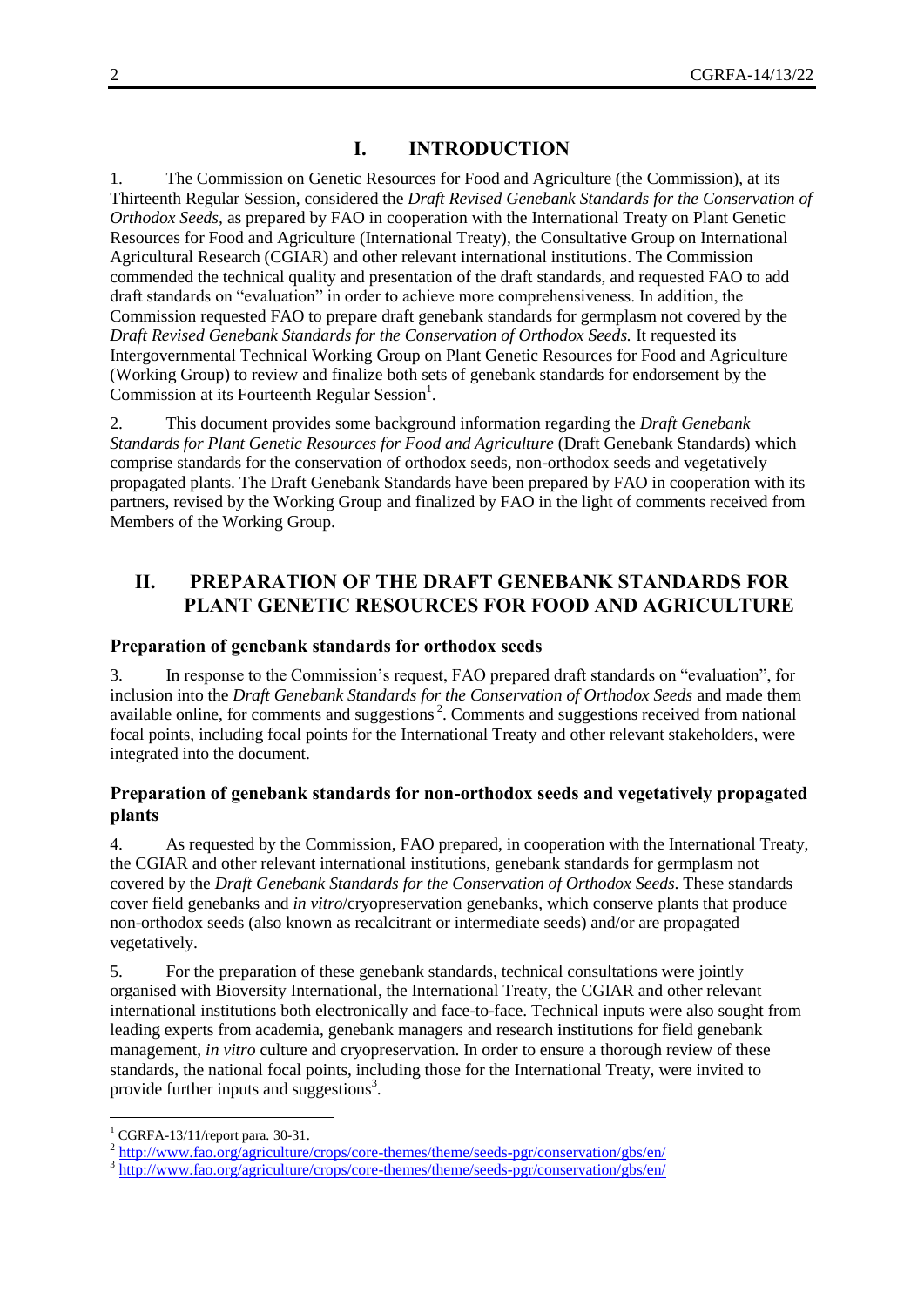## I. INTRODUCTION

1. The Commission on Genetic Resources for Food and Agriculture (the Commission), at its Thirteenth Regular Session, considered the *Draft Revised Genebank Standards for the Conservation of Orthodox Seeds,* as prepared by FAO in cooperation with the International Treaty on Plant Genetic Resources for Food and Agriculture (International Treaty), the Consultative Group on International Agricultural Research (CGIAR) and other relevant international institutions. The Commission commended the technical quality and presentation of the draft standards, and requested FAO to add draft standards on "evaluation" in order to achieve more comprehensiveness. In addition, the Commission requested FAO to prepare draft genebank standards for germplasm not covered by the *Draft Revised Genebank Standards for the Conservation of Orthodox Seeds.* It requested its Intergovernmental Technical Working Group on Plant Genetic Resources for Food and Agriculture (Working Group) to review and finalize both sets of genebank standards for endorsement by the Commission at its Fourteenth Regular Session[1].

2. This document provides some background information regarding the *Draft Genebank Standards for Plant Genetic Resources for Food and Agriculture* (Draft Genebank Standards) which comprise standards for the conservation of orthodox seeds, non-orthodox seeds and vegetatively propagated plants. The Draft Genebank Standards have been prepared by FAO in cooperation with its partners, revised by the Working Group and finalized by FAO in the light of comments received from Members of the Working Group.

## II. PREPARATION OF THE DRAFT GENEBANK STANDARDS FOR PLANT GENETIC RESOURCES FOR FOOD AND AGRICULTURE

### Preparation of genebank standards for orthodox seeds

3. In response to the Commission's request, FAO prepared draft standards on "evaluation", for inclusion into the *Draft Genebank Standards for the Conservation of Orthodox Seeds* and made them available online, for comments and suggestions[2]. Comments and suggestions received from national focal points, including focal points for the International Treaty and other relevant stakeholders, were integrated into the document.

### Preparation of genebank standards for non-orthodox seeds and vegetatively propagated plants

4. As requested by the Commission, FAO prepared, in cooperation with the International Treaty, the CGIAR and other relevant international institutions, genebank standards for germplasm not covered by the *Draft Genebank Standards for the Conservation of Orthodox Seeds.* These standards cover field genebanks and *in vitro*/cryopreservation genebanks, which conserve plants that produce non-orthodox seeds (also known as recalcitrant or intermediate seeds) and/or are propagated vegetatively.

5. For the preparation of these genebank standards, technical consultations were jointly organised with Bioversity International, the International Treaty, the CGIAR and other relevant international institutions both electronically and face-to-face. Technical inputs were also sought from leading experts from academia, genebank managers and research institutions for field genebank management, *in vitro* culture and cryopreservation. In order to ensure a thorough review of these standards, the national focal points, including those for the International Treaty, were invited to provide further inputs and suggestions[3].

---

[1] CGRFA-13/11/report para. 30-31.

[2] http://www.fao.org/agriculture/crops/core-themes/theme/seeds-pgr/conservation/gbs/en/

[3] http://www.fao.org/agriculture/crops/core-themes/theme/seeds-pgr/conservation/gbs/en/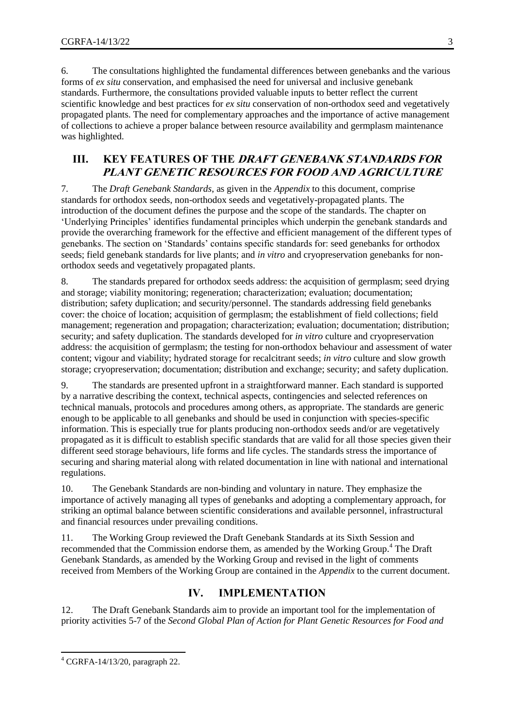6. The consultations highlighted the fundamental differences between genebanks and the various forms of *ex situ* conservation, and emphasised the need for universal and inclusive genebank standards. Furthermore, the consultations provided valuable inputs to better reflect the current scientific knowledge and best practices for *ex situ* conservation of non-orthodox seed and vegetatively propagated plants. The need for complementary approaches and the importance of active management of collections to achieve a proper balance between resource availability and germplasm maintenance was highlighted.

## III. KEY FEATURES OF THE *DRAFT GENEBANK STANDARDS FOR PLANT GENETIC RESOURCES FOR FOOD AND AGRICULTURE*

7. The *Draft Genebank Standards*, as given in the *Appendix* to this document, comprise standards for orthodox seeds, non-orthodox seeds and vegetatively-propagated plants. The introduction of the document defines the purpose and the scope of the standards. The chapter on 'Underlying Principles' identifies fundamental principles which underpin the genebank standards and provide the overarching framework for the effective and efficient management of the different types of genebanks. The section on 'Standards' contains specific standards for: seed genebanks for orthodox seeds; field genebank standards for live plants; and *in vitro* and cryopreservation genebanks for non-orthodox seeds and vegetatively propagated plants.

8. The standards prepared for orthodox seeds address: the acquisition of germplasm; seed drying and storage; viability monitoring; regeneration; characterization; evaluation; documentation; distribution; safety duplication; and security/personnel. The standards addressing field genebanks cover: the choice of location; acquisition of germplasm; the establishment of field collections; field management; regeneration and propagation; characterization; evaluation; documentation; distribution; security; and safety duplication. The standards developed for *in vitro* culture and cryopreservation address: the acquisition of germplasm; the testing for non-orthodox behaviour and assessment of water content; vigour and viability; hydrated storage for recalcitrant seeds; *in vitro* culture and slow growth storage; cryopreservation; documentation; distribution and exchange; security; and safety duplication.

9. The standards are presented upfront in a straightforward manner. Each standard is supported by a narrative describing the context, technical aspects, contingencies and selected references on technical manuals, protocols and procedures among others, as appropriate. The standards are generic enough to be applicable to all genebanks and should be used in conjunction with species-specific information. This is especially true for plants producing non-orthodox seeds and/or are vegetatively propagated as it is difficult to establish specific standards that are valid for all those species given their different seed storage behaviours, life forms and life cycles. The standards stress the importance of securing and sharing material along with related documentation in line with national and international regulations.

10. The Genebank Standards are non-binding and voluntary in nature. They emphasize the importance of actively managing all types of genebanks and adopting a complementary approach, for striking an optimal balance between scientific considerations and available personnel, infrastructural and financial resources under prevailing conditions.

11. The Working Group reviewed the Draft Genebank Standards at its Sixth Session and recommended that the Commission endorse them, as amended by the Working Group.[4] The Draft Genebank Standards, as amended by the Working Group and revised in the light of comments received from Members of the Working Group are contained in the *Appendix* to the current document.

## IV. IMPLEMENTATION

12. The Draft Genebank Standards aim to provide an important tool for the implementation of priority activities 5-7 of the *Second Global Plan of Action for Plant Genetic Resources for Food and*

---

[4] CGRFA-14/13/20, paragraph 22.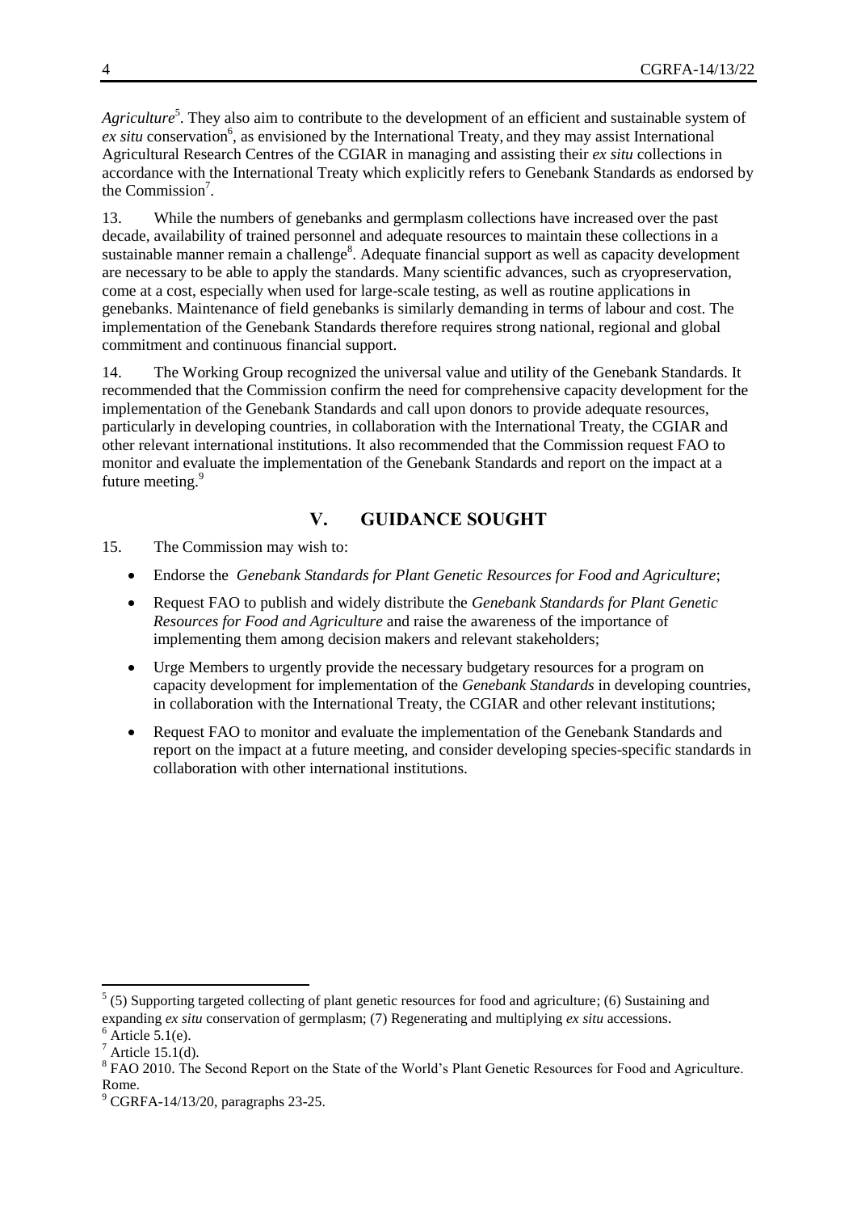*Agriculture*[5]. They also aim to contribute to the development of an efficient and sustainable system of *ex situ* conservation[6], as envisioned by the International Treaty, and they may assist International Agricultural Research Centres of the CGIAR in managing and assisting their *ex situ* collections in accordance with the International Treaty which explicitly refers to Genebank Standards as endorsed by the Commission[7].

13. While the numbers of genebanks and germplasm collections have increased over the past decade, availability of trained personnel and adequate resources to maintain these collections in a sustainable manner remain a challenge[8]. Adequate financial support as well as capacity development are necessary to be able to apply the standards. Many scientific advances, such as cryopreservation, come at a cost, especially when used for large-scale testing, as well as routine applications in genebanks. Maintenance of field genebanks is similarly demanding in terms of labour and cost. The implementation of the Genebank Standards therefore requires strong national, regional and global commitment and continuous financial support.

14. The Working Group recognized the universal value and utility of the Genebank Standards. It recommended that the Commission confirm the need for comprehensive capacity development for the implementation of the Genebank Standards and call upon donors to provide adequate resources, particularly in developing countries, in collaboration with the International Treaty, the CGIAR and other relevant international institutions. It also recommended that the Commission request FAO to monitor and evaluate the implementation of the Genebank Standards and report on the impact at a future meeting.[9]

## V. GUIDANCE SOUGHT

15. The Commission may wish to:

- Endorse the *Genebank Standards for Plant Genetic Resources for Food and Agriculture*;
- Request FAO to publish and widely distribute the *Genebank Standards for Plant Genetic Resources for Food and Agriculture* and raise the awareness of the importance of implementing them among decision makers and relevant stakeholders;
- Urge Members to urgently provide the necessary budgetary resources for a program on capacity development for implementation of the *Genebank Standards* in developing countries, in collaboration with the International Treaty, the CGIAR and other relevant institutions;
- Request FAO to monitor and evaluate the implementation of the Genebank Standards and report on the impact at a future meeting, and consider developing species-specific standards in collaboration with other international institutions.

---

[5] (5) Supporting targeted collecting of plant genetic resources for food and agriculture; (6) Sustaining and expanding *ex situ* conservation of germplasm; (7) Regenerating and multiplying *ex situ* accessions.

[6] Article 5.1(e).

[7] Article 15.1(d).

[8] FAO 2010. The Second Report on the State of the World's Plant Genetic Resources for Food and Agriculture. Rome.

[9] CGRFA-14/13/20, paragraphs 23-25.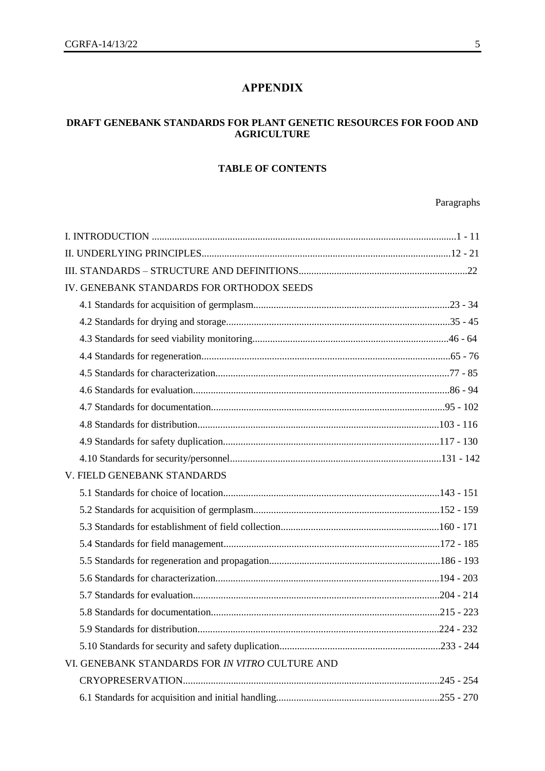# APPENDIX

## DRAFT GENEBANK STANDARDS FOR PLANT GENETIC RESOURCES FOR FOOD AND AGRICULTURE

### TABLE OF CONTENTS

| | Paragraphs |
|---|---|
| I. INTRODUCTION | 1 - 11 |
| II. UNDERLYING PRINCIPLES | 12 - 21 |
| III. STANDARDS – STRUCTURE AND DEFINITIONS | 22 |
| IV. GENEBANK STANDARDS FOR ORTHODOX SEEDS | |
| 4.1 Standards for acquisition of germplasm | 23 - 34 |
| 4.2 Standards for drying and storage | 35 - 45 |
| 4.3 Standards for seed viability monitoring | 46 - 64 |
| 4.4 Standards for regeneration | 65 - 76 |
| 4.5 Standards for characterization | 77 - 85 |
| 4.6 Standards for evaluation | 86 - 94 |
| 4.7 Standards for documentation | 95 - 102 |
| 4.8 Standards for distribution | 103 - 116 |
| 4.9 Standards for safety duplication | 117 - 130 |
| 4.10 Standards for security/personnel | 131 - 142 |
| V. FIELD GENEBANK STANDARDS | |
| 5.1 Standards for choice of location | 143 - 151 |
| 5.2 Standards for acquisition of germplasm | 152 - 159 |
| 5.3 Standards for establishment of field collection | 160 - 171 |
| 5.4 Standards for field management | 172 - 185 |
| 5.5 Standards for regeneration and propagation | 186 - 193 |
| 5.6 Standards for characterization | 194 - 203 |
| 5.7 Standards for evaluation | 204 - 214 |
| 5.8 Standards for documentation | 215 - 223 |
| 5.9 Standards for distribution | 224 - 232 |
| 5.10 Standards for security and safety duplication | 233 - 244 |
| VI. GENEBANK STANDARDS FOR *IN VITRO* CULTURE AND CRYOPRESERVATION | 245 - 254 |
| 6.1 Standards for acquisition and initial handling | 255 - 270 |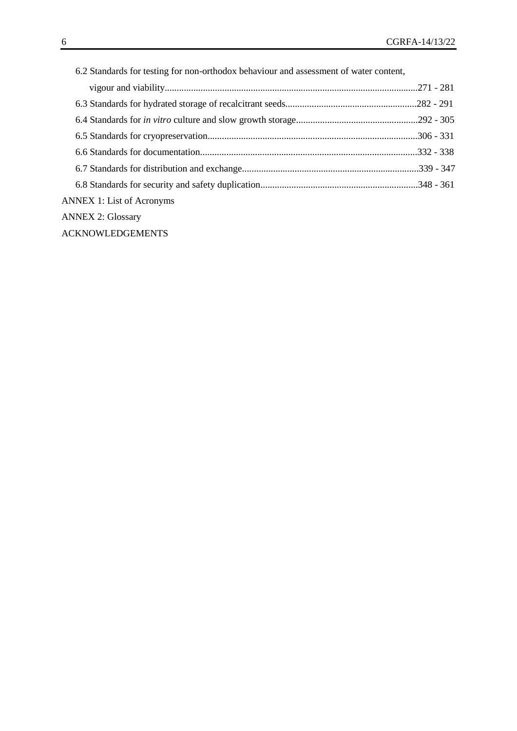6.2 Standards for testing for non-orthodox behaviour and assessment of water content, vigour and viability.........................................................................................................271 - 281

6.3 Standards for hydrated storage of recalcitrant seeds.......................................................282 - 291

6.4 Standards for *in vitro* culture and slow growth storage...................................................292 - 305

6.5 Standards for cryopreservation.......................................................................................306 - 331

6.6 Standards for documentation..........................................................................................332 - 338

6.7 Standards for distribution and exchange.........................................................................339 - 347

6.8 Standards for security and safety duplication.................................................................348 - 361

ANNEX 1: List of Acronyms

ANNEX 2: Glossary

ACKNOWLEDGEMENTS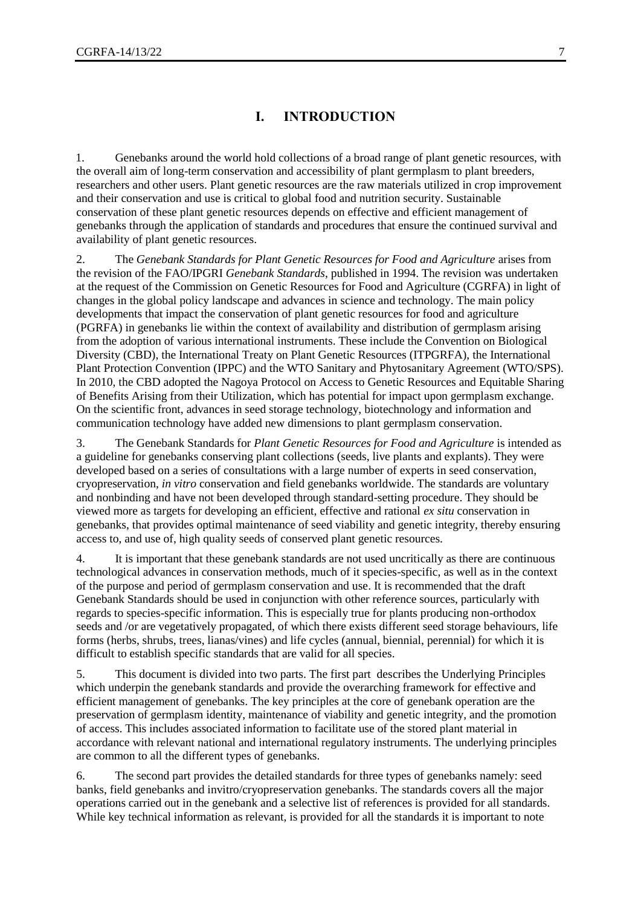# I. INTRODUCTION

1. Genebanks around the world hold collections of a broad range of plant genetic resources, with the overall aim of long-term conservation and accessibility of plant germplasm to plant breeders, researchers and other users. Plant genetic resources are the raw materials utilized in crop improvement and their conservation and use is critical to global food and nutrition security. Sustainable conservation of these plant genetic resources depends on effective and efficient management of genebanks through the application of standards and procedures that ensure the continued survival and availability of plant genetic resources.

2. The *Genebank Standards for Plant Genetic Resources for Food and Agriculture* arises from the revision of the FAO/IPGRI *Genebank Standards*, published in 1994. The revision was undertaken at the request of the Commission on Genetic Resources for Food and Agriculture (CGRFA) in light of changes in the global policy landscape and advances in science and technology. The main policy developments that impact the conservation of plant genetic resources for food and agriculture (PGRFA) in genebanks lie within the context of availability and distribution of germplasm arising from the adoption of various international instruments. These include the Convention on Biological Diversity (CBD), the International Treaty on Plant Genetic Resources (ITPGRFA), the International Plant Protection Convention (IPPC) and the WTO Sanitary and Phytosanitary Agreement (WTO/SPS). In 2010, the CBD adopted the Nagoya Protocol on Access to Genetic Resources and Equitable Sharing of Benefits Arising from their Utilization, which has potential for impact upon germplasm exchange. On the scientific front, advances in seed storage technology, biotechnology and information and communication technology have added new dimensions to plant germplasm conservation.

3. The Genebank Standards for *Plant Genetic Resources for Food and Agriculture* is intended as a guideline for genebanks conserving plant collections (seeds, live plants and explants). They were developed based on a series of consultations with a large number of experts in seed conservation, cryopreservation, *in vitro* conservation and field genebanks worldwide. The standards are voluntary and nonbinding and have not been developed through standard-setting procedure. They should be viewed more as targets for developing an efficient, effective and rational *ex situ* conservation in genebanks, that provides optimal maintenance of seed viability and genetic integrity, thereby ensuring access to, and use of, high quality seeds of conserved plant genetic resources.

4. It is important that these genebank standards are not used uncritically as there are continuous technological advances in conservation methods, much of it species-specific, as well as in the context of the purpose and period of germplasm conservation and use. It is recommended that the draft Genebank Standards should be used in conjunction with other reference sources, particularly with regards to species-specific information. This is especially true for plants producing non-orthodox seeds and /or are vegetatively propagated, of which there exists different seed storage behaviours, life forms (herbs, shrubs, trees, lianas/vines) and life cycles (annual, biennial, perennial) for which it is difficult to establish specific standards that are valid for all species.

5. This document is divided into two parts. The first part describes the Underlying Principles which underpin the genebank standards and provide the overarching framework for effective and efficient management of genebanks. The key principles at the core of genebank operation are the preservation of germplasm identity, maintenance of viability and genetic integrity, and the promotion of access. This includes associated information to facilitate use of the stored plant material in accordance with relevant national and international regulatory instruments. The underlying principles are common to all the different types of genebanks.

6. The second part provides the detailed standards for three types of genebanks namely: seed banks, field genebanks and invitro/cryopreservation genebanks. The standards covers all the major operations carried out in the genebank and a selective list of references is provided for all standards. While key technical information as relevant, is provided for all the standards it is important to note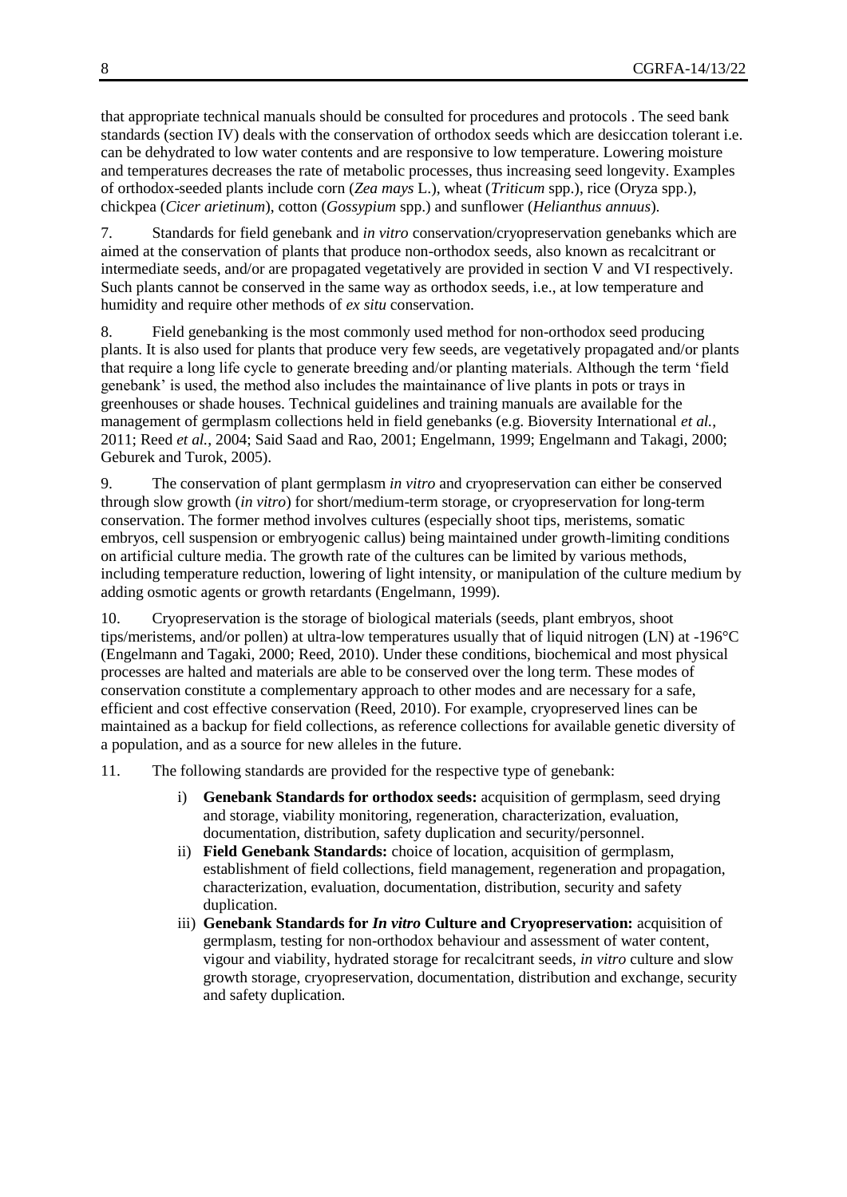that appropriate technical manuals should be consulted for procedures and protocols . The seed bank standards (section IV) deals with the conservation of orthodox seeds which are desiccation tolerant i.e. can be dehydrated to low water contents and are responsive to low temperature. Lowering moisture and temperatures decreases the rate of metabolic processes, thus increasing seed longevity. Examples of orthodox-seeded plants include corn (*Zea mays* L.), wheat (*Triticum* spp.), rice (Oryza spp.), chickpea (*Cicer arietinum*), cotton (*Gossypium* spp.) and sunflower (*Helianthus annuus*).

7. Standards for field genebank and *in vitro* conservation/cryopreservation genebanks which are aimed at the conservation of plants that produce non-orthodox seeds, also known as recalcitrant or intermediate seeds, and/or are propagated vegetatively are provided in section V and VI respectively. Such plants cannot be conserved in the same way as orthodox seeds, i.e., at low temperature and humidity and require other methods of *ex situ* conservation.

8. Field genebanking is the most commonly used method for non-orthodox seed producing plants. It is also used for plants that produce very few seeds, are vegetatively propagated and/or plants that require a long life cycle to generate breeding and/or planting materials. Although the term 'field genebank' is used, the method also includes the maintainance of live plants in pots or trays in greenhouses or shade houses. Technical guidelines and training manuals are available for the management of germplasm collections held in field genebanks (e.g. Bioversity International *et al.*, 2011; Reed *et al.*, 2004; Said Saad and Rao, 2001; Engelmann, 1999; Engelmann and Takagi, 2000; Geburek and Turok, 2005).

9. The conservation of plant germplasm *in vitro* and cryopreservation can either be conserved through slow growth (*in vitro*) for short/medium-term storage, or cryopreservation for long-term conservation. The former method involves cultures (especially shoot tips, meristems, somatic embryos, cell suspension or embryogenic callus) being maintained under growth-limiting conditions on artificial culture media. The growth rate of the cultures can be limited by various methods, including temperature reduction, lowering of light intensity, or manipulation of the culture medium by adding osmotic agents or growth retardants (Engelmann, 1999).

10. Cryopreservation is the storage of biological materials (seeds, plant embryos, shoot tips/meristems, and/or pollen) at ultra-low temperatures usually that of liquid nitrogen (LN) at -196°C (Engelmann and Tagaki, 2000; Reed, 2010). Under these conditions, biochemical and most physical processes are halted and materials are able to be conserved over the long term. These modes of conservation constitute a complementary approach to other modes and are necessary for a safe, efficient and cost effective conservation (Reed, 2010). For example, cryopreserved lines can be maintained as a backup for field collections, as reference collections for available genetic diversity of a population, and as a source for new alleles in the future.

11. The following standards are provided for the respective type of genebank:

i) **Genebank Standards for orthodox seeds:** acquisition of germplasm, seed drying and storage, viability monitoring, regeneration, characterization, evaluation, documentation, distribution, safety duplication and security/personnel.

ii) **Field Genebank Standards:** choice of location, acquisition of germplasm, establishment of field collections, field management, regeneration and propagation, characterization, evaluation, documentation, distribution, security and safety duplication.

iii) **Genebank Standards for *In vitro* Culture and Cryopreservation:** acquisition of germplasm, testing for non-orthodox behaviour and assessment of water content, vigour and viability, hydrated storage for recalcitrant seeds, *in vitro* culture and slow growth storage, cryopreservation, documentation, distribution and exchange, security and safety duplication.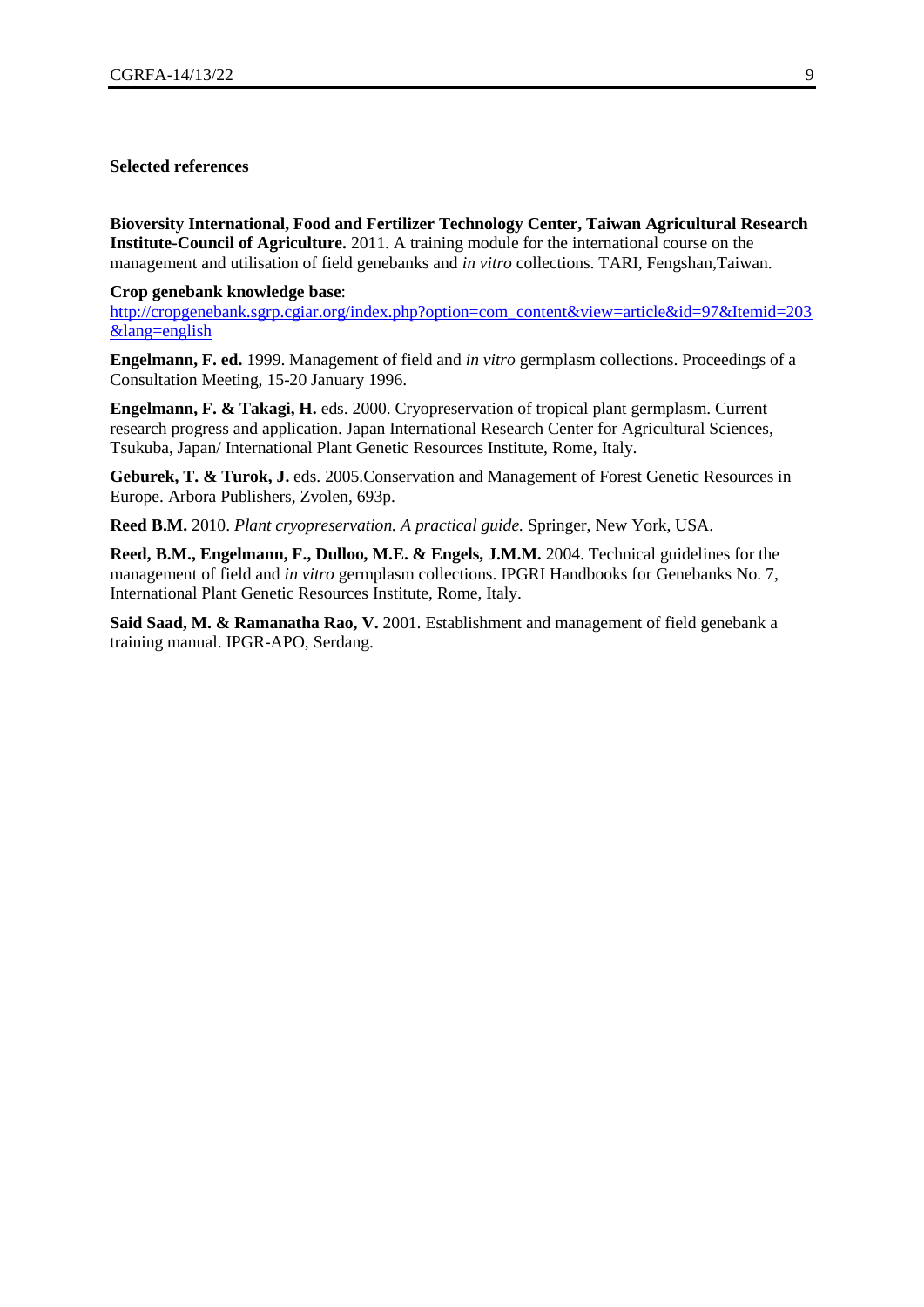**Selected references**

**Bioversity International, Food and Fertilizer Technology Center, Taiwan Agricultural Research Institute-Council of Agriculture.** 2011. A training module for the international course on the management and utilisation of field genebanks and *in vitro* collections. TARI, Fengshan,Taiwan.

**Crop genebank knowledge base**:
[http://cropgenebank.sgrp.cgiar.org/index.php?option=com_content&view=article&id=97&Itemid=203&lang=english](http://cropgenebank.sgrp.cgiar.org/index.php?option=com_content&view=article&id=97&Itemid=203&lang=english)

**Engelmann, F. ed.** 1999. Management of field and *in vitro* germplasm collections. Proceedings of a Consultation Meeting, 15-20 January 1996.

**Engelmann, F. & Takagi, H.** eds. 2000. Cryopreservation of tropical plant germplasm. Current research progress and application. Japan International Research Center for Agricultural Sciences, Tsukuba, Japan/ International Plant Genetic Resources Institute, Rome, Italy.

**Geburek, T. & Turok, J.** eds. 2005.Conservation and Management of Forest Genetic Resources in Europe. Arbora Publishers, Zvolen, 693p.

**Reed B.M.** 2010. *Plant cryopreservation. A practical guide.* Springer, New York, USA.

**Reed, B.M., Engelmann, F., Dulloo, M.E. & Engels, J.M.M.** 2004. Technical guidelines for the management of field and *in vitro* germplasm collections. IPGRI Handbooks for Genebanks No. 7, International Plant Genetic Resources Institute, Rome, Italy.

**Said Saad, M. & Ramanatha Rao, V.** 2001. Establishment and management of field genebank a training manual. IPGR-APO, Serdang.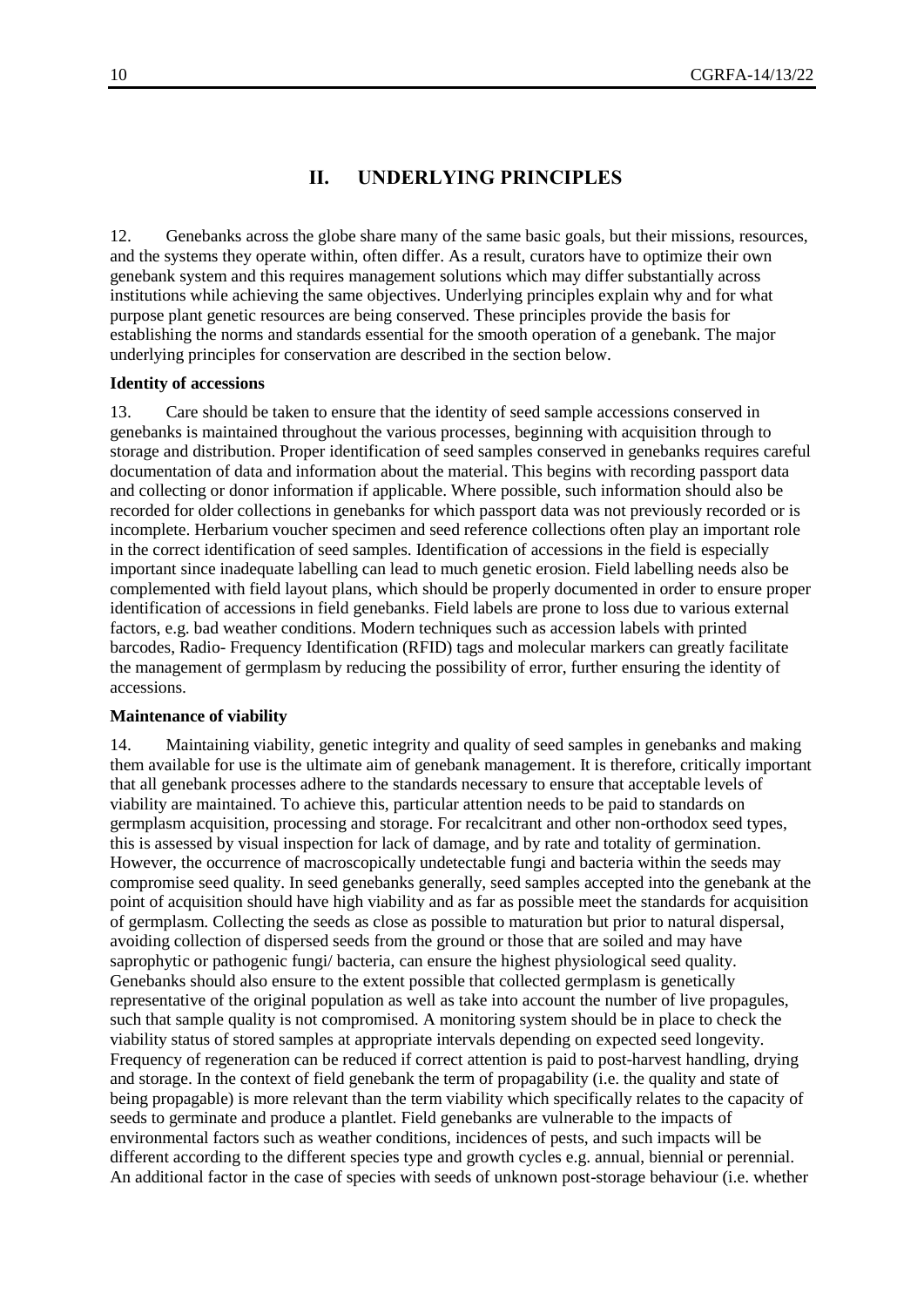## II. UNDERLYING PRINCIPLES

12. Genebanks across the globe share many of the same basic goals, but their missions, resources, and the systems they operate within, often differ. As a result, curators have to optimize their own genebank system and this requires management solutions which may differ substantially across institutions while achieving the same objectives. Underlying principles explain why and for what purpose plant genetic resources are being conserved. These principles provide the basis for establishing the norms and standards essential for the smooth operation of a genebank. The major underlying principles for conservation are described in the section below.

**Identity of accessions**

13. Care should be taken to ensure that the identity of seed sample accessions conserved in genebanks is maintained throughout the various processes, beginning with acquisition through to storage and distribution. Proper identification of seed samples conserved in genebanks requires careful documentation of data and information about the material. This begins with recording passport data and collecting or donor information if applicable. Where possible, such information should also be recorded for older collections in genebanks for which passport data was not previously recorded or is incomplete. Herbarium voucher specimen and seed reference collections often play an important role in the correct identification of seed samples. Identification of accessions in the field is especially important since inadequate labelling can lead to much genetic erosion. Field labelling needs also be complemented with field layout plans, which should be properly documented in order to ensure proper identification of accessions in field genebanks. Field labels are prone to loss due to various external factors, e.g. bad weather conditions. Modern techniques such as accession labels with printed barcodes, Radio- Frequency Identification (RFID) tags and molecular markers can greatly facilitate the management of germplasm by reducing the possibility of error, further ensuring the identity of accessions.

**Maintenance of viability**

14. Maintaining viability, genetic integrity and quality of seed samples in genebanks and making them available for use is the ultimate aim of genebank management. It is therefore, critically important that all genebank processes adhere to the standards necessary to ensure that acceptable levels of viability are maintained. To achieve this, particular attention needs to be paid to standards on germplasm acquisition, processing and storage. For recalcitrant and other non-orthodox seed types, this is assessed by visual inspection for lack of damage, and by rate and totality of germination. However, the occurrence of macroscopically undetectable fungi and bacteria within the seeds may compromise seed quality. In seed genebanks generally, seed samples accepted into the genebank at the point of acquisition should have high viability and as far as possible meet the standards for acquisition of germplasm. Collecting the seeds as close as possible to maturation but prior to natural dispersal, avoiding collection of dispersed seeds from the ground or those that are soiled and may have saprophytic or pathogenic fungi/ bacteria, can ensure the highest physiological seed quality. Genebanks should also ensure to the extent possible that collected germplasm is genetically representative of the original population as well as take into account the number of live propagules, such that sample quality is not compromised. A monitoring system should be in place to check the viability status of stored samples at appropriate intervals depending on expected seed longevity. Frequency of regeneration can be reduced if correct attention is paid to post-harvest handling, drying and storage. In the context of field genebank the term of propagability (i.e. the quality and state of being propagable) is more relevant than the term viability which specifically relates to the capacity of seeds to germinate and produce a plantlet. Field genebanks are vulnerable to the impacts of environmental factors such as weather conditions, incidences of pests, and such impacts will be different according to the different species type and growth cycles e.g. annual, biennial or perennial. An additional factor in the case of species with seeds of unknown post-storage behaviour (i.e. whether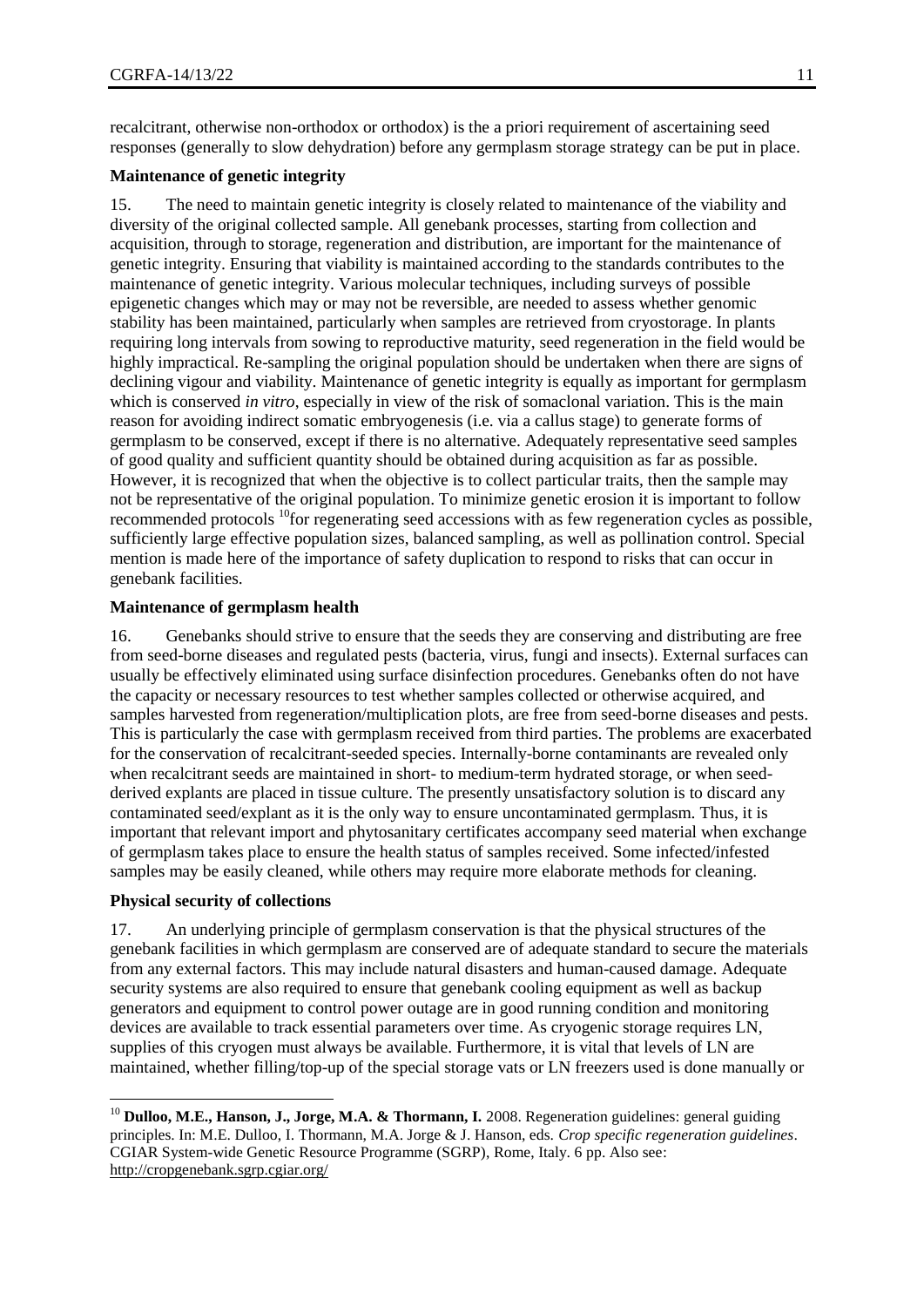recalcitrant, otherwise non-orthodox or orthodox) is the a priori requirement of ascertaining seed responses (generally to slow dehydration) before any germplasm storage strategy can be put in place.

**Maintenance of genetic integrity**

15. The need to maintain genetic integrity is closely related to maintenance of the viability and diversity of the original collected sample. All genebank processes, starting from collection and acquisition, through to storage, regeneration and distribution, are important for the maintenance of genetic integrity. Ensuring that viability is maintained according to the standards contributes to the maintenance of genetic integrity. Various molecular techniques, including surveys of possible epigenetic changes which may or may not be reversible, are needed to assess whether genomic stability has been maintained, particularly when samples are retrieved from cryostorage. In plants requiring long intervals from sowing to reproductive maturity, seed regeneration in the field would be highly impractical. Re-sampling the original population should be undertaken when there are signs of declining vigour and viability. Maintenance of genetic integrity is equally as important for germplasm which is conserved *in vitro*, especially in view of the risk of somaclonal variation. This is the main reason for avoiding indirect somatic embryogenesis (i.e. via a callus stage) to generate forms of germplasm to be conserved, except if there is no alternative. Adequately representative seed samples of good quality and sufficient quantity should be obtained during acquisition as far as possible. However, it is recognized that when the objective is to collect particular traits, then the sample may not be representative of the original population. To minimize genetic erosion it is important to follow recommended protocols [10]for regenerating seed accessions with as few regeneration cycles as possible, sufficiently large effective population sizes, balanced sampling, as well as pollination control. Special mention is made here of the importance of safety duplication to respond to risks that can occur in genebank facilities.

**Maintenance of germplasm health**

16. Genebanks should strive to ensure that the seeds they are conserving and distributing are free from seed-borne diseases and regulated pests (bacteria, virus, fungi and insects). External surfaces can usually be effectively eliminated using surface disinfection procedures. Genebanks often do not have the capacity or necessary resources to test whether samples collected or otherwise acquired, and samples harvested from regeneration/multiplication plots, are free from seed-borne diseases and pests. This is particularly the case with germplasm received from third parties. The problems are exacerbated for the conservation of recalcitrant-seeded species. Internally-borne contaminants are revealed only when recalcitrant seeds are maintained in short- to medium-term hydrated storage, or when seed-derived explants are placed in tissue culture. The presently unsatisfactory solution is to discard any contaminated seed/explant as it is the only way to ensure uncontaminated germplasm. Thus, it is important that relevant import and phytosanitary certificates accompany seed material when exchange of germplasm takes place to ensure the health status of samples received. Some infected/infested samples may be easily cleaned, while others may require more elaborate methods for cleaning.

**Physical security of collections**

17. An underlying principle of germplasm conservation is that the physical structures of the genebank facilities in which germplasm are conserved are of adequate standard to secure the materials from any external factors. This may include natural disasters and human-caused damage. Adequate security systems are also required to ensure that genebank cooling equipment as well as backup generators and equipment to control power outage are in good running condition and monitoring devices are available to track essential parameters over time. As cryogenic storage requires LN, supplies of this cryogen must always be available. Furthermore, it is vital that levels of LN are maintained, whether filling/top-up of the special storage vats or LN freezers used is done manually or

---

[10] **Dulloo, M.E., Hanson, J., Jorge, M.A. & Thormann, I.** 2008. Regeneration guidelines: general guiding principles. In: M.E. Dulloo, I. Thormann, M.A. Jorge & J. Hanson, eds. *Crop specific regeneration guidelines*. CGIAR System-wide Genetic Resource Programme (SGRP), Rome, Italy. 6 pp. Also see: http://cropgenebank.sgrp.cgiar.org/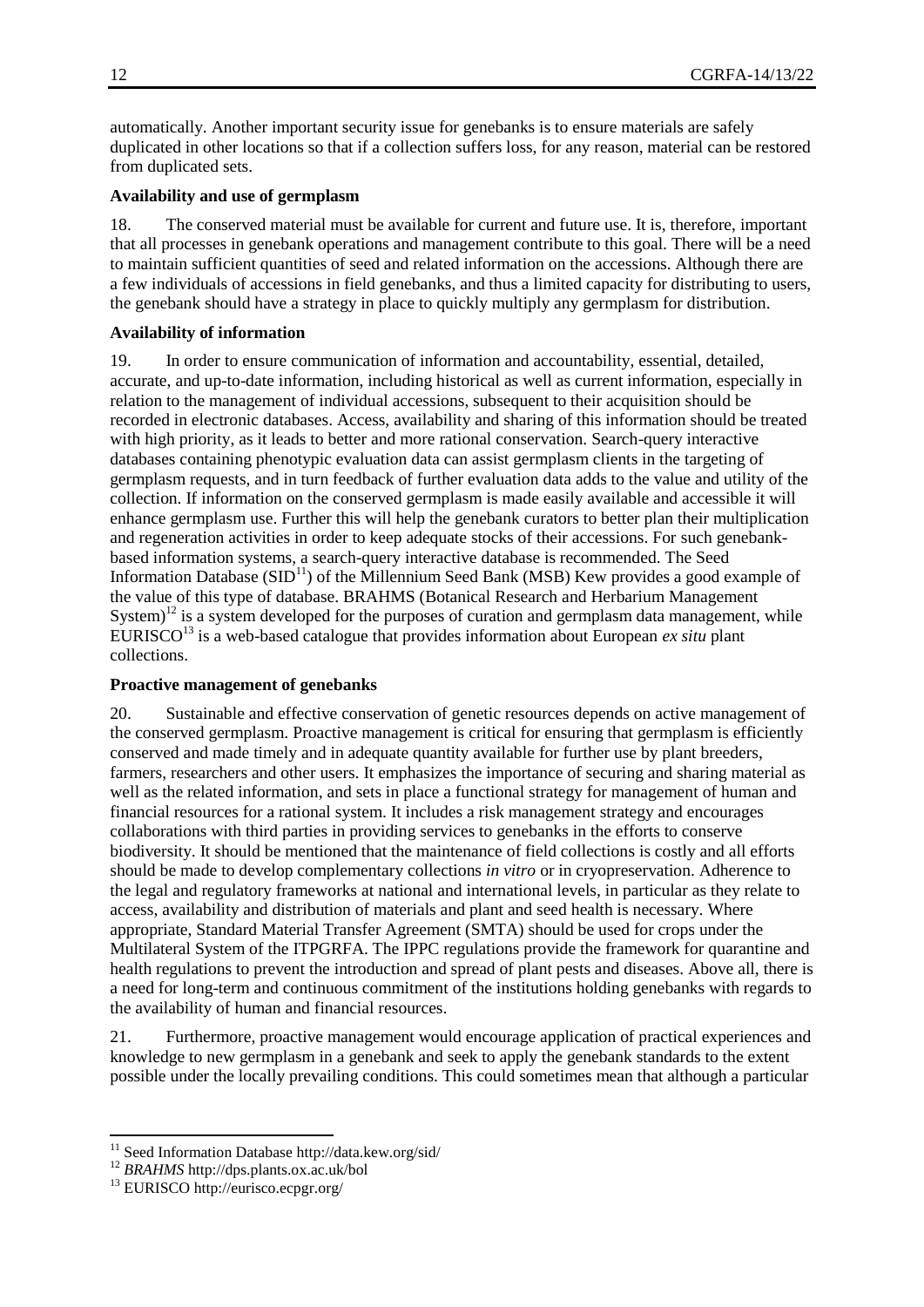automatically. Another important security issue for genebanks is to ensure materials are safely duplicated in other locations so that if a collection suffers loss, for any reason, material can be restored from duplicated sets.

**Availability and use of germplasm**

18. The conserved material must be available for current and future use. It is, therefore, important that all processes in genebank operations and management contribute to this goal. There will be a need to maintain sufficient quantities of seed and related information on the accessions. Although there are a few individuals of accessions in field genebanks, and thus a limited capacity for distributing to users, the genebank should have a strategy in place to quickly multiply any germplasm for distribution.

**Availability of information**

19. In order to ensure communication of information and accountability, essential, detailed, accurate, and up-to-date information, including historical as well as current information, especially in relation to the management of individual accessions, subsequent to their acquisition should be recorded in electronic databases. Access, availability and sharing of this information should be treated with high priority, as it leads to better and more rational conservation. Search-query interactive databases containing phenotypic evaluation data can assist germplasm clients in the targeting of germplasm requests, and in turn feedback of further evaluation data adds to the value and utility of the collection. If information on the conserved germplasm is made easily available and accessible it will enhance germplasm use. Further this will help the genebank curators to better plan their multiplication and regeneration activities in order to keep adequate stocks of their accessions. For such genebank-based information systems, a search-query interactive database is recommended. The Seed Information Database (SID[11]) of the Millennium Seed Bank (MSB) Kew provides a good example of the value of this type of database. BRAHMS (Botanical Research and Herbarium Management System)[12] is a system developed for the purposes of curation and germplasm data management, while EURISCO[13] is a web-based catalogue that provides information about European *ex situ* plant collections.

**Proactive management of genebanks**

20. Sustainable and effective conservation of genetic resources depends on active management of the conserved germplasm. Proactive management is critical for ensuring that germplasm is efficiently conserved and made timely and in adequate quantity available for further use by plant breeders, farmers, researchers and other users. It emphasizes the importance of securing and sharing material as well as the related information, and sets in place a functional strategy for management of human and financial resources for a rational system. It includes a risk management strategy and encourages collaborations with third parties in providing services to genebanks in the efforts to conserve biodiversity. It should be mentioned that the maintenance of field collections is costly and all efforts should be made to develop complementary collections *in vitro* or in cryopreservation. Adherence to the legal and regulatory frameworks at national and international levels, in particular as they relate to access, availability and distribution of materials and plant and seed health is necessary. Where appropriate, Standard Material Transfer Agreement (SMTA) should be used for crops under the Multilateral System of the ITPGRFA. The IPPC regulations provide the framework for quarantine and health regulations to prevent the introduction and spread of plant pests and diseases. Above all, there is a need for long-term and continuous commitment of the institutions holding genebanks with regards to the availability of human and financial resources.

21. Furthermore, proactive management would encourage application of practical experiences and knowledge to new germplasm in a genebank and seek to apply the genebank standards to the extent possible under the locally prevailing conditions. This could sometimes mean that although a particular

---

[11] Seed Information Database http://data.kew.org/sid/

[12] *BRAHMS* http://dps.plants.ox.ac.uk/bol

[13] EURISCO http://eurisco.ecpgr.org/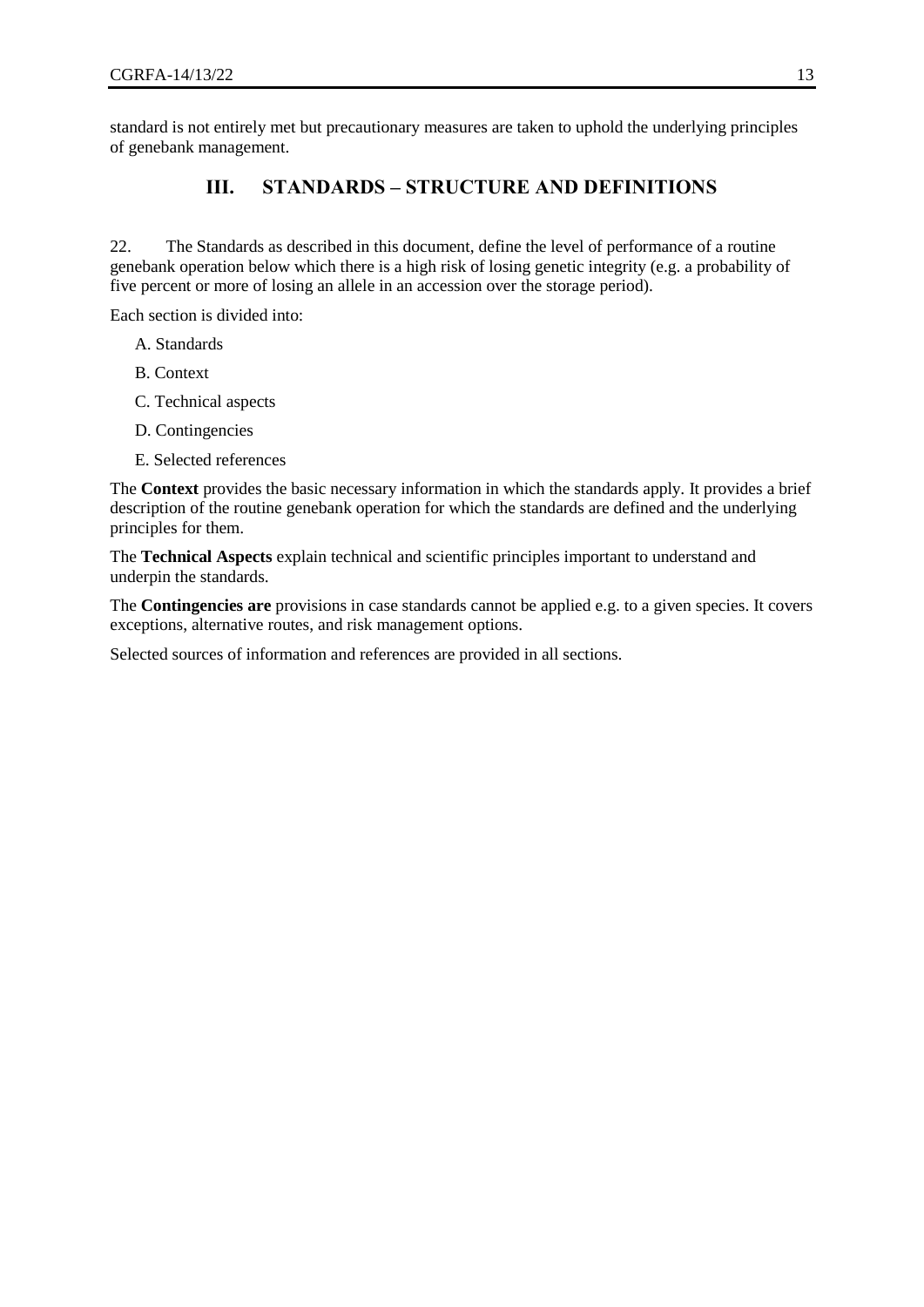standard is not entirely met but precautionary measures are taken to uphold the underlying principles of genebank management.

## III. STANDARDS – STRUCTURE AND DEFINITIONS

22. The Standards as described in this document, define the level of performance of a routine genebank operation below which there is a high risk of losing genetic integrity (e.g. a probability of five percent or more of losing an allele in an accession over the storage period).

Each section is divided into:

A. Standards

B. Context

C. Technical aspects

D. Contingencies

E. Selected references

The **Context** provides the basic necessary information in which the standards apply. It provides a brief description of the routine genebank operation for which the standards are defined and the underlying principles for them.

The **Technical Aspects** explain technical and scientific principles important to understand and underpin the standards.

The **Contingencies are** provisions in case standards cannot be applied e.g. to a given species. It covers exceptions, alternative routes, and risk management options.

Selected sources of information and references are provided in all sections.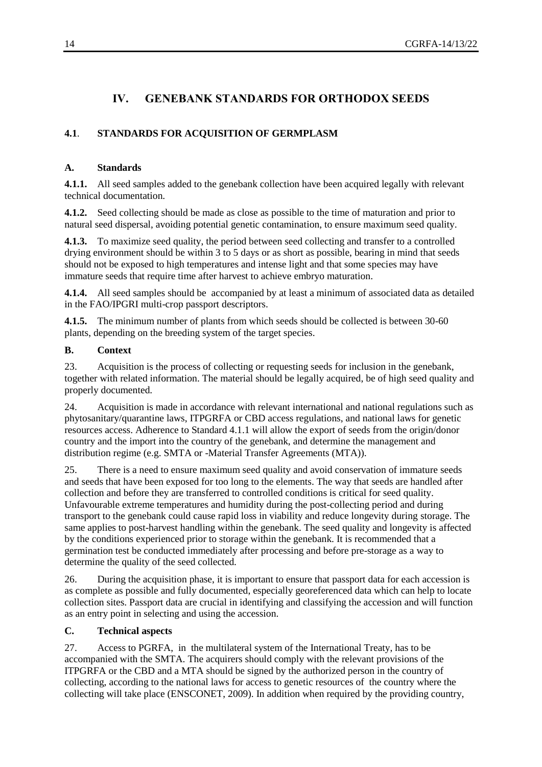# IV. GENEBANK STANDARDS FOR ORTHODOX SEEDS

## 4.1. STANDARDS FOR ACQUISITION OF GERMPLASM

### A. Standards

**4.1.1.** All seed samples added to the genebank collection have been acquired legally with relevant technical documentation.

**4.1.2.** Seed collecting should be made as close as possible to the time of maturation and prior to natural seed dispersal, avoiding potential genetic contamination, to ensure maximum seed quality.

**4.1.3.** To maximize seed quality, the period between seed collecting and transfer to a controlled drying environment should be within 3 to 5 days or as short as possible, bearing in mind that seeds should not be exposed to high temperatures and intense light and that some species may have immature seeds that require time after harvest to achieve embryo maturation.

**4.1.4.** All seed samples should be accompanied by at least a minimum of associated data as detailed in the FAO/IPGRI multi-crop passport descriptors.

**4.1.5.** The minimum number of plants from which seeds should be collected is between 30-60 plants, depending on the breeding system of the target species.

### B. Context

23. Acquisition is the process of collecting or requesting seeds for inclusion in the genebank, together with related information. The material should be legally acquired, be of high seed quality and properly documented.

24. Acquisition is made in accordance with relevant international and national regulations such as phytosanitary/quarantine laws, ITPGRFA or CBD access regulations, and national laws for genetic resources access. Adherence to Standard 4.1.1 will allow the export of seeds from the origin/donor country and the import into the country of the genebank, and determine the management and distribution regime (e.g. SMTA or -Material Transfer Agreements (MTA)).

25. There is a need to ensure maximum seed quality and avoid conservation of immature seeds and seeds that have been exposed for too long to the elements. The way that seeds are handled after collection and before they are transferred to controlled conditions is critical for seed quality. Unfavourable extreme temperatures and humidity during the post-collecting period and during transport to the genebank could cause rapid loss in viability and reduce longevity during storage. The same applies to post-harvest handling within the genebank. The seed quality and longevity is affected by the conditions experienced prior to storage within the genebank. It is recommended that a germination test be conducted immediately after processing and before pre-storage as a way to determine the quality of the seed collected.

26. During the acquisition phase, it is important to ensure that passport data for each accession is as complete as possible and fully documented, especially georeferenced data which can help to locate collection sites. Passport data are crucial in identifying and classifying the accession and will function as an entry point in selecting and using the accession.

### C. Technical aspects

27. Access to PGRFA, in the multilateral system of the International Treaty, has to be accompanied with the SMTA. The acquirers should comply with the relevant provisions of the ITPGRFA or the CBD and a MTA should be signed by the authorized person in the country of collecting, according to the national laws for access to genetic resources of the country where the collecting will take place (ENSCONET, 2009). In addition when required by the providing country,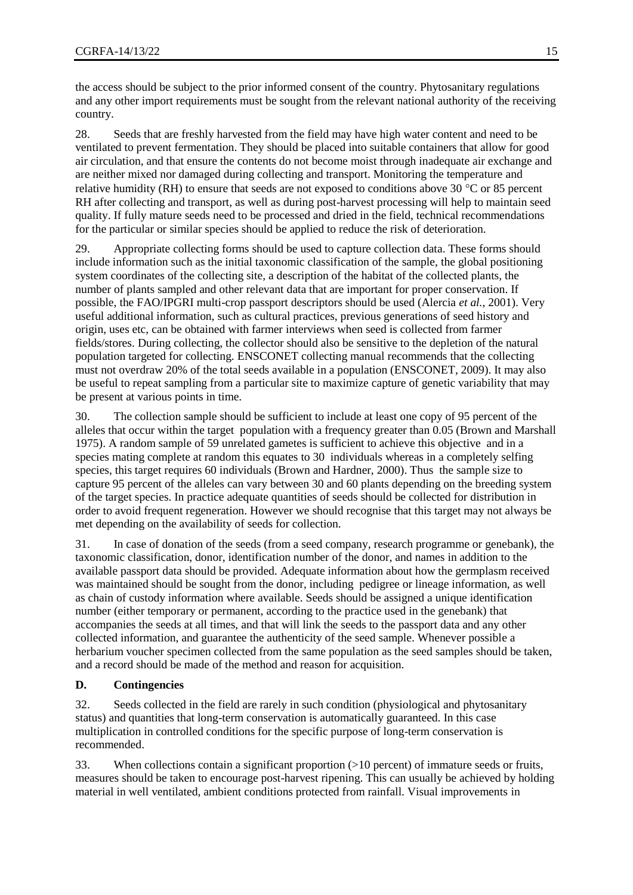the access should be subject to the prior informed consent of the country. Phytosanitary regulations and any other import requirements must be sought from the relevant national authority of the receiving country.

28. Seeds that are freshly harvested from the field may have high water content and need to be ventilated to prevent fermentation. They should be placed into suitable containers that allow for good air circulation, and that ensure the contents do not become moist through inadequate air exchange and are neither mixed nor damaged during collecting and transport. Monitoring the temperature and relative humidity (RH) to ensure that seeds are not exposed to conditions above 30 °C or 85 percent RH after collecting and transport, as well as during post-harvest processing will help to maintain seed quality. If fully mature seeds need to be processed and dried in the field, technical recommendations for the particular or similar species should be applied to reduce the risk of deterioration.

29. Appropriate collecting forms should be used to capture collection data. These forms should include information such as the initial taxonomic classification of the sample, the global positioning system coordinates of the collecting site, a description of the habitat of the collected plants, the number of plants sampled and other relevant data that are important for proper conservation. If possible, the FAO/IPGRI multi-crop passport descriptors should be used (Alercia *et al.*, 2001). Very useful additional information, such as cultural practices, previous generations of seed history and origin, uses etc, can be obtained with farmer interviews when seed is collected from farmer fields/stores. During collecting, the collector should also be sensitive to the depletion of the natural population targeted for collecting. ENSCONET collecting manual recommends that the collecting must not overdraw 20% of the total seeds available in a population (ENSCONET, 2009). It may also be useful to repeat sampling from a particular site to maximize capture of genetic variability that may be present at various points in time.

30. The collection sample should be sufficient to include at least one copy of 95 percent of the alleles that occur within the target population with a frequency greater than 0.05 (Brown and Marshall 1975). A random sample of 59 unrelated gametes is sufficient to achieve this objective and in a species mating complete at random this equates to 30 individuals whereas in a completely selfing species, this target requires 60 individuals (Brown and Hardner, 2000). Thus the sample size to capture 95 percent of the alleles can vary between 30 and 60 plants depending on the breeding system of the target species. In practice adequate quantities of seeds should be collected for distribution in order to avoid frequent regeneration. However we should recognise that this target may not always be met depending on the availability of seeds for collection.

31. In case of donation of the seeds (from a seed company, research programme or genebank), the taxonomic classification, donor, identification number of the donor, and names in addition to the available passport data should be provided. Adequate information about how the germplasm received was maintained should be sought from the donor, including pedigree or lineage information, as well as chain of custody information where available. Seeds should be assigned a unique identification number (either temporary or permanent, according to the practice used in the genebank) that accompanies the seeds at all times, and that will link the seeds to the passport data and any other collected information, and guarantee the authenticity of the seed sample. Whenever possible a herbarium voucher specimen collected from the same population as the seed samples should be taken, and a record should be made of the method and reason for acquisition.

### D. Contingencies

32. Seeds collected in the field are rarely in such condition (physiological and phytosanitary status) and quantities that long-term conservation is automatically guaranteed. In this case multiplication in controlled conditions for the specific purpose of long-term conservation is recommended.

33. When collections contain a significant proportion (>10 percent) of immature seeds or fruits, measures should be taken to encourage post-harvest ripening. This can usually be achieved by holding material in well ventilated, ambient conditions protected from rainfall. Visual improvements in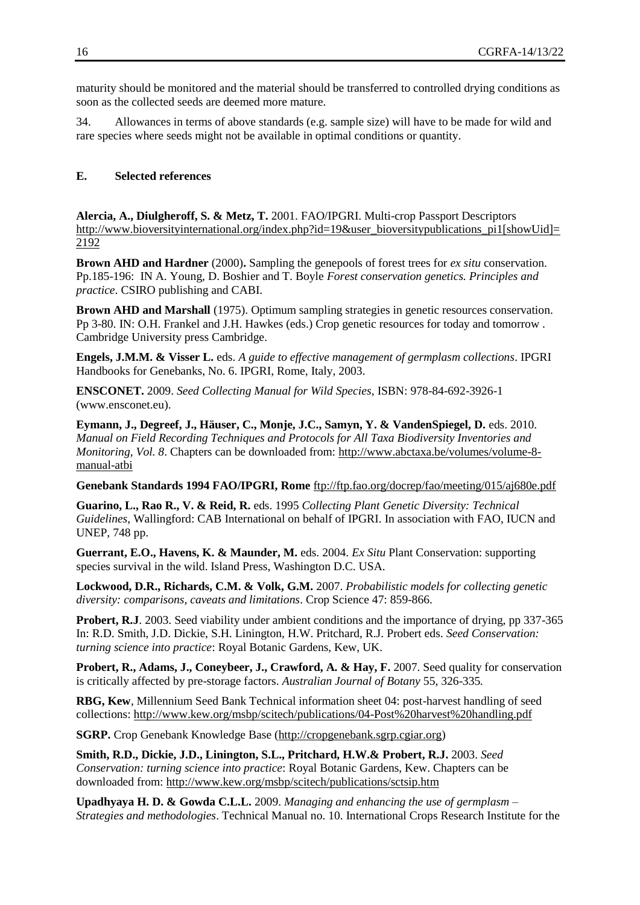maturity should be monitored and the material should be transferred to controlled drying conditions as soon as the collected seeds are deemed more mature.

34. Allowances in terms of above standards (e.g. sample size) will have to be made for wild and rare species where seeds might not be available in optimal conditions or quantity.

## E. Selected references

**Alercia, A., Diulgheroff, S. & Metz, T.** 2001. FAO/IPGRI. Multi-crop Passport Descriptors http://www.bioversityinternational.org/index.php?id=19&user_bioversitypublications_pi1[showUid]=2192

**Brown AHD and Hardner** (2000)**.** Sampling the genepools of forest trees for *ex situ* conservation. Pp.185-196: IN A. Young, D. Boshier and T. Boyle *Forest conservation genetics. Principles and practice*. CSIRO publishing and CABI.

**Brown AHD and Marshall** (1975). Optimum sampling strategies in genetic resources conservation. Pp 3-80. IN: O.H. Frankel and J.H. Hawkes (eds.) Crop genetic resources for today and tomorrow . Cambridge University press Cambridge.

**Engels, J.M.M. & Visser L.** eds. *A guide to effective management of germplasm collections*. IPGRI Handbooks for Genebanks, No. 6. IPGRI, Rome, Italy, 2003.

**ENSCONET.** 2009. *Seed Collecting Manual for Wild Species*, ISBN: 978-84-692-3926-1 (www.ensconet.eu).

**Eymann, J., Degreef, J., Häuser, C., Monje, J.C., Samyn, Y. & VandenSpiegel, D.** eds. 2010. *Manual on Field Recording Techniques and Protocols for All Taxa Biodiversity Inventories and Monitoring, Vol. 8*. Chapters can be downloaded from: http://www.abctaxa.be/volumes/volume-8-manual-atbi

**Genebank Standards 1994 FAO/IPGRI, Rome** ftp://ftp.fao.org/docrep/fao/meeting/015/aj680e.pdf

**Guarino, L., Rao R., V. & Reid, R.** eds. 1995 *Collecting Plant Genetic Diversity: Technical Guidelines*, Wallingford: CAB International on behalf of IPGRI. In association with FAO, IUCN and UNEP, 748 pp.

**Guerrant, E.O., Havens, K. & Maunder, M.** eds. 2004. *Ex Situ* Plant Conservation: supporting species survival in the wild. Island Press, Washington D.C. USA.

**Lockwood, D.R., Richards, C.M. & Volk, G.M.** 2007. *Probabilistic models for collecting genetic diversity: comparisons, caveats and limitations*. Crop Science 47: 859-866.

**Probert, R.J**. 2003. Seed viability under ambient conditions and the importance of drying, pp 337-365 In: R.D. Smith, J.D. Dickie, S.H. Linington, H.W. Pritchard, R.J. Probert eds. *Seed Conservation: turning science into practice*: Royal Botanic Gardens, Kew, UK.

**Probert, R., Adams, J., Coneybeer, J., Crawford, A. & Hay, F.** 2007. Seed quality for conservation is critically affected by pre-storage factors. *Australian Journal of Botany* 55, 326-335*.*

**RBG, Kew**, Millennium Seed Bank Technical information sheet 04: post-harvest handling of seed collections: http://www.kew.org/msbp/scitech/publications/04-Post%20harvest%20handling.pdf

**SGRP.** Crop Genebank Knowledge Base (http://cropgenebank.sgrp.cgiar.org)

**Smith, R.D., Dickie, J.D., Linington, S.L., Pritchard, H.W.& Probert, R.J.** 2003. *Seed Conservation: turning science into practice*: Royal Botanic Gardens, Kew. Chapters can be downloaded from: http://www.kew.org/msbp/scitech/publications/sctsip.htm

**Upadhyaya H. D. & Gowda C.L.L.** 2009. *Managing and enhancing the use of germplasm – Strategies and methodologies*. Technical Manual no. 10. International Crops Research Institute for the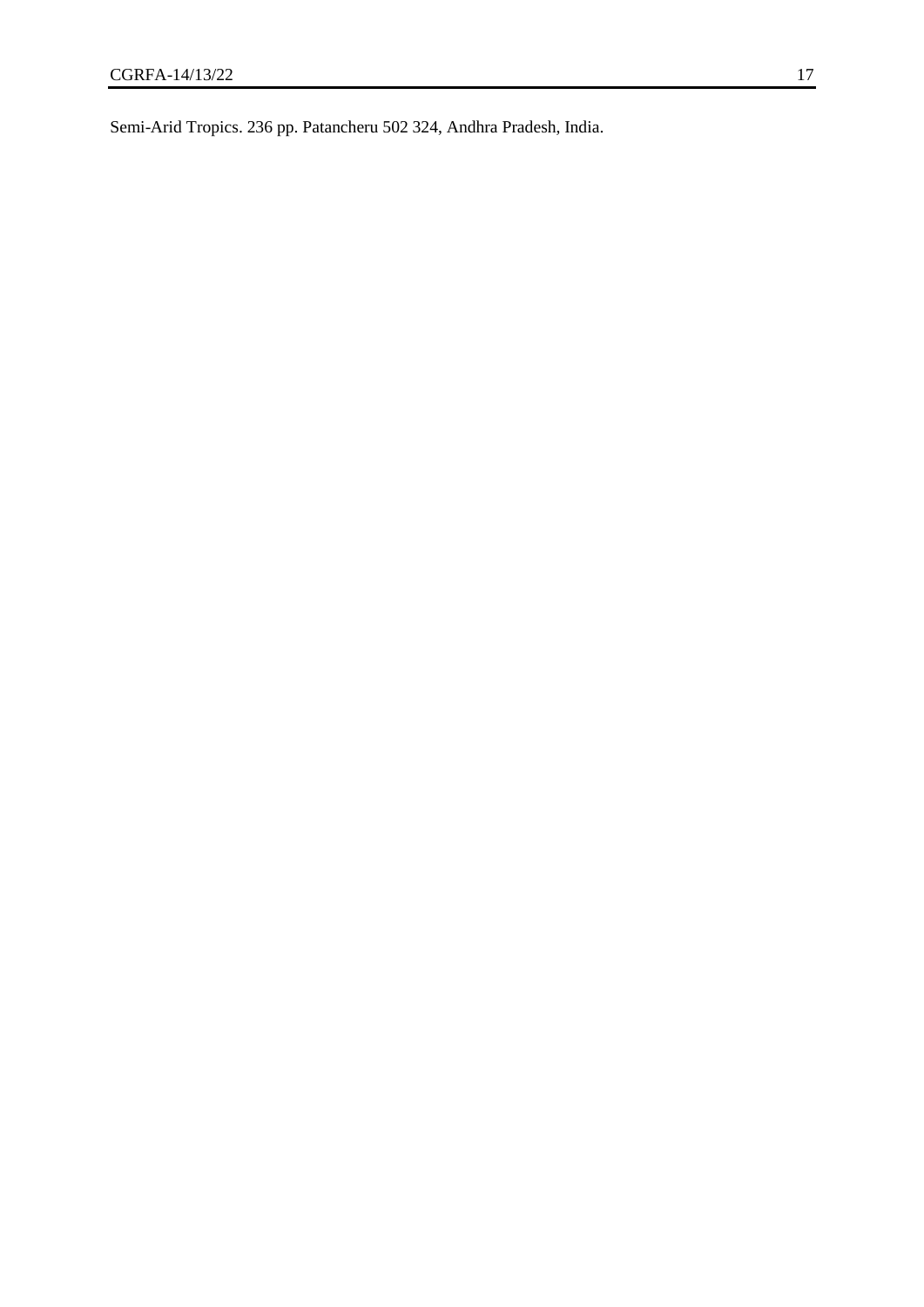Semi-Arid Tropics. 236 pp. Patancheru 502 324, Andhra Pradesh, India.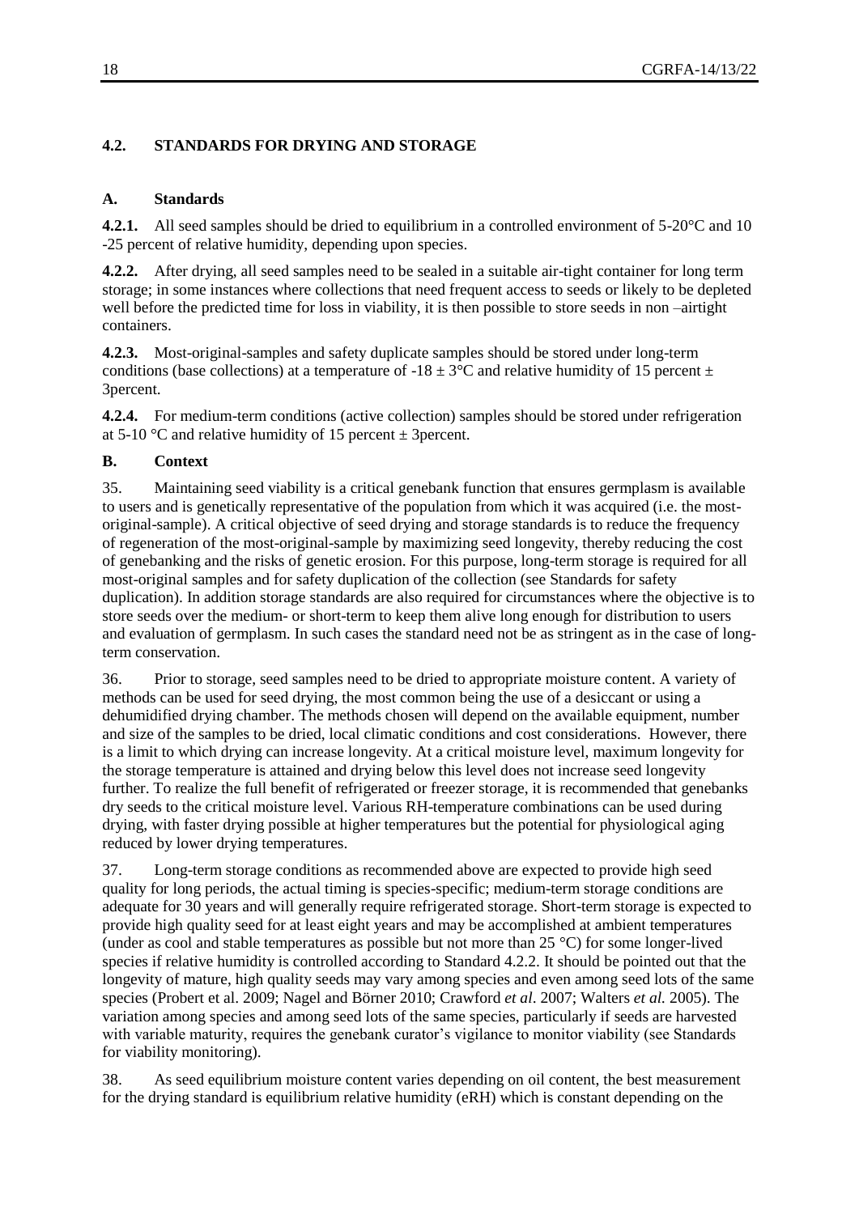### 4.2. STANDARDS FOR DRYING AND STORAGE

#### A. Standards

**4.2.1.** All seed samples should be dried to equilibrium in a controlled environment of 5-20°C and 10 -25 percent of relative humidity, depending upon species.

**4.2.2.** After drying, all seed samples need to be sealed in a suitable air-tight container for long term storage; in some instances where collections that need frequent access to seeds or likely to be depleted well before the predicted time for loss in viability, it is then possible to store seeds in non –airtight containers.

**4.2.3.** Most-original-samples and safety duplicate samples should be stored under long-term conditions (base collections) at a temperature of -18 ± 3°C and relative humidity of 15 percent ± 3percent.

**4.2.4.** For medium-term conditions (active collection) samples should be stored under refrigeration at 5-10 °C and relative humidity of 15 percent ± 3percent.

#### B. Context

35. Maintaining seed viability is a critical genebank function that ensures germplasm is available to users and is genetically representative of the population from which it was acquired (i.e. the most-original-sample). A critical objective of seed drying and storage standards is to reduce the frequency of regeneration of the most-original-sample by maximizing seed longevity, thereby reducing the cost of genebanking and the risks of genetic erosion. For this purpose, long-term storage is required for all most-original samples and for safety duplication of the collection (see Standards for safety duplication). In addition storage standards are also required for circumstances where the objective is to store seeds over the medium- or short-term to keep them alive long enough for distribution to users and evaluation of germplasm. In such cases the standard need not be as stringent as in the case of long-term conservation.

36. Prior to storage, seed samples need to be dried to appropriate moisture content. A variety of methods can be used for seed drying, the most common being the use of a desiccant or using a dehumidified drying chamber. The methods chosen will depend on the available equipment, number and size of the samples to be dried, local climatic conditions and cost considerations. However, there is a limit to which drying can increase longevity. At a critical moisture level, maximum longevity for the storage temperature is attained and drying below this level does not increase seed longevity further. To realize the full benefit of refrigerated or freezer storage, it is recommended that genebanks dry seeds to the critical moisture level. Various RH-temperature combinations can be used during drying, with faster drying possible at higher temperatures but the potential for physiological aging reduced by lower drying temperatures.

37. Long-term storage conditions as recommended above are expected to provide high seed quality for long periods, the actual timing is species-specific; medium-term storage conditions are adequate for 30 years and will generally require refrigerated storage. Short-term storage is expected to provide high quality seed for at least eight years and may be accomplished at ambient temperatures (under as cool and stable temperatures as possible but not more than 25 °C) for some longer-lived species if relative humidity is controlled according to Standard 4.2.2. It should be pointed out that the longevity of mature, high quality seeds may vary among species and even among seed lots of the same species (Probert et al. 2009; Nagel and Börner 2010; Crawford *et al*. 2007; Walters *et al.* 2005). The variation among species and among seed lots of the same species, particularly if seeds are harvested with variable maturity, requires the genebank curator's vigilance to monitor viability (see Standards for viability monitoring).

38. As seed equilibrium moisture content varies depending on oil content, the best measurement for the drying standard is equilibrium relative humidity (eRH) which is constant depending on the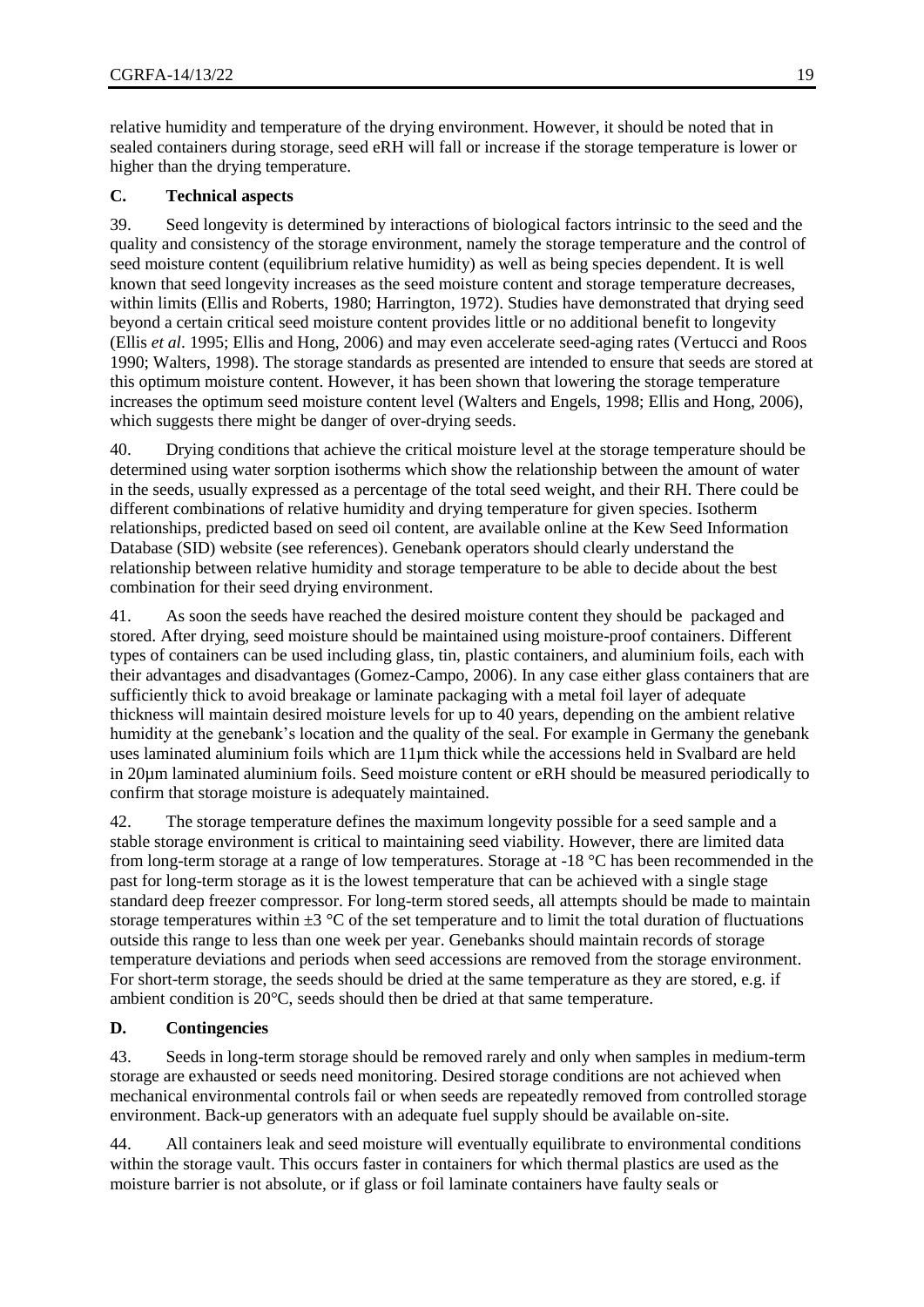relative humidity and temperature of the drying environment. However, it should be noted that in sealed containers during storage, seed eRH will fall or increase if the storage temperature is lower or higher than the drying temperature.

### C. Technical aspects

39. Seed longevity is determined by interactions of biological factors intrinsic to the seed and the quality and consistency of the storage environment, namely the storage temperature and the control of seed moisture content (equilibrium relative humidity) as well as being species dependent. It is well known that seed longevity increases as the seed moisture content and storage temperature decreases, within limits (Ellis and Roberts, 1980; Harrington, 1972). Studies have demonstrated that drying seed beyond a certain critical seed moisture content provides little or no additional benefit to longevity (Ellis *et al*. 1995; Ellis and Hong, 2006) and may even accelerate seed-aging rates (Vertucci and Roos 1990; Walters, 1998). The storage standards as presented are intended to ensure that seeds are stored at this optimum moisture content. However, it has been shown that lowering the storage temperature increases the optimum seed moisture content level (Walters and Engels, 1998; Ellis and Hong, 2006), which suggests there might be danger of over-drying seeds.

40. Drying conditions that achieve the critical moisture level at the storage temperature should be determined using water sorption isotherms which show the relationship between the amount of water in the seeds, usually expressed as a percentage of the total seed weight, and their RH. There could be different combinations of relative humidity and drying temperature for given species. Isotherm relationships, predicted based on seed oil content, are available online at the Kew Seed Information Database (SID) website (see references). Genebank operators should clearly understand the relationship between relative humidity and storage temperature to be able to decide about the best combination for their seed drying environment.

41. As soon the seeds have reached the desired moisture content they should be packaged and stored. After drying, seed moisture should be maintained using moisture-proof containers. Different types of containers can be used including glass, tin, plastic containers, and aluminium foils, each with their advantages and disadvantages (Gomez-Campo, 2006). In any case either glass containers that are sufficiently thick to avoid breakage or laminate packaging with a metal foil layer of adequate thickness will maintain desired moisture levels for up to 40 years, depending on the ambient relative humidity at the genebank's location and the quality of the seal. For example in Germany the genebank uses laminated aluminium foils which are 11µm thick while the accessions held in Svalbard are held in 20µm laminated aluminium foils. Seed moisture content or eRH should be measured periodically to confirm that storage moisture is adequately maintained.

42. The storage temperature defines the maximum longevity possible for a seed sample and a stable storage environment is critical to maintaining seed viability. However, there are limited data from long-term storage at a range of low temperatures. Storage at -18 °C has been recommended in the past for long-term storage as it is the lowest temperature that can be achieved with a single stage standard deep freezer compressor. For long-term stored seeds, all attempts should be made to maintain storage temperatures within ±3 °C of the set temperature and to limit the total duration of fluctuations outside this range to less than one week per year. Genebanks should maintain records of storage temperature deviations and periods when seed accessions are removed from the storage environment. For short-term storage, the seeds should be dried at the same temperature as they are stored, e.g. if ambient condition is 20°C, seeds should then be dried at that same temperature.

### D. Contingencies

43. Seeds in long-term storage should be removed rarely and only when samples in medium-term storage are exhausted or seeds need monitoring. Desired storage conditions are not achieved when mechanical environmental controls fail or when seeds are repeatedly removed from controlled storage environment. Back-up generators with an adequate fuel supply should be available on-site.

44. All containers leak and seed moisture will eventually equilibrate to environmental conditions within the storage vault. This occurs faster in containers for which thermal plastics are used as the moisture barrier is not absolute, or if glass or foil laminate containers have faulty seals or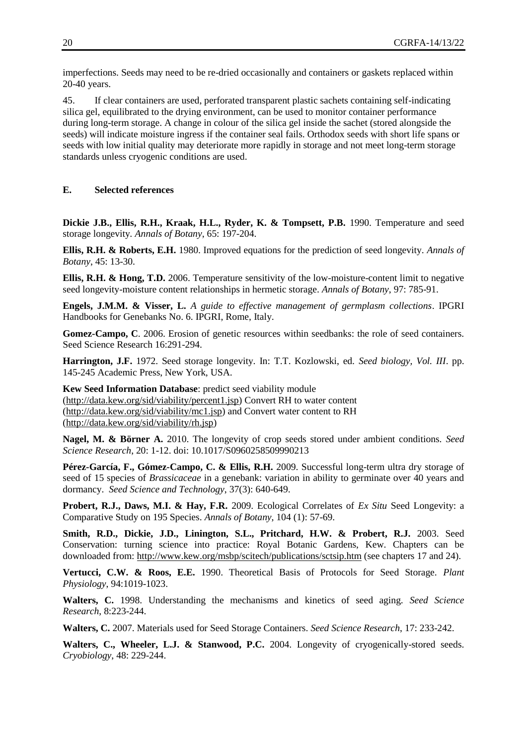imperfections. Seeds may need to be re-dried occasionally and containers or gaskets replaced within 20-40 years.

45. If clear containers are used, perforated transparent plastic sachets containing self-indicating silica gel, equilibrated to the drying environment, can be used to monitor container performance during long-term storage. A change in colour of the silica gel inside the sachet (stored alongside the seeds) will indicate moisture ingress if the container seal fails. Orthodox seeds with short life spans or seeds with low initial quality may deteriorate more rapidly in storage and not meet long-term storage standards unless cryogenic conditions are used.

## E. Selected references

**Dickie J.B., Ellis, R.H., Kraak, H.L., Ryder, K. & Tompsett, P.B.** 1990. Temperature and seed storage longevity. *Annals of Botany*, 65: 197-204.

**Ellis, R.H. & Roberts, E.H.** 1980. Improved equations for the prediction of seed longevity. *Annals of Botany*, 45: 13-30.

**Ellis, R.H. & Hong, T.D.** 2006. Temperature sensitivity of the low-moisture-content limit to negative seed longevity-moisture content relationships in hermetic storage. *Annals of Botany*, 97: 785-91.

**Engels, J.M.M. & Visser, L.** *A guide to effective management of germplasm collections*. IPGRI Handbooks for Genebanks No. 6. IPGRI, Rome, Italy.

**Gomez-Campo, C**. 2006. Erosion of genetic resources within seedbanks: the role of seed containers. Seed Science Research 16:291-294.

**Harrington, J.F.** 1972. Seed storage longevity. In: T.T. Kozlowski, ed. *Seed biology, Vol. III*. pp. 145-245 Academic Press, New York, USA.

**Kew Seed Information Database**: predict seed viability module (http://data.kew.org/sid/viability/percent1.jsp) Convert RH to water content (http://data.kew.org/sid/viability/mc1.jsp) and Convert water content to RH (http://data.kew.org/sid/viability/rh.jsp)

**Nagel, M. & Börner A.** 2010. The longevity of crop seeds stored under ambient conditions. *Seed Science Research*, 20: 1-12. doi: 10.1017/S0960258509990213

**Pérez-García, F., Gómez-Campo, C. & Ellis, R.H.** 2009. Successful long-term ultra dry storage of seed of 15 species of *Brassicaceae* in a genebank: variation in ability to germinate over 40 years and dormancy. *Seed Science and Technology*, 37(3): 640-649.

**Probert, R.J., Daws, M.I. & Hay, F.R.** 2009. Ecological Correlates of *Ex Situ* Seed Longevity: a Comparative Study on 195 Species. *Annals of Botany*, 104 (1): 57-69.

**Smith, R.D., Dickie, J.D., Linington, S.L., Pritchard, H.W. & Probert, R.J.** 2003. Seed Conservation: turning science into practice: Royal Botanic Gardens, Kew. Chapters can be downloaded from: http://www.kew.org/msbp/scitech/publications/sctsip.htm (see chapters 17 and 24).

**Vertucci, C.W. & Roos, E.E.** 1990. Theoretical Basis of Protocols for Seed Storage. *Plant Physiology*, 94:1019-1023.

**Walters, C.** 1998. Understanding the mechanisms and kinetics of seed aging. *Seed Science Research*, 8:223-244.

**Walters, C.** 2007. Materials used for Seed Storage Containers. *Seed Science Research*, 17: 233-242.

**Walters, C., Wheeler, L.J. & Stanwood, P.C.** 2004. Longevity of cryogenically-stored seeds. *Cryobiology*, 48: 229-244.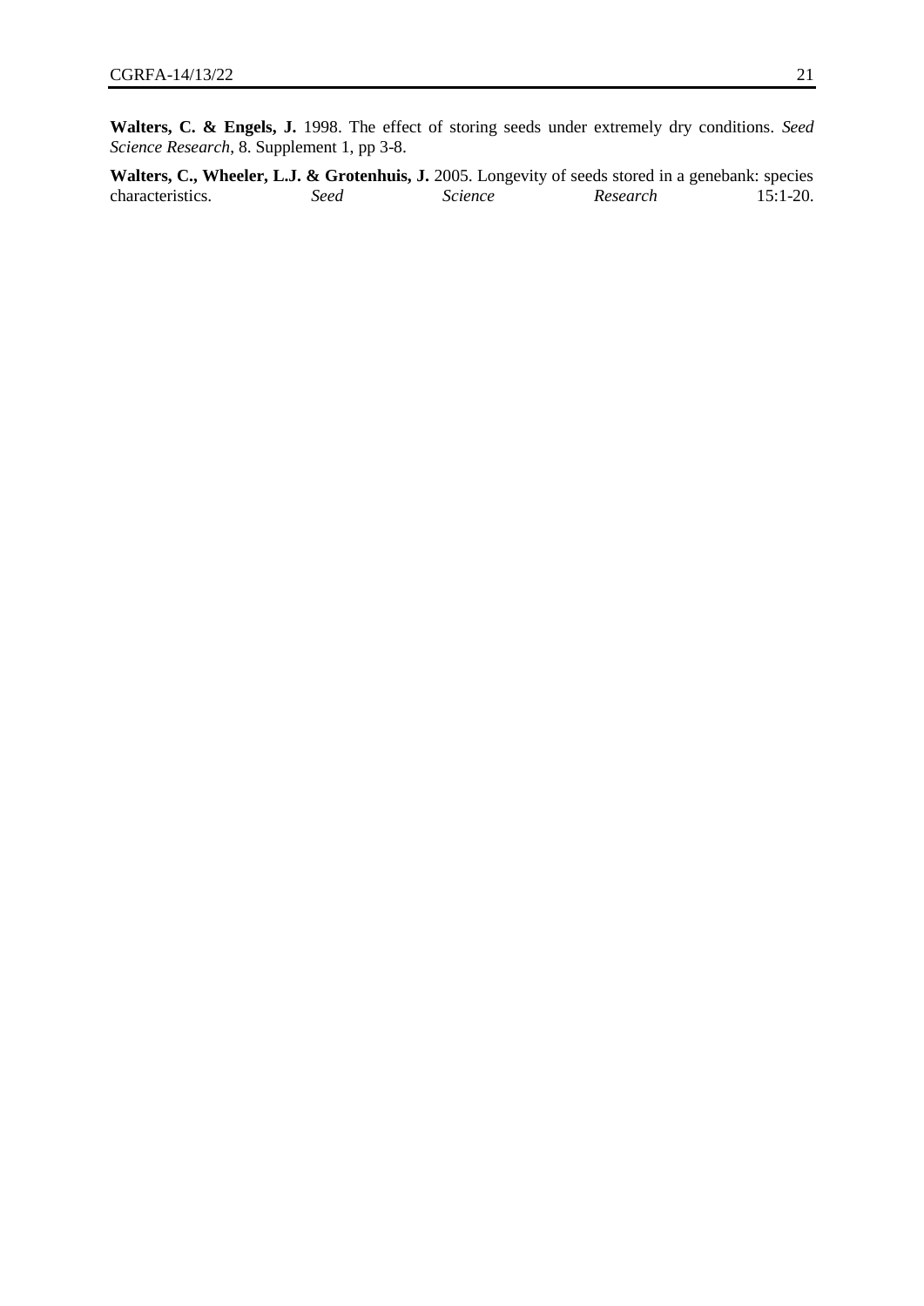**Walters, C. & Engels, J.** 1998. The effect of storing seeds under extremely dry conditions. *Seed Science Research*, 8. Supplement 1, pp 3-8.

**Walters, C., Wheeler, L.J. & Grotenhuis, J.** 2005. Longevity of seeds stored in a genebank: species characteristics. *Seed Science Research* 15:1-20.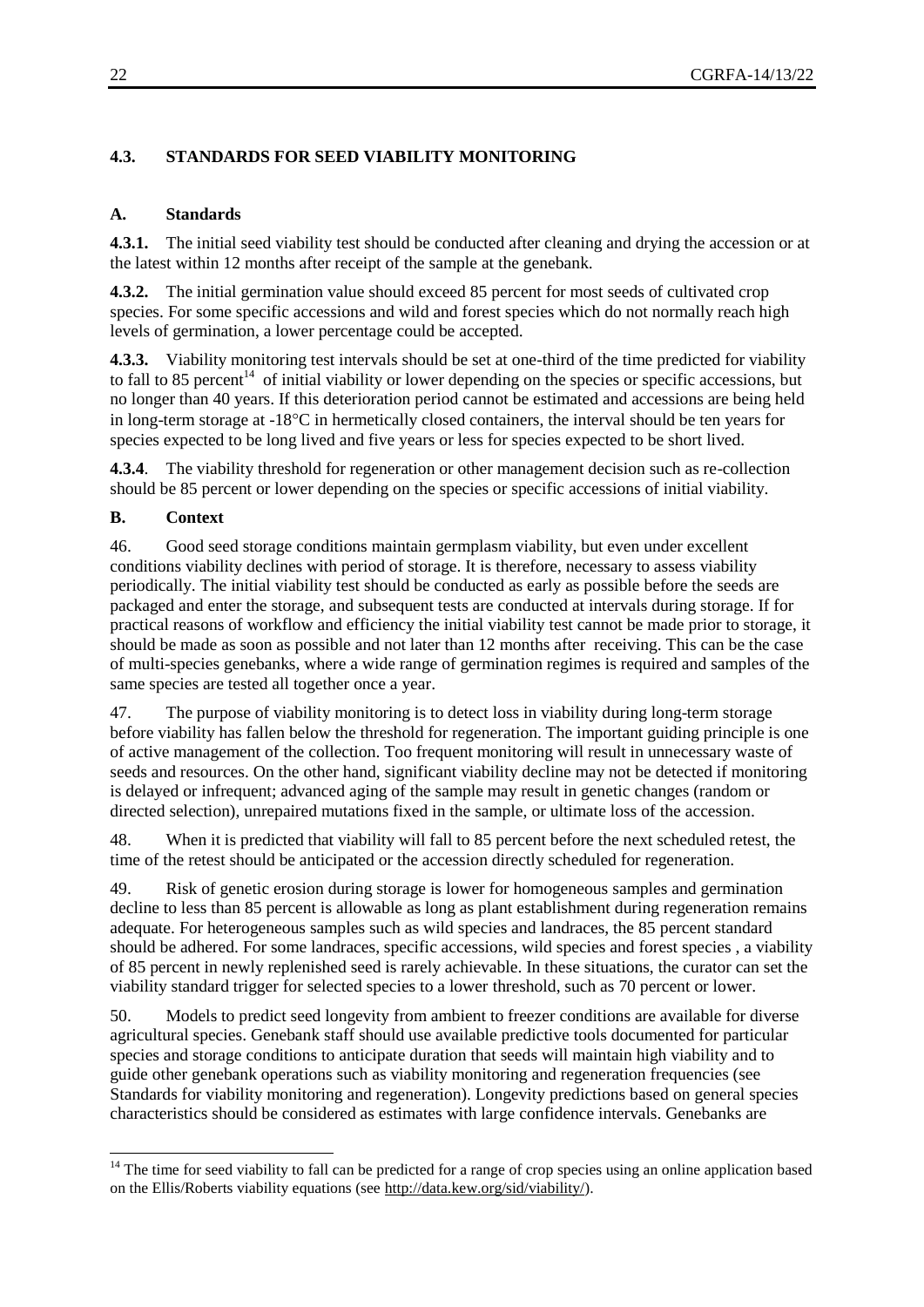### 4.3. STANDARDS FOR SEED VIABILITY MONITORING

#### A. Standards

**4.3.1.** The initial seed viability test should be conducted after cleaning and drying the accession or at the latest within 12 months after receipt of the sample at the genebank.

**4.3.2.** The initial germination value should exceed 85 percent for most seeds of cultivated crop species. For some specific accessions and wild and forest species which do not normally reach high levels of germination, a lower percentage could be accepted.

**4.3.3.** Viability monitoring test intervals should be set at one-third of the time predicted for viability to fall to 85 percent[14] of initial viability or lower depending on the species or specific accessions, but no longer than 40 years. If this deterioration period cannot be estimated and accessions are being held in long-term storage at -18°C in hermetically closed containers, the interval should be ten years for species expected to be long lived and five years or less for species expected to be short lived.

**4.3.4**. The viability threshold for regeneration or other management decision such as re-collection should be 85 percent or lower depending on the species or specific accessions of initial viability.

#### B. Context

46. Good seed storage conditions maintain germplasm viability, but even under excellent conditions viability declines with period of storage. It is therefore, necessary to assess viability periodically. The initial viability test should be conducted as early as possible before the seeds are packaged and enter the storage, and subsequent tests are conducted at intervals during storage. If for practical reasons of workflow and efficiency the initial viability test cannot be made prior to storage, it should be made as soon as possible and not later than 12 months after receiving. This can be the case of multi-species genebanks, where a wide range of germination regimes is required and samples of the same species are tested all together once a year.

47. The purpose of viability monitoring is to detect loss in viability during long-term storage before viability has fallen below the threshold for regeneration. The important guiding principle is one of active management of the collection. Too frequent monitoring will result in unnecessary waste of seeds and resources. On the other hand, significant viability decline may not be detected if monitoring is delayed or infrequent; advanced aging of the sample may result in genetic changes (random or directed selection), unrepaired mutations fixed in the sample, or ultimate loss of the accession.

48. When it is predicted that viability will fall to 85 percent before the next scheduled retest, the time of the retest should be anticipated or the accession directly scheduled for regeneration.

49. Risk of genetic erosion during storage is lower for homogeneous samples and germination decline to less than 85 percent is allowable as long as plant establishment during regeneration remains adequate. For heterogeneous samples such as wild species and landraces, the 85 percent standard should be adhered. For some landraces, specific accessions, wild species and forest species , a viability of 85 percent in newly replenished seed is rarely achievable. In these situations, the curator can set the viability standard trigger for selected species to a lower threshold, such as 70 percent or lower.

50. Models to predict seed longevity from ambient to freezer conditions are available for diverse agricultural species. Genebank staff should use available predictive tools documented for particular species and storage conditions to anticipate duration that seeds will maintain high viability and to guide other genebank operations such as viability monitoring and regeneration frequencies (see Standards for viability monitoring and regeneration). Longevity predictions based on general species characteristics should be considered as estimates with large confidence intervals. Genebanks are

---

[14] The time for seed viability to fall can be predicted for a range of crop species using an online application based on the Ellis/Roberts viability equations (see http://data.kew.org/sid/viability/).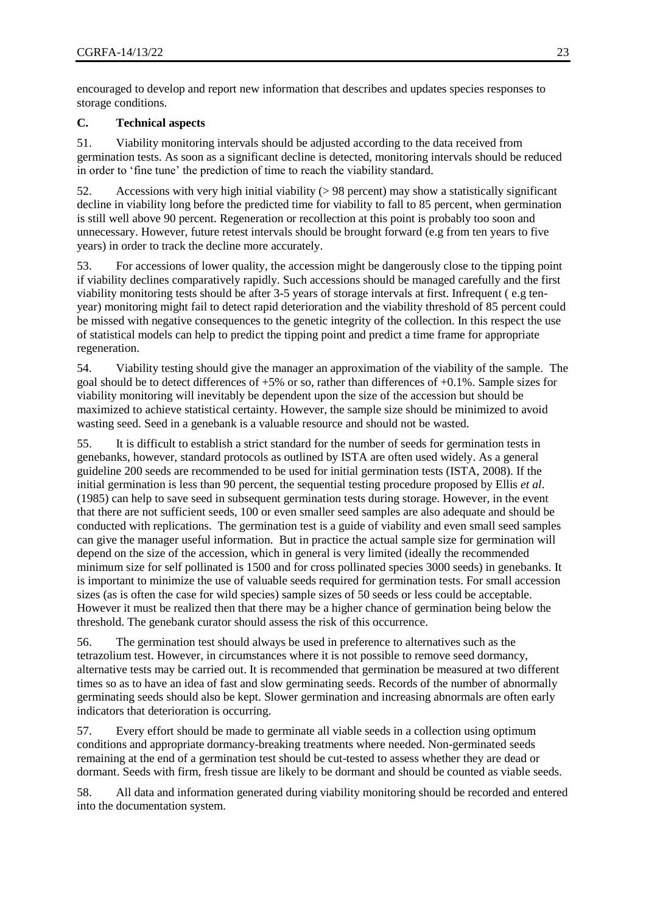encouraged to develop and report new information that describes and updates species responses to storage conditions.

### C. Technical aspects

51. Viability monitoring intervals should be adjusted according to the data received from germination tests. As soon as a significant decline is detected, monitoring intervals should be reduced in order to 'fine tune' the prediction of time to reach the viability standard.

52. Accessions with very high initial viability (> 98 percent) may show a statistically significant decline in viability long before the predicted time for viability to fall to 85 percent, when germination is still well above 90 percent. Regeneration or recollection at this point is probably too soon and unnecessary. However, future retest intervals should be brought forward (e.g from ten years to five years) in order to track the decline more accurately.

53. For accessions of lower quality, the accession might be dangerously close to the tipping point if viability declines comparatively rapidly. Such accessions should be managed carefully and the first viability monitoring tests should be after 3-5 years of storage intervals at first. Infrequent ( e.g ten-year) monitoring might fail to detect rapid deterioration and the viability threshold of 85 percent could be missed with negative consequences to the genetic integrity of the collection. In this respect the use of statistical models can help to predict the tipping point and predict a time frame for appropriate regeneration.

54. Viability testing should give the manager an approximation of the viability of the sample. The goal should be to detect differences of +5% or so, rather than differences of +0.1%. Sample sizes for viability monitoring will inevitably be dependent upon the size of the accession but should be maximized to achieve statistical certainty. However, the sample size should be minimized to avoid wasting seed. Seed in a genebank is a valuable resource and should not be wasted.

55. It is difficult to establish a strict standard for the number of seeds for germination tests in genebanks, however, standard protocols as outlined by ISTA are often used widely. As a general guideline 200 seeds are recommended to be used for initial germination tests (ISTA, 2008). If the initial germination is less than 90 percent, the sequential testing procedure proposed by Ellis *et al*. (1985) can help to save seed in subsequent germination tests during storage. However, in the event that there are not sufficient seeds, 100 or even smaller seed samples are also adequate and should be conducted with replications. The germination test is a guide of viability and even small seed samples can give the manager useful information. But in practice the actual sample size for germination will depend on the size of the accession, which in general is very limited (ideally the recommended minimum size for self pollinated is 1500 and for cross pollinated species 3000 seeds) in genebanks. It is important to minimize the use of valuable seeds required for germination tests. For small accession sizes (as is often the case for wild species) sample sizes of 50 seeds or less could be acceptable. However it must be realized then that there may be a higher chance of germination being below the threshold. The genebank curator should assess the risk of this occurrence.

56. The germination test should always be used in preference to alternatives such as the tetrazolium test. However, in circumstances where it is not possible to remove seed dormancy, alternative tests may be carried out. It is recommended that germination be measured at two different times so as to have an idea of fast and slow germinating seeds. Records of the number of abnormally germinating seeds should also be kept. Slower germination and increasing abnormals are often early indicators that deterioration is occurring.

57. Every effort should be made to germinate all viable seeds in a collection using optimum conditions and appropriate dormancy-breaking treatments where needed. Non-germinated seeds remaining at the end of a germination test should be cut-tested to assess whether they are dead or dormant. Seeds with firm, fresh tissue are likely to be dormant and should be counted as viable seeds.

58. All data and information generated during viability monitoring should be recorded and entered into the documentation system.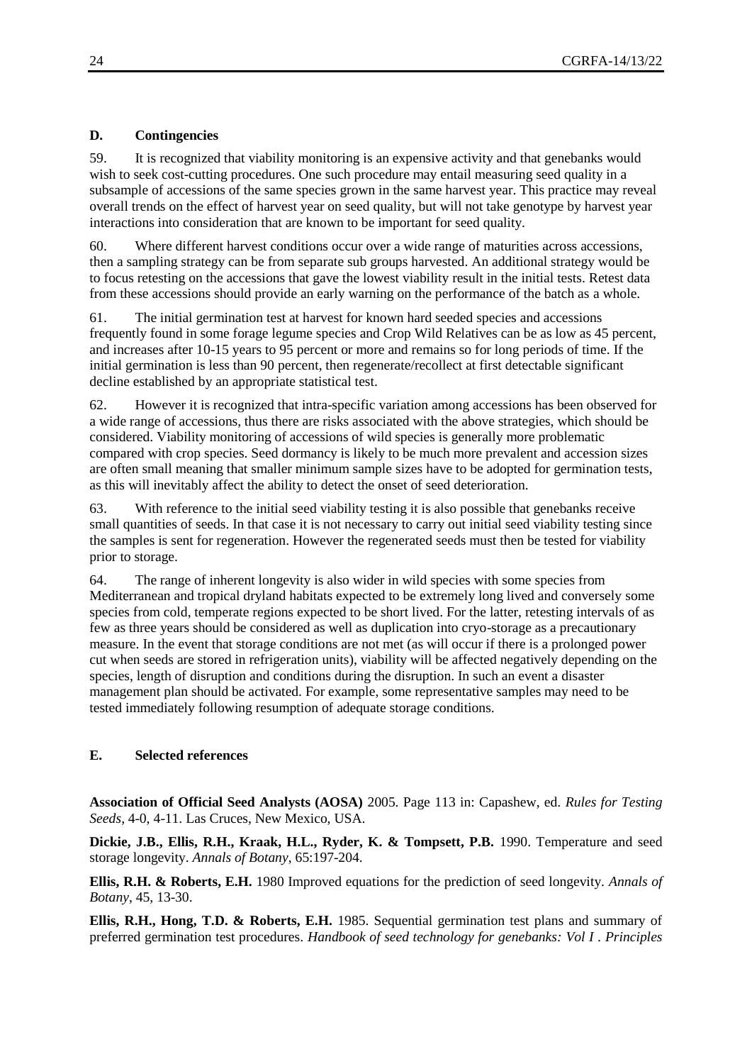### D. Contingencies

59. It is recognized that viability monitoring is an expensive activity and that genebanks would wish to seek cost-cutting procedures. One such procedure may entail measuring seed quality in a subsample of accessions of the same species grown in the same harvest year. This practice may reveal overall trends on the effect of harvest year on seed quality, but will not take genotype by harvest year interactions into consideration that are known to be important for seed quality.

60. Where different harvest conditions occur over a wide range of maturities across accessions, then a sampling strategy can be from separate sub groups harvested. An additional strategy would be to focus retesting on the accessions that gave the lowest viability result in the initial tests. Retest data from these accessions should provide an early warning on the performance of the batch as a whole.

61. The initial germination test at harvest for known hard seeded species and accessions frequently found in some forage legume species and Crop Wild Relatives can be as low as 45 percent, and increases after 10-15 years to 95 percent or more and remains so for long periods of time. If the initial germination is less than 90 percent, then regenerate/recollect at first detectable significant decline established by an appropriate statistical test.

62. However it is recognized that intra-specific variation among accessions has been observed for a wide range of accessions, thus there are risks associated with the above strategies, which should be considered. Viability monitoring of accessions of wild species is generally more problematic compared with crop species. Seed dormancy is likely to be much more prevalent and accession sizes are often small meaning that smaller minimum sample sizes have to be adopted for germination tests, as this will inevitably affect the ability to detect the onset of seed deterioration.

63. With reference to the initial seed viability testing it is also possible that genebanks receive small quantities of seeds. In that case it is not necessary to carry out initial seed viability testing since the samples is sent for regeneration. However the regenerated seeds must then be tested for viability prior to storage.

64. The range of inherent longevity is also wider in wild species with some species from Mediterranean and tropical dryland habitats expected to be extremely long lived and conversely some species from cold, temperate regions expected to be short lived. For the latter, retesting intervals of as few as three years should be considered as well as duplication into cryo-storage as a precautionary measure. In the event that storage conditions are not met (as will occur if there is a prolonged power cut when seeds are stored in refrigeration units), viability will be affected negatively depending on the species, length of disruption and conditions during the disruption. In such an event a disaster management plan should be activated. For example, some representative samples may need to be tested immediately following resumption of adequate storage conditions.

### E. Selected references

**Association of Official Seed Analysts (AOSA)** 2005. Page 113 in: Capashew, ed. *Rules for Testing Seeds*, 4-0, 4-11. Las Cruces, New Mexico, USA.

**Dickie, J.B., Ellis, R.H., Kraak, H.L., Ryder, K. & Tompsett, P.B.** 1990. Temperature and seed storage longevity. *Annals of Botany*, 65:197-204.

**Ellis, R.H. & Roberts, E.H.** 1980 Improved equations for the prediction of seed longevity. *Annals of Botany*, 45, 13-30.

**Ellis, R.H., Hong, T.D. & Roberts, E.H.** 1985. Sequential germination test plans and summary of preferred germination test procedures. *Handbook of seed technology for genebanks: Vol I . Principles*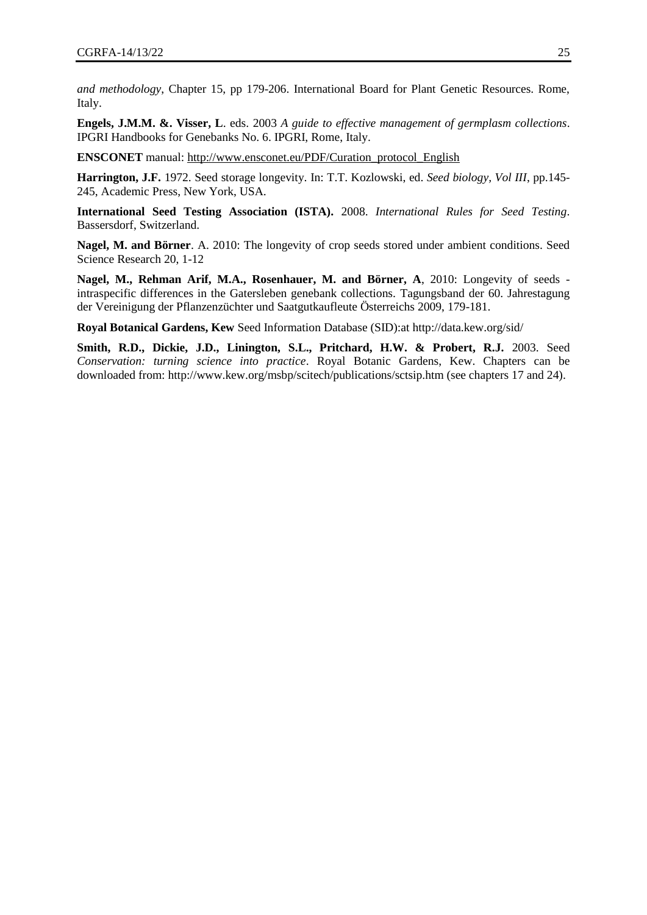*and methodology*, Chapter 15, pp 179-206. International Board for Plant Genetic Resources. Rome, Italy.

**Engels, J.M.M. &. Visser, L**. eds. 2003 *A guide to effective management of germplasm collections*. IPGRI Handbooks for Genebanks No. 6. IPGRI, Rome, Italy.

**ENSCONET** manual: http://www.ensconet.eu/PDF/Curation_protocol_English

**Harrington, J.F.** 1972. Seed storage longevity. In: T.T. Kozlowski, ed. *Seed biology, Vol III*, pp.145-245, Academic Press, New York, USA.

**International Seed Testing Association (ISTA).** 2008. *International Rules for Seed Testing*. Bassersdorf, Switzerland.

**Nagel, M. and Börner**. A. 2010: The longevity of crop seeds stored under ambient conditions. Seed Science Research 20, 1-12

**Nagel, M., Rehman Arif, M.A., Rosenhauer, M. and Börner, A**, 2010: Longevity of seeds - intraspecific differences in the Gatersleben genebank collections. Tagungsband der 60. Jahrestagung der Vereinigung der Pflanzenzüchter und Saatgutkaufleute Österreichs 2009, 179-181.

**Royal Botanical Gardens, Kew** Seed Information Database (SID):at http://data.kew.org/sid/

**Smith, R.D., Dickie, J.D., Linington, S.L., Pritchard, H.W. & Probert, R.J.** 2003. Seed *Conservation: turning science into practice*. Royal Botanic Gardens, Kew. Chapters can be downloaded from: http://www.kew.org/msbp/scitech/publications/sctsip.htm (see chapters 17 and 24).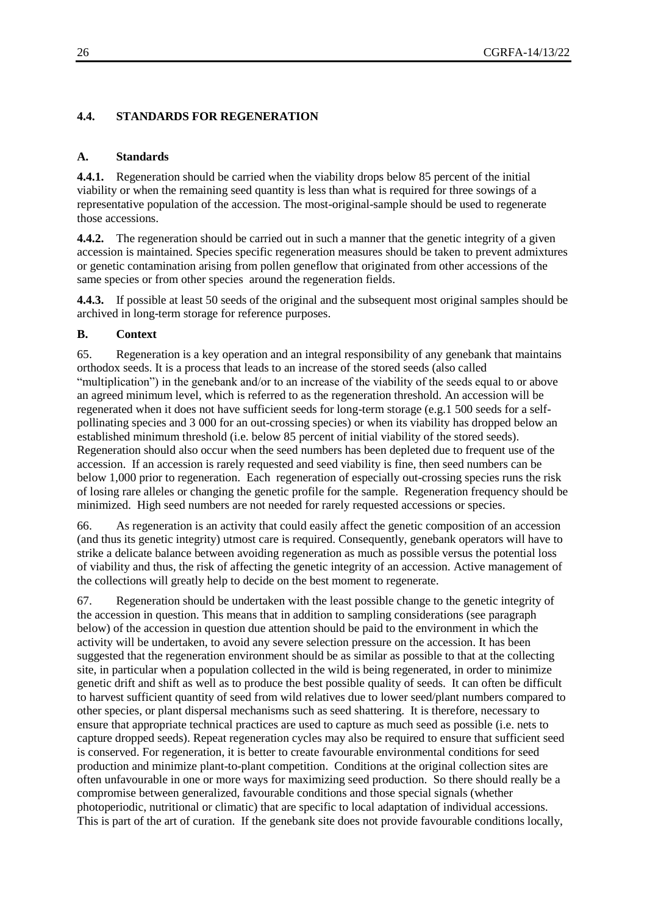### 4.4. STANDARDS FOR REGENERATION

#### A. Standards

**4.4.1.** Regeneration should be carried when the viability drops below 85 percent of the initial viability or when the remaining seed quantity is less than what is required for three sowings of a representative population of the accession. The most-original-sample should be used to regenerate those accessions.

**4.4.2.** The regeneration should be carried out in such a manner that the genetic integrity of a given accession is maintained. Species specific regeneration measures should be taken to prevent admixtures or genetic contamination arising from pollen geneflow that originated from other accessions of the same species or from other species around the regeneration fields.

**4.4.3.** If possible at least 50 seeds of the original and the subsequent most original samples should be archived in long-term storage for reference purposes.

#### B. Context

65. Regeneration is a key operation and an integral responsibility of any genebank that maintains orthodox seeds. It is a process that leads to an increase of the stored seeds (also called "multiplication") in the genebank and/or to an increase of the viability of the seeds equal to or above an agreed minimum level, which is referred to as the regeneration threshold. An accession will be regenerated when it does not have sufficient seeds for long-term storage (e.g.1 500 seeds for a self-pollinating species and 3 000 for an out-crossing species) or when its viability has dropped below an established minimum threshold (i.e. below 85 percent of initial viability of the stored seeds). Regeneration should also occur when the seed numbers has been depleted due to frequent use of the accession. If an accession is rarely requested and seed viability is fine, then seed numbers can be below 1,000 prior to regeneration. Each regeneration of especially out-crossing species runs the risk of losing rare alleles or changing the genetic profile for the sample. Regeneration frequency should be minimized. High seed numbers are not needed for rarely requested accessions or species.

66. As regeneration is an activity that could easily affect the genetic composition of an accession (and thus its genetic integrity) utmost care is required. Consequently, genebank operators will have to strike a delicate balance between avoiding regeneration as much as possible versus the potential loss of viability and thus, the risk of affecting the genetic integrity of an accession. Active management of the collections will greatly help to decide on the best moment to regenerate.

67. Regeneration should be undertaken with the least possible change to the genetic integrity of the accession in question. This means that in addition to sampling considerations (see paragraph below) of the accession in question due attention should be paid to the environment in which the activity will be undertaken, to avoid any severe selection pressure on the accession. It has been suggested that the regeneration environment should be as similar as possible to that at the collecting site, in particular when a population collected in the wild is being regenerated, in order to minimize genetic drift and shift as well as to produce the best possible quality of seeds. It can often be difficult to harvest sufficient quantity of seed from wild relatives due to lower seed/plant numbers compared to other species, or plant dispersal mechanisms such as seed shattering. It is therefore, necessary to ensure that appropriate technical practices are used to capture as much seed as possible (i.e. nets to capture dropped seeds). Repeat regeneration cycles may also be required to ensure that sufficient seed is conserved. For regeneration, it is better to create favourable environmental conditions for seed production and minimize plant-to-plant competition. Conditions at the original collection sites are often unfavourable in one or more ways for maximizing seed production. So there should really be a compromise between generalized, favourable conditions and those special signals (whether photoperiodic, nutritional or climatic) that are specific to local adaptation of individual accessions. This is part of the art of curation. If the genebank site does not provide favourable conditions locally,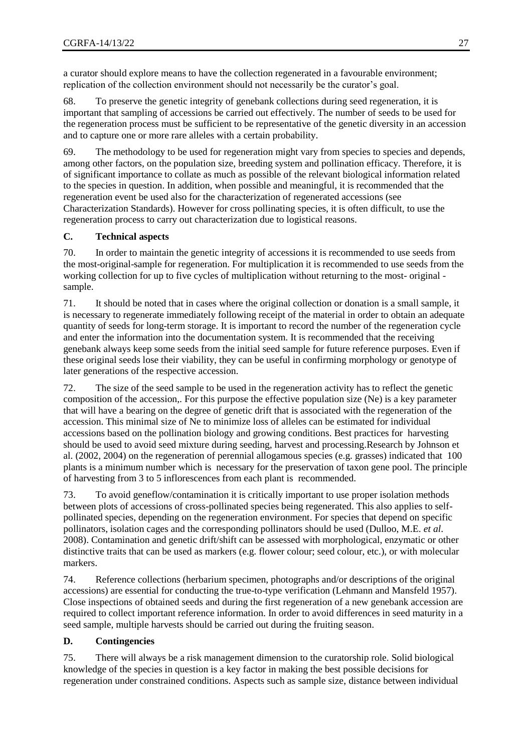a curator should explore means to have the collection regenerated in a favourable environment; replication of the collection environment should not necessarily be the curator's goal.

68. To preserve the genetic integrity of genebank collections during seed regeneration, it is important that sampling of accessions be carried out effectively. The number of seeds to be used for the regeneration process must be sufficient to be representative of the genetic diversity in an accession and to capture one or more rare alleles with a certain probability.

69. The methodology to be used for regeneration might vary from species to species and depends, among other factors, on the population size, breeding system and pollination efficacy. Therefore, it is of significant importance to collate as much as possible of the relevant biological information related to the species in question. In addition, when possible and meaningful, it is recommended that the regeneration event be used also for the characterization of regenerated accessions (see Characterization Standards). However for cross pollinating species, it is often difficult, to use the regeneration process to carry out characterization due to logistical reasons.

### C. Technical aspects

70. In order to maintain the genetic integrity of accessions it is recommended to use seeds from the most-original-sample for regeneration. For multiplication it is recommended to use seeds from the working collection for up to five cycles of multiplication without returning to the most- original - sample.

71. It should be noted that in cases where the original collection or donation is a small sample, it is necessary to regenerate immediately following receipt of the material in order to obtain an adequate quantity of seeds for long-term storage. It is important to record the number of the regeneration cycle and enter the information into the documentation system. It is recommended that the receiving genebank always keep some seeds from the initial seed sample for future reference purposes. Even if these original seeds lose their viability, they can be useful in confirming morphology or genotype of later generations of the respective accession.

72. The size of the seed sample to be used in the regeneration activity has to reflect the genetic composition of the accession,. For this purpose the effective population size (Ne) is a key parameter that will have a bearing on the degree of genetic drift that is associated with the regeneration of the accession. This minimal size of Ne to minimize loss of alleles can be estimated for individual accessions based on the pollination biology and growing conditions. Best practices for harvesting should be used to avoid seed mixture during seeding, harvest and processing.Research by Johnson et al. (2002, 2004) on the regeneration of perennial allogamous species (e.g. grasses) indicated that 100 plants is a minimum number which is necessary for the preservation of taxon gene pool. The principle of harvesting from 3 to 5 inflorescences from each plant is recommended.

73. To avoid geneflow/contamination it is critically important to use proper isolation methods between plots of accessions of cross-pollinated species being regenerated. This also applies to self-pollinated species, depending on the regeneration environment. For species that depend on specific pollinators, isolation cages and the corresponding pollinators should be used (Dulloo, M.E. *et al*. 2008). Contamination and genetic drift/shift can be assessed with morphological, enzymatic or other distinctive traits that can be used as markers (e.g. flower colour; seed colour, etc.), or with molecular markers.

74. Reference collections (herbarium specimen, photographs and/or descriptions of the original accessions) are essential for conducting the true-to-type verification (Lehmann and Mansfeld 1957). Close inspections of obtained seeds and during the first regeneration of a new genebank accession are required to collect important reference information. In order to avoid differences in seed maturity in a seed sample, multiple harvests should be carried out during the fruiting season.

### D. Contingencies

75. There will always be a risk management dimension to the curatorship role. Solid biological knowledge of the species in question is a key factor in making the best possible decisions for regeneration under constrained conditions. Aspects such as sample size, distance between individual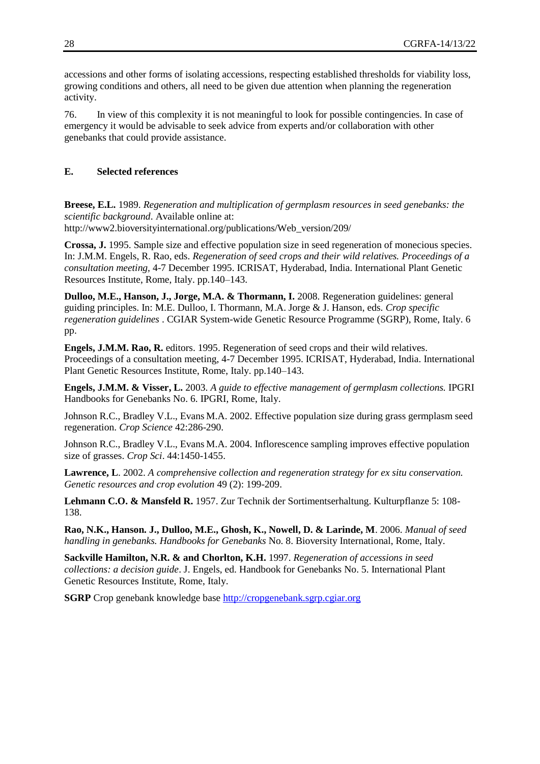accessions and other forms of isolating accessions, respecting established thresholds for viability loss, growing conditions and others, all need to be given due attention when planning the regeneration activity.

76. In view of this complexity it is not meaningful to look for possible contingencies. In case of emergency it would be advisable to seek advice from experts and/or collaboration with other genebanks that could provide assistance.

### E. Selected references

**Breese, E.L.** 1989. *Regeneration and multiplication of germplasm resources in seed genebanks: the scientific background*. Available online at: http://www2.bioversityinternational.org/publications/Web_version/209/

**Crossa, J.** 1995. Sample size and effective population size in seed regeneration of monecious species. In: J.M.M. Engels, R. Rao, eds. *Regeneration of seed crops and their wild relatives. Proceedings of a consultation meeting,* 4-7 December 1995. ICRISAT, Hyderabad, India. International Plant Genetic Resources Institute, Rome, Italy. pp.140–143.

**Dulloo, M.E., Hanson, J., Jorge, M.A. & Thormann, I.** 2008. Regeneration guidelines: general guiding principles. In: M.E. Dulloo, I. Thormann, M.A. Jorge & J. Hanson, eds. *Crop specific regeneration guidelines* . CGIAR System-wide Genetic Resource Programme (SGRP), Rome, Italy. 6 pp.

**Engels, J.M.M. Rao, R.** editors. 1995. Regeneration of seed crops and their wild relatives. Proceedings of a consultation meeting, 4-7 December 1995. ICRISAT, Hyderabad, India. International Plant Genetic Resources Institute, Rome, Italy. pp.140–143.

**Engels, J.M.M. & Visser, L.** 2003. *A guide to effective management of germplasm collections.* IPGRI Handbooks for Genebanks No. 6. IPGRI, Rome, Italy.

Johnson R.C., Bradley V.L., Evans M.A. 2002. Effective population size during grass germplasm seed regeneration. *Crop Science* 42:286-290.

Johnson R.C., Bradley V.L., Evans M.A. 2004. Inflorescence sampling improves effective population size of grasses. *Crop Sci*. 44:1450-1455.

**Lawrence, L**. 2002. *A comprehensive collection and regeneration strategy for ex situ conservation. Genetic resources and crop evolution* 49 (2): 199-209.

**Lehmann C.O. & Mansfeld R.** 1957. Zur Technik der Sortimentserhaltung. Kulturpflanze 5: 108-138.

**Rao, N.K., Hanson. J., Dulloo, M.E., Ghosh, K., Nowell, D. & Larinde, M**. 2006. *Manual of seed handling in genebanks. Handbooks for Genebanks* No. 8. Bioversity International, Rome, Italy.

**Sackville Hamilton, N.R. & and Chorlton, K.H.** 1997. *Regeneration of accessions in seed collections: a decision guide*. J. Engels, ed. Handbook for Genebanks No. 5. International Plant Genetic Resources Institute, Rome, Italy.

**SGRP** Crop genebank knowledge base http://cropgenebank.sgrp.cgiar.org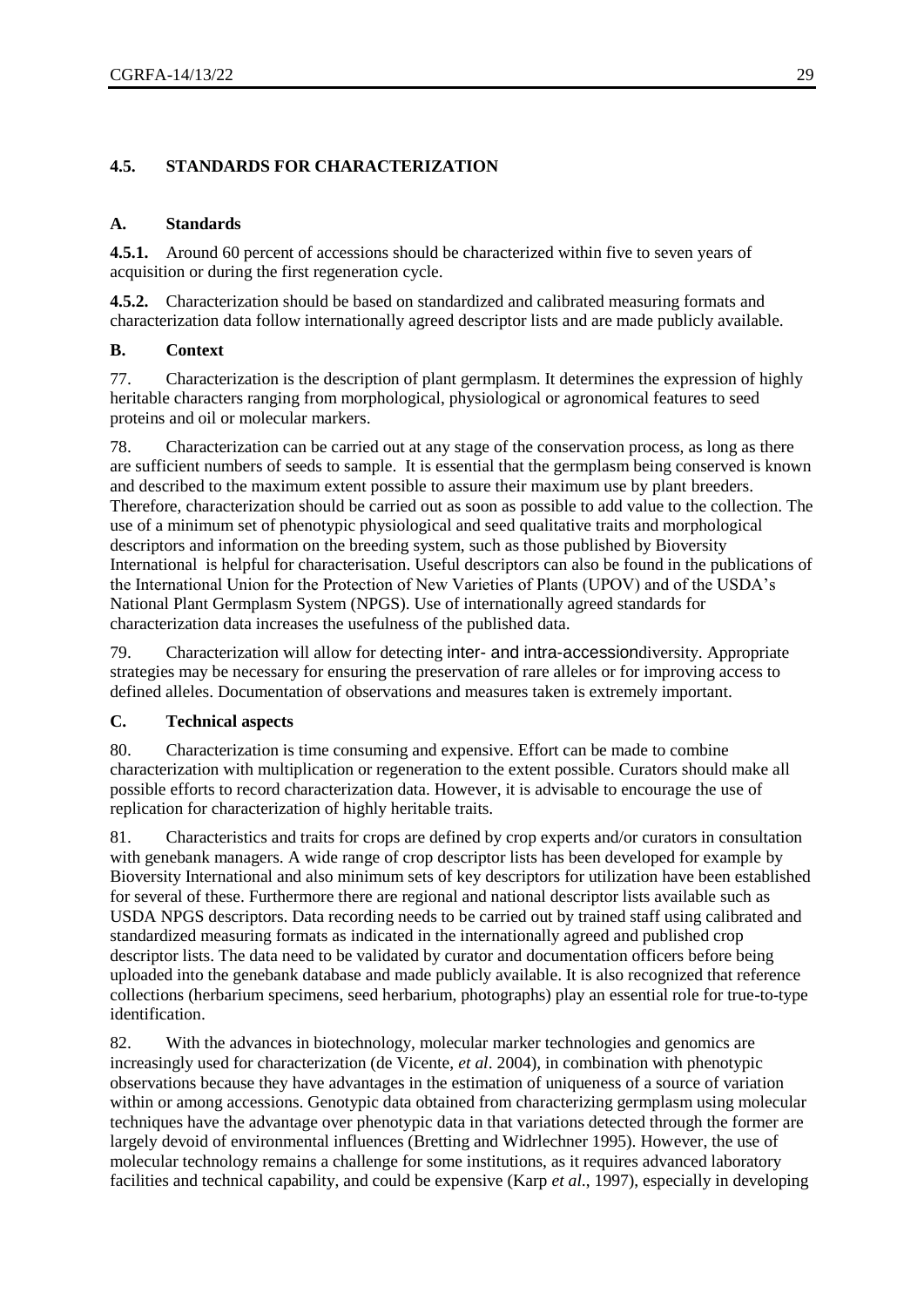## 4.5. STANDARDS FOR CHARACTERIZATION

### A. Standards

**4.5.1.** Around 60 percent of accessions should be characterized within five to seven years of acquisition or during the first regeneration cycle.

**4.5.2.** Characterization should be based on standardized and calibrated measuring formats and characterization data follow internationally agreed descriptor lists and are made publicly available.

### B. Context

77. Characterization is the description of plant germplasm. It determines the expression of highly heritable characters ranging from morphological, physiological or agronomical features to seed proteins and oil or molecular markers.

78. Characterization can be carried out at any stage of the conservation process, as long as there are sufficient numbers of seeds to sample. It is essential that the germplasm being conserved is known and described to the maximum extent possible to assure their maximum use by plant breeders. Therefore, characterization should be carried out as soon as possible to add value to the collection. The use of a minimum set of phenotypic physiological and seed qualitative traits and morphological descriptors and information on the breeding system, such as those published by Bioversity International is helpful for characterisation. Useful descriptors can also be found in the publications of the International Union for the Protection of New Varieties of Plants (UPOV) and of the USDA's National Plant Germplasm System (NPGS). Use of internationally agreed standards for characterization data increases the usefulness of the published data.

79. Characterization will allow for detecting inter- and intra-accessiondiversity. Appropriate strategies may be necessary for ensuring the preservation of rare alleles or for improving access to defined alleles. Documentation of observations and measures taken is extremely important.

### C. Technical aspects

80. Characterization is time consuming and expensive. Effort can be made to combine characterization with multiplication or regeneration to the extent possible. Curators should make all possible efforts to record characterization data. However, it is advisable to encourage the use of replication for characterization of highly heritable traits.

81. Characteristics and traits for crops are defined by crop experts and/or curators in consultation with genebank managers. A wide range of crop descriptor lists has been developed for example by Bioversity International and also minimum sets of key descriptors for utilization have been established for several of these. Furthermore there are regional and national descriptor lists available such as USDA NPGS descriptors. Data recording needs to be carried out by trained staff using calibrated and standardized measuring formats as indicated in the internationally agreed and published crop descriptor lists. The data need to be validated by curator and documentation officers before being uploaded into the genebank database and made publicly available. It is also recognized that reference collections (herbarium specimens, seed herbarium, photographs) play an essential role for true-to-type identification.

82. With the advances in biotechnology, molecular marker technologies and genomics are increasingly used for characterization (de Vicente, *et al*. 2004), in combination with phenotypic observations because they have advantages in the estimation of uniqueness of a source of variation within or among accessions. Genotypic data obtained from characterizing germplasm using molecular techniques have the advantage over phenotypic data in that variations detected through the former are largely devoid of environmental influences (Bretting and Widrlechner 1995). However, the use of molecular technology remains a challenge for some institutions, as it requires advanced laboratory facilities and technical capability, and could be expensive (Karp *et al*., 1997), especially in developing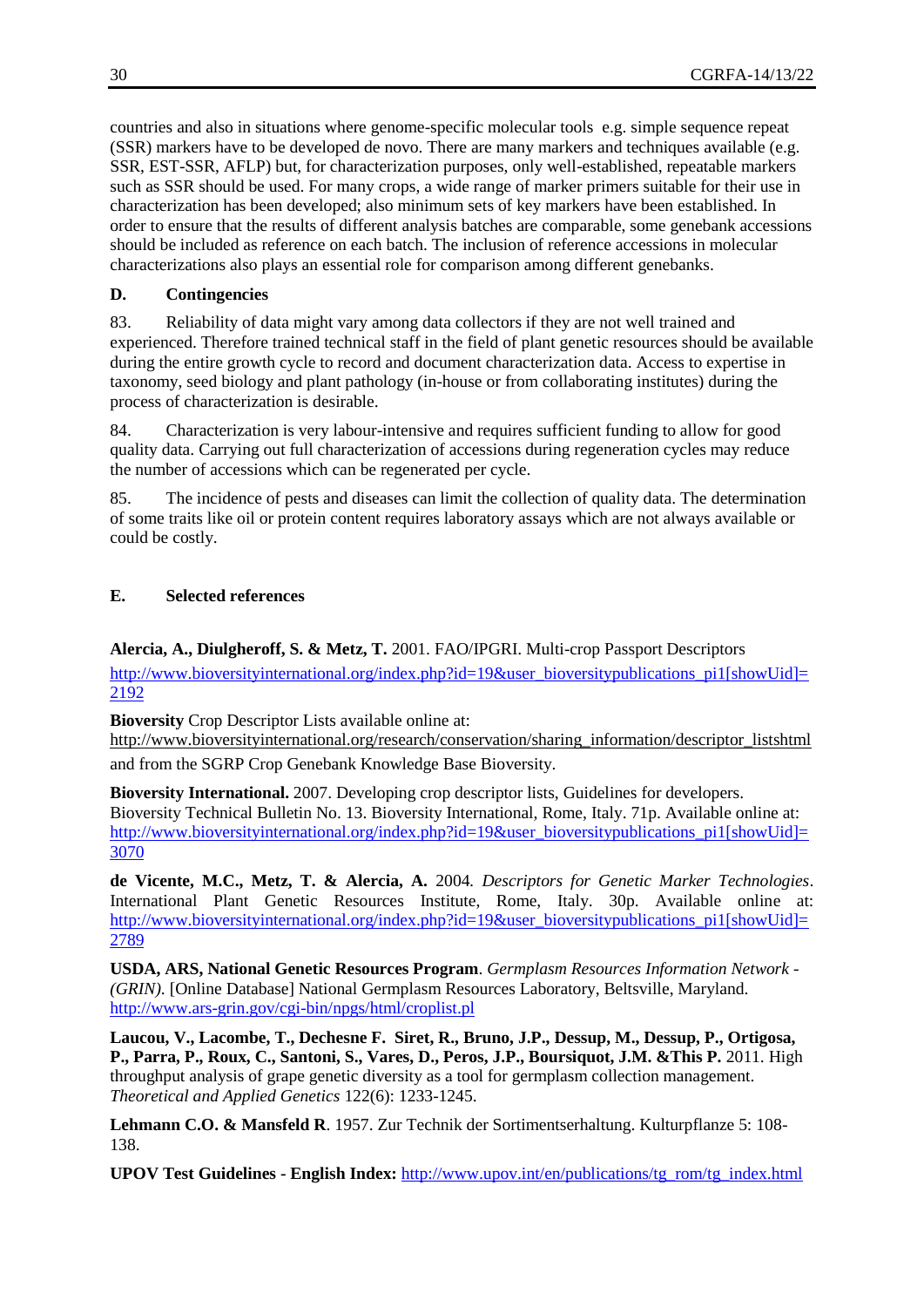countries and also in situations where genome-specific molecular tools e.g. simple sequence repeat (SSR) markers have to be developed de novo. There are many markers and techniques available (e.g. SSR, EST-SSR, AFLP) but, for characterization purposes, only well-established, repeatable markers such as SSR should be used. For many crops, a wide range of marker primers suitable for their use in characterization has been developed; also minimum sets of key markers have been established. In order to ensure that the results of different analysis batches are comparable, some genebank accessions should be included as reference on each batch. The inclusion of reference accessions in molecular characterizations also plays an essential role for comparison among different genebanks.

## D. Contingencies

83. Reliability of data might vary among data collectors if they are not well trained and experienced. Therefore trained technical staff in the field of plant genetic resources should be available during the entire growth cycle to record and document characterization data. Access to expertise in taxonomy, seed biology and plant pathology (in-house or from collaborating institutes) during the process of characterization is desirable.

84. Characterization is very labour-intensive and requires sufficient funding to allow for good quality data. Carrying out full characterization of accessions during regeneration cycles may reduce the number of accessions which can be regenerated per cycle.

85. The incidence of pests and diseases can limit the collection of quality data. The determination of some traits like oil or protein content requires laboratory assays which are not always available or could be costly.

## E. Selected references

**Alercia, A., Diulgheroff, S. & Metz, T.** 2001. FAO/IPGRI. Multi-crop Passport Descriptors
http://www.bioversityinternational.org/index.php?id=19&user_bioversitypublications_pi1[showUid]=2192

**Bioversity** Crop Descriptor Lists available online at:
http://www.bioversityinternational.org/research/conservation/sharing_information/descriptor_listshtml
and from the SGRP Crop Genebank Knowledge Base Bioversity.

**Bioversity International.** 2007. Developing crop descriptor lists, Guidelines for developers. Bioversity Technical Bulletin No. 13. Bioversity International, Rome, Italy. 71p. Available online at: http://www.bioversityinternational.org/index.php?id=19&user_bioversitypublications_pi1[showUid]=3070

**de Vicente, M.C., Metz, T. & Alercia, A.** 2004. *Descriptors for Genetic Marker Technologies*. International Plant Genetic Resources Institute, Rome, Italy. 30p. Available online at: http://www.bioversityinternational.org/index.php?id=19&user_bioversitypublications_pi1[showUid]=2789

**USDA, ARS, National Genetic Resources Program**. *Germplasm Resources Information Network - (GRIN).* [Online Database] National Germplasm Resources Laboratory, Beltsville, Maryland. http://www.ars-grin.gov/cgi-bin/npgs/html/croplist.pl

**Laucou, V., Lacombe, T., Dechesne F. Siret, R., Bruno, J.P., Dessup, M., Dessup, P., Ortigosa, P., Parra, P., Roux, C., Santoni, S., Vares, D., Peros, J.P., Boursiquot, J.M. &This P.** 2011. High throughput analysis of grape genetic diversity as a tool for germplasm collection management. *Theoretical and Applied Genetics* 122(6): 1233-1245.

**Lehmann C.O. & Mansfeld R**. 1957. Zur Technik der Sortimentserhaltung. Kulturpflanze 5: 108-138.

**UPOV Test Guidelines - English Index:** http://www.upov.int/en/publications/tg_rom/tg_index.html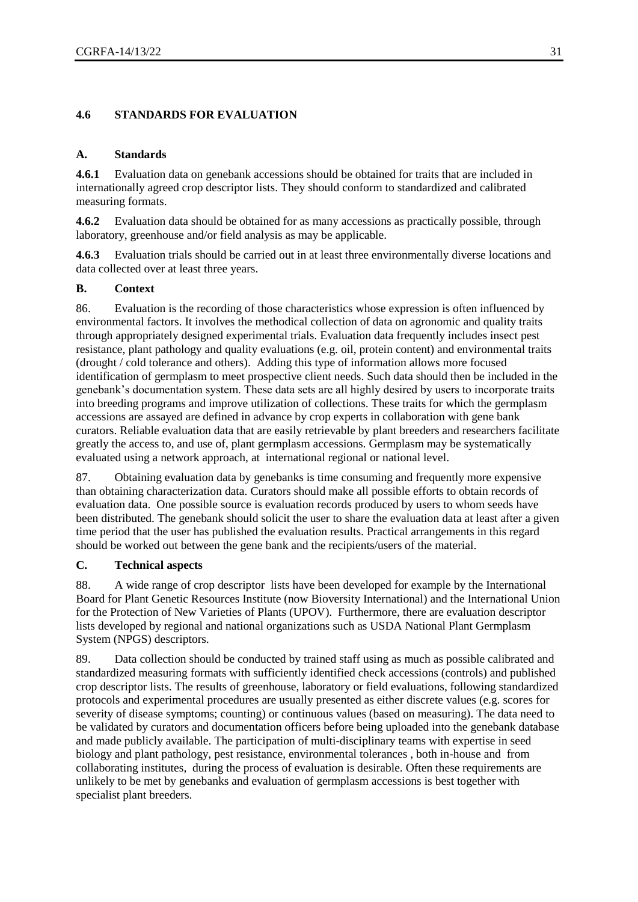### 4.6 STANDARDS FOR EVALUATION

#### A. Standards

**4.6.1** Evaluation data on genebank accessions should be obtained for traits that are included in internationally agreed crop descriptor lists. They should conform to standardized and calibrated measuring formats.

**4.6.2** Evaluation data should be obtained for as many accessions as practically possible, through laboratory, greenhouse and/or field analysis as may be applicable.

**4.6.3** Evaluation trials should be carried out in at least three environmentally diverse locations and data collected over at least three years.

#### B. Context

86. Evaluation is the recording of those characteristics whose expression is often influenced by environmental factors. It involves the methodical collection of data on agronomic and quality traits through appropriately designed experimental trials. Evaluation data frequently includes insect pest resistance, plant pathology and quality evaluations (e.g. oil, protein content) and environmental traits (drought / cold tolerance and others). Adding this type of information allows more focused identification of germplasm to meet prospective client needs. Such data should then be included in the genebank's documentation system. These data sets are all highly desired by users to incorporate traits into breeding programs and improve utilization of collections. These traits for which the germplasm accessions are assayed are defined in advance by crop experts in collaboration with gene bank curators. Reliable evaluation data that are easily retrievable by plant breeders and researchers facilitate greatly the access to, and use of, plant germplasm accessions. Germplasm may be systematically evaluated using a network approach, at international regional or national level.

87. Obtaining evaluation data by genebanks is time consuming and frequently more expensive than obtaining characterization data. Curators should make all possible efforts to obtain records of evaluation data. One possible source is evaluation records produced by users to whom seeds have been distributed. The genebank should solicit the user to share the evaluation data at least after a given time period that the user has published the evaluation results. Practical arrangements in this regard should be worked out between the gene bank and the recipients/users of the material.

#### C. Technical aspects

88. A wide range of crop descriptor lists have been developed for example by the International Board for Plant Genetic Resources Institute (now Bioversity International) and the International Union for the Protection of New Varieties of Plants (UPOV). Furthermore, there are evaluation descriptor lists developed by regional and national organizations such as USDA National Plant Germplasm System (NPGS) descriptors.

89. Data collection should be conducted by trained staff using as much as possible calibrated and standardized measuring formats with sufficiently identified check accessions (controls) and published crop descriptor lists. The results of greenhouse, laboratory or field evaluations, following standardized protocols and experimental procedures are usually presented as either discrete values (e.g. scores for severity of disease symptoms; counting) or continuous values (based on measuring). The data need to be validated by curators and documentation officers before being uploaded into the genebank database and made publicly available. The participation of multi-disciplinary teams with expertise in seed biology and plant pathology, pest resistance, environmental tolerances , both in-house and from collaborating institutes, during the process of evaluation is desirable. Often these requirements are unlikely to be met by genebanks and evaluation of germplasm accessions is best together with specialist plant breeders.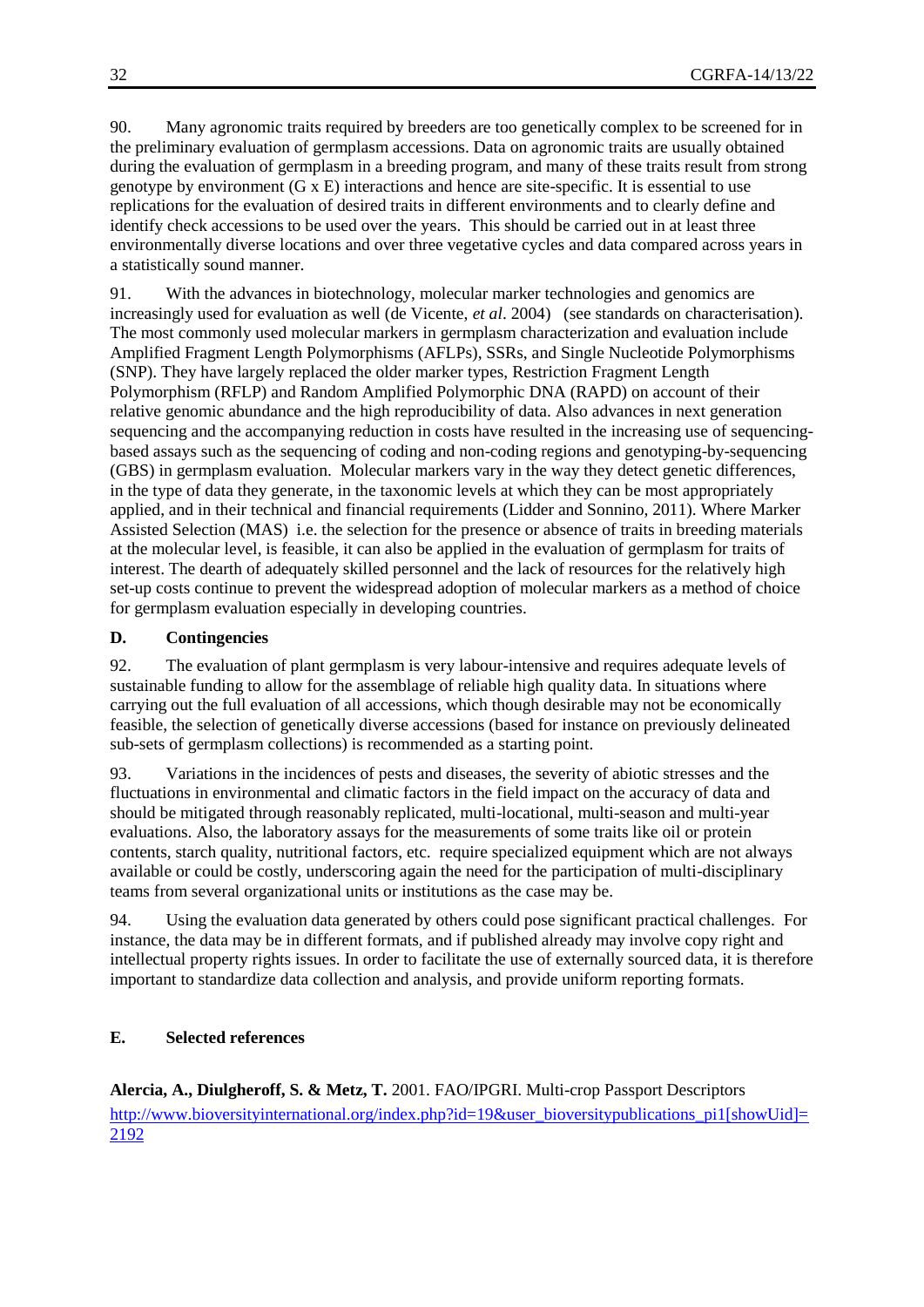90. Many agronomic traits required by breeders are too genetically complex to be screened for in the preliminary evaluation of germplasm accessions. Data on agronomic traits are usually obtained during the evaluation of germplasm in a breeding program, and many of these traits result from strong genotype by environment (G x E) interactions and hence are site-specific. It is essential to use replications for the evaluation of desired traits in different environments and to clearly define and identify check accessions to be used over the years. This should be carried out in at least three environmentally diverse locations and over three vegetative cycles and data compared across years in a statistically sound manner.

91. With the advances in biotechnology, molecular marker technologies and genomics are increasingly used for evaluation as well (de Vicente, *et al*. 2004) (see standards on characterisation). The most commonly used molecular markers in germplasm characterization and evaluation include Amplified Fragment Length Polymorphisms (AFLPs), SSRs, and Single Nucleotide Polymorphisms (SNP). They have largely replaced the older marker types, Restriction Fragment Length Polymorphism (RFLP) and Random Amplified Polymorphic DNA (RAPD) on account of their relative genomic abundance and the high reproducibility of data. Also advances in next generation sequencing and the accompanying reduction in costs have resulted in the increasing use of sequencing-based assays such as the sequencing of coding and non-coding regions and genotyping-by-sequencing (GBS) in germplasm evaluation. Molecular markers vary in the way they detect genetic differences, in the type of data they generate, in the taxonomic levels at which they can be most appropriately applied, and in their technical and financial requirements (Lidder and Sonnino, 2011). Where Marker Assisted Selection (MAS) i.e. the selection for the presence or absence of traits in breeding materials at the molecular level, is feasible, it can also be applied in the evaluation of germplasm for traits of interest. The dearth of adequately skilled personnel and the lack of resources for the relatively high set-up costs continue to prevent the widespread adoption of molecular markers as a method of choice for germplasm evaluation especially in developing countries.

## D. Contingencies

92. The evaluation of plant germplasm is very labour-intensive and requires adequate levels of sustainable funding to allow for the assemblage of reliable high quality data. In situations where carrying out the full evaluation of all accessions, which though desirable may not be economically feasible, the selection of genetically diverse accessions (based for instance on previously delineated sub-sets of germplasm collections) is recommended as a starting point.

93. Variations in the incidences of pests and diseases, the severity of abiotic stresses and the fluctuations in environmental and climatic factors in the field impact on the accuracy of data and should be mitigated through reasonably replicated, multi-locational, multi-season and multi-year evaluations. Also, the laboratory assays for the measurements of some traits like oil or protein contents, starch quality, nutritional factors, etc. require specialized equipment which are not always available or could be costly, underscoring again the need for the participation of multi-disciplinary teams from several organizational units or institutions as the case may be.

94. Using the evaluation data generated by others could pose significant practical challenges. For instance, the data may be in different formats, and if published already may involve copy right and intellectual property rights issues. In order to facilitate the use of externally sourced data, it is therefore important to standardize data collection and analysis, and provide uniform reporting formats.

## E. Selected references

**Alercia, A., Diulgheroff, S. & Metz, T.** 2001. FAO/IPGRI. Multi-crop Passport Descriptors
http://www.bioversityinternational.org/index.php?id=19&user_bioversitypublications_pi1[showUid]=2192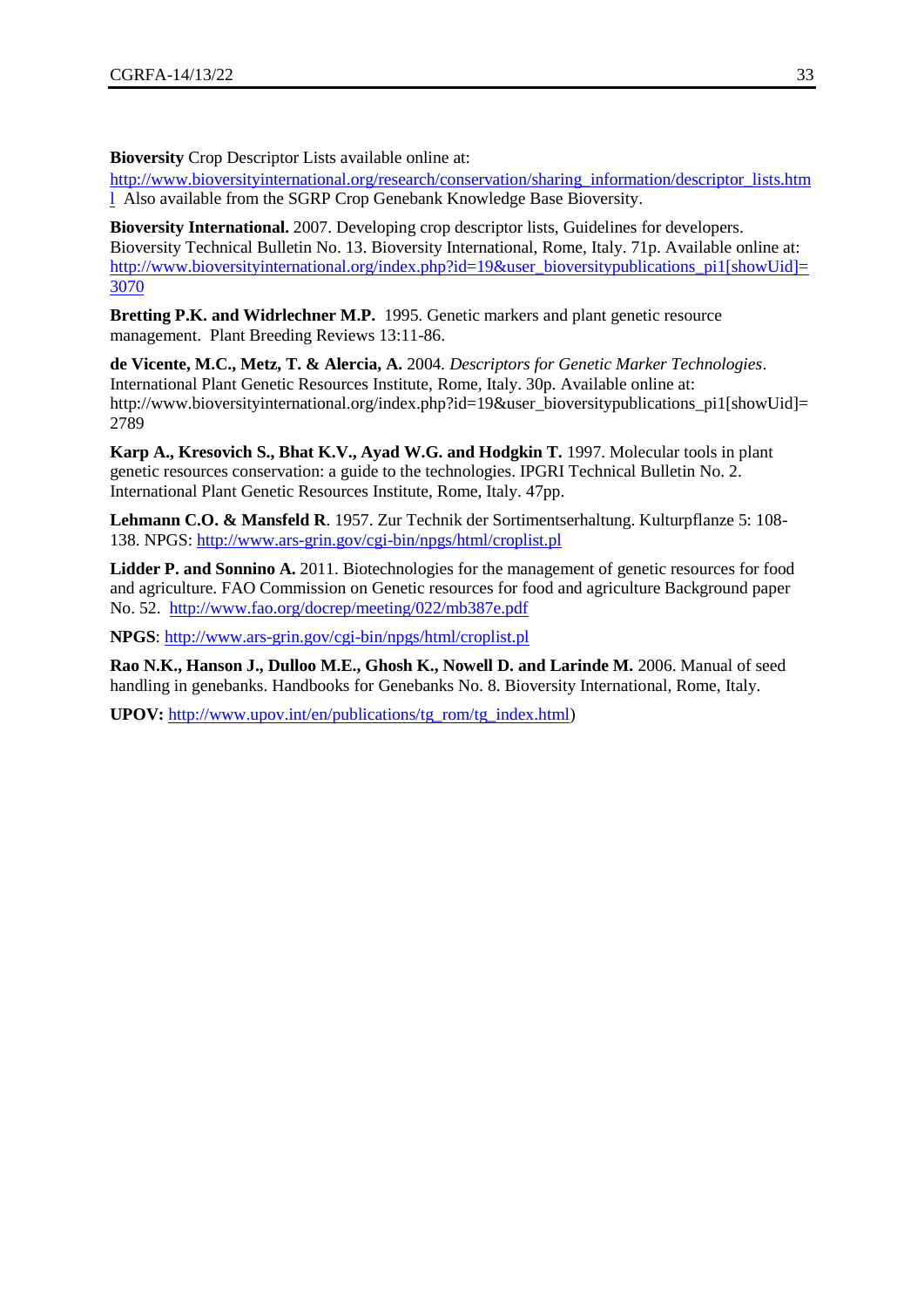**Bioversity** Crop Descriptor Lists available online at: http://www.bioversityinternational.org/research/conservation/sharing_information/descriptor_lists.html Also available from the SGRP Crop Genebank Knowledge Base Bioversity.

**Bioversity International.** 2007. Developing crop descriptor lists, Guidelines for developers. Bioversity Technical Bulletin No. 13. Bioversity International, Rome, Italy. 71p. Available online at: http://www.bioversityinternational.org/index.php?id=19&user_bioversitypublications_pi1[showUid]=3070

**Bretting P.K. and Widrlechner M.P.** 1995. Genetic markers and plant genetic resource management. Plant Breeding Reviews 13:11-86.

**de Vicente, M.C., Metz, T. & Alercia, A.** 2004. *Descriptors for Genetic Marker Technologies*. International Plant Genetic Resources Institute, Rome, Italy. 30p. Available online at: http://www.bioversityinternational.org/index.php?id=19&user_bioversitypublications_pi1[showUid]=2789

**Karp A., Kresovich S., Bhat K.V., Ayad W.G. and Hodgkin T.** 1997. Molecular tools in plant genetic resources conservation: a guide to the technologies. IPGRI Technical Bulletin No. 2. International Plant Genetic Resources Institute, Rome, Italy. 47pp.

**Lehmann C.O. & Mansfeld R**. 1957. Zur Technik der Sortimentserhaltung. Kulturpflanze 5: 108-138. NPGS: http://www.ars-grin.gov/cgi-bin/npgs/html/croplist.pl

**Lidder P. and Sonnino A.** 2011. Biotechnologies for the management of genetic resources for food and agriculture. FAO Commission on Genetic resources for food and agriculture Background paper No. 52. http://www.fao.org/docrep/meeting/022/mb387e.pdf

**NPGS**: http://www.ars-grin.gov/cgi-bin/npgs/html/croplist.pl

**Rao N.K., Hanson J., Dulloo M.E., Ghosh K., Nowell D. and Larinde M.** 2006. Manual of seed handling in genebanks. Handbooks for Genebanks No. 8. Bioversity International, Rome, Italy.

**UPOV:** http://www.upov.int/en/publications/tg_rom/tg_index.html)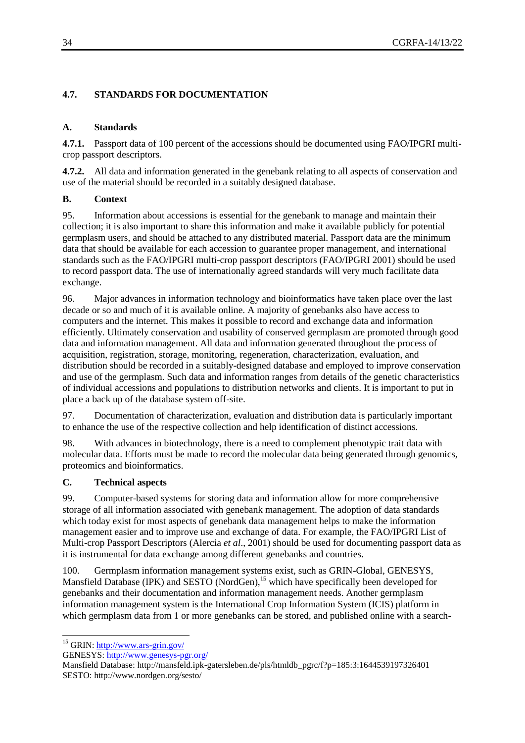## 4.7. STANDARDS FOR DOCUMENTATION

### A. Standards

**4.7.1.** Passport data of 100 percent of the accessions should be documented using FAO/IPGRI multi-crop passport descriptors.

**4.7.2.** All data and information generated in the genebank relating to all aspects of conservation and use of the material should be recorded in a suitably designed database.

### B. Context

95. Information about accessions is essential for the genebank to manage and maintain their collection; it is also important to share this information and make it available publicly for potential germplasm users, and should be attached to any distributed material. Passport data are the minimum data that should be available for each accession to guarantee proper management, and international standards such as the FAO/IPGRI multi-crop passport descriptors (FAO/IPGRI 2001) should be used to record passport data. The use of internationally agreed standards will very much facilitate data exchange.

96. Major advances in information technology and bioinformatics have taken place over the last decade or so and much of it is available online. A majority of genebanks also have access to computers and the internet. This makes it possible to record and exchange data and information efficiently. Ultimately conservation and usability of conserved germplasm are promoted through good data and information management. All data and information generated throughout the process of acquisition, registration, storage, monitoring, regeneration, characterization, evaluation, and distribution should be recorded in a suitably-designed database and employed to improve conservation and use of the germplasm. Such data and information ranges from details of the genetic characteristics of individual accessions and populations to distribution networks and clients. It is important to put in place a back up of the database system off-site.

97. Documentation of characterization, evaluation and distribution data is particularly important to enhance the use of the respective collection and help identification of distinct accessions.

98. With advances in biotechnology, there is a need to complement phenotypic trait data with molecular data. Efforts must be made to record the molecular data being generated through genomics, proteomics and bioinformatics.

### C. Technical aspects

99. Computer-based systems for storing data and information allow for more comprehensive storage of all information associated with genebank management. The adoption of data standards which today exist for most aspects of genebank data management helps to make the information management easier and to improve use and exchange of data. For example, the FAO/IPGRI List of Multi-crop Passport Descriptors (Alercia *et al*., 2001) should be used for documenting passport data as it is instrumental for data exchange among different genebanks and countries.

100. Germplasm information management systems exist, such as GRIN-Global, GENESYS, Mansfield Database (IPK) and SESTO (NordGen),[15] which have specifically been developed for genebanks and their documentation and information management needs. Another germplasm information management system is the International Crop Information System (ICIS) platform in which germplasm data from 1 or more genebanks can be stored, and published online with a search-

---

[15] GRIN: http://www.ars-grin.gov/
GENESYS: http://www.genesys-pgr.org/
Mansfield Database: http://mansfeld.ipk-gatersleben.de/pls/htmldb_pgrc/f?p=185:3:1644539197326401
SESTO: http://www.nordgen.org/sesto/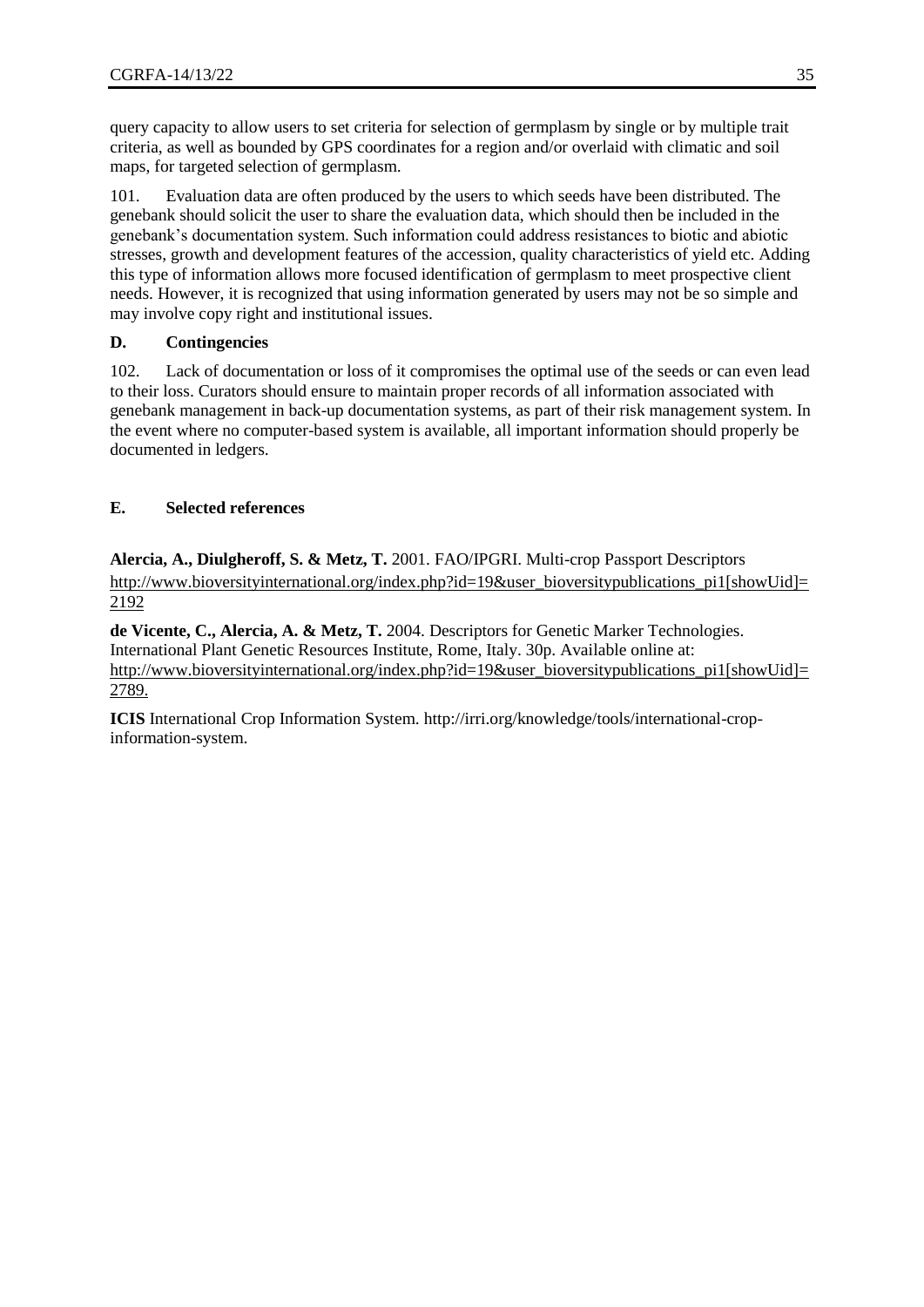query capacity to allow users to set criteria for selection of germplasm by single or by multiple trait criteria, as well as bounded by GPS coordinates for a region and/or overlaid with climatic and soil maps, for targeted selection of germplasm.

101. Evaluation data are often produced by the users to which seeds have been distributed. The genebank should solicit the user to share the evaluation data, which should then be included in the genebank's documentation system. Such information could address resistances to biotic and abiotic stresses, growth and development features of the accession, quality characteristics of yield etc. Adding this type of information allows more focused identification of germplasm to meet prospective client needs. However, it is recognized that using information generated by users may not be so simple and may involve copy right and institutional issues.

## D. Contingencies

102. Lack of documentation or loss of it compromises the optimal use of the seeds or can even lead to their loss. Curators should ensure to maintain proper records of all information associated with genebank management in back-up documentation systems, as part of their risk management system. In the event where no computer-based system is available, all important information should properly be documented in ledgers.

## E. Selected references

**Alercia, A., Diulgheroff, S. & Metz, T.** 2001. FAO/IPGRI. Multi-crop Passport Descriptors http://www.bioversityinternational.org/index.php?id=19&user_bioversitypublications_pi1[showUid]=2192

**de Vicente, C., Alercia, A. & Metz, T.** 2004. Descriptors for Genetic Marker Technologies. International Plant Genetic Resources Institute, Rome, Italy. 30p. Available online at: http://www.bioversityinternational.org/index.php?id=19&user_bioversitypublications_pi1[showUid]=2789.

**ICIS** International Crop Information System. http://irri.org/knowledge/tools/international-crop-information-system.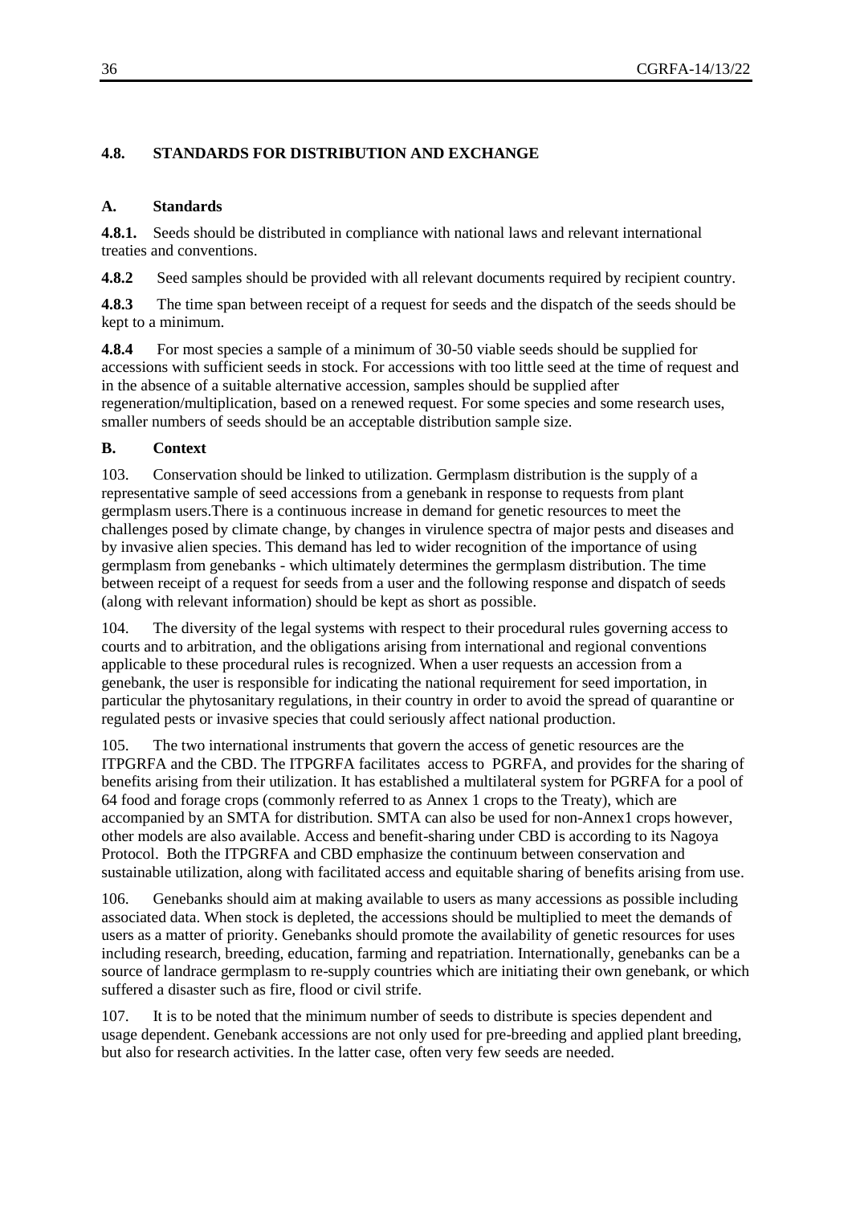## 4.8. STANDARDS FOR DISTRIBUTION AND EXCHANGE

### A. Standards

**4.8.1.** Seeds should be distributed in compliance with national laws and relevant international treaties and conventions.

**4.8.2** Seed samples should be provided with all relevant documents required by recipient country.

**4.8.3** The time span between receipt of a request for seeds and the dispatch of the seeds should be kept to a minimum.

**4.8.4** For most species a sample of a minimum of 30-50 viable seeds should be supplied for accessions with sufficient seeds in stock. For accessions with too little seed at the time of request and in the absence of a suitable alternative accession, samples should be supplied after regeneration/multiplication, based on a renewed request. For some species and some research uses, smaller numbers of seeds should be an acceptable distribution sample size.

### B. Context

103. Conservation should be linked to utilization. Germplasm distribution is the supply of a representative sample of seed accessions from a genebank in response to requests from plant germplasm users.There is a continuous increase in demand for genetic resources to meet the challenges posed by climate change, by changes in virulence spectra of major pests and diseases and by invasive alien species. This demand has led to wider recognition of the importance of using germplasm from genebanks - which ultimately determines the germplasm distribution. The time between receipt of a request for seeds from a user and the following response and dispatch of seeds (along with relevant information) should be kept as short as possible.

104. The diversity of the legal systems with respect to their procedural rules governing access to courts and to arbitration, and the obligations arising from international and regional conventions applicable to these procedural rules is recognized. When a user requests an accession from a genebank, the user is responsible for indicating the national requirement for seed importation, in particular the phytosanitary regulations, in their country in order to avoid the spread of quarantine or regulated pests or invasive species that could seriously affect national production.

105. The two international instruments that govern the access of genetic resources are the ITPGRFA and the CBD. The ITPGRFA facilitates access to PGRFA, and provides for the sharing of benefits arising from their utilization. It has established a multilateral system for PGRFA for a pool of 64 food and forage crops (commonly referred to as Annex 1 crops to the Treaty), which are accompanied by an SMTA for distribution. SMTA can also be used for non-Annex1 crops however, other models are also available. Access and benefit-sharing under CBD is according to its Nagoya Protocol. Both the ITPGRFA and CBD emphasize the continuum between conservation and sustainable utilization, along with facilitated access and equitable sharing of benefits arising from use.

106. Genebanks should aim at making available to users as many accessions as possible including associated data. When stock is depleted, the accessions should be multiplied to meet the demands of users as a matter of priority. Genebanks should promote the availability of genetic resources for uses including research, breeding, education, farming and repatriation. Internationally, genebanks can be a source of landrace germplasm to re-supply countries which are initiating their own genebank, or which suffered a disaster such as fire, flood or civil strife.

107. It is to be noted that the minimum number of seeds to distribute is species dependent and usage dependent. Genebank accessions are not only used for pre-breeding and applied plant breeding, but also for research activities. In the latter case, often very few seeds are needed.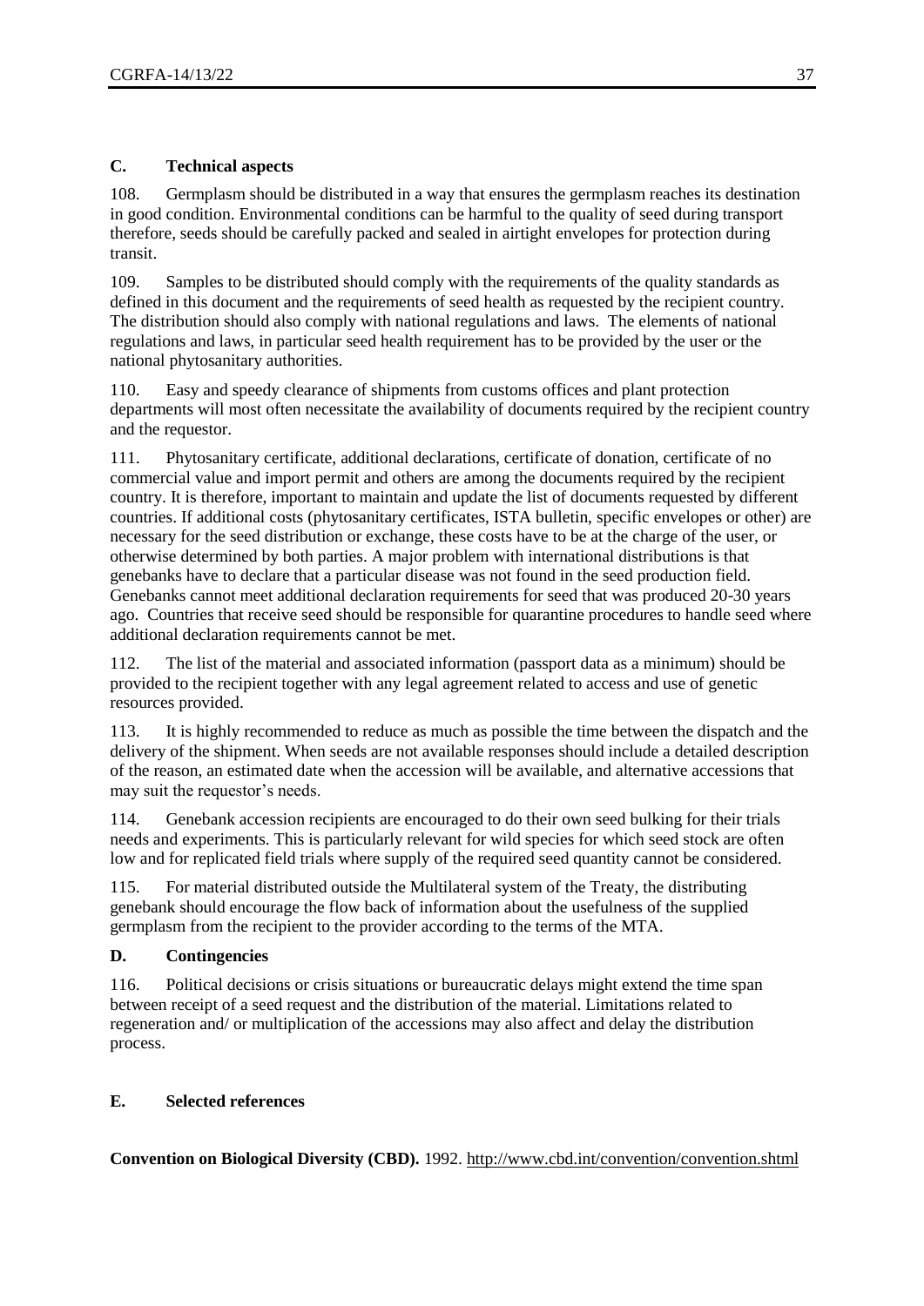### C. Technical aspects

108. Germplasm should be distributed in a way that ensures the germplasm reaches its destination in good condition. Environmental conditions can be harmful to the quality of seed during transport therefore, seeds should be carefully packed and sealed in airtight envelopes for protection during transit.

109. Samples to be distributed should comply with the requirements of the quality standards as defined in this document and the requirements of seed health as requested by the recipient country. The distribution should also comply with national regulations and laws. The elements of national regulations and laws, in particular seed health requirement has to be provided by the user or the national phytosanitary authorities.

110. Easy and speedy clearance of shipments from customs offices and plant protection departments will most often necessitate the availability of documents required by the recipient country and the requestor.

111. Phytosanitary certificate, additional declarations, certificate of donation, certificate of no commercial value and import permit and others are among the documents required by the recipient country. It is therefore, important to maintain and update the list of documents requested by different countries. If additional costs (phytosanitary certificates, ISTA bulletin, specific envelopes or other) are necessary for the seed distribution or exchange, these costs have to be at the charge of the user, or otherwise determined by both parties. A major problem with international distributions is that genebanks have to declare that a particular disease was not found in the seed production field. Genebanks cannot meet additional declaration requirements for seed that was produced 20-30 years ago. Countries that receive seed should be responsible for quarantine procedures to handle seed where additional declaration requirements cannot be met.

112. The list of the material and associated information (passport data as a minimum) should be provided to the recipient together with any legal agreement related to access and use of genetic resources provided.

113. It is highly recommended to reduce as much as possible the time between the dispatch and the delivery of the shipment. When seeds are not available responses should include a detailed description of the reason, an estimated date when the accession will be available, and alternative accessions that may suit the requestor's needs.

114. Genebank accession recipients are encouraged to do their own seed bulking for their trials needs and experiments. This is particularly relevant for wild species for which seed stock are often low and for replicated field trials where supply of the required seed quantity cannot be considered.

115. For material distributed outside the Multilateral system of the Treaty, the distributing genebank should encourage the flow back of information about the usefulness of the supplied germplasm from the recipient to the provider according to the terms of the MTA.

### D. Contingencies

116. Political decisions or crisis situations or bureaucratic delays might extend the time span between receipt of a seed request and the distribution of the material. Limitations related to regeneration and/ or multiplication of the accessions may also affect and delay the distribution process.

### E. Selected references

**Convention on Biological Diversity (CBD).** 1992. http://www.cbd.int/convention/convention.shtml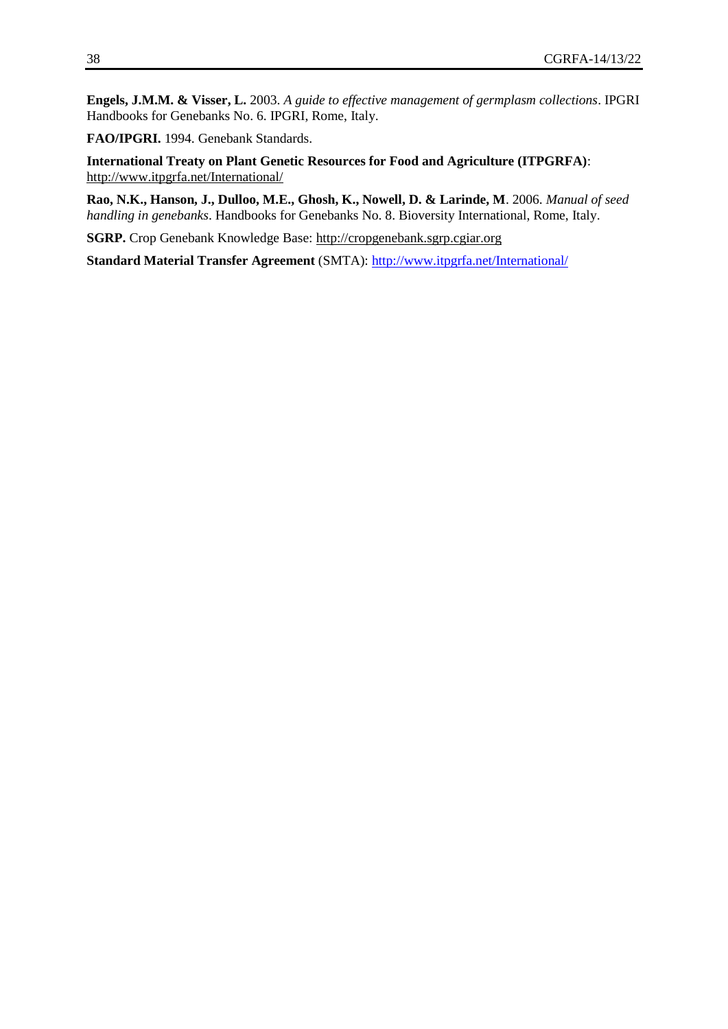**Engels, J.M.M. & Visser, L.** 2003. *A guide to effective management of germplasm collections*. IPGRI Handbooks for Genebanks No. 6. IPGRI, Rome, Italy.

**FAO/IPGRI.** 1994. Genebank Standards.

**International Treaty on Plant Genetic Resources for Food and Agriculture (ITPGRFA)**: http://www.itpgrfa.net/International/

**Rao, N.K., Hanson, J., Dulloo, M.E., Ghosh, K., Nowell, D. & Larinde, M**. 2006. *Manual of seed handling in genebanks*. Handbooks for Genebanks No. 8. Bioversity International, Rome, Italy.

**SGRP.** Crop Genebank Knowledge Base: http://cropgenebank.sgrp.cgiar.org

**Standard Material Transfer Agreement** (SMTA): http://www.itpgrfa.net/International/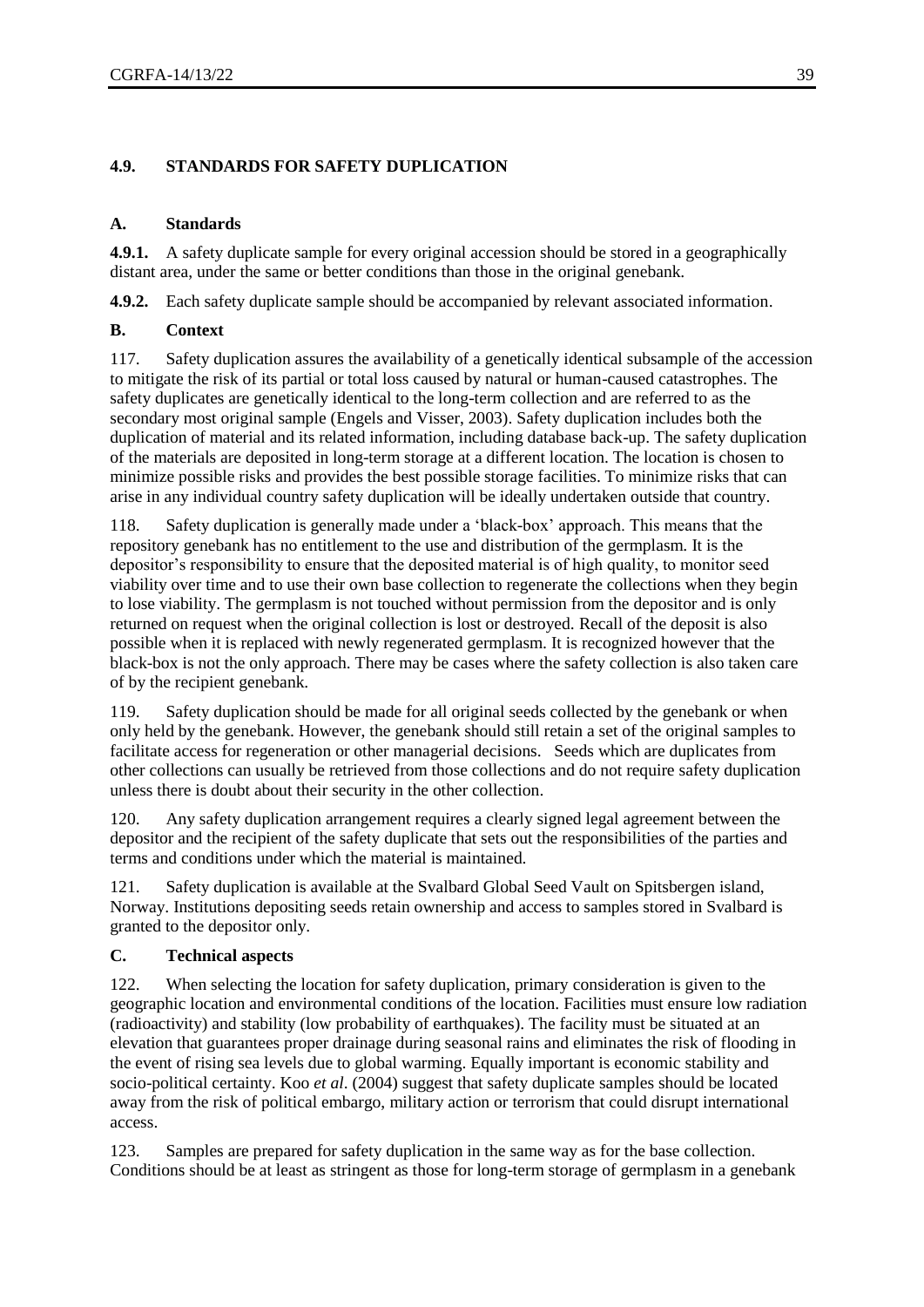## 4.9. STANDARDS FOR SAFETY DUPLICATION

### A. Standards

**4.9.1.** A safety duplicate sample for every original accession should be stored in a geographically distant area, under the same or better conditions than those in the original genebank.

**4.9.2.** Each safety duplicate sample should be accompanied by relevant associated information.

### B. Context

117. Safety duplication assures the availability of a genetically identical subsample of the accession to mitigate the risk of its partial or total loss caused by natural or human-caused catastrophes. The safety duplicates are genetically identical to the long-term collection and are referred to as the secondary most original sample (Engels and Visser, 2003). Safety duplication includes both the duplication of material and its related information, including database back-up. The safety duplication of the materials are deposited in long-term storage at a different location. The location is chosen to minimize possible risks and provides the best possible storage facilities. To minimize risks that can arise in any individual country safety duplication will be ideally undertaken outside that country.

118. Safety duplication is generally made under a 'black-box' approach. This means that the repository genebank has no entitlement to the use and distribution of the germplasm. It is the depositor's responsibility to ensure that the deposited material is of high quality, to monitor seed viability over time and to use their own base collection to regenerate the collections when they begin to lose viability. The germplasm is not touched without permission from the depositor and is only returned on request when the original collection is lost or destroyed. Recall of the deposit is also possible when it is replaced with newly regenerated germplasm. It is recognized however that the black-box is not the only approach. There may be cases where the safety collection is also taken care of by the recipient genebank.

119. Safety duplication should be made for all original seeds collected by the genebank or when only held by the genebank. However, the genebank should still retain a set of the original samples to facilitate access for regeneration or other managerial decisions. Seeds which are duplicates from other collections can usually be retrieved from those collections and do not require safety duplication unless there is doubt about their security in the other collection.

120. Any safety duplication arrangement requires a clearly signed legal agreement between the depositor and the recipient of the safety duplicate that sets out the responsibilities of the parties and terms and conditions under which the material is maintained.

121. Safety duplication is available at the Svalbard Global Seed Vault on Spitsbergen island, Norway. Institutions depositing seeds retain ownership and access to samples stored in Svalbard is granted to the depositor only.

### C. Technical aspects

122. When selecting the location for safety duplication, primary consideration is given to the geographic location and environmental conditions of the location. Facilities must ensure low radiation (radioactivity) and stability (low probability of earthquakes). The facility must be situated at an elevation that guarantees proper drainage during seasonal rains and eliminates the risk of flooding in the event of rising sea levels due to global warming. Equally important is economic stability and socio-political certainty. Koo *et al*. (2004) suggest that safety duplicate samples should be located away from the risk of political embargo, military action or terrorism that could disrupt international access.

123. Samples are prepared for safety duplication in the same way as for the base collection. Conditions should be at least as stringent as those for long-term storage of germplasm in a genebank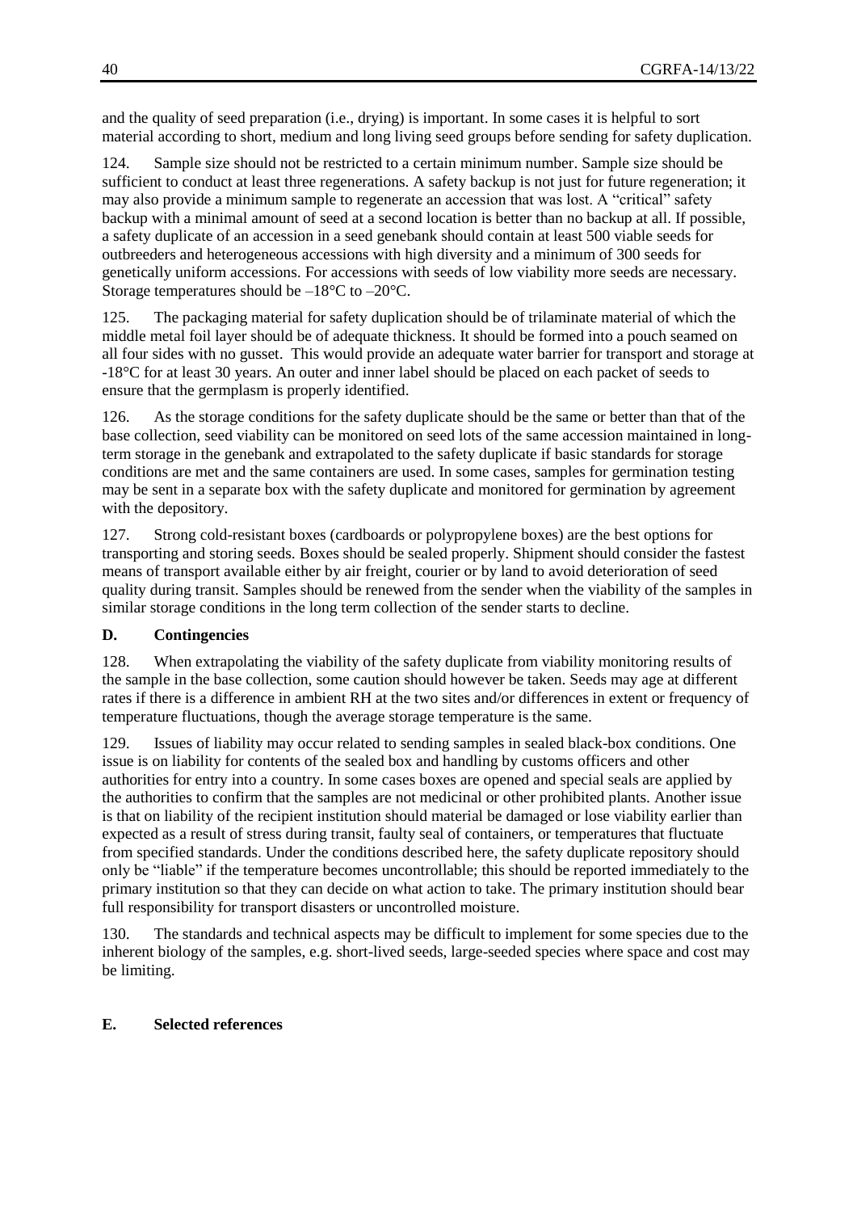and the quality of seed preparation (i.e., drying) is important. In some cases it is helpful to sort material according to short, medium and long living seed groups before sending for safety duplication.

124. Sample size should not be restricted to a certain minimum number. Sample size should be sufficient to conduct at least three regenerations. A safety backup is not just for future regeneration; it may also provide a minimum sample to regenerate an accession that was lost. A "critical" safety backup with a minimal amount of seed at a second location is better than no backup at all. If possible, a safety duplicate of an accession in a seed genebank should contain at least 500 viable seeds for outbreeders and heterogeneous accessions with high diversity and a minimum of 300 seeds for genetically uniform accessions. For accessions with seeds of low viability more seeds are necessary. Storage temperatures should be –18°C to –20°C.

125. The packaging material for safety duplication should be of trilaminate material of which the middle metal foil layer should be of adequate thickness. It should be formed into a pouch seamed on all four sides with no gusset. This would provide an adequate water barrier for transport and storage at -18°C for at least 30 years. An outer and inner label should be placed on each packet of seeds to ensure that the germplasm is properly identified.

126. As the storage conditions for the safety duplicate should be the same or better than that of the base collection, seed viability can be monitored on seed lots of the same accession maintained in long-term storage in the genebank and extrapolated to the safety duplicate if basic standards for storage conditions are met and the same containers are used. In some cases, samples for germination testing may be sent in a separate box with the safety duplicate and monitored for germination by agreement with the depository.

127. Strong cold-resistant boxes (cardboards or polypropylene boxes) are the best options for transporting and storing seeds. Boxes should be sealed properly. Shipment should consider the fastest means of transport available either by air freight, courier or by land to avoid deterioration of seed quality during transit. Samples should be renewed from the sender when the viability of the samples in similar storage conditions in the long term collection of the sender starts to decline.

### D. Contingencies

128. When extrapolating the viability of the safety duplicate from viability monitoring results of the sample in the base collection, some caution should however be taken. Seeds may age at different rates if there is a difference in ambient RH at the two sites and/or differences in extent or frequency of temperature fluctuations, though the average storage temperature is the same.

129. Issues of liability may occur related to sending samples in sealed black-box conditions. One issue is on liability for contents of the sealed box and handling by customs officers and other authorities for entry into a country. In some cases boxes are opened and special seals are applied by the authorities to confirm that the samples are not medicinal or other prohibited plants. Another issue is that on liability of the recipient institution should material be damaged or lose viability earlier than expected as a result of stress during transit, faulty seal of containers, or temperatures that fluctuate from specified standards. Under the conditions described here, the safety duplicate repository should only be "liable" if the temperature becomes uncontrollable; this should be reported immediately to the primary institution so that they can decide on what action to take. The primary institution should bear full responsibility for transport disasters or uncontrolled moisture.

130. The standards and technical aspects may be difficult to implement for some species due to the inherent biology of the samples, e.g. short-lived seeds, large-seeded species where space and cost may be limiting.

### E. Selected references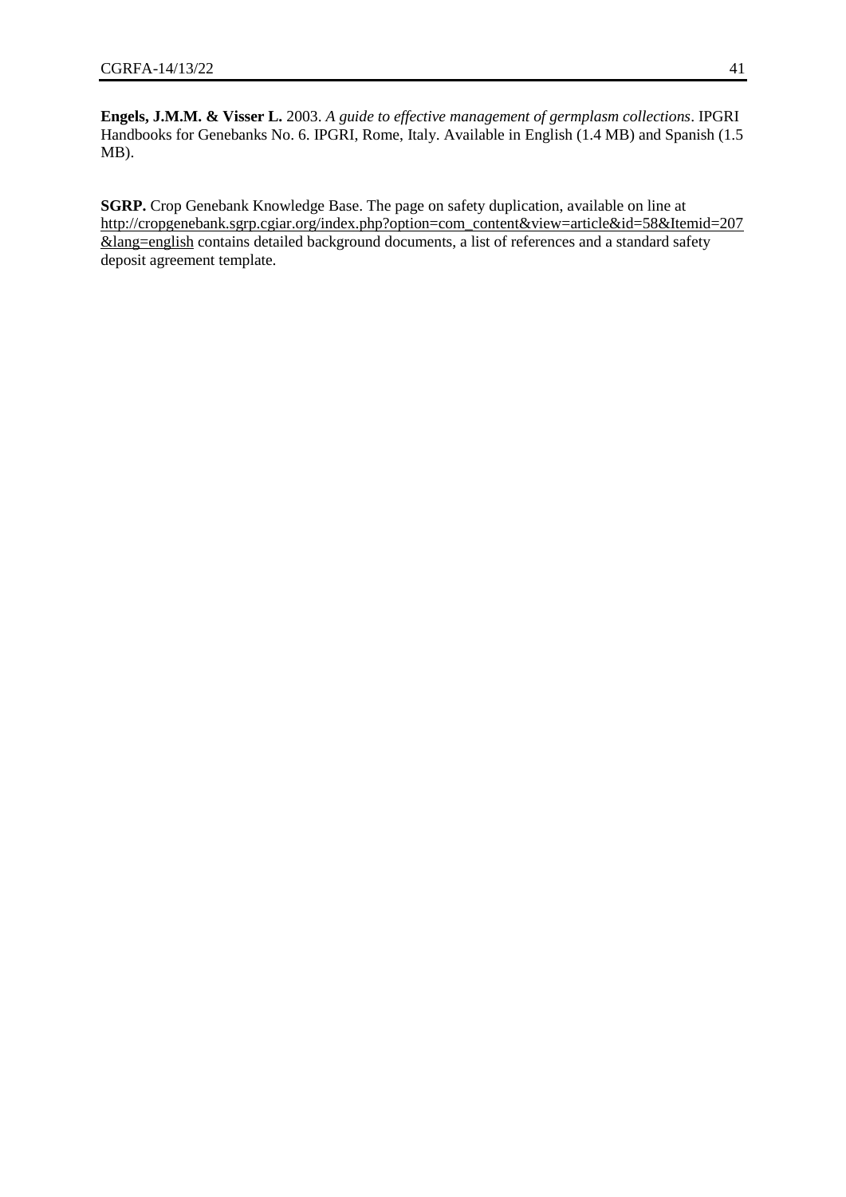**Engels, J.M.M. & Visser L.** 2003. *A guide to effective management of germplasm collections*. IPGRI Handbooks for Genebanks No. 6. IPGRI, Rome, Italy. Available in English (1.4 MB) and Spanish (1.5 MB).

**SGRP.** Crop Genebank Knowledge Base. The page on safety duplication, available on line at http://cropgenebank.sgrp.cgiar.org/index.php?option=com_content&view=article&id=58&Itemid=207&lang=english contains detailed background documents, a list of references and a standard safety deposit agreement template.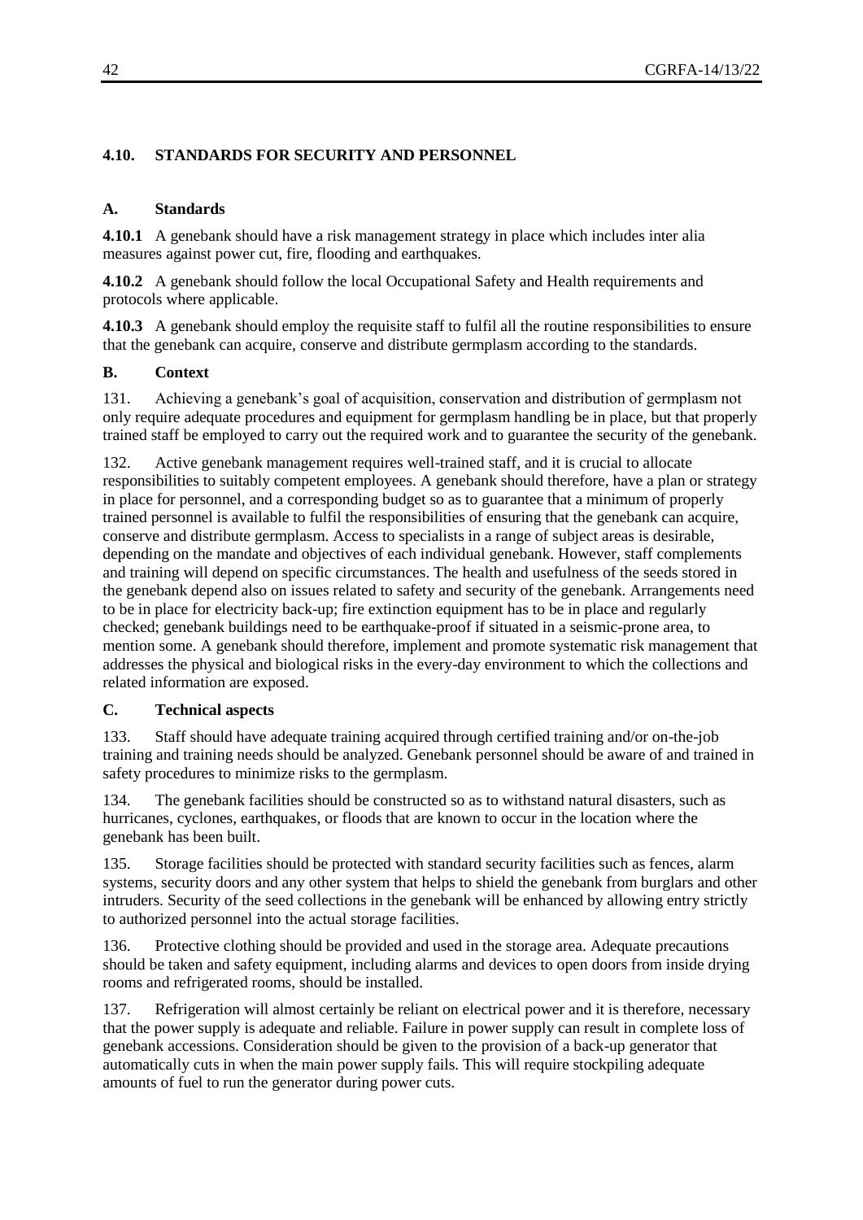## 4.10. STANDARDS FOR SECURITY AND PERSONNEL

### A. Standards

**4.10.1** A genebank should have a risk management strategy in place which includes inter alia measures against power cut, fire, flooding and earthquakes.

**4.10.2** A genebank should follow the local Occupational Safety and Health requirements and protocols where applicable.

**4.10.3** A genebank should employ the requisite staff to fulfil all the routine responsibilities to ensure that the genebank can acquire, conserve and distribute germplasm according to the standards.

### B. Context

131. Achieving a genebank's goal of acquisition, conservation and distribution of germplasm not only require adequate procedures and equipment for germplasm handling be in place, but that properly trained staff be employed to carry out the required work and to guarantee the security of the genebank.

132. Active genebank management requires well-trained staff, and it is crucial to allocate responsibilities to suitably competent employees. A genebank should therefore, have a plan or strategy in place for personnel, and a corresponding budget so as to guarantee that a minimum of properly trained personnel is available to fulfil the responsibilities of ensuring that the genebank can acquire, conserve and distribute germplasm. Access to specialists in a range of subject areas is desirable, depending on the mandate and objectives of each individual genebank. However, staff complements and training will depend on specific circumstances. The health and usefulness of the seeds stored in the genebank depend also on issues related to safety and security of the genebank. Arrangements need to be in place for electricity back-up; fire extinction equipment has to be in place and regularly checked; genebank buildings need to be earthquake-proof if situated in a seismic-prone area, to mention some. A genebank should therefore, implement and promote systematic risk management that addresses the physical and biological risks in the every-day environment to which the collections and related information are exposed.

### C. Technical aspects

133. Staff should have adequate training acquired through certified training and/or on-the-job training and training needs should be analyzed. Genebank personnel should be aware of and trained in safety procedures to minimize risks to the germplasm.

134. The genebank facilities should be constructed so as to withstand natural disasters, such as hurricanes, cyclones, earthquakes, or floods that are known to occur in the location where the genebank has been built.

135. Storage facilities should be protected with standard security facilities such as fences, alarm systems, security doors and any other system that helps to shield the genebank from burglars and other intruders. Security of the seed collections in the genebank will be enhanced by allowing entry strictly to authorized personnel into the actual storage facilities.

136. Protective clothing should be provided and used in the storage area. Adequate precautions should be taken and safety equipment, including alarms and devices to open doors from inside drying rooms and refrigerated rooms, should be installed.

137. Refrigeration will almost certainly be reliant on electrical power and it is therefore, necessary that the power supply is adequate and reliable. Failure in power supply can result in complete loss of genebank accessions. Consideration should be given to the provision of a back-up generator that automatically cuts in when the main power supply fails. This will require stockpiling adequate amounts of fuel to run the generator during power cuts.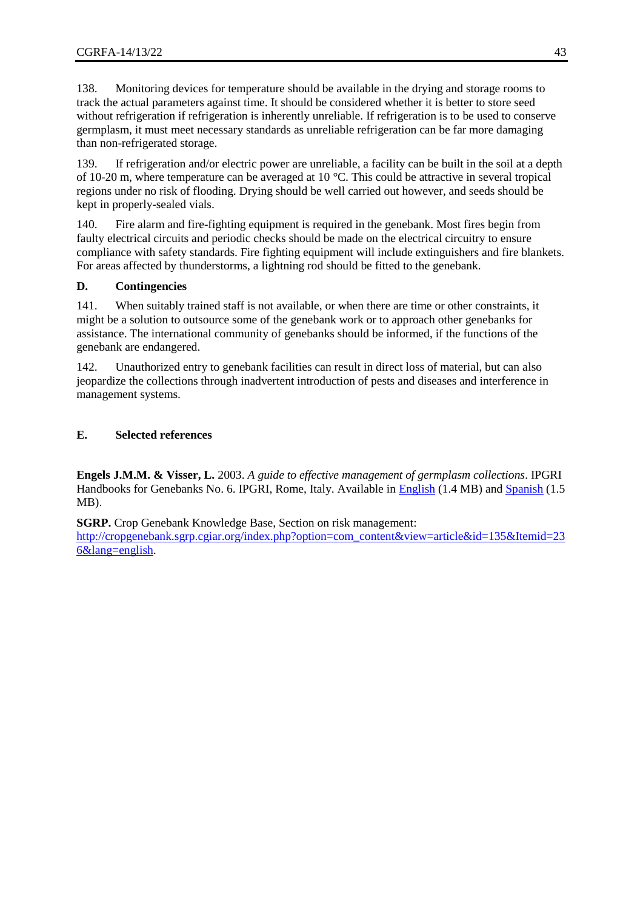138. Monitoring devices for temperature should be available in the drying and storage rooms to track the actual parameters against time. It should be considered whether it is better to store seed without refrigeration if refrigeration is inherently unreliable. If refrigeration is to be used to conserve germplasm, it must meet necessary standards as unreliable refrigeration can be far more damaging than non-refrigerated storage.

139. If refrigeration and/or electric power are unreliable, a facility can be built in the soil at a depth of 10-20 m, where temperature can be averaged at 10 °C. This could be attractive in several tropical regions under no risk of flooding. Drying should be well carried out however, and seeds should be kept in properly-sealed vials.

140. Fire alarm and fire-fighting equipment is required in the genebank. Most fires begin from faulty electrical circuits and periodic checks should be made on the electrical circuitry to ensure compliance with safety standards. Fire fighting equipment will include extinguishers and fire blankets. For areas affected by thunderstorms, a lightning rod should be fitted to the genebank.

## D. Contingencies

141. When suitably trained staff is not available, or when there are time or other constraints, it might be a solution to outsource some of the genebank work or to approach other genebanks for assistance. The international community of genebanks should be informed, if the functions of the genebank are endangered.

142. Unauthorized entry to genebank facilities can result in direct loss of material, but can also jeopardize the collections through inadvertent introduction of pests and diseases and interference in management systems.

## E. Selected references

**Engels J.M.M. & Visser, L.** 2003. *A guide to effective management of germplasm collections*. IPGRI Handbooks for Genebanks No. 6. IPGRI, Rome, Italy. Available in English (1.4 MB) and Spanish (1.5 MB).

**SGRP.** Crop Genebank Knowledge Base, Section on risk management: http://cropgenebank.sgrp.cgiar.org/index.php?option=com_content&view=article&id=135&Itemid=236&lang=english.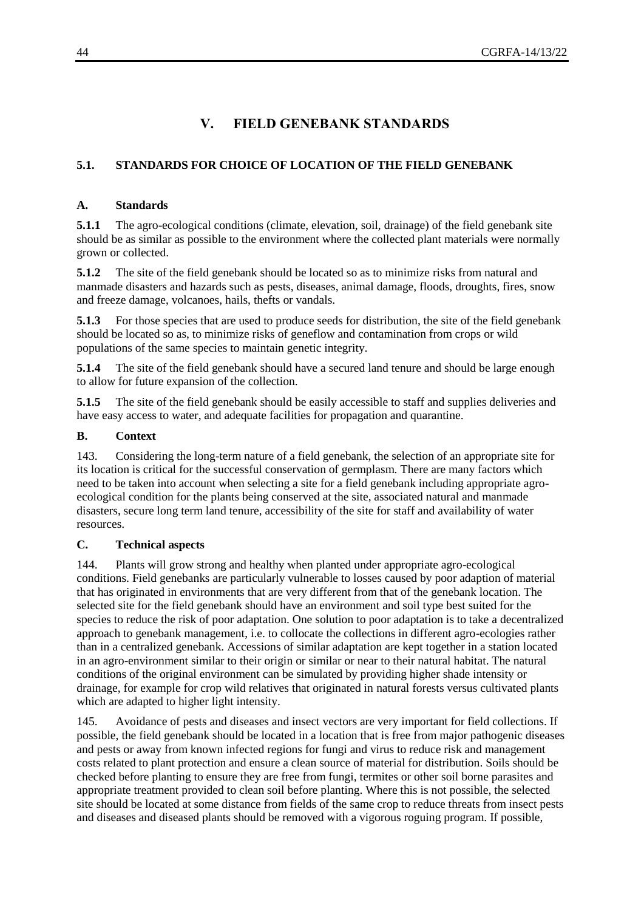# V. FIELD GENEBANK STANDARDS

## 5.1. STANDARDS FOR CHOICE OF LOCATION OF THE FIELD GENEBANK

### A. Standards

**5.1.1** The agro-ecological conditions (climate, elevation, soil, drainage) of the field genebank site should be as similar as possible to the environment where the collected plant materials were normally grown or collected.

**5.1.2** The site of the field genebank should be located so as to minimize risks from natural and manmade disasters and hazards such as pests, diseases, animal damage, floods, droughts, fires, snow and freeze damage, volcanoes, hails, thefts or vandals.

**5.1.3** For those species that are used to produce seeds for distribution, the site of the field genebank should be located so as, to minimize risks of geneflow and contamination from crops or wild populations of the same species to maintain genetic integrity.

**5.1.4** The site of the field genebank should have a secured land tenure and should be large enough to allow for future expansion of the collection.

**5.1.5** The site of the field genebank should be easily accessible to staff and supplies deliveries and have easy access to water, and adequate facilities for propagation and quarantine.

### B. Context

143. Considering the long-term nature of a field genebank, the selection of an appropriate site for its location is critical for the successful conservation of germplasm. There are many factors which need to be taken into account when selecting a site for a field genebank including appropriate agro-ecological condition for the plants being conserved at the site, associated natural and manmade disasters, secure long term land tenure, accessibility of the site for staff and availability of water resources.

### C. Technical aspects

144. Plants will grow strong and healthy when planted under appropriate agro-ecological conditions. Field genebanks are particularly vulnerable to losses caused by poor adaption of material that has originated in environments that are very different from that of the genebank location. The selected site for the field genebank should have an environment and soil type best suited for the species to reduce the risk of poor adaptation. One solution to poor adaptation is to take a decentralized approach to genebank management, i.e. to collocate the collections in different agro-ecologies rather than in a centralized genebank. Accessions of similar adaptation are kept together in a station located in an agro-environment similar to their origin or similar or near to their natural habitat. The natural conditions of the original environment can be simulated by providing higher shade intensity or drainage, for example for crop wild relatives that originated in natural forests versus cultivated plants which are adapted to higher light intensity.

145. Avoidance of pests and diseases and insect vectors are very important for field collections. If possible, the field genebank should be located in a location that is free from major pathogenic diseases and pests or away from known infected regions for fungi and virus to reduce risk and management costs related to plant protection and ensure a clean source of material for distribution. Soils should be checked before planting to ensure they are free from fungi, termites or other soil borne parasites and appropriate treatment provided to clean soil before planting. Where this is not possible, the selected site should be located at some distance from fields of the same crop to reduce threats from insect pests and diseases and diseased plants should be removed with a vigorous roguing program. If possible,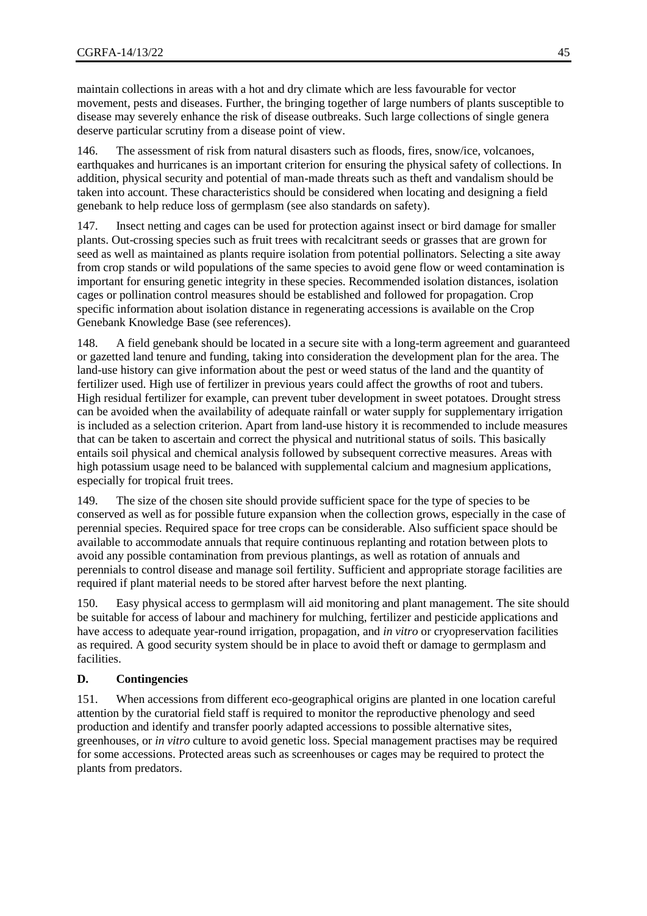maintain collections in areas with a hot and dry climate which are less favourable for vector movement, pests and diseases. Further, the bringing together of large numbers of plants susceptible to disease may severely enhance the risk of disease outbreaks. Such large collections of single genera deserve particular scrutiny from a disease point of view.

146. The assessment of risk from natural disasters such as floods, fires, snow/ice, volcanoes, earthquakes and hurricanes is an important criterion for ensuring the physical safety of collections. In addition, physical security and potential of man-made threats such as theft and vandalism should be taken into account. These characteristics should be considered when locating and designing a field genebank to help reduce loss of germplasm (see also standards on safety).

147. Insect netting and cages can be used for protection against insect or bird damage for smaller plants. Out-crossing species such as fruit trees with recalcitrant seeds or grasses that are grown for seed as well as maintained as plants require isolation from potential pollinators. Selecting a site away from crop stands or wild populations of the same species to avoid gene flow or weed contamination is important for ensuring genetic integrity in these species. Recommended isolation distances, isolation cages or pollination control measures should be established and followed for propagation. Crop specific information about isolation distance in regenerating accessions is available on the Crop Genebank Knowledge Base (see references).

148. A field genebank should be located in a secure site with a long-term agreement and guaranteed or gazetted land tenure and funding, taking into consideration the development plan for the area. The land-use history can give information about the pest or weed status of the land and the quantity of fertilizer used. High use of fertilizer in previous years could affect the growths of root and tubers. High residual fertilizer for example, can prevent tuber development in sweet potatoes. Drought stress can be avoided when the availability of adequate rainfall or water supply for supplementary irrigation is included as a selection criterion. Apart from land-use history it is recommended to include measures that can be taken to ascertain and correct the physical and nutritional status of soils. This basically entails soil physical and chemical analysis followed by subsequent corrective measures. Areas with high potassium usage need to be balanced with supplemental calcium and magnesium applications, especially for tropical fruit trees.

149. The size of the chosen site should provide sufficient space for the type of species to be conserved as well as for possible future expansion when the collection grows, especially in the case of perennial species. Required space for tree crops can be considerable. Also sufficient space should be available to accommodate annuals that require continuous replanting and rotation between plots to avoid any possible contamination from previous plantings, as well as rotation of annuals and perennials to control disease and manage soil fertility. Sufficient and appropriate storage facilities are required if plant material needs to be stored after harvest before the next planting.

150. Easy physical access to germplasm will aid monitoring and plant management. The site should be suitable for access of labour and machinery for mulching, fertilizer and pesticide applications and have access to adequate year-round irrigation, propagation, and *in vitro* or cryopreservation facilities as required. A good security system should be in place to avoid theft or damage to germplasm and facilities.

## D. Contingencies

151. When accessions from different eco-geographical origins are planted in one location careful attention by the curatorial field staff is required to monitor the reproductive phenology and seed production and identify and transfer poorly adapted accessions to possible alternative sites, greenhouses, or *in vitro* culture to avoid genetic loss. Special management practises may be required for some accessions. Protected areas such as screenhouses or cages may be required to protect the plants from predators.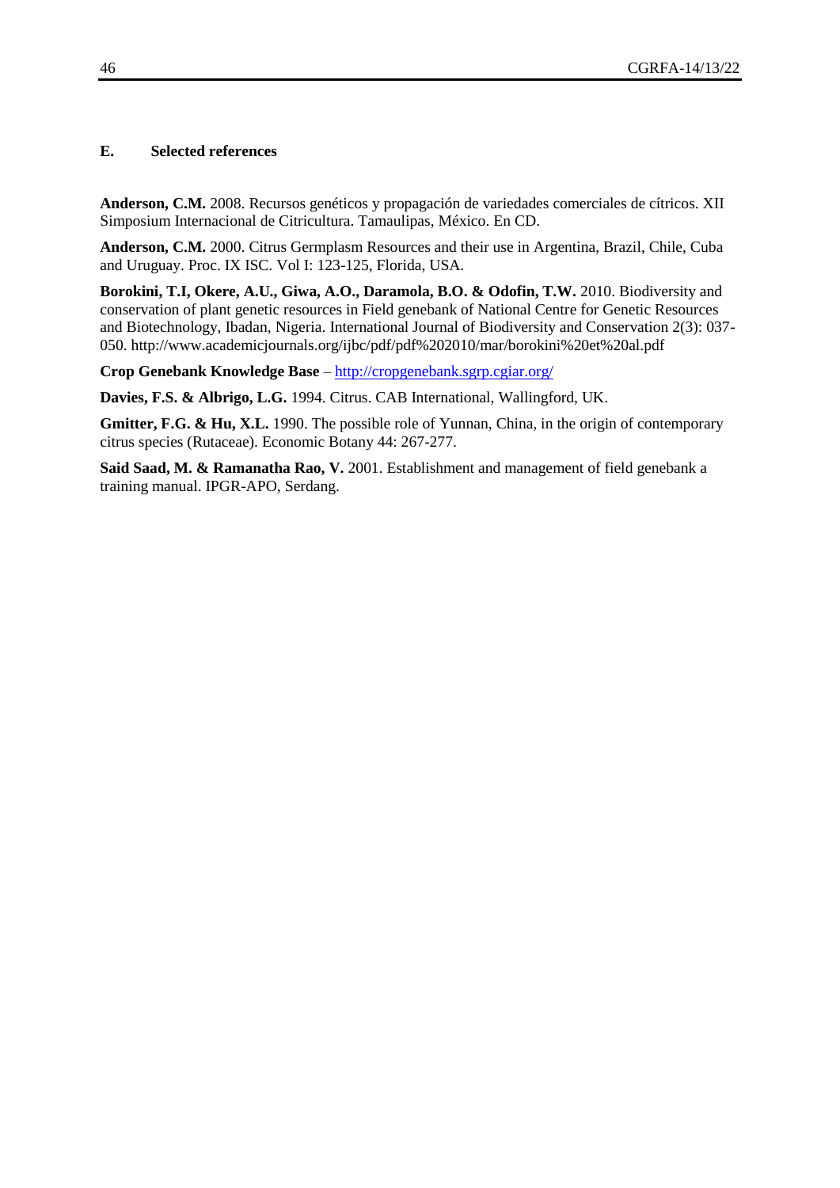## E. Selected references

**Anderson, C.M.** 2008. Recursos genéticos y propagación de variedades comerciales de cítricos. XII Simposium Internacional de Citricultura. Tamaulipas, México. En CD.

**Anderson, C.M.** 2000. Citrus Germplasm Resources and their use in Argentina, Brazil, Chile, Cuba and Uruguay. Proc. IX ISC. Vol I: 123-125, Florida, USA.

**Borokini, T.I, Okere, A.U., Giwa, A.O., Daramola, B.O. & Odofin, T.W.** 2010. Biodiversity and conservation of plant genetic resources in Field genebank of National Centre for Genetic Resources and Biotechnology, Ibadan, Nigeria. International Journal of Biodiversity and Conservation 2(3): 037-050. http://www.academicjournals.org/ijbc/pdf/pdf%202010/mar/borokini%20et%20al.pdf

**Crop Genebank Knowledge Base** – http://cropgenebank.sgrp.cgiar.org/

**Davies, F.S. & Albrigo, L.G.** 1994. Citrus. CAB International, Wallingford, UK.

**Gmitter, F.G. & Hu, X.L.** 1990. The possible role of Yunnan, China, in the origin of contemporary citrus species (Rutaceae). Economic Botany 44: 267-277.

**Said Saad, M. & Ramanatha Rao, V.** 2001. Establishment and management of field genebank a training manual. IPGR-APO, Serdang.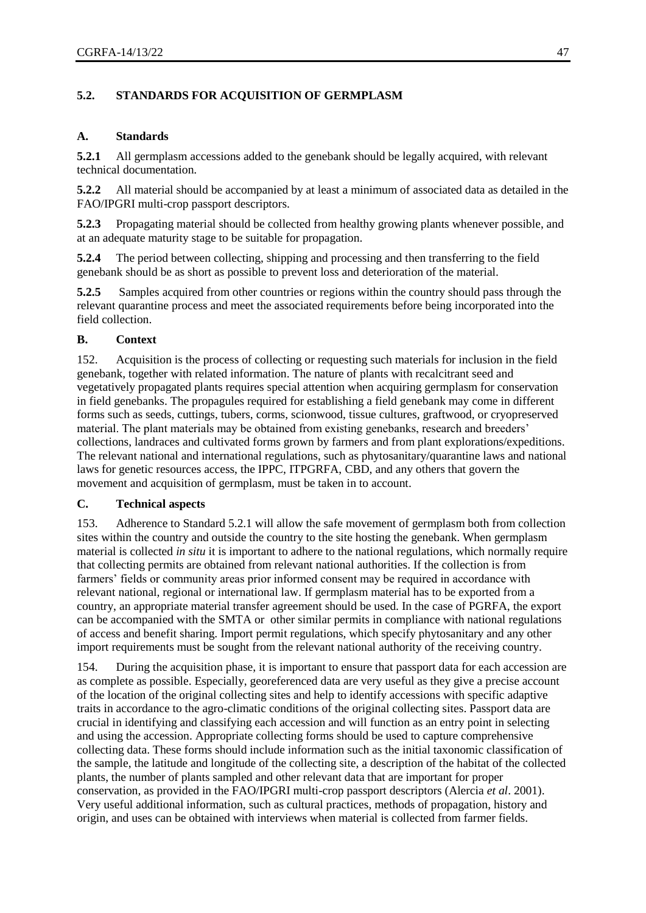## 5.2. STANDARDS FOR ACQUISITION OF GERMPLASM

### A. Standards

**5.2.1** All germplasm accessions added to the genebank should be legally acquired, with relevant technical documentation.

**5.2.2** All material should be accompanied by at least a minimum of associated data as detailed in the FAO/IPGRI multi-crop passport descriptors.

**5.2.3** Propagating material should be collected from healthy growing plants whenever possible, and at an adequate maturity stage to be suitable for propagation.

**5.2.4** The period between collecting, shipping and processing and then transferring to the field genebank should be as short as possible to prevent loss and deterioration of the material.

**5.2.5** Samples acquired from other countries or regions within the country should pass through the relevant quarantine process and meet the associated requirements before being incorporated into the field collection.

### B. Context

152. Acquisition is the process of collecting or requesting such materials for inclusion in the field genebank, together with related information. The nature of plants with recalcitrant seed and vegetatively propagated plants requires special attention when acquiring germplasm for conservation in field genebanks. The propagules required for establishing a field genebank may come in different forms such as seeds, cuttings, tubers, corms, scionwood, tissue cultures, graftwood, or cryopreserved material. The plant materials may be obtained from existing genebanks, research and breeders' collections, landraces and cultivated forms grown by farmers and from plant explorations/expeditions. The relevant national and international regulations, such as phytosanitary/quarantine laws and national laws for genetic resources access, the IPPC, ITPGRFA, CBD, and any others that govern the movement and acquisition of germplasm, must be taken in to account.

### C. Technical aspects

153. Adherence to Standard 5.2.1 will allow the safe movement of germplasm both from collection sites within the country and outside the country to the site hosting the genebank. When germplasm material is collected *in situ* it is important to adhere to the national regulations, which normally require that collecting permits are obtained from relevant national authorities. If the collection is from farmers' fields or community areas prior informed consent may be required in accordance with relevant national, regional or international law. If germplasm material has to be exported from a country, an appropriate material transfer agreement should be used. In the case of PGRFA, the export can be accompanied with the SMTA or other similar permits in compliance with national regulations of access and benefit sharing. Import permit regulations, which specify phytosanitary and any other import requirements must be sought from the relevant national authority of the receiving country.

154. During the acquisition phase, it is important to ensure that passport data for each accession are as complete as possible. Especially, georeferenced data are very useful as they give a precise account of the location of the original collecting sites and help to identify accessions with specific adaptive traits in accordance to the agro-climatic conditions of the original collecting sites. Passport data are crucial in identifying and classifying each accession and will function as an entry point in selecting and using the accession. Appropriate collecting forms should be used to capture comprehensive collecting data. These forms should include information such as the initial taxonomic classification of the sample, the latitude and longitude of the collecting site, a description of the habitat of the collected plants, the number of plants sampled and other relevant data that are important for proper conservation, as provided in the FAO/IPGRI multi-crop passport descriptors (Alercia *et al*. 2001). Very useful additional information, such as cultural practices, methods of propagation, history and origin, and uses can be obtained with interviews when material is collected from farmer fields.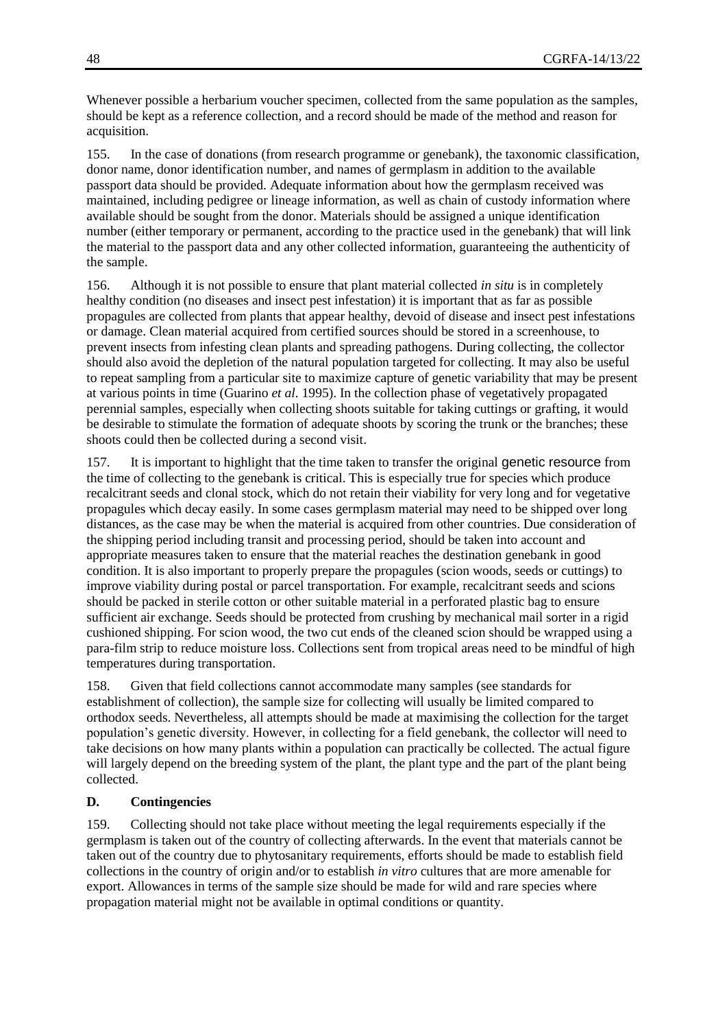Whenever possible a herbarium voucher specimen, collected from the same population as the samples, should be kept as a reference collection, and a record should be made of the method and reason for acquisition.

155. In the case of donations (from research programme or genebank), the taxonomic classification, donor name, donor identification number, and names of germplasm in addition to the available passport data should be provided. Adequate information about how the germplasm received was maintained, including pedigree or lineage information, as well as chain of custody information where available should be sought from the donor. Materials should be assigned a unique identification number (either temporary or permanent, according to the practice used in the genebank) that will link the material to the passport data and any other collected information, guaranteeing the authenticity of the sample.

156. Although it is not possible to ensure that plant material collected *in situ* is in completely healthy condition (no diseases and insect pest infestation) it is important that as far as possible propagules are collected from plants that appear healthy, devoid of disease and insect pest infestations or damage. Clean material acquired from certified sources should be stored in a screenhouse, to prevent insects from infesting clean plants and spreading pathogens. During collecting, the collector should also avoid the depletion of the natural population targeted for collecting. It may also be useful to repeat sampling from a particular site to maximize capture of genetic variability that may be present at various points in time (Guarino *et al*. 1995). In the collection phase of vegetatively propagated perennial samples, especially when collecting shoots suitable for taking cuttings or grafting, it would be desirable to stimulate the formation of adequate shoots by scoring the trunk or the branches; these shoots could then be collected during a second visit.

157. It is important to highlight that the time taken to transfer the original genetic resource from the time of collecting to the genebank is critical. This is especially true for species which produce recalcitrant seeds and clonal stock, which do not retain their viability for very long and for vegetative propagules which decay easily. In some cases germplasm material may need to be shipped over long distances, as the case may be when the material is acquired from other countries. Due consideration of the shipping period including transit and processing period, should be taken into account and appropriate measures taken to ensure that the material reaches the destination genebank in good condition. It is also important to properly prepare the propagules (scion woods, seeds or cuttings) to improve viability during postal or parcel transportation. For example, recalcitrant seeds and scions should be packed in sterile cotton or other suitable material in a perforated plastic bag to ensure sufficient air exchange. Seeds should be protected from crushing by mechanical mail sorter in a rigid cushioned shipping. For scion wood, the two cut ends of the cleaned scion should be wrapped using a para-film strip to reduce moisture loss. Collections sent from tropical areas need to be mindful of high temperatures during transportation.

158. Given that field collections cannot accommodate many samples (see standards for establishment of collection), the sample size for collecting will usually be limited compared to orthodox seeds. Nevertheless, all attempts should be made at maximising the collection for the target population's genetic diversity. However, in collecting for a field genebank, the collector will need to take decisions on how many plants within a population can practically be collected. The actual figure will largely depend on the breeding system of the plant, the plant type and the part of the plant being collected.

### D. Contingencies

159. Collecting should not take place without meeting the legal requirements especially if the germplasm is taken out of the country of collecting afterwards. In the event that materials cannot be taken out of the country due to phytosanitary requirements, efforts should be made to establish field collections in the country of origin and/or to establish *in vitro* cultures that are more amenable for export. Allowances in terms of the sample size should be made for wild and rare species where propagation material might not be available in optimal conditions or quantity.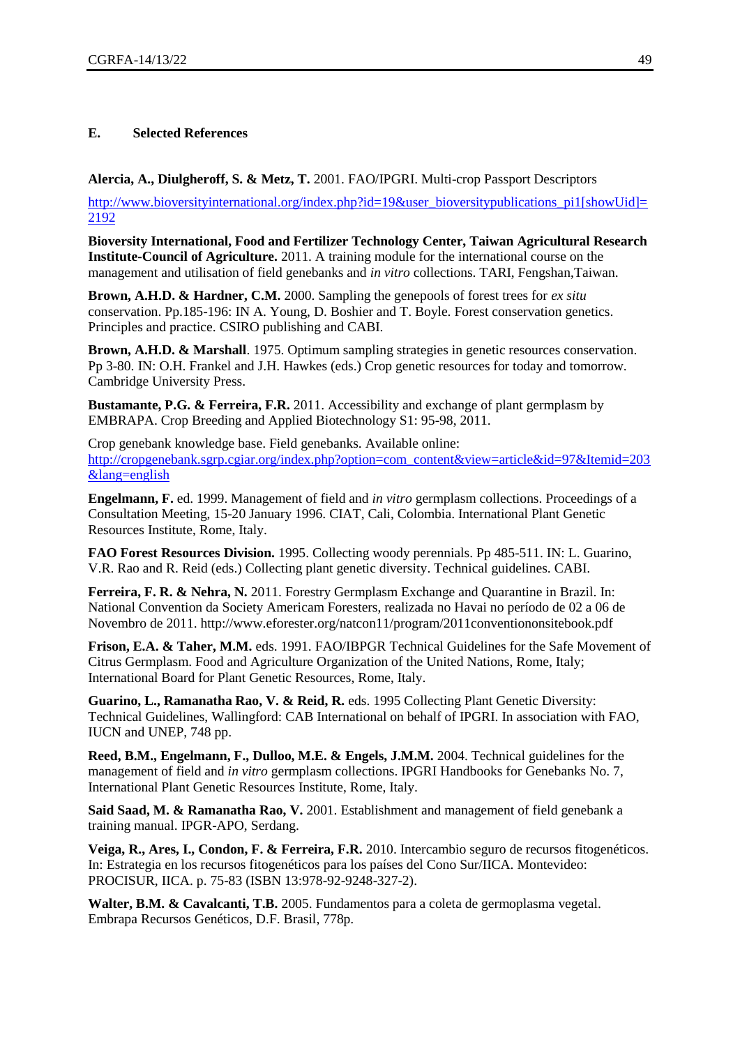### E. Selected References

**Alercia, A., Diulgheroff, S. & Metz, T.** 2001. FAO/IPGRI. Multi-crop Passport Descriptors

http://www.bioversityinternational.org/index.php?id=19&user_bioversitypublications_pi1[showUid]=2192

**Bioversity International, Food and Fertilizer Technology Center, Taiwan Agricultural Research Institute-Council of Agriculture.** 2011. A training module for the international course on the management and utilisation of field genebanks and *in vitro* collections. TARI, Fengshan,Taiwan.

**Brown, A.H.D. & Hardner, C.M.** 2000. Sampling the genepools of forest trees for *ex situ* conservation. Pp.185-196: IN A. Young, D. Boshier and T. Boyle. Forest conservation genetics. Principles and practice. CSIRO publishing and CABI.

**Brown, A.H.D. & Marshall**. 1975. Optimum sampling strategies in genetic resources conservation. Pp 3-80. IN: O.H. Frankel and J.H. Hawkes (eds.) Crop genetic resources for today and tomorrow. Cambridge University Press.

**Bustamante, P.G. & Ferreira, F.R.** 2011. Accessibility and exchange of plant germplasm by EMBRAPA. Crop Breeding and Applied Biotechnology S1: 95-98, 2011.

Crop genebank knowledge base. Field genebanks. Available online: http://cropgenebank.sgrp.cgiar.org/index.php?option=com_content&view=article&id=97&Itemid=203&lang=english

**Engelmann, F.** ed. 1999. Management of field and *in vitro* germplasm collections. Proceedings of a Consultation Meeting, 15-20 January 1996. CIAT, Cali, Colombia. International Plant Genetic Resources Institute, Rome, Italy.

**FAO Forest Resources Division.** 1995. Collecting woody perennials. Pp 485-511. IN: L. Guarino, V.R. Rao and R. Reid (eds.) Collecting plant genetic diversity. Technical guidelines. CABI.

**Ferreira, F. R. & Nehra, N.** 2011. Forestry Germplasm Exchange and Quarantine in Brazil. In: National Convention da Society Americam Foresters, realizada no Havai no período de 02 a 06 de Novembro de 2011. http://www.eforester.org/natcon11/program/2011conventiononsitebook.pdf

**Frison, E.A. & Taher, M.M.** eds. 1991. FAO/IBPGR Technical Guidelines for the Safe Movement of Citrus Germplasm. Food and Agriculture Organization of the United Nations, Rome, Italy; International Board for Plant Genetic Resources, Rome, Italy.

**Guarino, L., Ramanatha Rao, V. & Reid, R.** eds. 1995 Collecting Plant Genetic Diversity: Technical Guidelines, Wallingford: CAB International on behalf of IPGRI. In association with FAO, IUCN and UNEP, 748 pp.

**Reed, B.M., Engelmann, F., Dulloo, M.E. & Engels, J.M.M.** 2004. Technical guidelines for the management of field and *in vitro* germplasm collections. IPGRI Handbooks for Genebanks No. 7, International Plant Genetic Resources Institute, Rome, Italy.

**Said Saad, M. & Ramanatha Rao, V.** 2001. Establishment and management of field genebank a training manual. IPGR-APO, Serdang.

**Veiga, R., Ares, I., Condon, F. & Ferreira, F.R.** 2010. Intercambio seguro de recursos fitogenéticos. In: Estrategia en los recursos fitogenéticos para los países del Cono Sur/IICA. Montevideo: PROCISUR, IICA. p. 75-83 (ISBN 13:978-92-9248-327-2).

**Walter, B.M. & Cavalcanti, T.B.** 2005. Fundamentos para a coleta de germoplasma vegetal. Embrapa Recursos Genéticos, D.F. Brasil, 778p.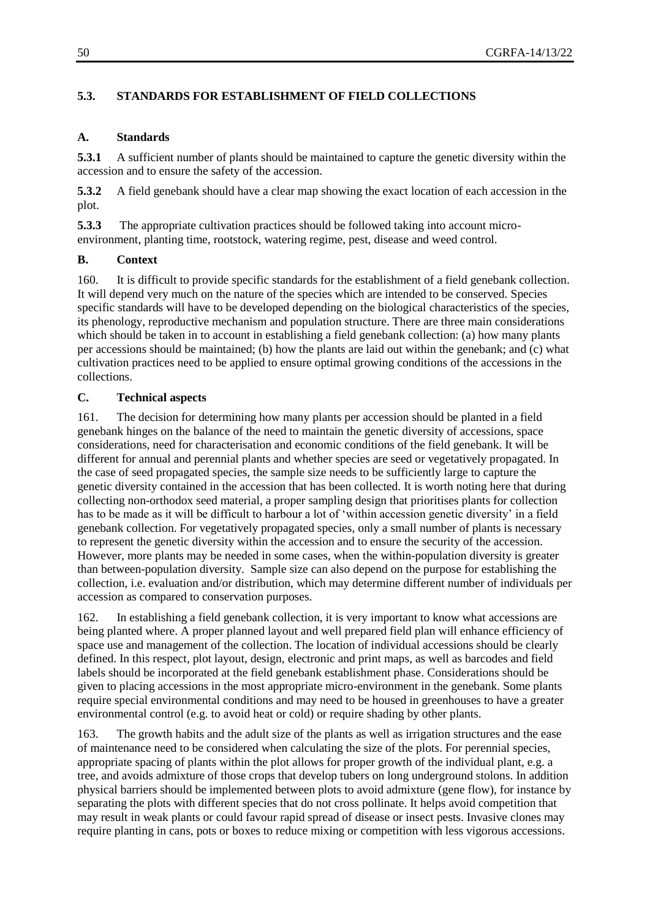## 5.3. STANDARDS FOR ESTABLISHMENT OF FIELD COLLECTIONS

### A. Standards

**5.3.1** A sufficient number of plants should be maintained to capture the genetic diversity within the accession and to ensure the safety of the accession.

**5.3.2** A field genebank should have a clear map showing the exact location of each accession in the plot.

**5.3.3** The appropriate cultivation practices should be followed taking into account micro-environment, planting time, rootstock, watering regime, pest, disease and weed control.

### B. Context

160. It is difficult to provide specific standards for the establishment of a field genebank collection. It will depend very much on the nature of the species which are intended to be conserved. Species specific standards will have to be developed depending on the biological characteristics of the species, its phenology, reproductive mechanism and population structure. There are three main considerations which should be taken in to account in establishing a field genebank collection: (a) how many plants per accessions should be maintained; (b) how the plants are laid out within the genebank; and (c) what cultivation practices need to be applied to ensure optimal growing conditions of the accessions in the collections.

### C. Technical aspects

161. The decision for determining how many plants per accession should be planted in a field genebank hinges on the balance of the need to maintain the genetic diversity of accessions, space considerations, need for characterisation and economic conditions of the field genebank. It will be different for annual and perennial plants and whether species are seed or vegetatively propagated. In the case of seed propagated species, the sample size needs to be sufficiently large to capture the genetic diversity contained in the accession that has been collected. It is worth noting here that during collecting non-orthodox seed material, a proper sampling design that prioritises plants for collection has to be made as it will be difficult to harbour a lot of 'within accession genetic diversity' in a field genebank collection. For vegetatively propagated species, only a small number of plants is necessary to represent the genetic diversity within the accession and to ensure the security of the accession. However, more plants may be needed in some cases, when the within-population diversity is greater than between-population diversity. Sample size can also depend on the purpose for establishing the collection, i.e. evaluation and/or distribution, which may determine different number of individuals per accession as compared to conservation purposes.

162. In establishing a field genebank collection, it is very important to know what accessions are being planted where. A proper planned layout and well prepared field plan will enhance efficiency of space use and management of the collection. The location of individual accessions should be clearly defined. In this respect, plot layout, design, electronic and print maps, as well as barcodes and field labels should be incorporated at the field genebank establishment phase. Considerations should be given to placing accessions in the most appropriate micro-environment in the genebank. Some plants require special environmental conditions and may need to be housed in greenhouses to have a greater environmental control (e.g. to avoid heat or cold) or require shading by other plants.

163. The growth habits and the adult size of the plants as well as irrigation structures and the ease of maintenance need to be considered when calculating the size of the plots. For perennial species, appropriate spacing of plants within the plot allows for proper growth of the individual plant, e.g. a tree, and avoids admixture of those crops that develop tubers on long underground stolons. In addition physical barriers should be implemented between plots to avoid admixture (gene flow), for instance by separating the plots with different species that do not cross pollinate. It helps avoid competition that may result in weak plants or could favour rapid spread of disease or insect pests. Invasive clones may require planting in cans, pots or boxes to reduce mixing or competition with less vigorous accessions.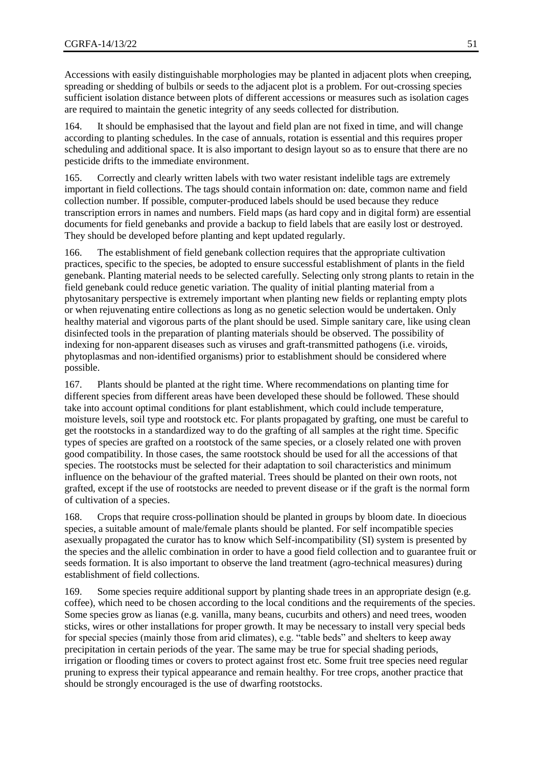Accessions with easily distinguishable morphologies may be planted in adjacent plots when creeping, spreading or shedding of bulbils or seeds to the adjacent plot is a problem. For out-crossing species sufficient isolation distance between plots of different accessions or measures such as isolation cages are required to maintain the genetic integrity of any seeds collected for distribution.

164. It should be emphasised that the layout and field plan are not fixed in time, and will change according to planting schedules. In the case of annuals, rotation is essential and this requires proper scheduling and additional space. It is also important to design layout so as to ensure that there are no pesticide drifts to the immediate environment.

165. Correctly and clearly written labels with two water resistant indelible tags are extremely important in field collections. The tags should contain information on: date, common name and field collection number. If possible, computer-produced labels should be used because they reduce transcription errors in names and numbers. Field maps (as hard copy and in digital form) are essential documents for field genebanks and provide a backup to field labels that are easily lost or destroyed. They should be developed before planting and kept updated regularly.

166. The establishment of field genebank collection requires that the appropriate cultivation practices, specific to the species, be adopted to ensure successful establishment of plants in the field genebank. Planting material needs to be selected carefully. Selecting only strong plants to retain in the field genebank could reduce genetic variation. The quality of initial planting material from a phytosanitary perspective is extremely important when planting new fields or replanting empty plots or when rejuvenating entire collections as long as no genetic selection would be undertaken. Only healthy material and vigorous parts of the plant should be used. Simple sanitary care, like using clean disinfected tools in the preparation of planting materials should be observed. The possibility of indexing for non-apparent diseases such as viruses and graft-transmitted pathogens (i.e. viroids, phytoplasmas and non-identified organisms) prior to establishment should be considered where possible.

167. Plants should be planted at the right time. Where recommendations on planting time for different species from different areas have been developed these should be followed. These should take into account optimal conditions for plant establishment, which could include temperature, moisture levels, soil type and rootstock etc. For plants propagated by grafting, one must be careful to get the rootstocks in a standardized way to do the grafting of all samples at the right time. Specific types of species are grafted on a rootstock of the same species, or a closely related one with proven good compatibility. In those cases, the same rootstock should be used for all the accessions of that species. The rootstocks must be selected for their adaptation to soil characteristics and minimum influence on the behaviour of the grafted material. Trees should be planted on their own roots, not grafted, except if the use of rootstocks are needed to prevent disease or if the graft is the normal form of cultivation of a species.

168. Crops that require cross-pollination should be planted in groups by bloom date. In dioecious species, a suitable amount of male/female plants should be planted. For self incompatible species asexually propagated the curator has to know which Self-incompatibility (SI) system is presented by the species and the allelic combination in order to have a good field collection and to guarantee fruit or seeds formation. It is also important to observe the land treatment (agro-technical measures) during establishment of field collections.

169. Some species require additional support by planting shade trees in an appropriate design (e.g. coffee), which need to be chosen according to the local conditions and the requirements of the species. Some species grow as lianas (e.g. vanilla, many beans, cucurbits and others) and need trees, wooden sticks, wires or other installations for proper growth. It may be necessary to install very special beds for special species (mainly those from arid climates), e.g. "table beds" and shelters to keep away precipitation in certain periods of the year. The same may be true for special shading periods, irrigation or flooding times or covers to protect against frost etc. Some fruit tree species need regular pruning to express their typical appearance and remain healthy. For tree crops, another practice that should be strongly encouraged is the use of dwarfing rootstocks.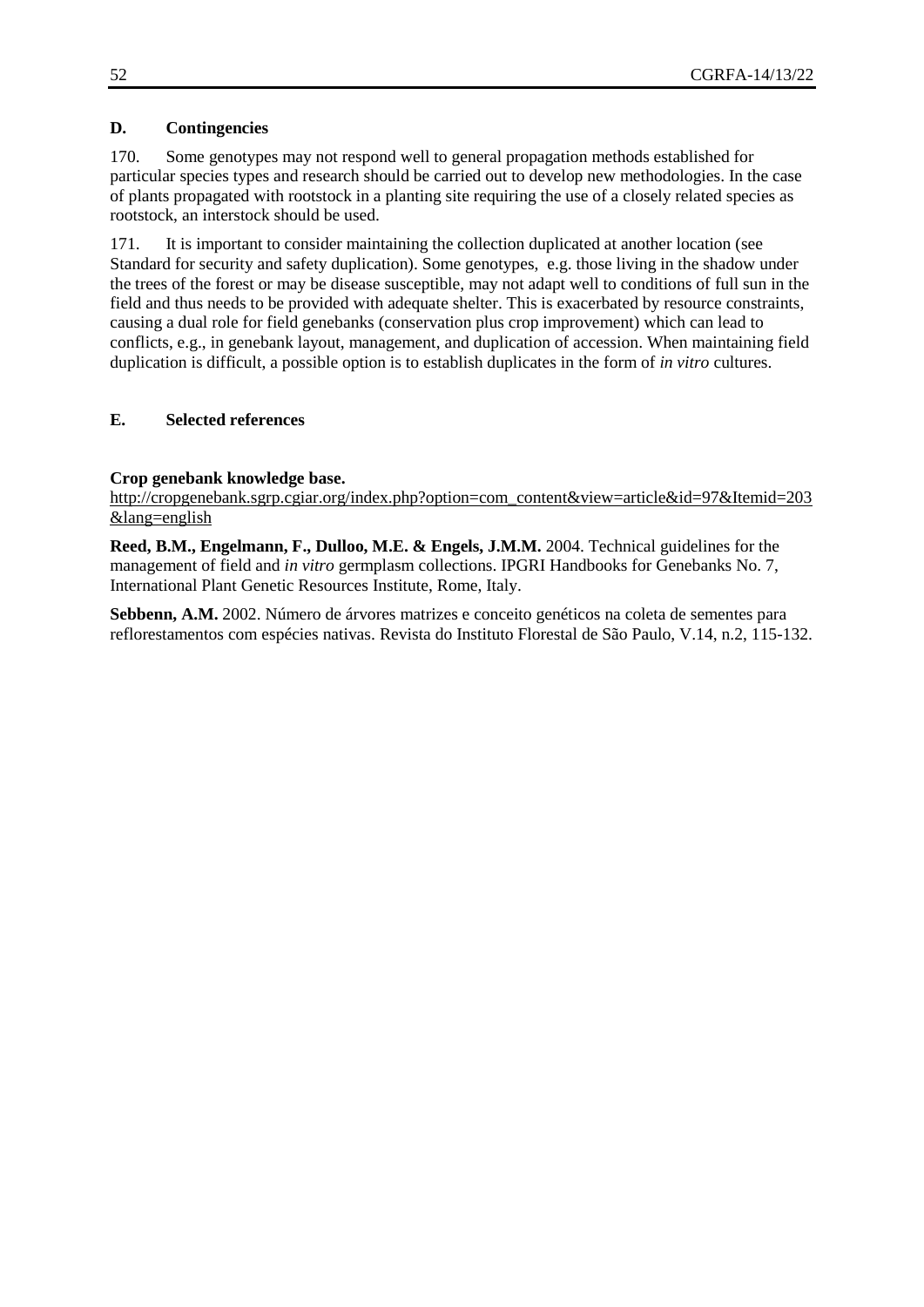### D. Contingencies

170. Some genotypes may not respond well to general propagation methods established for particular species types and research should be carried out to develop new methodologies. In the case of plants propagated with rootstock in a planting site requiring the use of a closely related species as rootstock, an interstock should be used.

171. It is important to consider maintaining the collection duplicated at another location (see Standard for security and safety duplication). Some genotypes, e.g. those living in the shadow under the trees of the forest or may be disease susceptible, may not adapt well to conditions of full sun in the field and thus needs to be provided with adequate shelter. This is exacerbated by resource constraints, causing a dual role for field genebanks (conservation plus crop improvement) which can lead to conflicts, e.g., in genebank layout, management, and duplication of accession. When maintaining field duplication is difficult, a possible option is to establish duplicates in the form of *in vitro* cultures.

### E. Selected references

**Crop genebank knowledge base.**
http://cropgenebank.sgrp.cgiar.org/index.php?option=com_content&view=article&id=97&Itemid=203&lang=english

**Reed, B.M., Engelmann, F., Dulloo, M.E. & Engels, J.M.M.** 2004. Technical guidelines for the management of field and *in vitro* germplasm collections. IPGRI Handbooks for Genebanks No. 7, International Plant Genetic Resources Institute, Rome, Italy.

**Sebbenn, A.M.** 2002. Número de árvores matrizes e conceito genéticos na coleta de sementes para reflorestamentos com espécies nativas. Revista do Instituto Florestal de São Paulo, V.14, n.2, 115-132.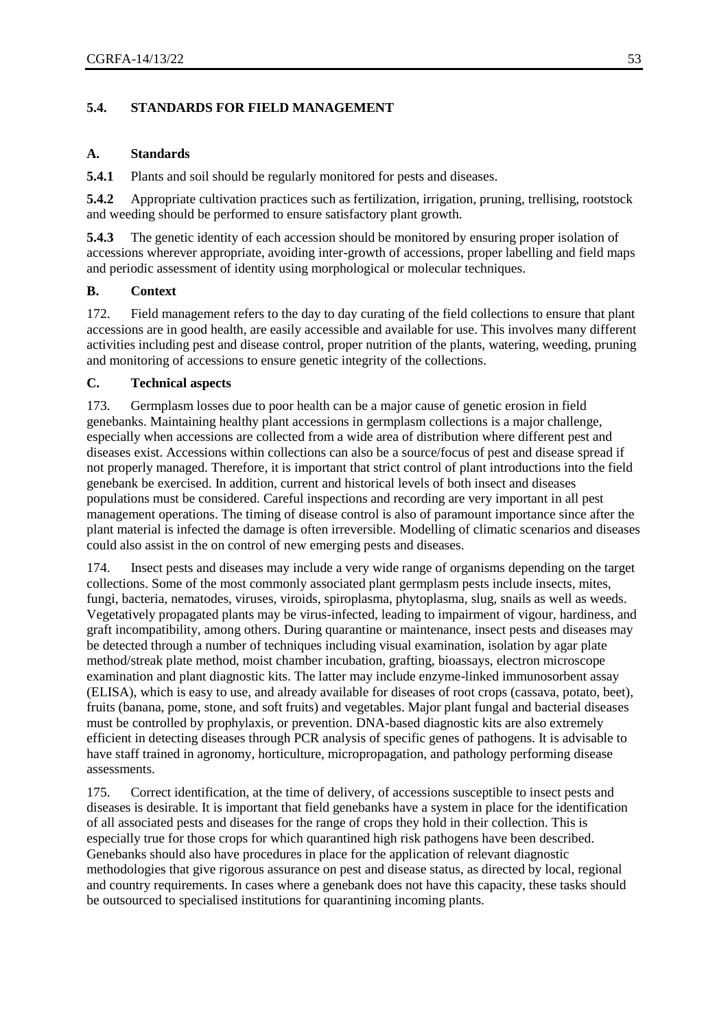## 5.4. STANDARDS FOR FIELD MANAGEMENT

### A. Standards

**5.4.1** Plants and soil should be regularly monitored for pests and diseases.

**5.4.2** Appropriate cultivation practices such as fertilization, irrigation, pruning, trellising, rootstock and weeding should be performed to ensure satisfactory plant growth.

**5.4.3** The genetic identity of each accession should be monitored by ensuring proper isolation of accessions wherever appropriate, avoiding inter-growth of accessions, proper labelling and field maps and periodic assessment of identity using morphological or molecular techniques.

### B. Context

172. Field management refers to the day to day curating of the field collections to ensure that plant accessions are in good health, are easily accessible and available for use. This involves many different activities including pest and disease control, proper nutrition of the plants, watering, weeding, pruning and monitoring of accessions to ensure genetic integrity of the collections.

### C. Technical aspects

173. Germplasm losses due to poor health can be a major cause of genetic erosion in field genebanks. Maintaining healthy plant accessions in germplasm collections is a major challenge, especially when accessions are collected from a wide area of distribution where different pest and diseases exist. Accessions within collections can also be a source/focus of pest and disease spread if not properly managed. Therefore, it is important that strict control of plant introductions into the field genebank be exercised. In addition, current and historical levels of both insect and diseases populations must be considered. Careful inspections and recording are very important in all pest management operations. The timing of disease control is also of paramount importance since after the plant material is infected the damage is often irreversible. Modelling of climatic scenarios and diseases could also assist in the on control of new emerging pests and diseases.

174. Insect pests and diseases may include a very wide range of organisms depending on the target collections. Some of the most commonly associated plant germplasm pests include insects, mites, fungi, bacteria, nematodes, viruses, viroids, spiroplasma, phytoplasma, slug, snails as well as weeds. Vegetatively propagated plants may be virus-infected, leading to impairment of vigour, hardiness, and graft incompatibility, among others. During quarantine or maintenance, insect pests and diseases may be detected through a number of techniques including visual examination, isolation by agar plate method/streak plate method, moist chamber incubation, grafting, bioassays, electron microscope examination and plant diagnostic kits. The latter may include enzyme-linked immunosorbent assay (ELISA), which is easy to use, and already available for diseases of root crops (cassava, potato, beet), fruits (banana, pome, stone, and soft fruits) and vegetables. Major plant fungal and bacterial diseases must be controlled by prophylaxis, or prevention. DNA-based diagnostic kits are also extremely efficient in detecting diseases through PCR analysis of specific genes of pathogens. It is advisable to have staff trained in agronomy, horticulture, micropropagation, and pathology performing disease assessments.

175. Correct identification, at the time of delivery, of accessions susceptible to insect pests and diseases is desirable. It is important that field genebanks have a system in place for the identification of all associated pests and diseases for the range of crops they hold in their collection. This is especially true for those crops for which quarantined high risk pathogens have been described. Genebanks should also have procedures in place for the application of relevant diagnostic methodologies that give rigorous assurance on pest and disease status, as directed by local, regional and country requirements. In cases where a genebank does not have this capacity, these tasks should be outsourced to specialised institutions for quarantining incoming plants.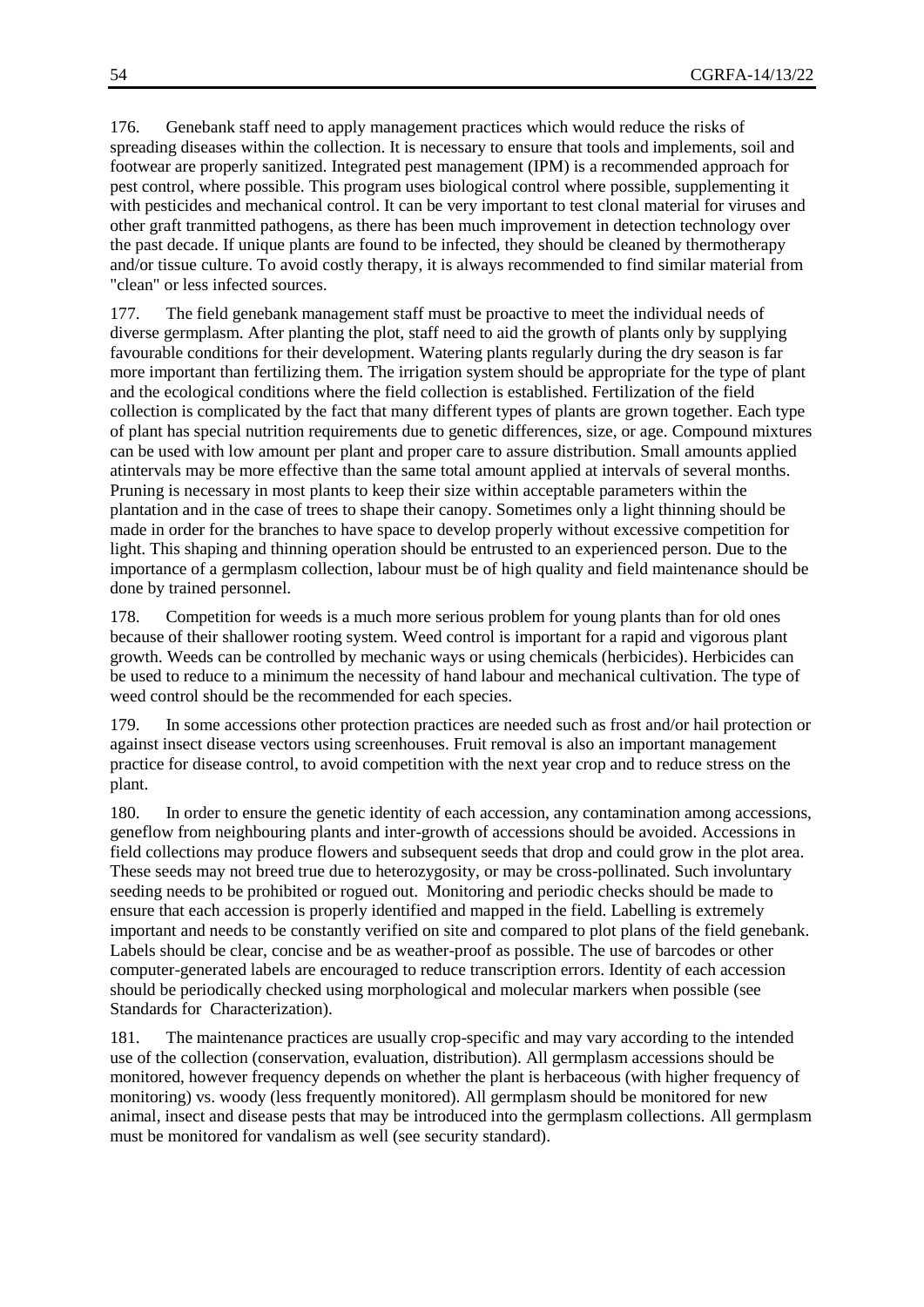176. Genebank staff need to apply management practices which would reduce the risks of spreading diseases within the collection. It is necessary to ensure that tools and implements, soil and footwear are properly sanitized. Integrated pest management (IPM) is a recommended approach for pest control, where possible. This program uses biological control where possible, supplementing it with pesticides and mechanical control. It can be very important to test clonal material for viruses and other graft tranmitted pathogens, as there has been much improvement in detection technology over the past decade. If unique plants are found to be infected, they should be cleaned by thermotherapy and/or tissue culture. To avoid costly therapy, it is always recommended to find similar material from "clean" or less infected sources.

177. The field genebank management staff must be proactive to meet the individual needs of diverse germplasm. After planting the plot, staff need to aid the growth of plants only by supplying favourable conditions for their development. Watering plants regularly during the dry season is far more important than fertilizing them. The irrigation system should be appropriate for the type of plant and the ecological conditions where the field collection is established. Fertilization of the field collection is complicated by the fact that many different types of plants are grown together. Each type of plant has special nutrition requirements due to genetic differences, size, or age. Compound mixtures can be used with low amount per plant and proper care to assure distribution. Small amounts applied atintervals may be more effective than the same total amount applied at intervals of several months. Pruning is necessary in most plants to keep their size within acceptable parameters within the plantation and in the case of trees to shape their canopy. Sometimes only a light thinning should be made in order for the branches to have space to develop properly without excessive competition for light. This shaping and thinning operation should be entrusted to an experienced person. Due to the importance of a germplasm collection, labour must be of high quality and field maintenance should be done by trained personnel.

178. Competition for weeds is a much more serious problem for young plants than for old ones because of their shallower rooting system. Weed control is important for a rapid and vigorous plant growth. Weeds can be controlled by mechanic ways or using chemicals (herbicides). Herbicides can be used to reduce to a minimum the necessity of hand labour and mechanical cultivation. The type of weed control should be the recommended for each species.

179. In some accessions other protection practices are needed such as frost and/or hail protection or against insect disease vectors using screenhouses. Fruit removal is also an important management practice for disease control, to avoid competition with the next year crop and to reduce stress on the plant.

180. In order to ensure the genetic identity of each accession, any contamination among accessions, geneflow from neighbouring plants and inter-growth of accessions should be avoided. Accessions in field collections may produce flowers and subsequent seeds that drop and could grow in the plot area. These seeds may not breed true due to heterozygosity, or may be cross-pollinated. Such involuntary seeding needs to be prohibited or rogued out. Monitoring and periodic checks should be made to ensure that each accession is properly identified and mapped in the field. Labelling is extremely important and needs to be constantly verified on site and compared to plot plans of the field genebank. Labels should be clear, concise and be as weather-proof as possible. The use of barcodes or other computer-generated labels are encouraged to reduce transcription errors. Identity of each accession should be periodically checked using morphological and molecular markers when possible (see Standards for Characterization).

181. The maintenance practices are usually crop-specific and may vary according to the intended use of the collection (conservation, evaluation, distribution). All germplasm accessions should be monitored, however frequency depends on whether the plant is herbaceous (with higher frequency of monitoring) vs. woody (less frequently monitored). All germplasm should be monitored for new animal, insect and disease pests that may be introduced into the germplasm collections. All germplasm must be monitored for vandalism as well (see security standard).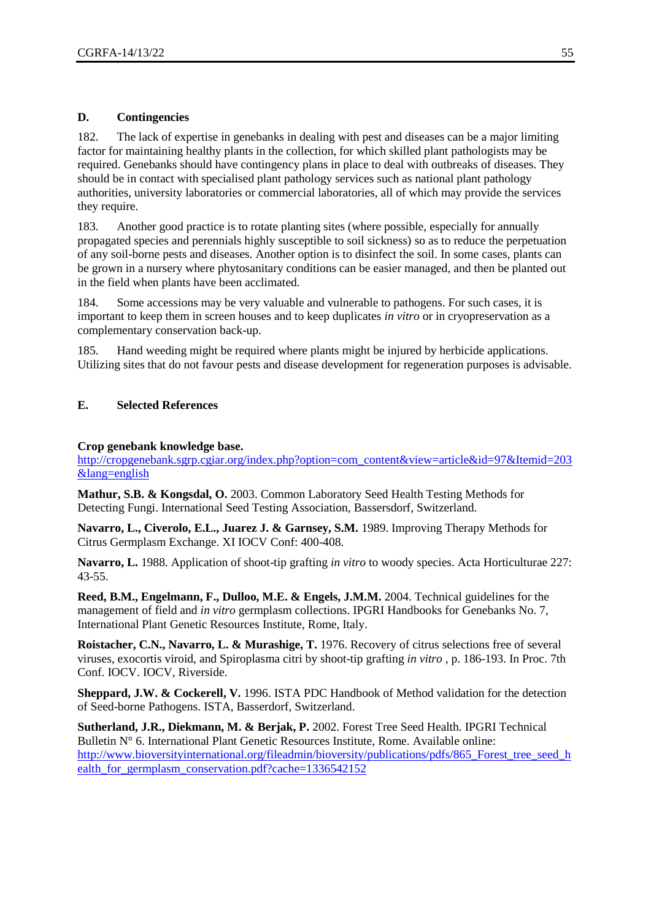## D. Contingencies

182. The lack of expertise in genebanks in dealing with pest and diseases can be a major limiting factor for maintaining healthy plants in the collection, for which skilled plant pathologists may be required. Genebanks should have contingency plans in place to deal with outbreaks of diseases. They should be in contact with specialised plant pathology services such as national plant pathology authorities, university laboratories or commercial laboratories, all of which may provide the services they require.

183. Another good practice is to rotate planting sites (where possible, especially for annually propagated species and perennials highly susceptible to soil sickness) so as to reduce the perpetuation of any soil-borne pests and diseases. Another option is to disinfect the soil. In some cases, plants can be grown in a nursery where phytosanitary conditions can be easier managed, and then be planted out in the field when plants have been acclimated.

184. Some accessions may be very valuable and vulnerable to pathogens. For such cases, it is important to keep them in screen houses and to keep duplicates *in vitro* or in cryopreservation as a complementary conservation back-up.

185. Hand weeding might be required where plants might be injured by herbicide applications. Utilizing sites that do not favour pests and disease development for regeneration purposes is advisable.

## E. Selected References

**Crop genebank knowledge base.** http://cropgenebank.sgrp.cgiar.org/index.php?option=com_content&view=article&id=97&Itemid=203&lang=english

**Mathur, S.B. & Kongsdal, O.** 2003. Common Laboratory Seed Health Testing Methods for Detecting Fungi. International Seed Testing Association, Bassersdorf, Switzerland.

**Navarro, L., Civerolo, E.L., Juarez J. & Garnsey, S.M.** 1989. Improving Therapy Methods for Citrus Germplasm Exchange. XI IOCV Conf: 400-408.

**Navarro, L.** 1988. Application of shoot-tip grafting *in vitro* to woody species. Acta Horticulturae 227: 43-55.

**Reed, B.M., Engelmann, F., Dulloo, M.E. & Engels, J.M.M.** 2004. Technical guidelines for the management of field and *in vitro* germplasm collections. IPGRI Handbooks for Genebanks No. 7, International Plant Genetic Resources Institute, Rome, Italy.

**Roistacher, C.N., Navarro, L. & Murashige, T.** 1976. Recovery of citrus selections free of several viruses, exocortis viroid, and Spiroplasma citri by shoot-tip grafting *in vitro* , p. 186-193. In Proc. 7th Conf. IOCV. IOCV, Riverside.

**Sheppard, J.W. & Cockerell, V.** 1996. ISTA PDC Handbook of Method validation for the detection of Seed-borne Pathogens. ISTA, Basserdorf, Switzerland.

**Sutherland, J.R., Diekmann, M. & Berjak, P.** 2002. Forest Tree Seed Health. IPGRI Technical Bulletin N° 6. International Plant Genetic Resources Institute, Rome. Available online: http://www.bioversityinternational.org/fileadmin/bioversity/publications/pdfs/865_Forest_tree_seed_health_for_germplasm_conservation.pdf?cache=1336542152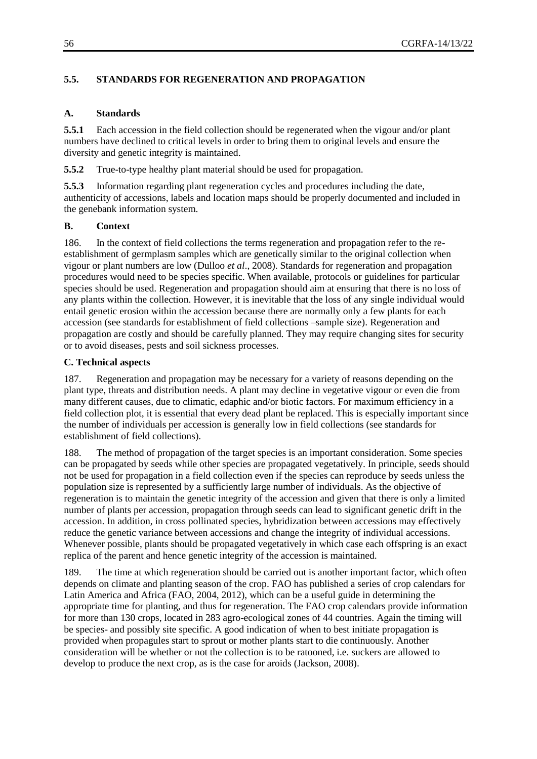## 5.5. STANDARDS FOR REGENERATION AND PROPAGATION

### A. Standards

**5.5.1** Each accession in the field collection should be regenerated when the vigour and/or plant numbers have declined to critical levels in order to bring them to original levels and ensure the diversity and genetic integrity is maintained.

**5.5.2** True-to-type healthy plant material should be used for propagation.

**5.5.3** Information regarding plant regeneration cycles and procedures including the date, authenticity of accessions, labels and location maps should be properly documented and included in the genebank information system.

### B. Context

186. In the context of field collections the terms regeneration and propagation refer to the re-establishment of germplasm samples which are genetically similar to the original collection when vigour or plant numbers are low (Dulloo *et al*., 2008). Standards for regeneration and propagation procedures would need to be species specific. When available, protocols or guidelines for particular species should be used. Regeneration and propagation should aim at ensuring that there is no loss of any plants within the collection. However, it is inevitable that the loss of any single individual would entail genetic erosion within the accession because there are normally only a few plants for each accession (see standards for establishment of field collections –sample size). Regeneration and propagation are costly and should be carefully planned. They may require changing sites for security or to avoid diseases, pests and soil sickness processes.

### C. Technical aspects

187. Regeneration and propagation may be necessary for a variety of reasons depending on the plant type, threats and distribution needs. A plant may decline in vegetative vigour or even die from many different causes, due to climatic, edaphic and/or biotic factors. For maximum efficiency in a field collection plot, it is essential that every dead plant be replaced. This is especially important since the number of individuals per accession is generally low in field collections (see standards for establishment of field collections).

188. The method of propagation of the target species is an important consideration. Some species can be propagated by seeds while other species are propagated vegetatively. In principle, seeds should not be used for propagation in a field collection even if the species can reproduce by seeds unless the population size is represented by a sufficiently large number of individuals. As the objective of regeneration is to maintain the genetic integrity of the accession and given that there is only a limited number of plants per accession, propagation through seeds can lead to significant genetic drift in the accession. In addition, in cross pollinated species, hybridization between accessions may effectively reduce the genetic variance between accessions and change the integrity of individual accessions. Whenever possible, plants should be propagated vegetatively in which case each offspring is an exact replica of the parent and hence genetic integrity of the accession is maintained.

189. The time at which regeneration should be carried out is another important factor, which often depends on climate and planting season of the crop. FAO has published a series of crop calendars for Latin America and Africa (FAO, 2004, 2012), which can be a useful guide in determining the appropriate time for planting, and thus for regeneration. The FAO crop calendars provide information for more than 130 crops, located in 283 agro-ecological zones of 44 countries. Again the timing will be species- and possibly site specific. A good indication of when to best initiate propagation is provided when propagules start to sprout or mother plants start to die continuously. Another consideration will be whether or not the collection is to be ratooned, i.e. suckers are allowed to develop to produce the next crop, as is the case for aroids (Jackson, 2008).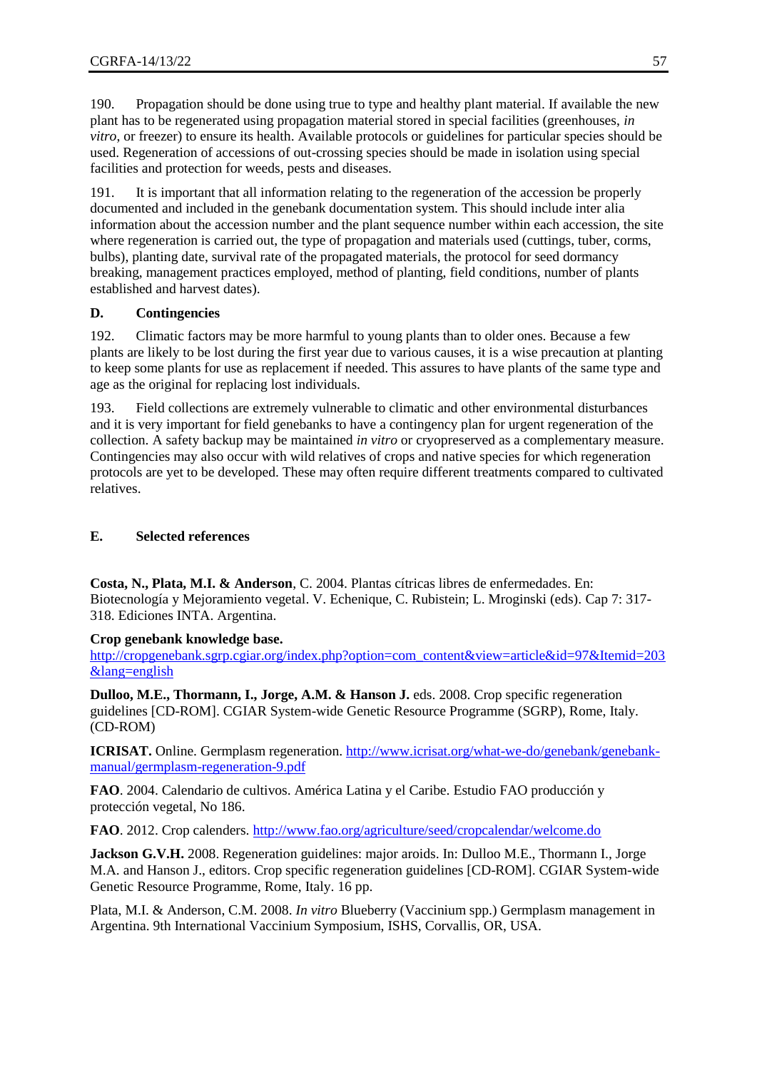190. Propagation should be done using true to type and healthy plant material. If available the new plant has to be regenerated using propagation material stored in special facilities (greenhouses, *in vitro*, or freezer) to ensure its health. Available protocols or guidelines for particular species should be used. Regeneration of accessions of out-crossing species should be made in isolation using special facilities and protection for weeds, pests and diseases.

191. It is important that all information relating to the regeneration of the accession be properly documented and included in the genebank documentation system. This should include inter alia information about the accession number and the plant sequence number within each accession, the site where regeneration is carried out, the type of propagation and materials used (cuttings, tuber, corms, bulbs), planting date, survival rate of the propagated materials, the protocol for seed dormancy breaking, management practices employed, method of planting, field conditions, number of plants established and harvest dates).

### D. Contingencies

192. Climatic factors may be more harmful to young plants than to older ones. Because a few plants are likely to be lost during the first year due to various causes, it is a wise precaution at planting to keep some plants for use as replacement if needed. This assures to have plants of the same type and age as the original for replacing lost individuals.

193. Field collections are extremely vulnerable to climatic and other environmental disturbances and it is very important for field genebanks to have a contingency plan for urgent regeneration of the collection. A safety backup may be maintained *in vitro* or cryopreserved as a complementary measure. Contingencies may also occur with wild relatives of crops and native species for which regeneration protocols are yet to be developed. These may often require different treatments compared to cultivated relatives.

### E. Selected references

**Costa, N., Plata, M.I. & Anderson**, C. 2004. Plantas cítricas libres de enfermedades. En: Biotecnología y Mejoramiento vegetal. V. Echenique, C. Rubistein; L. Mroginski (eds). Cap 7: 317-318. Ediciones INTA. Argentina.

**Crop genebank knowledge base.**
http://cropgenebank.sgrp.cgiar.org/index.php?option=com_content&view=article&id=97&Itemid=203&lang=english

**Dulloo, M.E., Thormann, I., Jorge, A.M. & Hanson J.** eds. 2008. Crop specific regeneration guidelines [CD-ROM]. CGIAR System-wide Genetic Resource Programme (SGRP), Rome, Italy. (CD-ROM)

**ICRISAT.** Online. Germplasm regeneration. http://www.icrisat.org/what-we-do/genebank/genebank-manual/germplasm-regeneration-9.pdf

**FAO**. 2004. Calendario de cultivos. América Latina y el Caribe. Estudio FAO producción y protección vegetal, No 186.

**FAO**. 2012. Crop calenders. http://www.fao.org/agriculture/seed/cropcalendar/welcome.do

**Jackson G.V.H.** 2008. Regeneration guidelines: major aroids. In: Dulloo M.E., Thormann I., Jorge M.A. and Hanson J., editors. Crop specific regeneration guidelines [CD-ROM]. CGIAR System-wide Genetic Resource Programme, Rome, Italy. 16 pp.

Plata, M.I. & Anderson, C.M. 2008. *In vitro* Blueberry (Vaccinium spp.) Germplasm management in Argentina. 9th International Vaccinium Symposium, ISHS, Corvallis, OR, USA.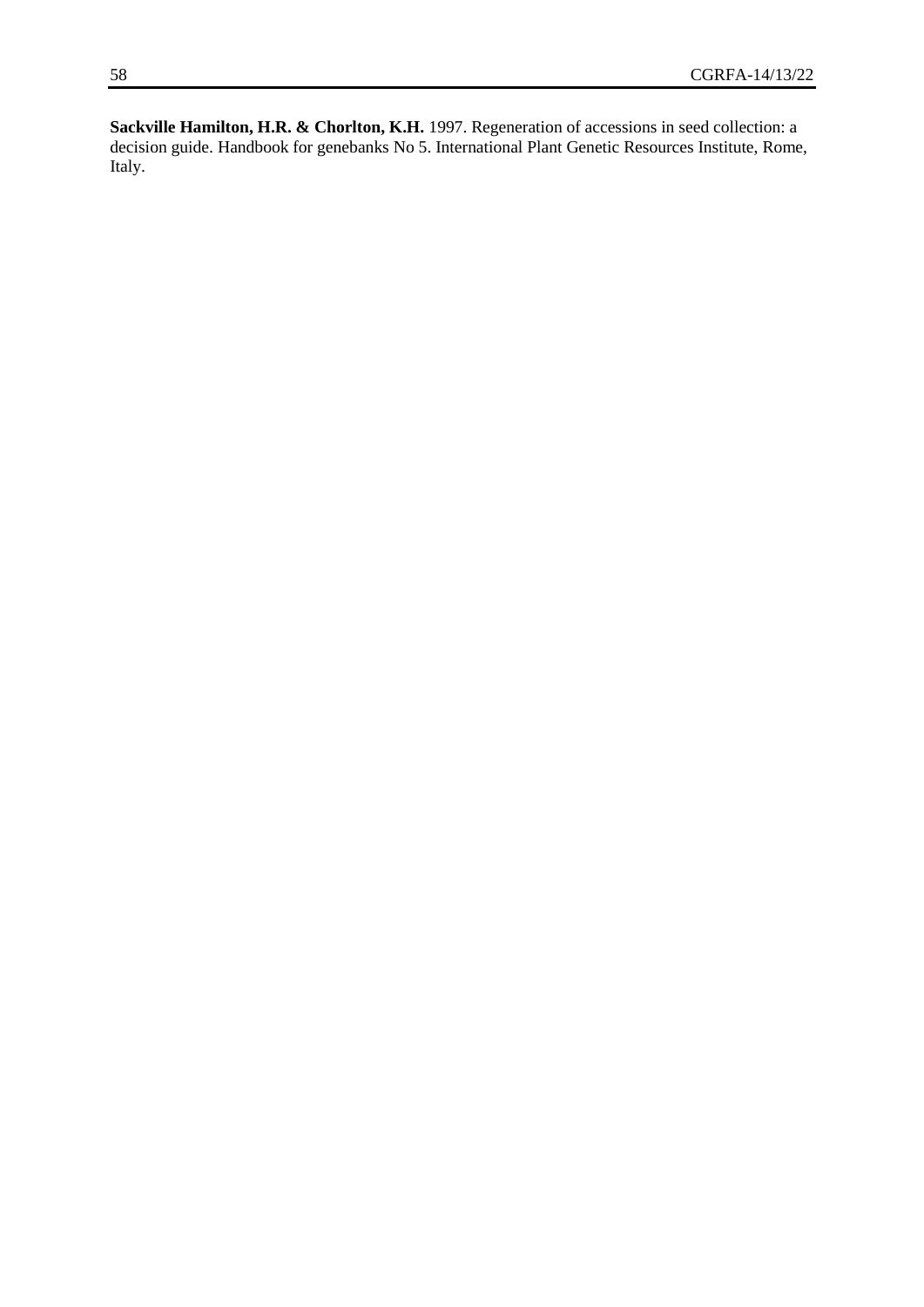**Sackville Hamilton, H.R. & Chorlton, K.H.** 1997. Regeneration of accessions in seed collection: a decision guide. Handbook for genebanks No 5. International Plant Genetic Resources Institute, Rome, Italy.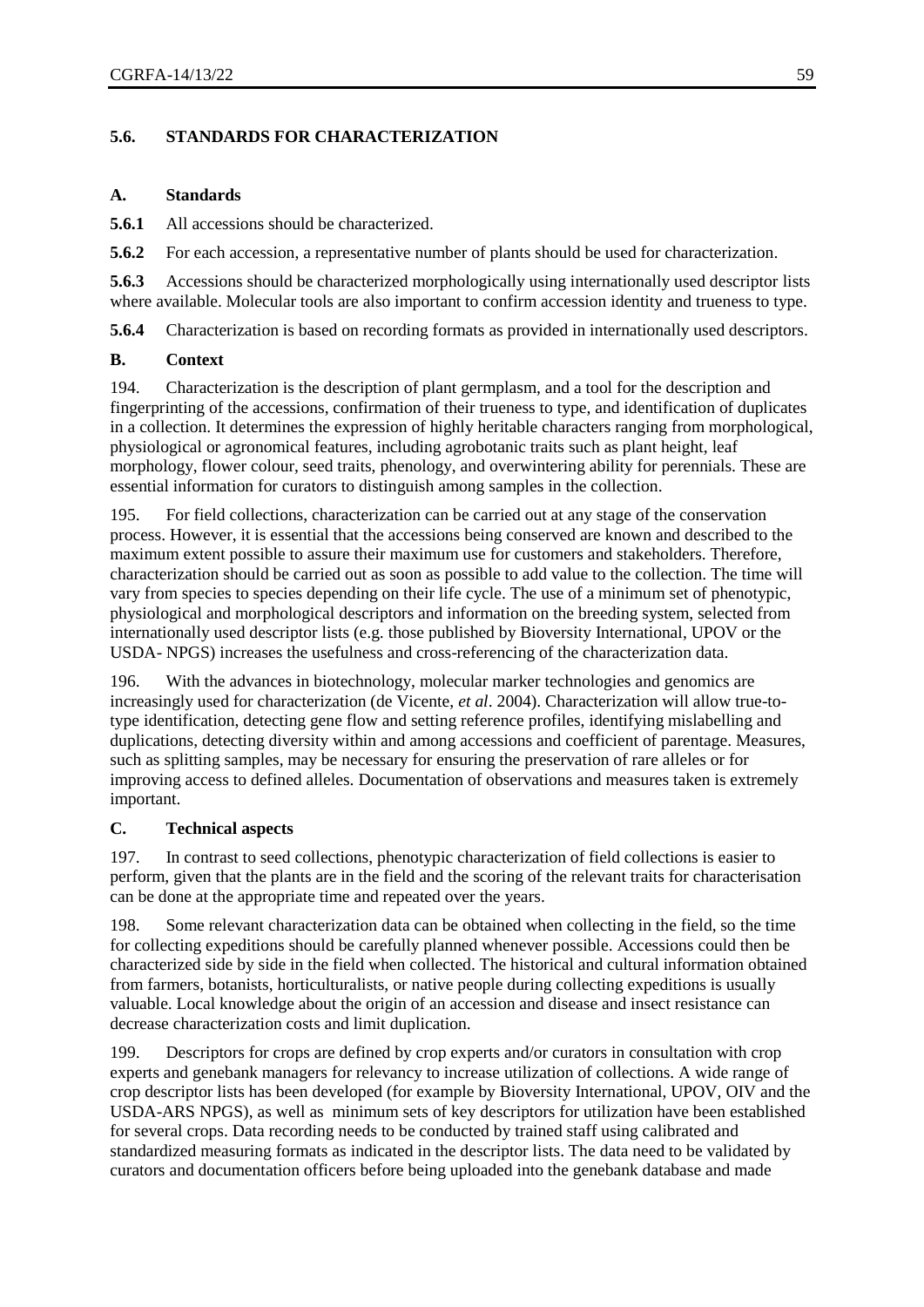## 5.6. STANDARDS FOR CHARACTERIZATION

### A. Standards

**5.6.1** All accessions should be characterized.

**5.6.2** For each accession, a representative number of plants should be used for characterization.

**5.6.3** Accessions should be characterized morphologically using internationally used descriptor lists where available. Molecular tools are also important to confirm accession identity and trueness to type.

**5.6.4** Characterization is based on recording formats as provided in internationally used descriptors.

### B. Context

194. Characterization is the description of plant germplasm, and a tool for the description and fingerprinting of the accessions, confirmation of their trueness to type, and identification of duplicates in a collection. It determines the expression of highly heritable characters ranging from morphological, physiological or agronomical features, including agrobotanic traits such as plant height, leaf morphology, flower colour, seed traits, phenology, and overwintering ability for perennials. These are essential information for curators to distinguish among samples in the collection.

195. For field collections, characterization can be carried out at any stage of the conservation process. However, it is essential that the accessions being conserved are known and described to the maximum extent possible to assure their maximum use for customers and stakeholders. Therefore, characterization should be carried out as soon as possible to add value to the collection. The time will vary from species to species depending on their life cycle. The use of a minimum set of phenotypic, physiological and morphological descriptors and information on the breeding system, selected from internationally used descriptor lists (e.g. those published by Bioversity International, UPOV or the USDA- NPGS) increases the usefulness and cross-referencing of the characterization data.

196. With the advances in biotechnology, molecular marker technologies and genomics are increasingly used for characterization (de Vicente, *et al*. 2004). Characterization will allow true-to-type identification, detecting gene flow and setting reference profiles, identifying mislabelling and duplications, detecting diversity within and among accessions and coefficient of parentage. Measures, such as splitting samples, may be necessary for ensuring the preservation of rare alleles or for improving access to defined alleles. Documentation of observations and measures taken is extremely important.

### C. Technical aspects

197. In contrast to seed collections, phenotypic characterization of field collections is easier to perform, given that the plants are in the field and the scoring of the relevant traits for characterisation can be done at the appropriate time and repeated over the years.

198. Some relevant characterization data can be obtained when collecting in the field, so the time for collecting expeditions should be carefully planned whenever possible. Accessions could then be characterized side by side in the field when collected. The historical and cultural information obtained from farmers, botanists, horticulturalists, or native people during collecting expeditions is usually valuable. Local knowledge about the origin of an accession and disease and insect resistance can decrease characterization costs and limit duplication.

199. Descriptors for crops are defined by crop experts and/or curators in consultation with crop experts and genebank managers for relevancy to increase utilization of collections. A wide range of crop descriptor lists has been developed (for example by Bioversity International, UPOV, OIV and the USDA-ARS NPGS), as well as minimum sets of key descriptors for utilization have been established for several crops. Data recording needs to be conducted by trained staff using calibrated and standardized measuring formats as indicated in the descriptor lists. The data need to be validated by curators and documentation officers before being uploaded into the genebank database and made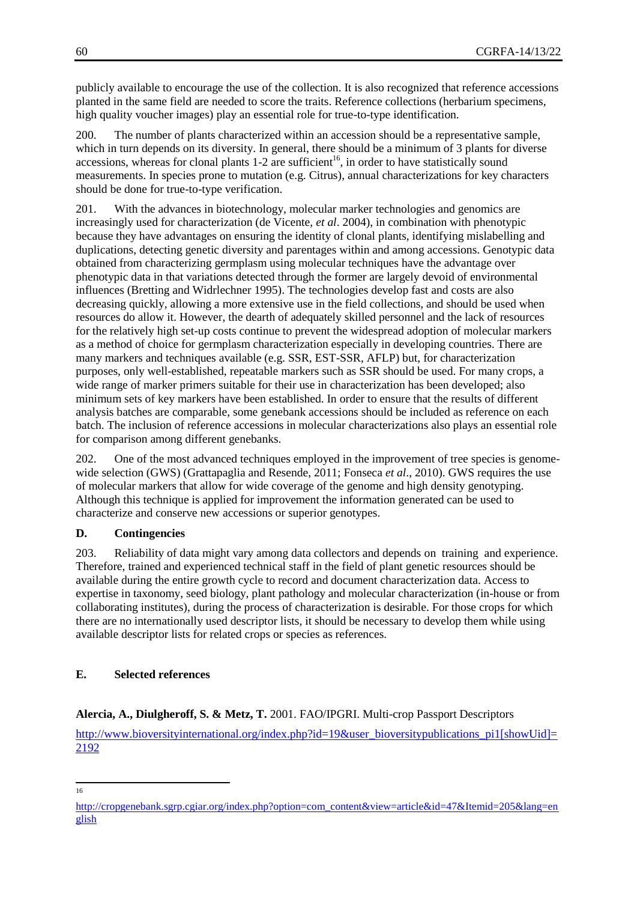publicly available to encourage the use of the collection. It is also recognized that reference accessions planted in the same field are needed to score the traits. Reference collections (herbarium specimens, high quality voucher images) play an essential role for true-to-type identification.

200. The number of plants characterized within an accession should be a representative sample, which in turn depends on its diversity. In general, there should be a minimum of 3 plants for diverse accessions, whereas for clonal plants 1-2 are sufficient[16], in order to have statistically sound measurements. In species prone to mutation (e.g. Citrus), annual characterizations for key characters should be done for true-to-type verification.

201. With the advances in biotechnology, molecular marker technologies and genomics are increasingly used for characterization (de Vicente, *et al*. 2004), in combination with phenotypic because they have advantages on ensuring the identity of clonal plants, identifying mislabelling and duplications, detecting genetic diversity and parentages within and among accessions. Genotypic data obtained from characterizing germplasm using molecular techniques have the advantage over phenotypic data in that variations detected through the former are largely devoid of environmental influences (Bretting and Widrlechner 1995). The technologies develop fast and costs are also decreasing quickly, allowing a more extensive use in the field collections, and should be used when resources do allow it. However, the dearth of adequately skilled personnel and the lack of resources for the relatively high set-up costs continue to prevent the widespread adoption of molecular markers as a method of choice for germplasm characterization especially in developing countries. There are many markers and techniques available (e.g. SSR, EST-SSR, AFLP) but, for characterization purposes, only well-established, repeatable markers such as SSR should be used. For many crops, a wide range of marker primers suitable for their use in characterization has been developed; also minimum sets of key markers have been established. In order to ensure that the results of different analysis batches are comparable, some genebank accessions should be included as reference on each batch. The inclusion of reference accessions in molecular characterizations also plays an essential role for comparison among different genebanks.

202. One of the most advanced techniques employed in the improvement of tree species is genome-wide selection (GWS) (Grattapaglia and Resende, 2011; Fonseca *et al*., 2010). GWS requires the use of molecular markers that allow for wide coverage of the genome and high density genotyping. Although this technique is applied for improvement the information generated can be used to characterize and conserve new accessions or superior genotypes.

## D. Contingencies

203. Reliability of data might vary among data collectors and depends on training and experience. Therefore, trained and experienced technical staff in the field of plant genetic resources should be available during the entire growth cycle to record and document characterization data. Access to expertise in taxonomy, seed biology, plant pathology and molecular characterization (in-house or from collaborating institutes), during the process of characterization is desirable. For those crops for which there are no internationally used descriptor lists, it should be necessary to develop them while using available descriptor lists for related crops or species as references.

## E. Selected references

**Alercia, A., Diulgheroff, S. & Metz, T.** 2001. FAO/IPGRI. Multi-crop Passport Descriptors

http://www.bioversityinternational.org/index.php?id=19&user_bioversitypublications_pi1[showUid]=2192

---

[16] http://cropgenebank.sgrp.cgiar.org/index.php?option=com_content&view=article&id=47&Itemid=205&lang=english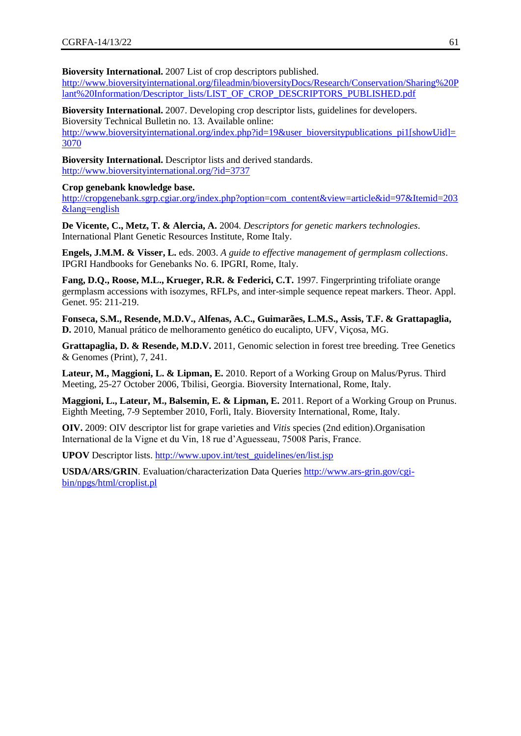**Bioversity International.** 2007 List of crop descriptors published. http://www.bioversityinternational.org/fileadmin/bioversityDocs/Research/Conservation/Sharing%20Plant%20Information/Descriptor_lists/LIST_OF_CROP_DESCRIPTORS_PUBLISHED.pdf

**Bioversity International.** 2007. Developing crop descriptor lists, guidelines for developers. Bioversity Technical Bulletin no. 13. Available online: http://www.bioversityinternational.org/index.php?id=19&user_bioversitypublications_pi1[showUid]=3070

**Bioversity International.** Descriptor lists and derived standards. http://www.bioversityinternational.org/?id=3737

**Crop genebank knowledge base.** http://cropgenebank.sgrp.cgiar.org/index.php?option=com_content&view=article&id=97&Itemid=203&lang=english

**De Vicente, C., Metz, T. & Alercia, A.** 2004. *Descriptors for genetic markers technologies*. International Plant Genetic Resources Institute, Rome Italy.

**Engels, J.M.M. & Visser, L.** eds. 2003. *A guide to effective management of germplasm collections*. IPGRI Handbooks for Genebanks No. 6. IPGRI, Rome, Italy.

**Fang, D.Q., Roose, M.L., Krueger, R.R. & Federici, C.T.** 1997. Fingerprinting trifoliate orange germplasm accessions with isozymes, RFLPs, and inter-simple sequence repeat markers. Theor. Appl. Genet. 95: 211-219.

**Fonseca, S.M., Resende, M.D.V., Alfenas, A.C., Guimarães, L.M.S., Assis, T.F. & Grattapaglia, D.** 2010, Manual prático de melhoramento genético do eucalipto, UFV, Viçosa, MG.

**Grattapaglia, D. & Resende, M.D.V.** 2011, Genomic selection in forest tree breeding. Tree Genetics & Genomes (Print), 7, 241.

**Lateur, M., Maggioni, L. & Lipman, E.** 2010. Report of a Working Group on Malus/Pyrus. Third Meeting, 25-27 October 2006, Tbilisi, Georgia. Bioversity International, Rome, Italy.

**Maggioni, L., Lateur, M., Balsemin, E. & Lipman, E.** 2011. Report of a Working Group on Prunus. Eighth Meeting, 7-9 September 2010, Forlì, Italy. Bioversity International, Rome, Italy.

**OIV.** 2009: OIV descriptor list for grape varieties and *Vitis* species (2nd edition).Organisation International de la Vigne et du Vin, 18 rue d'Aguesseau, 75008 Paris, France.

**UPOV** Descriptor lists. http://www.upov.int/test_guidelines/en/list.jsp

**USDA/ARS/GRIN**. Evaluation/characterization Data Queries http://www.ars-grin.gov/cgi-bin/npgs/html/croplist.pl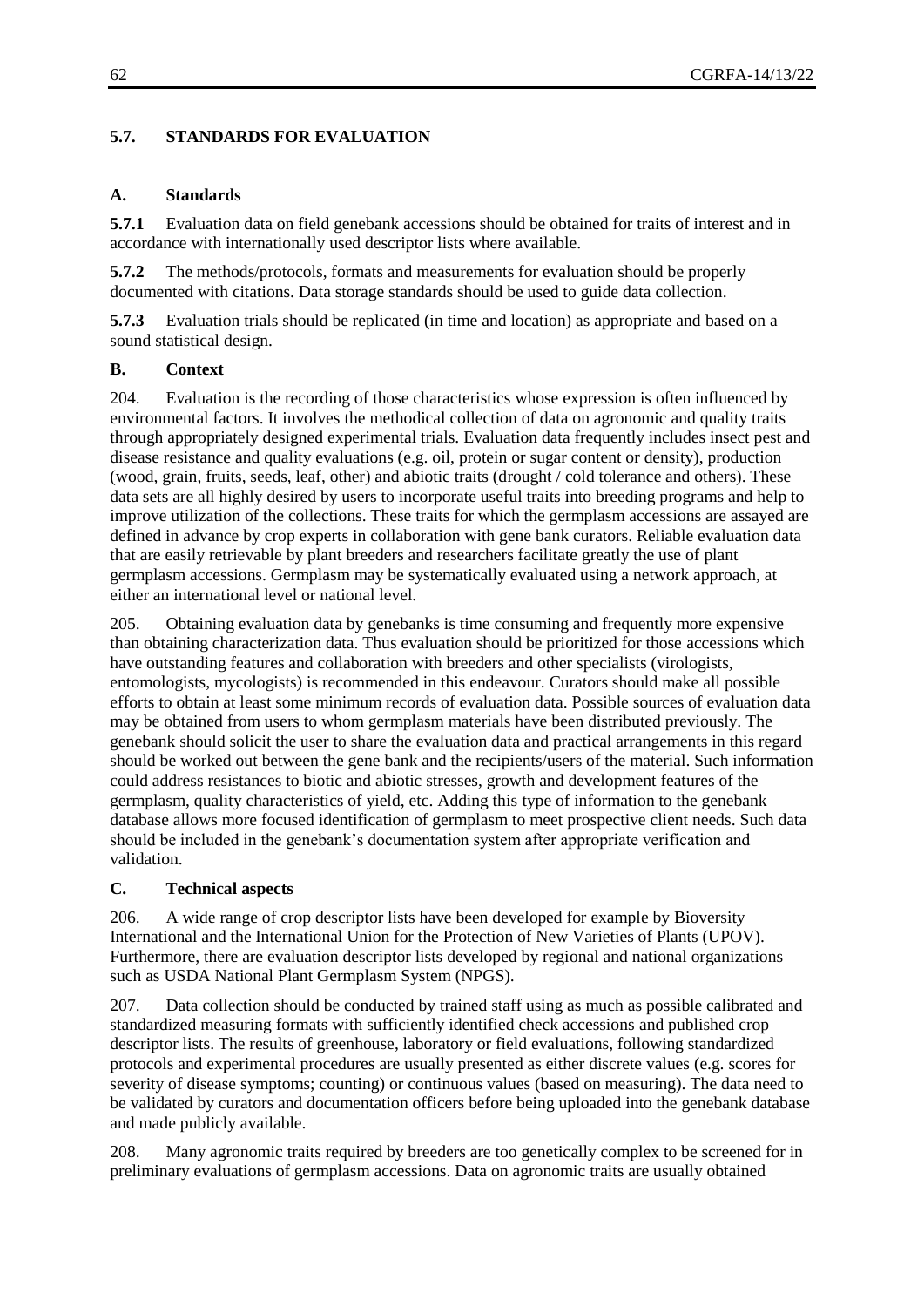## 5.7. STANDARDS FOR EVALUATION

### A. Standards

**5.7.1** Evaluation data on field genebank accessions should be obtained for traits of interest and in accordance with internationally used descriptor lists where available.

**5.7.2** The methods/protocols, formats and measurements for evaluation should be properly documented with citations. Data storage standards should be used to guide data collection.

**5.7.3** Evaluation trials should be replicated (in time and location) as appropriate and based on a sound statistical design.

### B. Context

204. Evaluation is the recording of those characteristics whose expression is often influenced by environmental factors. It involves the methodical collection of data on agronomic and quality traits through appropriately designed experimental trials. Evaluation data frequently includes insect pest and disease resistance and quality evaluations (e.g. oil, protein or sugar content or density), production (wood, grain, fruits, seeds, leaf, other) and abiotic traits (drought / cold tolerance and others). These data sets are all highly desired by users to incorporate useful traits into breeding programs and help to improve utilization of the collections. These traits for which the germplasm accessions are assayed are defined in advance by crop experts in collaboration with gene bank curators. Reliable evaluation data that are easily retrievable by plant breeders and researchers facilitate greatly the use of plant germplasm accessions. Germplasm may be systematically evaluated using a network approach, at either an international level or national level.

205. Obtaining evaluation data by genebanks is time consuming and frequently more expensive than obtaining characterization data. Thus evaluation should be prioritized for those accessions which have outstanding features and collaboration with breeders and other specialists (virologists, entomologists, mycologists) is recommended in this endeavour. Curators should make all possible efforts to obtain at least some minimum records of evaluation data. Possible sources of evaluation data may be obtained from users to whom germplasm materials have been distributed previously. The genebank should solicit the user to share the evaluation data and practical arrangements in this regard should be worked out between the gene bank and the recipients/users of the material. Such information could address resistances to biotic and abiotic stresses, growth and development features of the germplasm, quality characteristics of yield, etc. Adding this type of information to the genebank database allows more focused identification of germplasm to meet prospective client needs. Such data should be included in the genebank's documentation system after appropriate verification and validation.

### C. Technical aspects

206. A wide range of crop descriptor lists have been developed for example by Bioversity International and the International Union for the Protection of New Varieties of Plants (UPOV). Furthermore, there are evaluation descriptor lists developed by regional and national organizations such as USDA National Plant Germplasm System (NPGS).

207. Data collection should be conducted by trained staff using as much as possible calibrated and standardized measuring formats with sufficiently identified check accessions and published crop descriptor lists. The results of greenhouse, laboratory or field evaluations, following standardized protocols and experimental procedures are usually presented as either discrete values (e.g. scores for severity of disease symptoms; counting) or continuous values (based on measuring). The data need to be validated by curators and documentation officers before being uploaded into the genebank database and made publicly available.

208. Many agronomic traits required by breeders are too genetically complex to be screened for in preliminary evaluations of germplasm accessions. Data on agronomic traits are usually obtained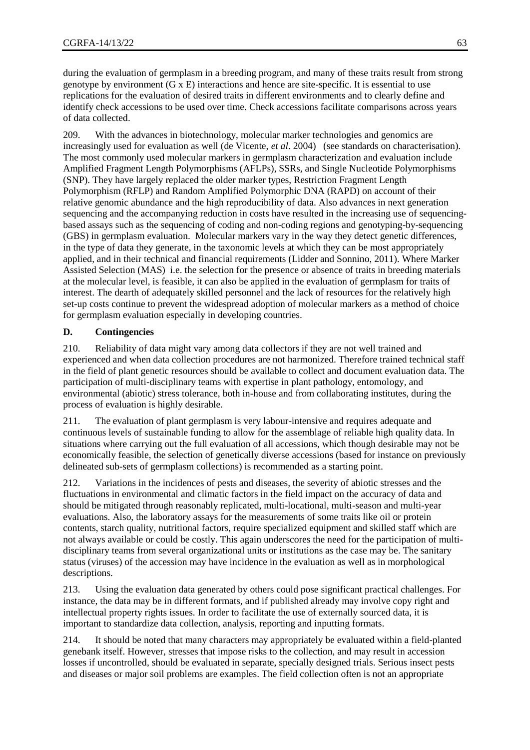during the evaluation of germplasm in a breeding program, and many of these traits result from strong genotype by environment (G x E) interactions and hence are site-specific. It is essential to use replications for the evaluation of desired traits in different environments and to clearly define and identify check accessions to be used over time. Check accessions facilitate comparisons across years of data collected.

209. With the advances in biotechnology, molecular marker technologies and genomics are increasingly used for evaluation as well (de Vicente, *et al*. 2004) (see standards on characterisation). The most commonly used molecular markers in germplasm characterization and evaluation include Amplified Fragment Length Polymorphisms (AFLPs), SSRs, and Single Nucleotide Polymorphisms (SNP). They have largely replaced the older marker types, Restriction Fragment Length Polymorphism (RFLP) and Random Amplified Polymorphic DNA (RAPD) on account of their relative genomic abundance and the high reproducibility of data. Also advances in next generation sequencing and the accompanying reduction in costs have resulted in the increasing use of sequencing-based assays such as the sequencing of coding and non-coding regions and genotyping-by-sequencing (GBS) in germplasm evaluation. Molecular markers vary in the way they detect genetic differences, in the type of data they generate, in the taxonomic levels at which they can be most appropriately applied, and in their technical and financial requirements (Lidder and Sonnino, 2011). Where Marker Assisted Selection (MAS) i.e. the selection for the presence or absence of traits in breeding materials at the molecular level, is feasible, it can also be applied in the evaluation of germplasm for traits of interest. The dearth of adequately skilled personnel and the lack of resources for the relatively high set-up costs continue to prevent the widespread adoption of molecular markers as a method of choice for germplasm evaluation especially in developing countries.

### D. Contingencies

210. Reliability of data might vary among data collectors if they are not well trained and experienced and when data collection procedures are not harmonized. Therefore trained technical staff in the field of plant genetic resources should be available to collect and document evaluation data. The participation of multi-disciplinary teams with expertise in plant pathology, entomology, and environmental (abiotic) stress tolerance, both in-house and from collaborating institutes, during the process of evaluation is highly desirable.

211. The evaluation of plant germplasm is very labour-intensive and requires adequate and continuous levels of sustainable funding to allow for the assemblage of reliable high quality data. In situations where carrying out the full evaluation of all accessions, which though desirable may not be economically feasible, the selection of genetically diverse accessions (based for instance on previously delineated sub-sets of germplasm collections) is recommended as a starting point.

212. Variations in the incidences of pests and diseases, the severity of abiotic stresses and the fluctuations in environmental and climatic factors in the field impact on the accuracy of data and should be mitigated through reasonably replicated, multi-locational, multi-season and multi-year evaluations. Also, the laboratory assays for the measurements of some traits like oil or protein contents, starch quality, nutritional factors, require specialized equipment and skilled staff which are not always available or could be costly. This again underscores the need for the participation of multi-disciplinary teams from several organizational units or institutions as the case may be. The sanitary status (viruses) of the accession may have incidence in the evaluation as well as in morphological descriptions.

213. Using the evaluation data generated by others could pose significant practical challenges. For instance, the data may be in different formats, and if published already may involve copy right and intellectual property rights issues. In order to facilitate the use of externally sourced data, it is important to standardize data collection, analysis, reporting and inputting formats.

214. It should be noted that many characters may appropriately be evaluated within a field-planted genebank itself. However, stresses that impose risks to the collection, and may result in accession losses if uncontrolled, should be evaluated in separate, specially designed trials. Serious insect pests and diseases or major soil problems are examples. The field collection often is not an appropriate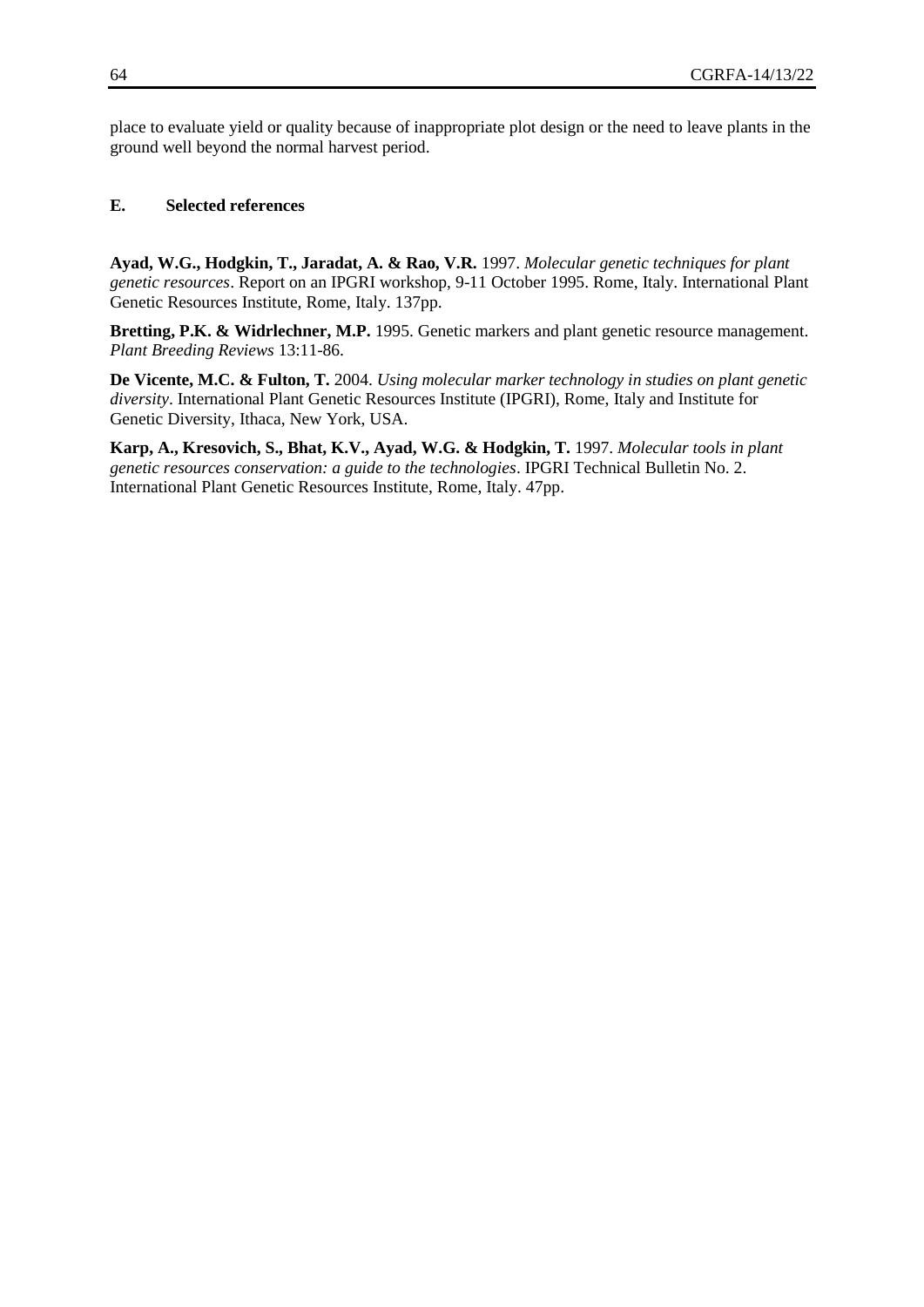place to evaluate yield or quality because of inappropriate plot design or the need to leave plants in the ground well beyond the normal harvest period.

### E. Selected references

**Ayad, W.G., Hodgkin, T., Jaradat, A. & Rao, V.R.** 1997. *Molecular genetic techniques for plant genetic resources*. Report on an IPGRI workshop, 9-11 October 1995. Rome, Italy. International Plant Genetic Resources Institute, Rome, Italy. 137pp.

**Bretting, P.K. & Widrlechner, M.P.** 1995. Genetic markers and plant genetic resource management. *Plant Breeding Reviews* 13:11-86.

**De Vicente, M.C. & Fulton, T.** 2004. *Using molecular marker technology in studies on plant genetic diversity*. International Plant Genetic Resources Institute (IPGRI), Rome, Italy and Institute for Genetic Diversity, Ithaca, New York, USA.

**Karp, A., Kresovich, S., Bhat, K.V., Ayad, W.G. & Hodgkin, T.** 1997. *Molecular tools in plant genetic resources conservation: a guide to the technologies*. IPGRI Technical Bulletin No. 2. International Plant Genetic Resources Institute, Rome, Italy. 47pp.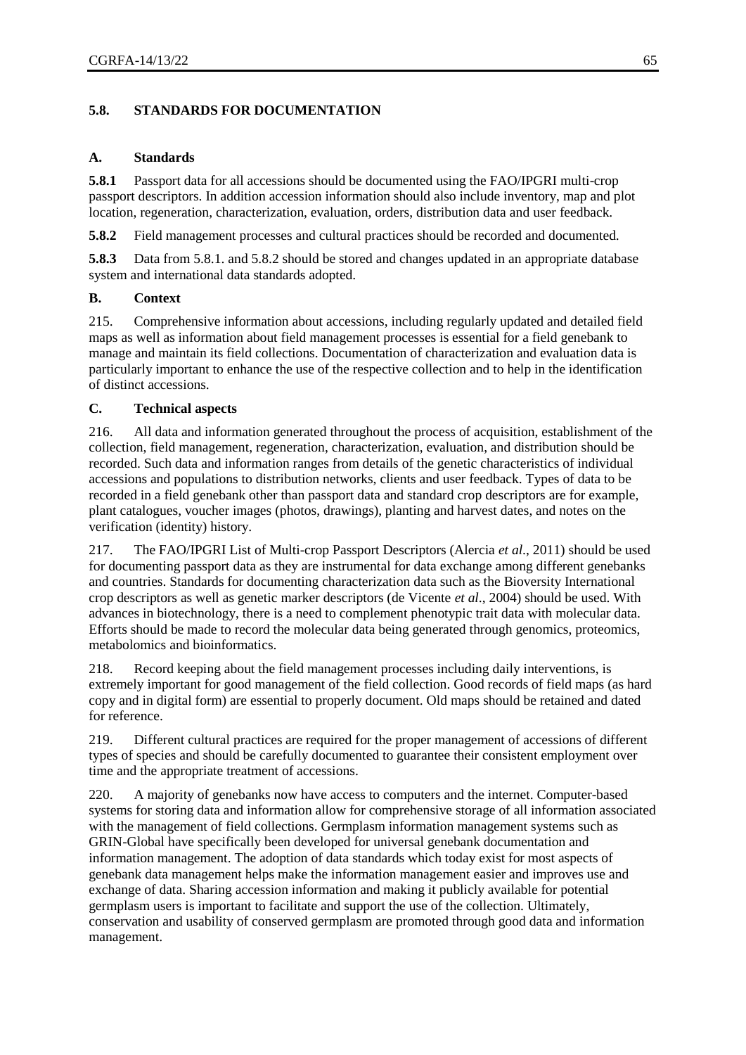## 5.8. STANDARDS FOR DOCUMENTATION

### A. Standards

**5.8.1** Passport data for all accessions should be documented using the FAO/IPGRI multi-crop passport descriptors. In addition accession information should also include inventory, map and plot location, regeneration, characterization, evaluation, orders, distribution data and user feedback.

**5.8.2** Field management processes and cultural practices should be recorded and documented.

**5.8.3** Data from 5.8.1. and 5.8.2 should be stored and changes updated in an appropriate database system and international data standards adopted.

### B. Context

215. Comprehensive information about accessions, including regularly updated and detailed field maps as well as information about field management processes is essential for a field genebank to manage and maintain its field collections. Documentation of characterization and evaluation data is particularly important to enhance the use of the respective collection and to help in the identification of distinct accessions.

### C. Technical aspects

216. All data and information generated throughout the process of acquisition, establishment of the collection, field management, regeneration, characterization, evaluation, and distribution should be recorded. Such data and information ranges from details of the genetic characteristics of individual accessions and populations to distribution networks, clients and user feedback. Types of data to be recorded in a field genebank other than passport data and standard crop descriptors are for example, plant catalogues, voucher images (photos, drawings), planting and harvest dates, and notes on the verification (identity) history.

217. The FAO/IPGRI List of Multi-crop Passport Descriptors (Alercia *et al*., 2011) should be used for documenting passport data as they are instrumental for data exchange among different genebanks and countries. Standards for documenting characterization data such as the Bioversity International crop descriptors as well as genetic marker descriptors (de Vicente *et al*., 2004) should be used. With advances in biotechnology, there is a need to complement phenotypic trait data with molecular data. Efforts should be made to record the molecular data being generated through genomics, proteomics, metabolomics and bioinformatics.

218. Record keeping about the field management processes including daily interventions, is extremely important for good management of the field collection. Good records of field maps (as hard copy and in digital form) are essential to properly document. Old maps should be retained and dated for reference.

219. Different cultural practices are required for the proper management of accessions of different types of species and should be carefully documented to guarantee their consistent employment over time and the appropriate treatment of accessions.

220. A majority of genebanks now have access to computers and the internet. Computer-based systems for storing data and information allow for comprehensive storage of all information associated with the management of field collections. Germplasm information management systems such as GRIN-Global have specifically been developed for universal genebank documentation and information management. The adoption of data standards which today exist for most aspects of genebank data management helps make the information management easier and improves use and exchange of data. Sharing accession information and making it publicly available for potential germplasm users is important to facilitate and support the use of the collection. Ultimately, conservation and usability of conserved germplasm are promoted through good data and information management.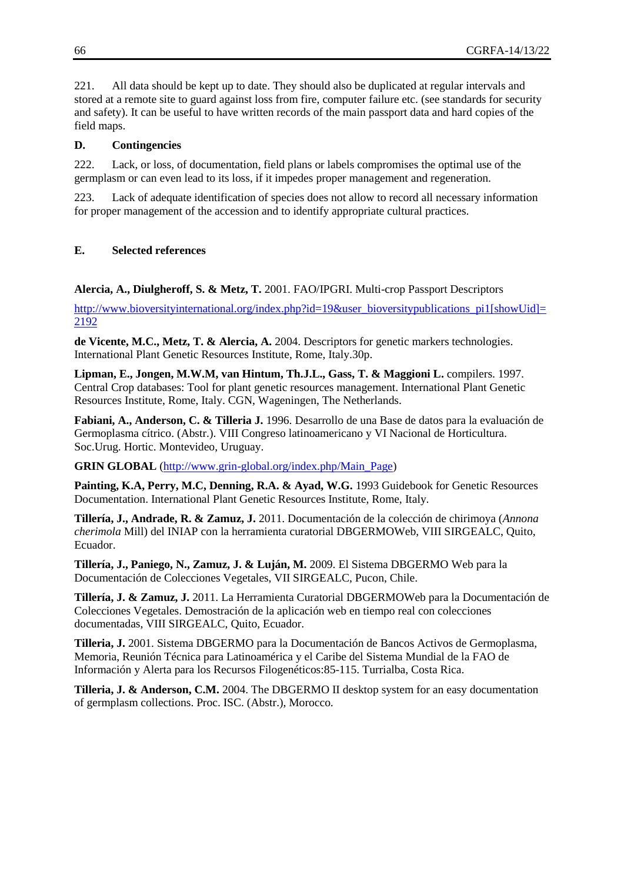221. All data should be kept up to date. They should also be duplicated at regular intervals and stored at a remote site to guard against loss from fire, computer failure etc. (see standards for security and safety). It can be useful to have written records of the main passport data and hard copies of the field maps.

## D. Contingencies

222. Lack, or loss, of documentation, field plans or labels compromises the optimal use of the germplasm or can even lead to its loss, if it impedes proper management and regeneration.

223. Lack of adequate identification of species does not allow to record all necessary information for proper management of the accession and to identify appropriate cultural practices.

## E. Selected references

**Alercia, A., Diulgheroff, S. & Metz, T.** 2001. FAO/IPGRI. Multi-crop Passport Descriptors

http://www.bioversityinternational.org/index.php?id=19&user_bioversitypublications_pi1[showUid]=2192

**de Vicente, M.C., Metz, T. & Alercia, A.** 2004. Descriptors for genetic markers technologies. International Plant Genetic Resources Institute, Rome, Italy.30p.

**Lipman, E., Jongen, M.W.M, van Hintum, Th.J.L., Gass, T. & Maggioni L.** compilers. 1997. Central Crop databases: Tool for plant genetic resources management. International Plant Genetic Resources Institute, Rome, Italy. CGN, Wageningen, The Netherlands.

**Fabiani, A., Anderson, C. & Tilleria J.** 1996. Desarrollo de una Base de datos para la evaluación de Germoplasma cítrico. (Abstr.). VIII Congreso latinoamericano y VI Nacional de Horticultura. Soc.Urug. Hortic. Montevideo, Uruguay.

**GRIN GLOBAL** (http://www.grin-global.org/index.php/Main_Page)

**Painting, K.A, Perry, M.C, Denning, R.A. & Ayad, W.G.** 1993 Guidebook for Genetic Resources Documentation. International Plant Genetic Resources Institute, Rome, Italy.

**Tillería, J., Andrade, R. & Zamuz, J.** 2011. Documentación de la colección de chirimoya (*Annona cherimola* Mill) del INIAP con la herramienta curatorial DBGERMOWeb, VIII SIRGEALC, Quito, Ecuador.

**Tillería, J., Paniego, N., Zamuz, J. & Luján, M.** 2009. El Sistema DBGERMO Web para la Documentación de Colecciones Vegetales, VII SIRGEALC, Pucon, Chile.

**Tillería, J. & Zamuz, J.** 2011. La Herramienta Curatorial DBGERMOWeb para la Documentación de Colecciones Vegetales. Demostración de la aplicación web en tiempo real con colecciones documentadas, VIII SIRGEALC, Quito, Ecuador.

**Tilleria, J.** 2001. Sistema DBGERMO para la Documentación de Bancos Activos de Germoplasma, Memoria, Reunión Técnica para Latinoamérica y el Caribe del Sistema Mundial de la FAO de Información y Alerta para los Recursos Filogenéticos:85-115. Turrialba, Costa Rica.

**Tilleria, J. & Anderson, C.M.** 2004. The DBGERMO II desktop system for an easy documentation of germplasm collections. Proc. ISC. (Abstr.), Morocco.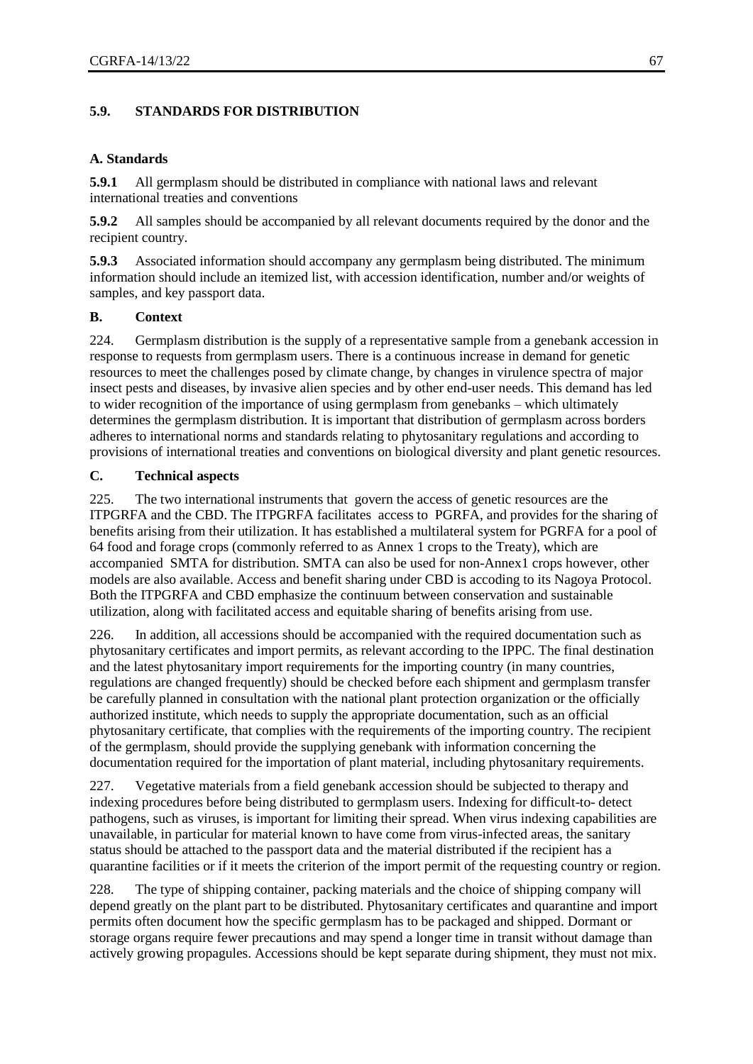## 5.9. STANDARDS FOR DISTRIBUTION

### A. Standards

**5.9.1** All germplasm should be distributed in compliance with national laws and relevant international treaties and conventions

**5.9.2** All samples should be accompanied by all relevant documents required by the donor and the recipient country.

**5.9.3** Associated information should accompany any germplasm being distributed. The minimum information should include an itemized list, with accession identification, number and/or weights of samples, and key passport data.

### B. Context

224. Germplasm distribution is the supply of a representative sample from a genebank accession in response to requests from germplasm users. There is a continuous increase in demand for genetic resources to meet the challenges posed by climate change, by changes in virulence spectra of major insect pests and diseases, by invasive alien species and by other end-user needs. This demand has led to wider recognition of the importance of using germplasm from genebanks – which ultimately determines the germplasm distribution. It is important that distribution of germplasm across borders adheres to international norms and standards relating to phytosanitary regulations and according to provisions of international treaties and conventions on biological diversity and plant genetic resources.

### C. Technical aspects

225. The two international instruments that govern the access of genetic resources are the ITPGRFA and the CBD. The ITPGRFA facilitates access to PGRFA, and provides for the sharing of benefits arising from their utilization. It has established a multilateral system for PGRFA for a pool of 64 food and forage crops (commonly referred to as Annex 1 crops to the Treaty), which are accompanied SMTA for distribution. SMTA can also be used for non-Annex1 crops however, other models are also available. Access and benefit sharing under CBD is accoding to its Nagoya Protocol. Both the ITPGRFA and CBD emphasize the continuum between conservation and sustainable utilization, along with facilitated access and equitable sharing of benefits arising from use.

226. In addition, all accessions should be accompanied with the required documentation such as phytosanitary certificates and import permits, as relevant according to the IPPC. The final destination and the latest phytosanitary import requirements for the importing country (in many countries, regulations are changed frequently) should be checked before each shipment and germplasm transfer be carefully planned in consultation with the national plant protection organization or the officially authorized institute, which needs to supply the appropriate documentation, such as an official phytosanitary certificate, that complies with the requirements of the importing country. The recipient of the germplasm, should provide the supplying genebank with information concerning the documentation required for the importation of plant material, including phytosanitary requirements.

227. Vegetative materials from a field genebank accession should be subjected to therapy and indexing procedures before being distributed to germplasm users. Indexing for difficult-to- detect pathogens, such as viruses, is important for limiting their spread. When virus indexing capabilities are unavailable, in particular for material known to have come from virus-infected areas, the sanitary status should be attached to the passport data and the material distributed if the recipient has a quarantine facilities or if it meets the criterion of the import permit of the requesting country or region.

228. The type of shipping container, packing materials and the choice of shipping company will depend greatly on the plant part to be distributed. Phytosanitary certificates and quarantine and import permits often document how the specific germplasm has to be packaged and shipped. Dormant or storage organs require fewer precautions and may spend a longer time in transit without damage than actively growing propagules. Accessions should be kept separate during shipment, they must not mix.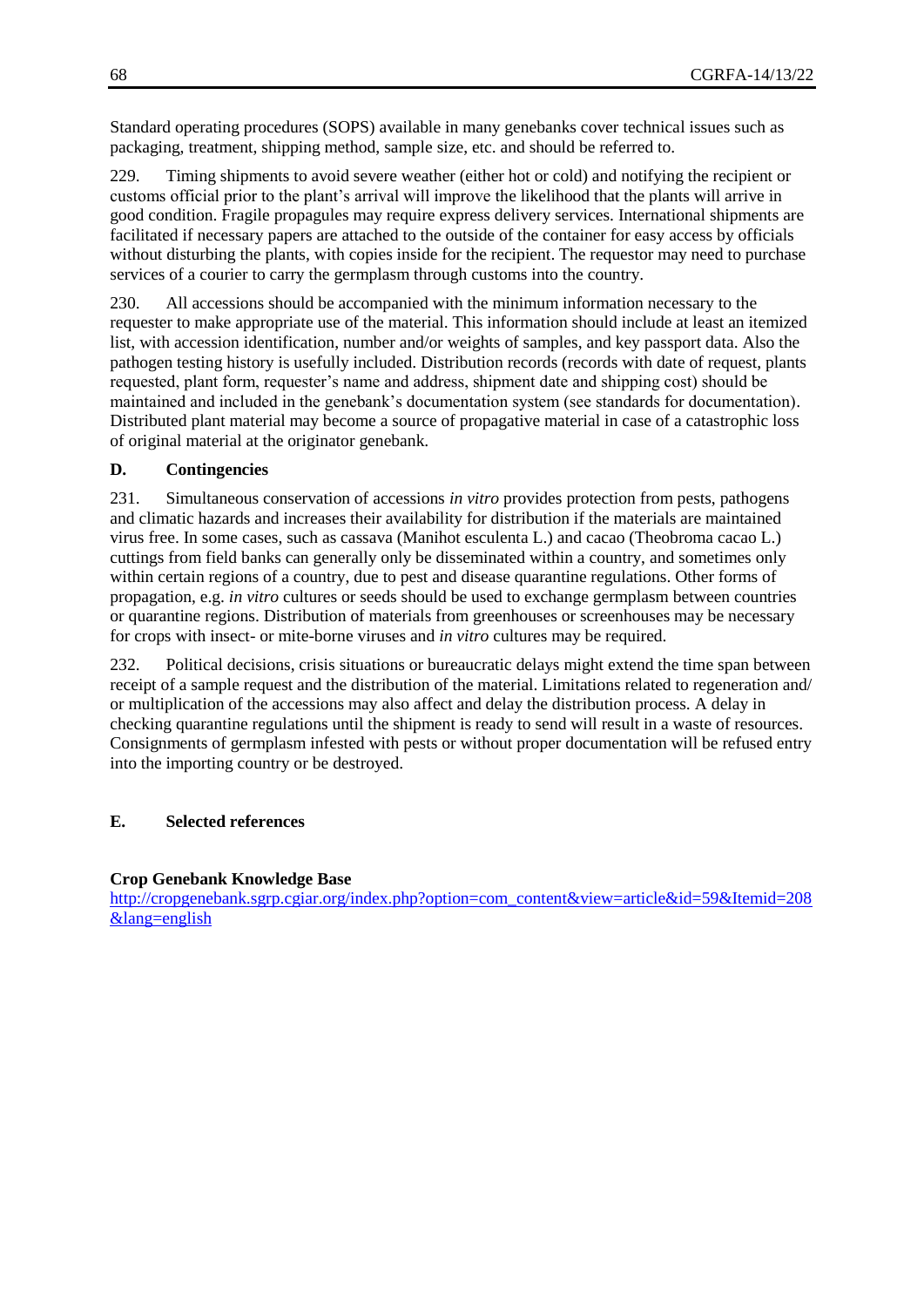Standard operating procedures (SOPS) available in many genebanks cover technical issues such as packaging, treatment, shipping method, sample size, etc. and should be referred to.

229. Timing shipments to avoid severe weather (either hot or cold) and notifying the recipient or customs official prior to the plant's arrival will improve the likelihood that the plants will arrive in good condition. Fragile propagules may require express delivery services. International shipments are facilitated if necessary papers are attached to the outside of the container for easy access by officials without disturbing the plants, with copies inside for the recipient. The requestor may need to purchase services of a courier to carry the germplasm through customs into the country.

230. All accessions should be accompanied with the minimum information necessary to the requester to make appropriate use of the material. This information should include at least an itemized list, with accession identification, number and/or weights of samples, and key passport data. Also the pathogen testing history is usefully included. Distribution records (records with date of request, plants requested, plant form, requester's name and address, shipment date and shipping cost) should be maintained and included in the genebank's documentation system (see standards for documentation). Distributed plant material may become a source of propagative material in case of a catastrophic loss of original material at the originator genebank.

### D. Contingencies

231. Simultaneous conservation of accessions *in vitro* provides protection from pests, pathogens and climatic hazards and increases their availability for distribution if the materials are maintained virus free. In some cases, such as cassava (Manihot esculenta L.) and cacao (Theobroma cacao L.) cuttings from field banks can generally only be disseminated within a country, and sometimes only within certain regions of a country, due to pest and disease quarantine regulations. Other forms of propagation, e.g. *in vitro* cultures or seeds should be used to exchange germplasm between countries or quarantine regions. Distribution of materials from greenhouses or screenhouses may be necessary for crops with insect- or mite-borne viruses and *in vitro* cultures may be required.

232. Political decisions, crisis situations or bureaucratic delays might extend the time span between receipt of a sample request and the distribution of the material. Limitations related to regeneration and/ or multiplication of the accessions may also affect and delay the distribution process. A delay in checking quarantine regulations until the shipment is ready to send will result in a waste of resources. Consignments of germplasm infested with pests or without proper documentation will be refused entry into the importing country or be destroyed.

### E. Selected references

**Crop Genebank Knowledge Base**
http://cropgenebank.sgrp.cgiar.org/index.php?option=com_content&view=article&id=59&Itemid=208&lang=english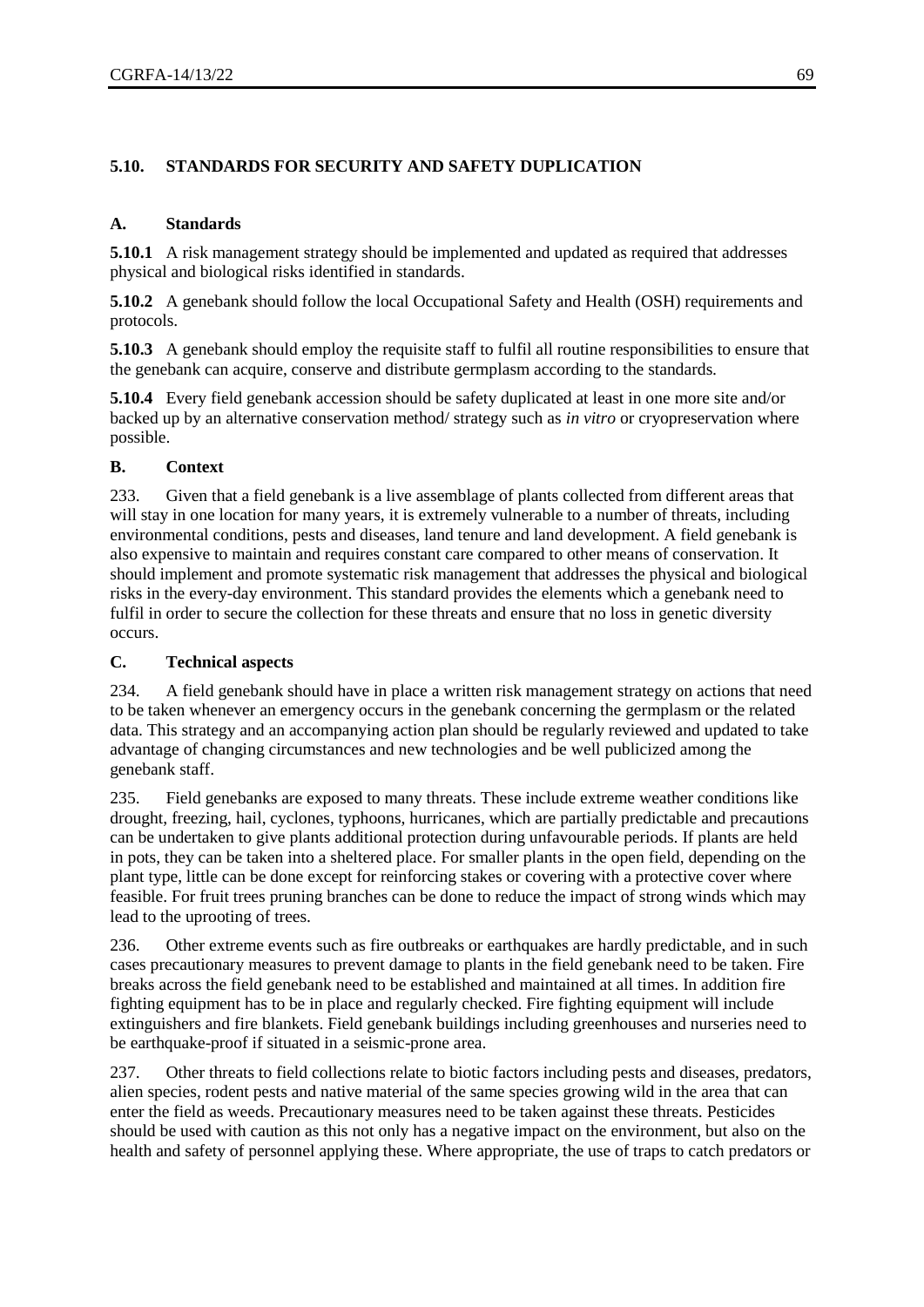## 5.10. STANDARDS FOR SECURITY AND SAFETY DUPLICATION

### A. Standards

**5.10.1** A risk management strategy should be implemented and updated as required that addresses physical and biological risks identified in standards.

**5.10.2** A genebank should follow the local Occupational Safety and Health (OSH) requirements and protocols.

**5.10.3** A genebank should employ the requisite staff to fulfil all routine responsibilities to ensure that the genebank can acquire, conserve and distribute germplasm according to the standards.

**5.10.4** Every field genebank accession should be safety duplicated at least in one more site and/or backed up by an alternative conservation method/ strategy such as *in vitro* or cryopreservation where possible.

### B. Context

233. Given that a field genebank is a live assemblage of plants collected from different areas that will stay in one location for many years, it is extremely vulnerable to a number of threats, including environmental conditions, pests and diseases, land tenure and land development. A field genebank is also expensive to maintain and requires constant care compared to other means of conservation. It should implement and promote systematic risk management that addresses the physical and biological risks in the every-day environment. This standard provides the elements which a genebank need to fulfil in order to secure the collection for these threats and ensure that no loss in genetic diversity occurs.

### C. Technical aspects

234. A field genebank should have in place a written risk management strategy on actions that need to be taken whenever an emergency occurs in the genebank concerning the germplasm or the related data. This strategy and an accompanying action plan should be regularly reviewed and updated to take advantage of changing circumstances and new technologies and be well publicized among the genebank staff.

235. Field genebanks are exposed to many threats. These include extreme weather conditions like drought, freezing, hail, cyclones, typhoons, hurricanes, which are partially predictable and precautions can be undertaken to give plants additional protection during unfavourable periods. If plants are held in pots, they can be taken into a sheltered place. For smaller plants in the open field, depending on the plant type, little can be done except for reinforcing stakes or covering with a protective cover where feasible. For fruit trees pruning branches can be done to reduce the impact of strong winds which may lead to the uprooting of trees.

236. Other extreme events such as fire outbreaks or earthquakes are hardly predictable, and in such cases precautionary measures to prevent damage to plants in the field genebank need to be taken. Fire breaks across the field genebank need to be established and maintained at all times. In addition fire fighting equipment has to be in place and regularly checked. Fire fighting equipment will include extinguishers and fire blankets. Field genebank buildings including greenhouses and nurseries need to be earthquake-proof if situated in a seismic-prone area.

237. Other threats to field collections relate to biotic factors including pests and diseases, predators, alien species, rodent pests and native material of the same species growing wild in the area that can enter the field as weeds. Precautionary measures need to be taken against these threats. Pesticides should be used with caution as this not only has a negative impact on the environment, but also on the health and safety of personnel applying these. Where appropriate, the use of traps to catch predators or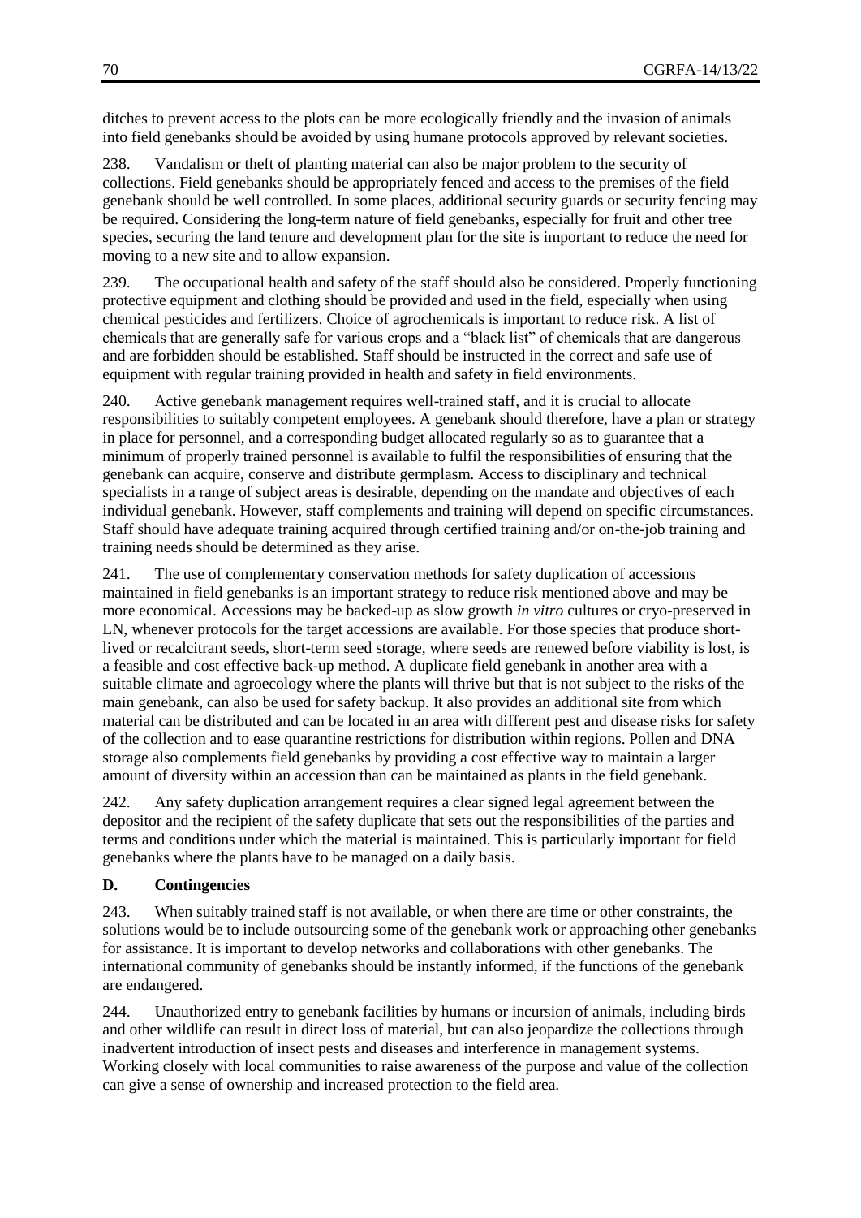ditches to prevent access to the plots can be more ecologically friendly and the invasion of animals into field genebanks should be avoided by using humane protocols approved by relevant societies.

238. Vandalism or theft of planting material can also be major problem to the security of collections. Field genebanks should be appropriately fenced and access to the premises of the field genebank should be well controlled. In some places, additional security guards or security fencing may be required. Considering the long-term nature of field genebanks, especially for fruit and other tree species, securing the land tenure and development plan for the site is important to reduce the need for moving to a new site and to allow expansion.

239. The occupational health and safety of the staff should also be considered. Properly functioning protective equipment and clothing should be provided and used in the field, especially when using chemical pesticides and fertilizers. Choice of agrochemicals is important to reduce risk. A list of chemicals that are generally safe for various crops and a "black list" of chemicals that are dangerous and are forbidden should be established. Staff should be instructed in the correct and safe use of equipment with regular training provided in health and safety in field environments.

240. Active genebank management requires well-trained staff, and it is crucial to allocate responsibilities to suitably competent employees. A genebank should therefore, have a plan or strategy in place for personnel, and a corresponding budget allocated regularly so as to guarantee that a minimum of properly trained personnel is available to fulfil the responsibilities of ensuring that the genebank can acquire, conserve and distribute germplasm. Access to disciplinary and technical specialists in a range of subject areas is desirable, depending on the mandate and objectives of each individual genebank. However, staff complements and training will depend on specific circumstances. Staff should have adequate training acquired through certified training and/or on-the-job training and training needs should be determined as they arise.

241. The use of complementary conservation methods for safety duplication of accessions maintained in field genebanks is an important strategy to reduce risk mentioned above and may be more economical. Accessions may be backed-up as slow growth *in vitro* cultures or cryo-preserved in LN, whenever protocols for the target accessions are available. For those species that produce short-lived or recalcitrant seeds, short-term seed storage, where seeds are renewed before viability is lost, is a feasible and cost effective back-up method. A duplicate field genebank in another area with a suitable climate and agroecology where the plants will thrive but that is not subject to the risks of the main genebank, can also be used for safety backup. It also provides an additional site from which material can be distributed and can be located in an area with different pest and disease risks for safety of the collection and to ease quarantine restrictions for distribution within regions. Pollen and DNA storage also complements field genebanks by providing a cost effective way to maintain a larger amount of diversity within an accession than can be maintained as plants in the field genebank.

242. Any safety duplication arrangement requires a clear signed legal agreement between the depositor and the recipient of the safety duplicate that sets out the responsibilities of the parties and terms and conditions under which the material is maintained. This is particularly important for field genebanks where the plants have to be managed on a daily basis.

### D. Contingencies

243. When suitably trained staff is not available, or when there are time or other constraints, the solutions would be to include outsourcing some of the genebank work or approaching other genebanks for assistance. It is important to develop networks and collaborations with other genebanks. The international community of genebanks should be instantly informed, if the functions of the genebank are endangered.

244. Unauthorized entry to genebank facilities by humans or incursion of animals, including birds and other wildlife can result in direct loss of material, but can also jeopardize the collections through inadvertent introduction of insect pests and diseases and interference in management systems. Working closely with local communities to raise awareness of the purpose and value of the collection can give a sense of ownership and increased protection to the field area.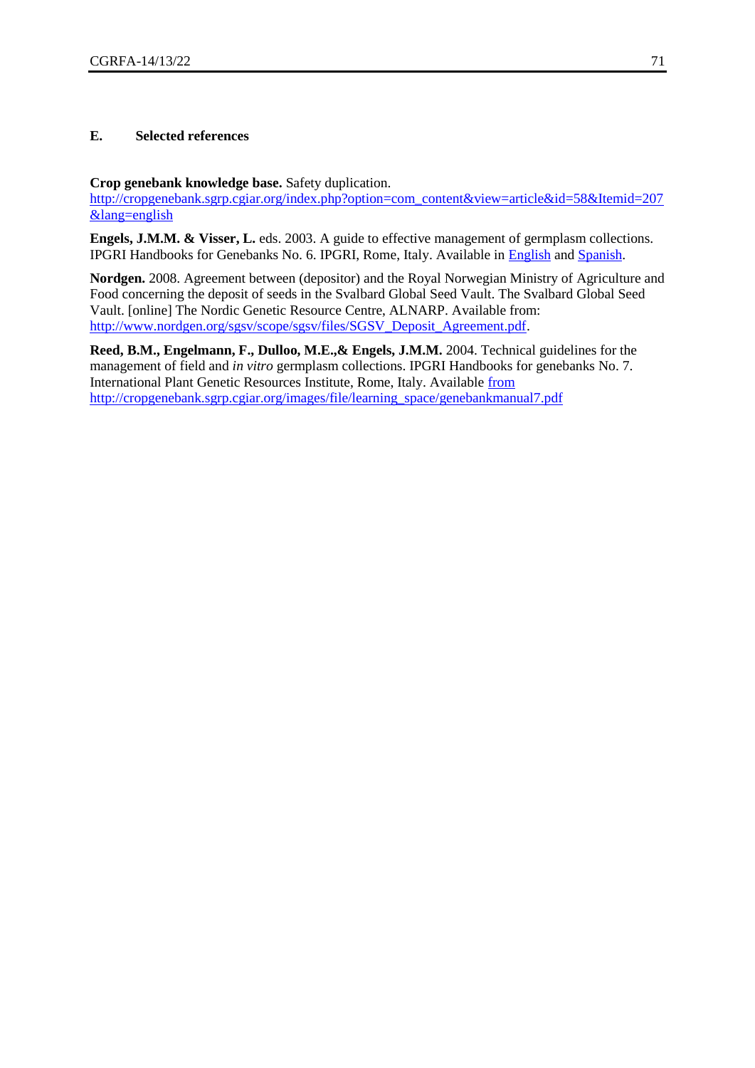### E. Selected references

**Crop genebank knowledge base.** Safety duplication. http://cropgenebank.sgrp.cgiar.org/index.php?option=com_content&view=article&id=58&Itemid=207&lang=english

**Engels, J.M.M. & Visser, L.** eds. 2003. A guide to effective management of germplasm collections. IPGRI Handbooks for Genebanks No. 6. IPGRI, Rome, Italy. Available in English and Spanish.

**Nordgen.** 2008. Agreement between (depositor) and the Royal Norwegian Ministry of Agriculture and Food concerning the deposit of seeds in the Svalbard Global Seed Vault. The Svalbard Global Seed Vault. [online] The Nordic Genetic Resource Centre, ALNARP. Available from: http://www.nordgen.org/sgsv/scope/sgsv/files/SGSV_Deposit_Agreement.pdf.

**Reed, B.M., Engelmann, F., Dulloo, M.E.,& Engels, J.M.M.** 2004. Technical guidelines for the management of field and *in vitro* germplasm collections. IPGRI Handbooks for genebanks No. 7. International Plant Genetic Resources Institute, Rome, Italy. Available from http://cropgenebank.sgrp.cgiar.org/images/file/learning_space/genebankmanual7.pdf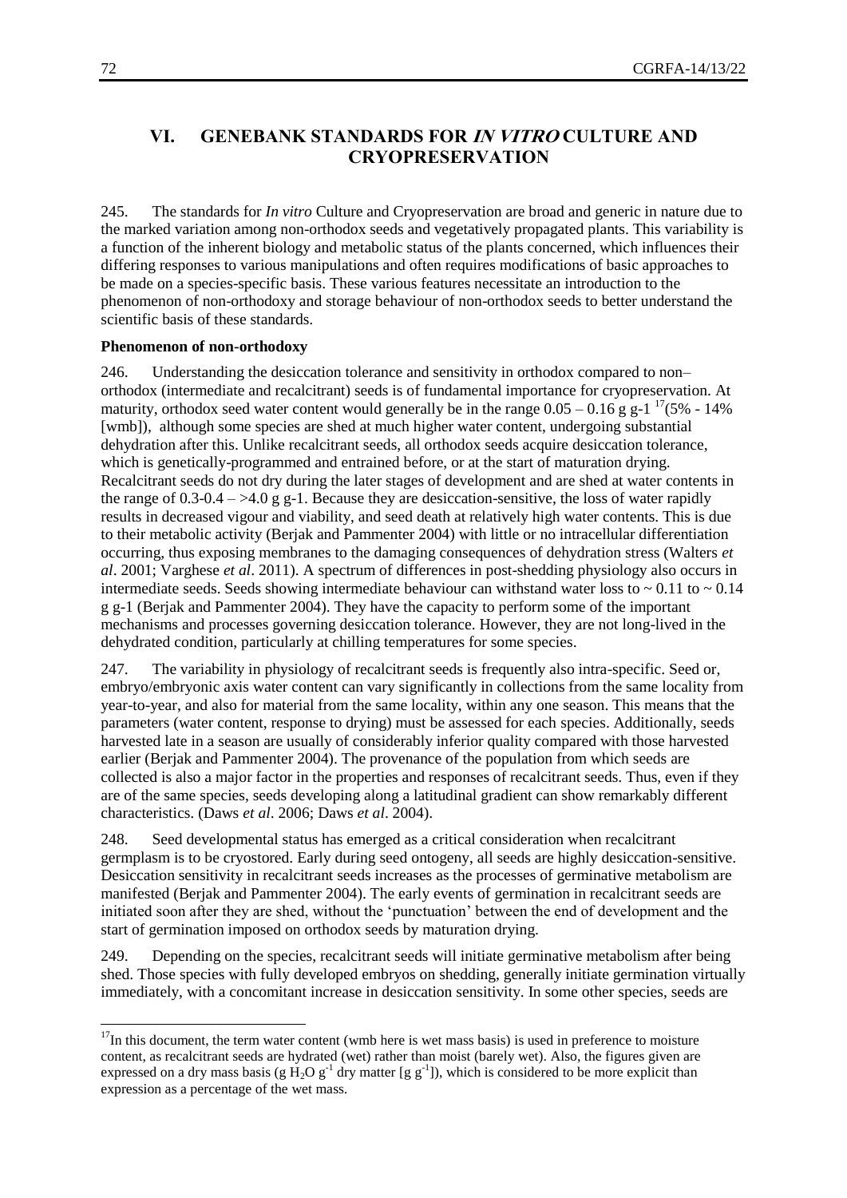# VI. GENEBANK STANDARDS FOR *IN VITRO* CULTURE AND CRYOPRESERVATION

245. The standards for *In vitro* Culture and Cryopreservation are broad and generic in nature due to the marked variation among non-orthodox seeds and vegetatively propagated plants. This variability is a function of the inherent biology and metabolic status of the plants concerned, which influences their differing responses to various manipulations and often requires modifications of basic approaches to be made on a species-specific basis. These various features necessitate an introduction to the phenomenon of non-orthodoxy and storage behaviour of non-orthodox seeds to better understand the scientific basis of these standards.

**Phenomenon of non-orthodoxy**

246. Understanding the desiccation tolerance and sensitivity in orthodox compared to non–orthodox (intermediate and recalcitrant) seeds is of fundamental importance for cryopreservation. At maturity, orthodox seed water content would generally be in the range 0.05 – 0.16 g g-1 [17](5% - 14% [wmb]), although some species are shed at much higher water content, undergoing substantial dehydration after this. Unlike recalcitrant seeds, all orthodox seeds acquire desiccation tolerance, which is genetically-programmed and entrained before, or at the start of maturation drying. Recalcitrant seeds do not dry during the later stages of development and are shed at water contents in the range of 0.3-0.4 – >4.0 g g-1. Because they are desiccation-sensitive, the loss of water rapidly results in decreased vigour and viability, and seed death at relatively high water contents. This is due to their metabolic activity (Berjak and Pammenter 2004) with little or no intracellular differentiation occurring, thus exposing membranes to the damaging consequences of dehydration stress (Walters *et al*. 2001; Varghese *et al*. 2011). A spectrum of differences in post-shedding physiology also occurs in intermediate seeds. Seeds showing intermediate behaviour can withstand water loss to ~ 0.11 to ~ 0.14 g g-1 (Berjak and Pammenter 2004). They have the capacity to perform some of the important mechanisms and processes governing desiccation tolerance. However, they are not long-lived in the dehydrated condition, particularly at chilling temperatures for some species.

247. The variability in physiology of recalcitrant seeds is frequently also intra-specific. Seed or, embryo/embryonic axis water content can vary significantly in collections from the same locality from year-to-year, and also for material from the same locality, within any one season. This means that the parameters (water content, response to drying) must be assessed for each species. Additionally, seeds harvested late in a season are usually of considerably inferior quality compared with those harvested earlier (Berjak and Pammenter 2004). The provenance of the population from which seeds are collected is also a major factor in the properties and responses of recalcitrant seeds. Thus, even if they are of the same species, seeds developing along a latitudinal gradient can show remarkably different characteristics. (Daws *et al*. 2006; Daws *et al*. 2004).

248. Seed developmental status has emerged as a critical consideration when recalcitrant germplasm is to be cryostored. Early during seed ontogeny, all seeds are highly desiccation-sensitive. Desiccation sensitivity in recalcitrant seeds increases as the processes of germinative metabolism are manifested (Berjak and Pammenter 2004). The early events of germination in recalcitrant seeds are initiated soon after they are shed, without the 'punctuation' between the end of development and the start of germination imposed on orthodox seeds by maturation drying.

249. Depending on the species, recalcitrant seeds will initiate germinative metabolism after being shed. Those species with fully developed embryos on shedding, generally initiate germination virtually immediately, with a concomitant increase in desiccation sensitivity. In some other species, seeds are

---

[17] In this document, the term water content (wmb here is wet mass basis) is used in preference to moisture content, as recalcitrant seeds are hydrated (wet) rather than moist (barely wet). Also, the figures given are expressed on a dry mass basis (g $H_2O$ $g^{-1}$ dry matter [g $g^{-1}$]), which is considered to be more explicit than expression as a percentage of the wet mass.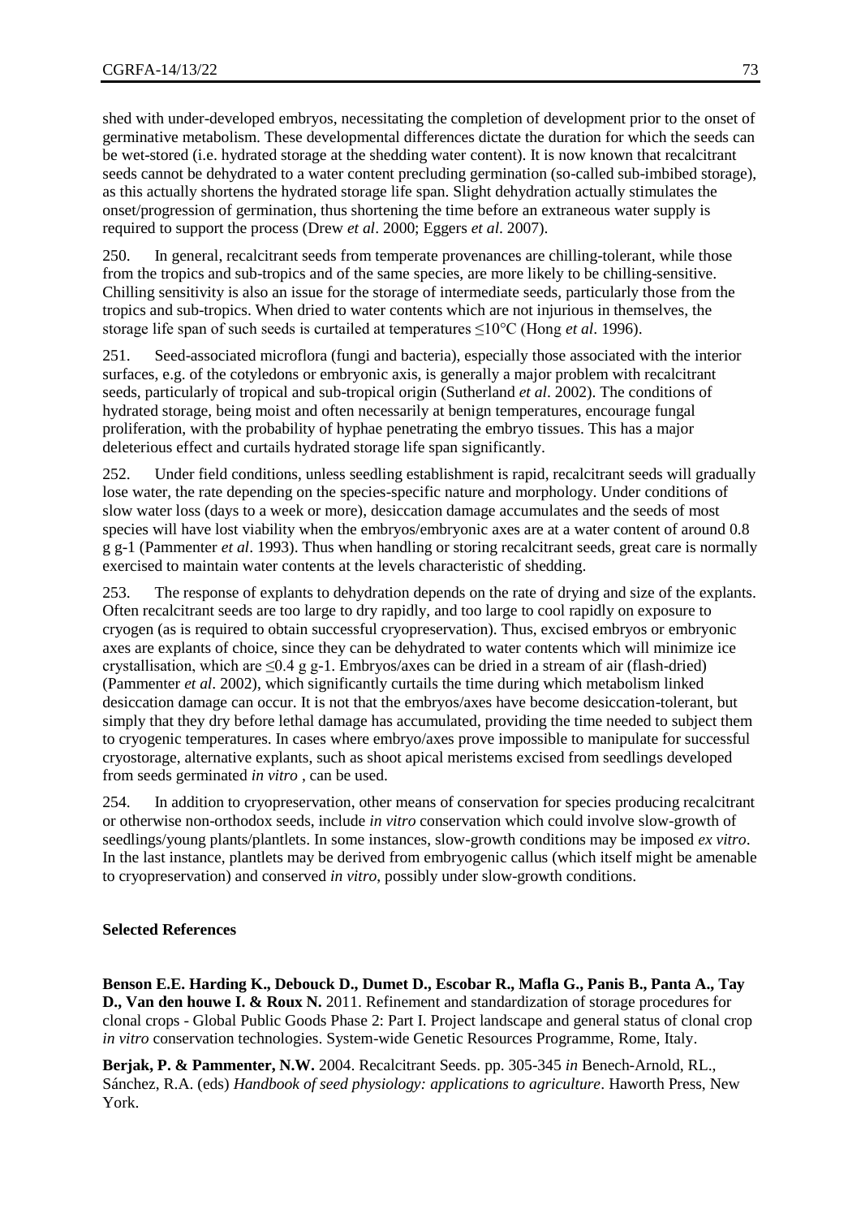shed with under-developed embryos, necessitating the completion of development prior to the onset of germinative metabolism. These developmental differences dictate the duration for which the seeds can be wet-stored (i.e. hydrated storage at the shedding water content). It is now known that recalcitrant seeds cannot be dehydrated to a water content precluding germination (so-called sub-imbibed storage), as this actually shortens the hydrated storage life span. Slight dehydration actually stimulates the onset/progression of germination, thus shortening the time before an extraneous water supply is required to support the process (Drew *et al*. 2000; Eggers *et al*. 2007).

250. In general, recalcitrant seeds from temperate provenances are chilling-tolerant, while those from the tropics and sub-tropics and of the same species, are more likely to be chilling-sensitive. Chilling sensitivity is also an issue for the storage of intermediate seeds, particularly those from the tropics and sub-tropics. When dried to water contents which are not injurious in themselves, the storage life span of such seeds is curtailed at temperatures ≤10°C (Hong *et al*. 1996).

251. Seed-associated microflora (fungi and bacteria), especially those associated with the interior surfaces, e.g. of the cotyledons or embryonic axis, is generally a major problem with recalcitrant seeds, particularly of tropical and sub-tropical origin (Sutherland *et al*. 2002). The conditions of hydrated storage, being moist and often necessarily at benign temperatures, encourage fungal proliferation, with the probability of hyphae penetrating the embryo tissues. This has a major deleterious effect and curtails hydrated storage life span significantly.

252. Under field conditions, unless seedling establishment is rapid, recalcitrant seeds will gradually lose water, the rate depending on the species-specific nature and morphology. Under conditions of slow water loss (days to a week or more), desiccation damage accumulates and the seeds of most species will have lost viability when the embryos/embryonic axes are at a water content of around 0.8 g g-1 (Pammenter *et al*. 1993). Thus when handling or storing recalcitrant seeds, great care is normally exercised to maintain water contents at the levels characteristic of shedding.

253. The response of explants to dehydration depends on the rate of drying and size of the explants. Often recalcitrant seeds are too large to dry rapidly, and too large to cool rapidly on exposure to cryogen (as is required to obtain successful cryopreservation). Thus, excised embryos or embryonic axes are explants of choice, since they can be dehydrated to water contents which will minimize ice crystallisation, which are ≤0.4 g g-1. Embryos/axes can be dried in a stream of air (flash-dried) (Pammenter *et al*. 2002), which significantly curtails the time during which metabolism linked desiccation damage can occur. It is not that the embryos/axes have become desiccation-tolerant, but simply that they dry before lethal damage has accumulated, providing the time needed to subject them to cryogenic temperatures. In cases where embryo/axes prove impossible to manipulate for successful cryostorage, alternative explants, such as shoot apical meristems excised from seedlings developed from seeds germinated *in vitro* , can be used.

254. In addition to cryopreservation, other means of conservation for species producing recalcitrant or otherwise non-orthodox seeds, include *in vitro* conservation which could involve slow-growth of seedlings/young plants/plantlets. In some instances, slow-growth conditions may be imposed *ex vitro*. In the last instance, plantlets may be derived from embryogenic callus (which itself might be amenable to cryopreservation) and conserved *in vitro*, possibly under slow-growth conditions.

**Selected References**

**Benson E.E. Harding K., Debouck D., Dumet D., Escobar R., Mafla G., Panis B., Panta A., Tay D., Van den houwe I. & Roux N.** 2011. Refinement and standardization of storage procedures for clonal crops - Global Public Goods Phase 2: Part I. Project landscape and general status of clonal crop *in vitro* conservation technologies. System-wide Genetic Resources Programme, Rome, Italy.

**Berjak, P. & Pammenter, N.W.** 2004. Recalcitrant Seeds. pp. 305-345 *in* Benech-Arnold, RL., Sánchez, R.A. (eds) *Handbook of seed physiology: applications to agriculture*. Haworth Press, New York.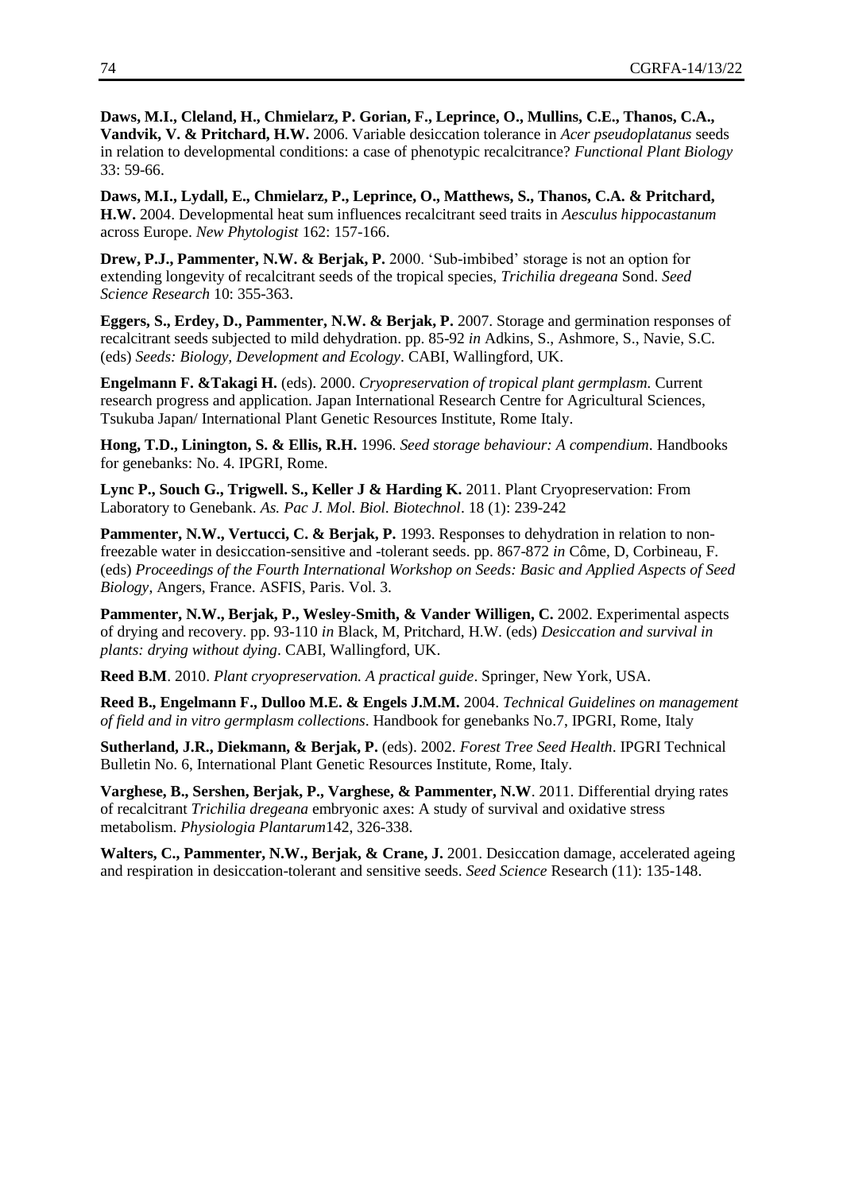**Daws, M.I., Cleland, H., Chmielarz, P. Gorian, F., Leprince, O., Mullins, C.E., Thanos, C.A., Vandvik, V. & Pritchard, H.W.** 2006. Variable desiccation tolerance in *Acer pseudoplatanus* seeds in relation to developmental conditions: a case of phenotypic recalcitrance? *Functional Plant Biology* 33: 59-66.

**Daws, M.I., Lydall, E., Chmielarz, P., Leprince, O., Matthews, S., Thanos, C.A. & Pritchard, H.W.** 2004. Developmental heat sum influences recalcitrant seed traits in *Aesculus hippocastanum* across Europe. *New Phytologist* 162: 157-166.

**Drew, P.J., Pammenter, N.W. & Berjak, P.** 2000. 'Sub-imbibed' storage is not an option for extending longevity of recalcitrant seeds of the tropical species, *Trichilia dregeana* Sond. *Seed Science Research* 10: 355-363.

**Eggers, S., Erdey, D., Pammenter, N.W. & Berjak, P.** 2007. Storage and germination responses of recalcitrant seeds subjected to mild dehydration. pp. 85-92 *in* Adkins, S., Ashmore, S., Navie, S.C. (eds) *Seeds: Biology, Development and Ecology*. CABI, Wallingford, UK.

**Engelmann F. &Takagi H.** (eds). 2000. *Cryopreservation of tropical plant germplasm.* Current research progress and application. Japan International Research Centre for Agricultural Sciences, Tsukuba Japan/ International Plant Genetic Resources Institute, Rome Italy.

**Hong, T.D., Linington, S. & Ellis, R.H.** 1996. *Seed storage behaviour: A compendium*. Handbooks for genebanks: No. 4. IPGRI, Rome.

**Lync P., Souch G., Trigwell. S., Keller J & Harding K.** 2011. Plant Cryopreservation: From Laboratory to Genebank. *As. Pac J. Mol. Biol. Biotechnol*. 18 (1): 239-242

**Pammenter, N.W., Vertucci, C. & Berjak, P.** 1993. Responses to dehydration in relation to non-freezable water in desiccation-sensitive and -tolerant seeds. pp. 867-872 *in* Côme, D, Corbineau, F. (eds) *Proceedings of the Fourth International Workshop on Seeds: Basic and Applied Aspects of Seed Biology*, Angers, France. ASFIS, Paris. Vol. 3.

**Pammenter, N.W., Berjak, P., Wesley-Smith, & Vander Willigen, C.** 2002. Experimental aspects of drying and recovery. pp. 93-110 *in* Black, M, Pritchard, H.W. (eds) *Desiccation and survival in plants: drying without dying*. CABI, Wallingford, UK.

**Reed B.M**. 2010. *Plant cryopreservation. A practical guide*. Springer, New York, USA.

**Reed B., Engelmann F., Dulloo M.E. & Engels J.M.M.** 2004. *Technical Guidelines on management of field and in vitro germplasm collections*. Handbook for genebanks No.7, IPGRI, Rome, Italy

**Sutherland, J.R., Diekmann, & Berjak, P.** (eds). 2002. *Forest Tree Seed Health*. IPGRI Technical Bulletin No. 6, International Plant Genetic Resources Institute, Rome, Italy.

**Varghese, B., Sershen, Berjak, P., Varghese, & Pammenter, N.W**. 2011. Differential drying rates of recalcitrant *Trichilia dregeana* embryonic axes: A study of survival and oxidative stress metabolism. *Physiologia Plantarum*142, 326-338.

**Walters, C., Pammenter, N.W., Berjak, & Crane, J.** 2001. Desiccation damage, accelerated ageing and respiration in desiccation-tolerant and sensitive seeds. *Seed Science* Research (11): 135-148.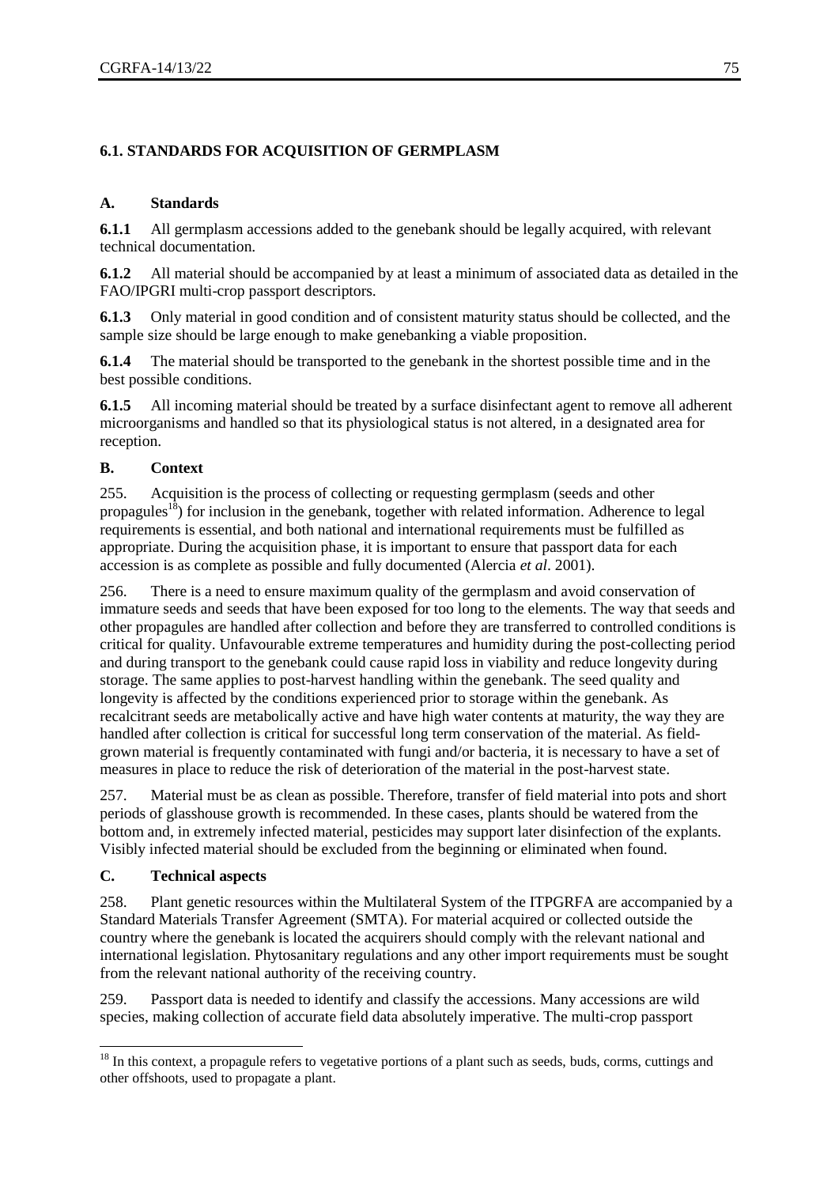## 6.1. STANDARDS FOR ACQUISITION OF GERMPLASM

### A. Standards

**6.1.1** All germplasm accessions added to the genebank should be legally acquired, with relevant technical documentation.

**6.1.2** All material should be accompanied by at least a minimum of associated data as detailed in the FAO/IPGRI multi-crop passport descriptors.

**6.1.3** Only material in good condition and of consistent maturity status should be collected, and the sample size should be large enough to make genebanking a viable proposition.

**6.1.4** The material should be transported to the genebank in the shortest possible time and in the best possible conditions.

**6.1.5** All incoming material should be treated by a surface disinfectant agent to remove all adherent microorganisms and handled so that its physiological status is not altered, in a designated area for reception.

### B. Context

255. Acquisition is the process of collecting or requesting germplasm (seeds and other propagules[18]) for inclusion in the genebank, together with related information. Adherence to legal requirements is essential, and both national and international requirements must be fulfilled as appropriate. During the acquisition phase, it is important to ensure that passport data for each accession is as complete as possible and fully documented (Alercia *et al*. 2001).

256. There is a need to ensure maximum quality of the germplasm and avoid conservation of immature seeds and seeds that have been exposed for too long to the elements. The way that seeds and other propagules are handled after collection and before they are transferred to controlled conditions is critical for quality. Unfavourable extreme temperatures and humidity during the post-collecting period and during transport to the genebank could cause rapid loss in viability and reduce longevity during storage. The same applies to post-harvest handling within the genebank. The seed quality and longevity is affected by the conditions experienced prior to storage within the genebank. As recalcitrant seeds are metabolically active and have high water contents at maturity, the way they are handled after collection is critical for successful long term conservation of the material. As field-grown material is frequently contaminated with fungi and/or bacteria, it is necessary to have a set of measures in place to reduce the risk of deterioration of the material in the post-harvest state.

257. Material must be as clean as possible. Therefore, transfer of field material into pots and short periods of glasshouse growth is recommended. In these cases, plants should be watered from the bottom and, in extremely infected material, pesticides may support later disinfection of the explants. Visibly infected material should be excluded from the beginning or eliminated when found.

### C. Technical aspects

258. Plant genetic resources within the Multilateral System of the ITPGRFA are accompanied by a Standard Materials Transfer Agreement (SMTA). For material acquired or collected outside the country where the genebank is located the acquirers should comply with the relevant national and international legislation. Phytosanitary regulations and any other import requirements must be sought from the relevant national authority of the receiving country.

259. Passport data is needed to identify and classify the accessions. Many accessions are wild species, making collection of accurate field data absolutely imperative. The multi-crop passport

[18] In this context, a propagule refers to vegetative portions of a plant such as seeds, buds, corms, cuttings and other offshoots, used to propagate a plant.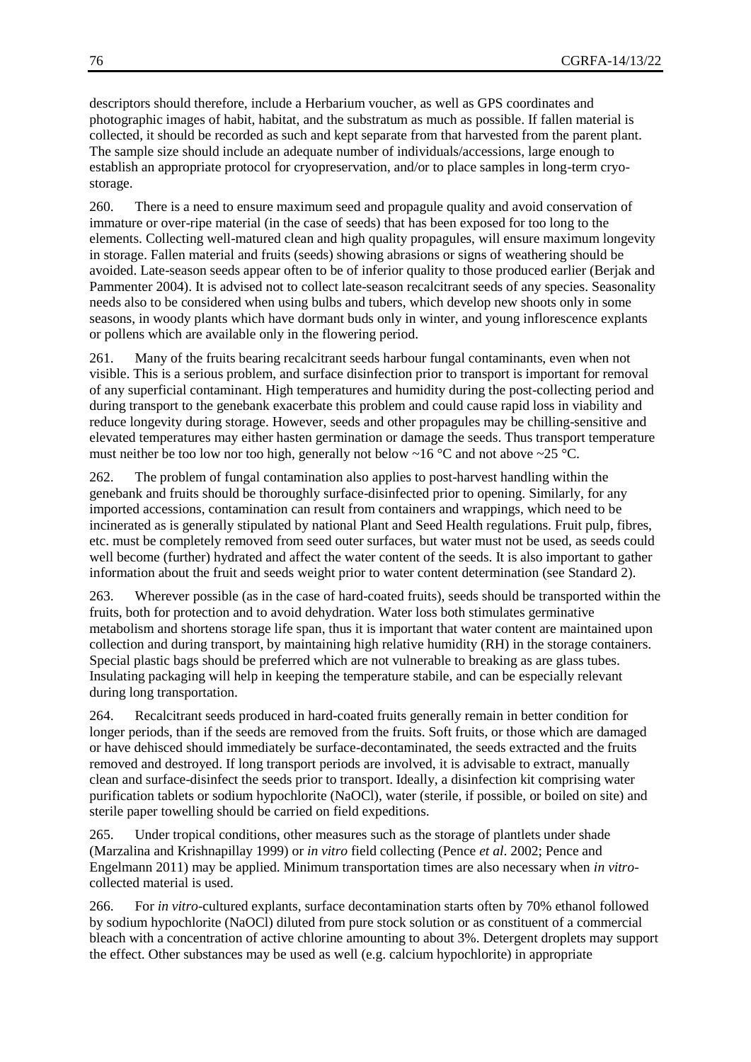descriptors should therefore, include a Herbarium voucher, as well as GPS coordinates and photographic images of habit, habitat, and the substratum as much as possible. If fallen material is collected, it should be recorded as such and kept separate from that harvested from the parent plant. The sample size should include an adequate number of individuals/accessions, large enough to establish an appropriate protocol for cryopreservation, and/or to place samples in long-term cryo-storage.

260. There is a need to ensure maximum seed and propagule quality and avoid conservation of immature or over-ripe material (in the case of seeds) that has been exposed for too long to the elements. Collecting well-matured clean and high quality propagules, will ensure maximum longevity in storage. Fallen material and fruits (seeds) showing abrasions or signs of weathering should be avoided. Late-season seeds appear often to be of inferior quality to those produced earlier (Berjak and Pammenter 2004). It is advised not to collect late-season recalcitrant seeds of any species. Seasonality needs also to be considered when using bulbs and tubers, which develop new shoots only in some seasons, in woody plants which have dormant buds only in winter, and young inflorescence explants or pollens which are available only in the flowering period.

261. Many of the fruits bearing recalcitrant seeds harbour fungal contaminants, even when not visible. This is a serious problem, and surface disinfection prior to transport is important for removal of any superficial contaminant. High temperatures and humidity during the post-collecting period and during transport to the genebank exacerbate this problem and could cause rapid loss in viability and reduce longevity during storage. However, seeds and other propagules may be chilling-sensitive and elevated temperatures may either hasten germination or damage the seeds. Thus transport temperature must neither be too low nor too high, generally not below ~16 °C and not above ~25 °C.

262. The problem of fungal contamination also applies to post-harvest handling within the genebank and fruits should be thoroughly surface-disinfected prior to opening. Similarly, for any imported accessions, contamination can result from containers and wrappings, which need to be incinerated as is generally stipulated by national Plant and Seed Health regulations. Fruit pulp, fibres, etc. must be completely removed from seed outer surfaces, but water must not be used, as seeds could well become (further) hydrated and affect the water content of the seeds. It is also important to gather information about the fruit and seeds weight prior to water content determination (see Standard 2).

263. Wherever possible (as in the case of hard-coated fruits), seeds should be transported within the fruits, both for protection and to avoid dehydration. Water loss both stimulates germinative metabolism and shortens storage life span, thus it is important that water content are maintained upon collection and during transport, by maintaining high relative humidity (RH) in the storage containers. Special plastic bags should be preferred which are not vulnerable to breaking as are glass tubes. Insulating packaging will help in keeping the temperature stabile, and can be especially relevant during long transportation.

264. Recalcitrant seeds produced in hard-coated fruits generally remain in better condition for longer periods, than if the seeds are removed from the fruits. Soft fruits, or those which are damaged or have dehisced should immediately be surface-decontaminated, the seeds extracted and the fruits removed and destroyed. If long transport periods are involved, it is advisable to extract, manually clean and surface-disinfect the seeds prior to transport. Ideally, a disinfection kit comprising water purification tablets or sodium hypochlorite (NaOCl), water (sterile, if possible, or boiled on site) and sterile paper towelling should be carried on field expeditions.

265. Under tropical conditions, other measures such as the storage of plantlets under shade (Marzalina and Krishnapillay 1999) or *in vitro* field collecting (Pence *et al*. 2002; Pence and Engelmann 2011) may be applied. Minimum transportation times are also necessary when *in vitro*-collected material is used.

266. For *in vitro*-cultured explants, surface decontamination starts often by 70% ethanol followed by sodium hypochlorite (NaOCl) diluted from pure stock solution or as constituent of a commercial bleach with a concentration of active chlorine amounting to about 3%. Detergent droplets may support the effect. Other substances may be used as well (e.g. calcium hypochlorite) in appropriate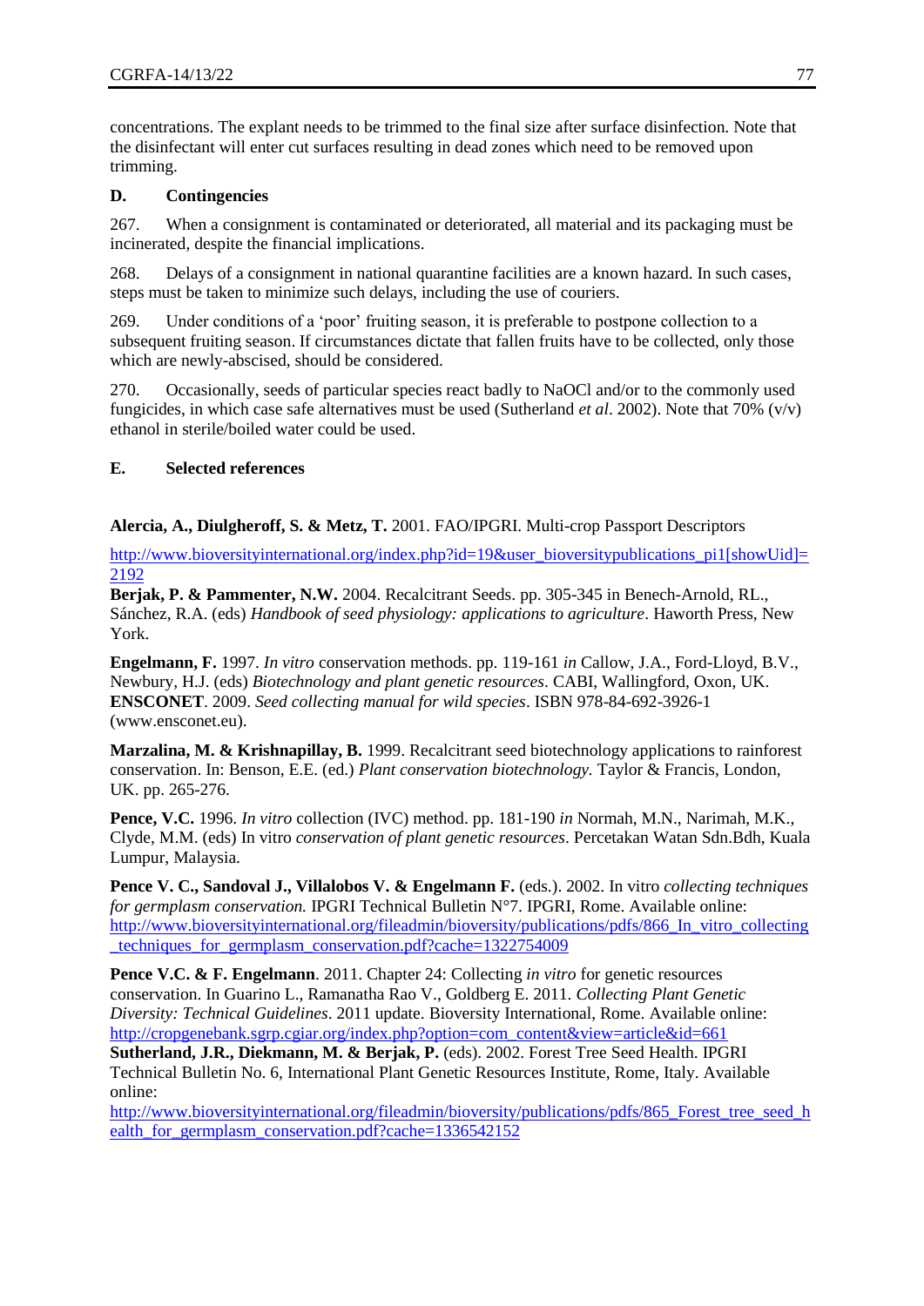concentrations. The explant needs to be trimmed to the final size after surface disinfection. Note that the disinfectant will enter cut surfaces resulting in dead zones which need to be removed upon trimming.

### D. Contingencies

267. When a consignment is contaminated or deteriorated, all material and its packaging must be incinerated, despite the financial implications.

268. Delays of a consignment in national quarantine facilities are a known hazard. In such cases, steps must be taken to minimize such delays, including the use of couriers.

269. Under conditions of a 'poor' fruiting season, it is preferable to postpone collection to a subsequent fruiting season. If circumstances dictate that fallen fruits have to be collected, only those which are newly-abscised, should be considered.

270. Occasionally, seeds of particular species react badly to NaOCl and/or to the commonly used fungicides, in which case safe alternatives must be used (Sutherland *et al*. 2002). Note that 70% (v/v) ethanol in sterile/boiled water could be used.

### E. Selected references

**Alercia, A., Diulgheroff, S. & Metz, T.** 2001. FAO/IPGRI. Multi-crop Passport Descriptors

http://www.bioversityinternational.org/index.php?id=19&user_bioversitypublications_pi1[showUid]=2192

**Berjak, P. & Pammenter, N.W.** 2004. Recalcitrant Seeds. pp. 305-345 in Benech-Arnold, RL., Sánchez, R.A. (eds) *Handbook of seed physiology: applications to agriculture*. Haworth Press, New York.

**Engelmann, F.** 1997. *In vitro* conservation methods. pp. 119-161 *in* Callow, J.A., Ford-Lloyd, B.V., Newbury, H.J. (eds) *Biotechnology and plant genetic resources*. CABI, Wallingford, Oxon, UK.

**ENSCONET**. 2009. *Seed collecting manual for wild species*. ISBN 978-84-692-3926-1 (www.ensconet.eu).

**Marzalina, M. & Krishnapillay, B.** 1999. Recalcitrant seed biotechnology applications to rainforest conservation. In: Benson, E.E. (ed.) *Plant conservation biotechnology.* Taylor & Francis, London, UK. pp. 265-276.

**Pence, V.C.** 1996. *In vitro* collection (IVC) method. pp. 181-190 *in* Normah, M.N., Narimah, M.K., Clyde, M.M. (eds) In vitro *conservation of plant genetic resources*. Percetakan Watan Sdn.Bdh, Kuala Lumpur, Malaysia.

**Pence V. C., Sandoval J., Villalobos V. & Engelmann F.** (eds.). 2002. In vitro *collecting techniques for germplasm conservation.* IPGRI Technical Bulletin N°7. IPGRI, Rome. Available online: http://www.bioversityinternational.org/fileadmin/bioversity/publications/pdfs/866_In_vitro_collecting_techniques_for_germplasm_conservation.pdf?cache=1322754009

**Pence V.C. & F. Engelmann**. 2011. Chapter 24: Collecting *in vitro* for genetic resources conservation. In Guarino L., Ramanatha Rao V., Goldberg E. 2011. *Collecting Plant Genetic Diversity: Technical Guidelines*. 2011 update. Bioversity International, Rome. Available online: http://cropgenebank.sgrp.cgiar.org/index.php?option=com_content&view=article&id=661

**Sutherland, J.R., Diekmann, M. & Berjak, P.** (eds). 2002. Forest Tree Seed Health. IPGRI Technical Bulletin No. 6, International Plant Genetic Resources Institute, Rome, Italy. Available online:

http://www.bioversityinternational.org/fileadmin/bioversity/publications/pdfs/865_Forest_tree_seed_health_for_germplasm_conservation.pdf?cache=1336542152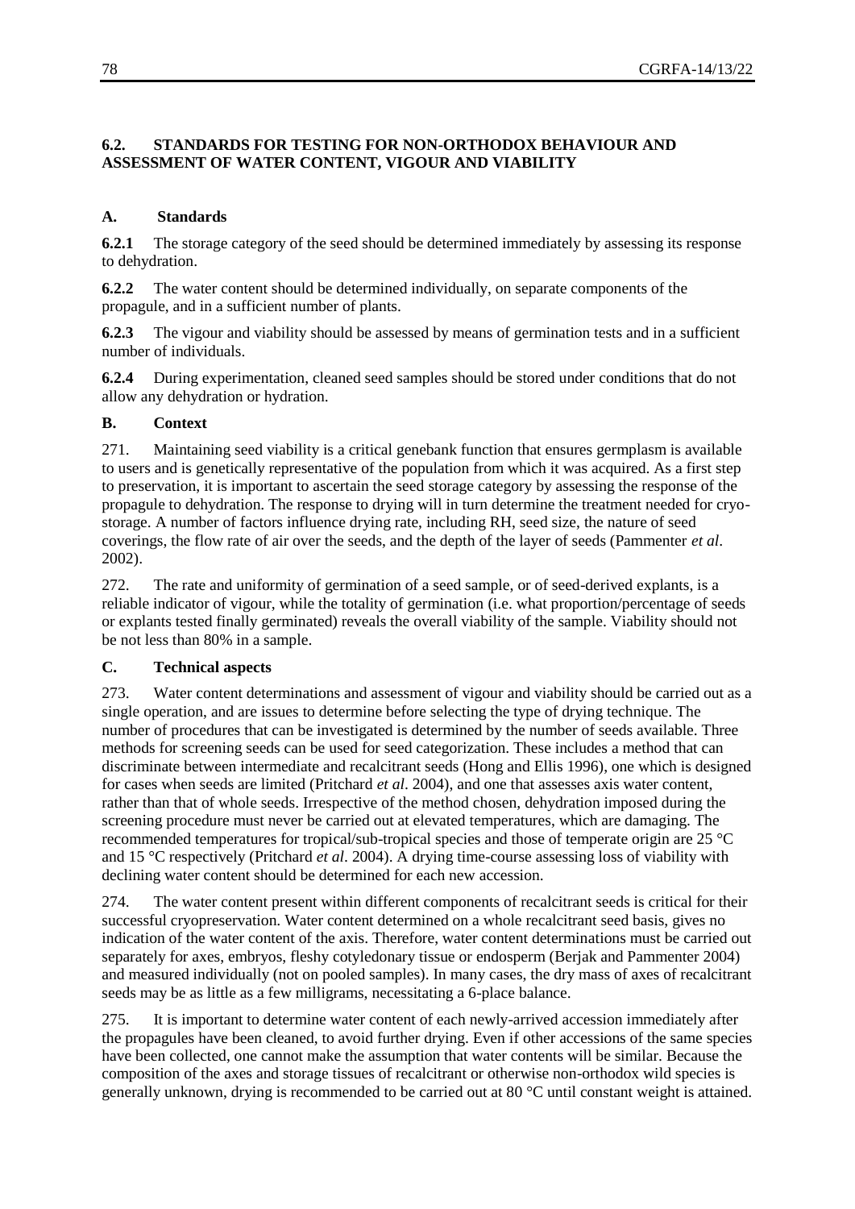## 6.2. STANDARDS FOR TESTING FOR NON-ORTHODOX BEHAVIOUR AND ASSESSMENT OF WATER CONTENT, VIGOUR AND VIABILITY

### A. Standards

**6.2.1** The storage category of the seed should be determined immediately by assessing its response to dehydration.

**6.2.2** The water content should be determined individually, on separate components of the propagule, and in a sufficient number of plants.

**6.2.3** The vigour and viability should be assessed by means of germination tests and in a sufficient number of individuals.

**6.2.4** During experimentation, cleaned seed samples should be stored under conditions that do not allow any dehydration or hydration.

### B. Context

271. Maintaining seed viability is a critical genebank function that ensures germplasm is available to users and is genetically representative of the population from which it was acquired. As a first step to preservation, it is important to ascertain the seed storage category by assessing the response of the propagule to dehydration. The response to drying will in turn determine the treatment needed for cryo-storage. A number of factors influence drying rate, including RH, seed size, the nature of seed coverings, the flow rate of air over the seeds, and the depth of the layer of seeds (Pammenter *et al*. 2002).

272. The rate and uniformity of germination of a seed sample, or of seed-derived explants, is a reliable indicator of vigour, while the totality of germination (i.e. what proportion/percentage of seeds or explants tested finally germinated) reveals the overall viability of the sample. Viability should not be not less than 80% in a sample.

### C. Technical aspects

273. Water content determinations and assessment of vigour and viability should be carried out as a single operation, and are issues to determine before selecting the type of drying technique. The number of procedures that can be investigated is determined by the number of seeds available. Three methods for screening seeds can be used for seed categorization. These includes a method that can discriminate between intermediate and recalcitrant seeds (Hong and Ellis 1996), one which is designed for cases when seeds are limited (Pritchard *et al*. 2004), and one that assesses axis water content, rather than that of whole seeds. Irrespective of the method chosen, dehydration imposed during the screening procedure must never be carried out at elevated temperatures, which are damaging. The recommended temperatures for tropical/sub-tropical species and those of temperate origin are 25 °C and 15 °C respectively (Pritchard *et al*. 2004). A drying time-course assessing loss of viability with declining water content should be determined for each new accession.

274. The water content present within different components of recalcitrant seeds is critical for their successful cryopreservation. Water content determined on a whole recalcitrant seed basis, gives no indication of the water content of the axis. Therefore, water content determinations must be carried out separately for axes, embryos, fleshy cotyledonary tissue or endosperm (Berjak and Pammenter 2004) and measured individually (not on pooled samples). In many cases, the dry mass of axes of recalcitrant seeds may be as little as a few milligrams, necessitating a 6-place balance.

275. It is important to determine water content of each newly-arrived accession immediately after the propagules have been cleaned, to avoid further drying. Even if other accessions of the same species have been collected, one cannot make the assumption that water contents will be similar. Because the composition of the axes and storage tissues of recalcitrant or otherwise non-orthodox wild species is generally unknown, drying is recommended to be carried out at 80 °C until constant weight is attained.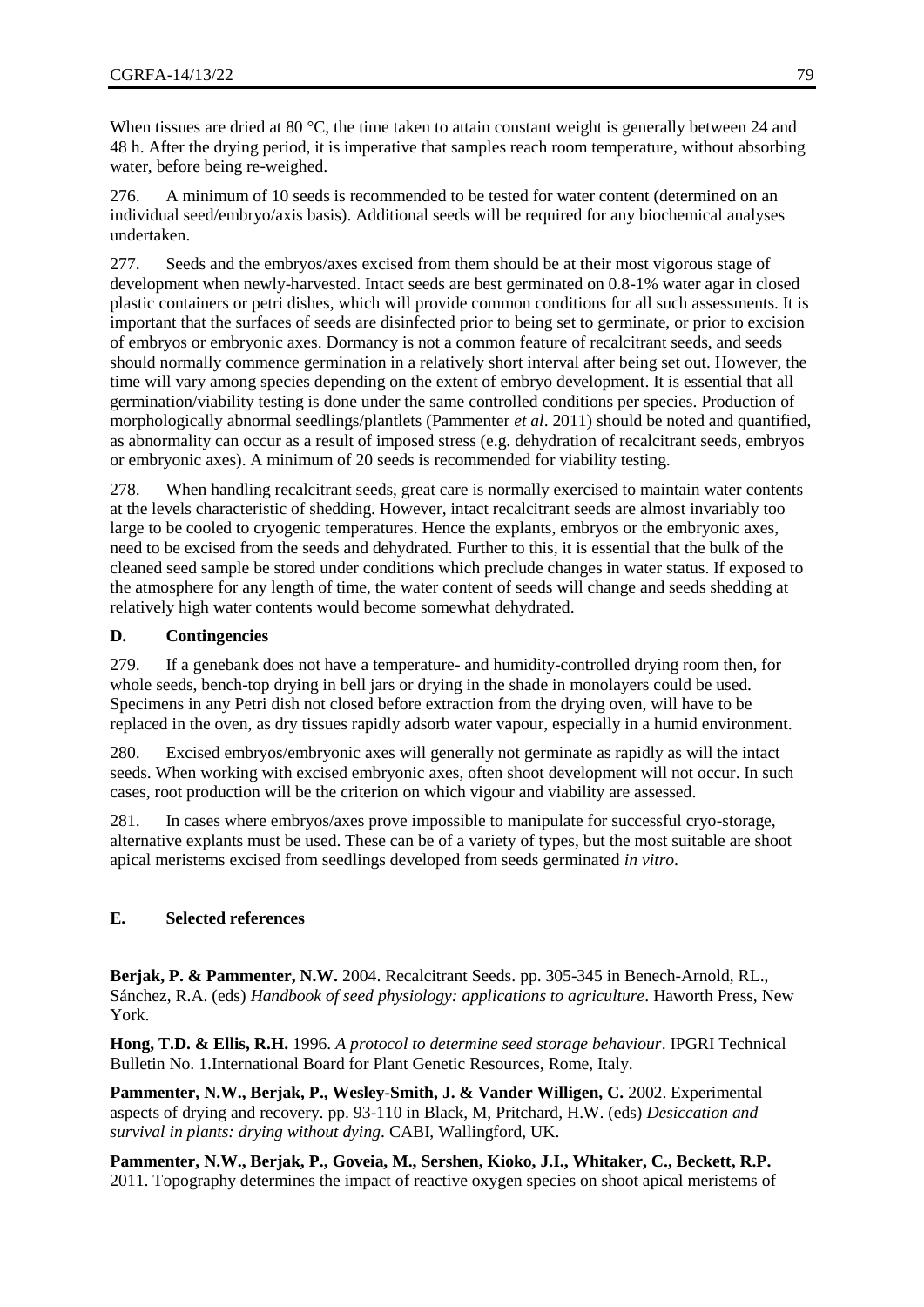When tissues are dried at 80 °C, the time taken to attain constant weight is generally between 24 and 48 h. After the drying period, it is imperative that samples reach room temperature, without absorbing water, before being re-weighed.

276. A minimum of 10 seeds is recommended to be tested for water content (determined on an individual seed/embryo/axis basis). Additional seeds will be required for any biochemical analyses undertaken.

277. Seeds and the embryos/axes excised from them should be at their most vigorous stage of development when newly-harvested. Intact seeds are best germinated on 0.8-1% water agar in closed plastic containers or petri dishes, which will provide common conditions for all such assessments. It is important that the surfaces of seeds are disinfected prior to being set to germinate, or prior to excision of embryos or embryonic axes. Dormancy is not a common feature of recalcitrant seeds, and seeds should normally commence germination in a relatively short interval after being set out. However, the time will vary among species depending on the extent of embryo development. It is essential that all germination/viability testing is done under the same controlled conditions per species. Production of morphologically abnormal seedlings/plantlets (Pammenter *et al*. 2011) should be noted and quantified, as abnormality can occur as a result of imposed stress (e.g. dehydration of recalcitrant seeds, embryos or embryonic axes). A minimum of 20 seeds is recommended for viability testing.

278. When handling recalcitrant seeds, great care is normally exercised to maintain water contents at the levels characteristic of shedding. However, intact recalcitrant seeds are almost invariably too large to be cooled to cryogenic temperatures. Hence the explants, embryos or the embryonic axes, need to be excised from the seeds and dehydrated. Further to this, it is essential that the bulk of the cleaned seed sample be stored under conditions which preclude changes in water status. If exposed to the atmosphere for any length of time, the water content of seeds will change and seeds shedding at relatively high water contents would become somewhat dehydrated.

## D. Contingencies

279. If a genebank does not have a temperature- and humidity-controlled drying room then, for whole seeds, bench-top drying in bell jars or drying in the shade in monolayers could be used. Specimens in any Petri dish not closed before extraction from the drying oven, will have to be replaced in the oven, as dry tissues rapidly adsorb water vapour, especially in a humid environment.

280. Excised embryos/embryonic axes will generally not germinate as rapidly as will the intact seeds. When working with excised embryonic axes, often shoot development will not occur. In such cases, root production will be the criterion on which vigour and viability are assessed.

281. In cases where embryos/axes prove impossible to manipulate for successful cryo-storage, alternative explants must be used. These can be of a variety of types, but the most suitable are shoot apical meristems excised from seedlings developed from seeds germinated *in vitro*.

## E. Selected references

**Berjak, P. & Pammenter, N.W.** 2004. Recalcitrant Seeds. pp. 305-345 in Benech-Arnold, RL., Sánchez, R.A. (eds) *Handbook of seed physiology: applications to agriculture*. Haworth Press, New York.

**Hong, T.D. & Ellis, R.H.** 1996. *A protocol to determine seed storage behaviour*. IPGRI Technical Bulletin No. 1.International Board for Plant Genetic Resources, Rome, Italy.

**Pammenter, N.W., Berjak, P., Wesley-Smith, J. & Vander Willigen, C.** 2002. Experimental aspects of drying and recovery. pp. 93-110 in Black, M, Pritchard, H.W. (eds) *Desiccation and survival in plants: drying without dying*. CABI, Wallingford, UK.

**Pammenter, N.W., Berjak, P., Goveia, M., Sershen, Kioko, J.I., Whitaker, C., Beckett, R.P.** 2011. Topography determines the impact of reactive oxygen species on shoot apical meristems of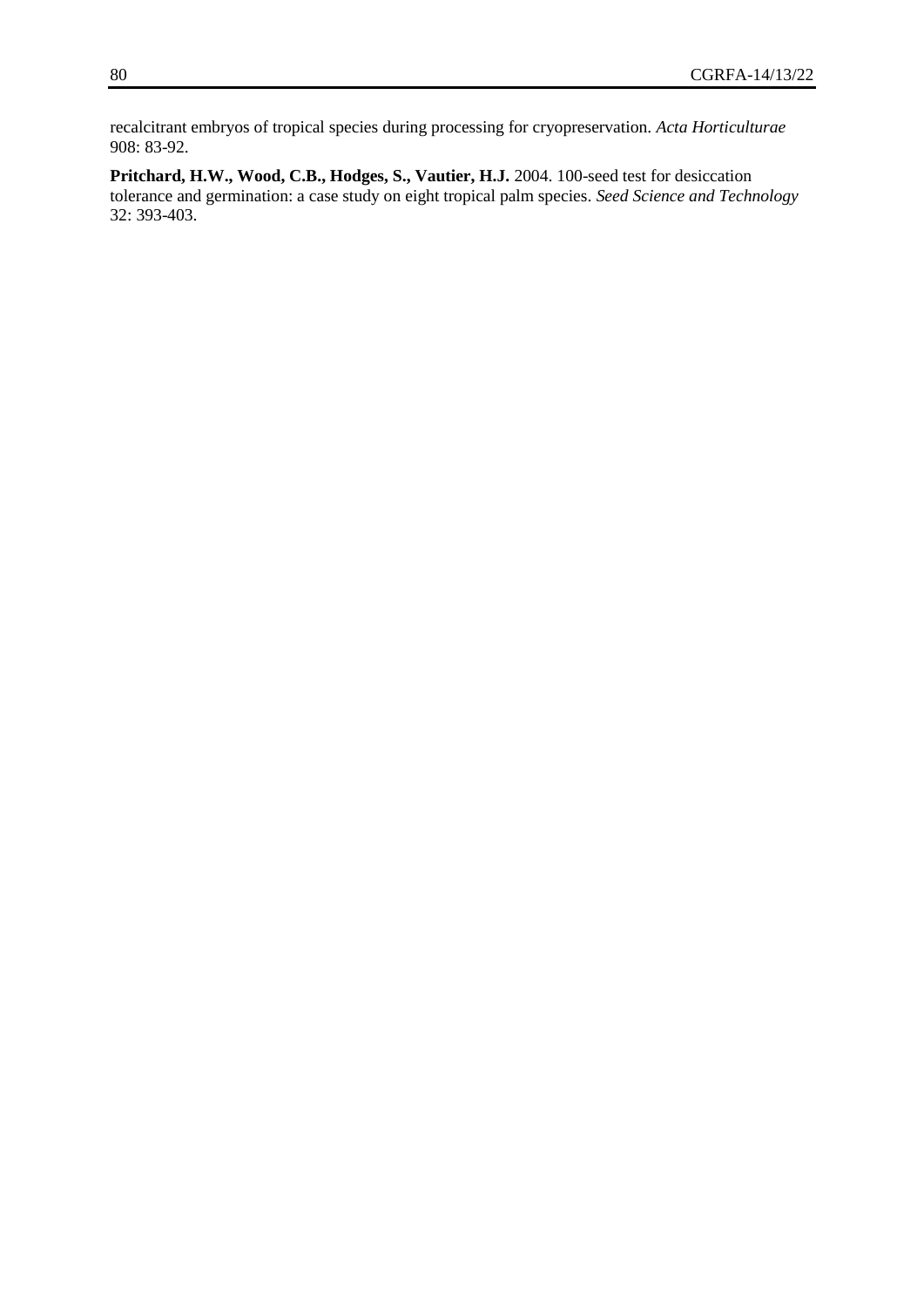recalcitrant embryos of tropical species during processing for cryopreservation. *Acta Horticulturae* 908: 83-92.

**Pritchard, H.W., Wood, C.B., Hodges, S., Vautier, H.J.** 2004. 100-seed test for desiccation tolerance and germination: a case study on eight tropical palm species. *Seed Science and Technology* 32: 393-403.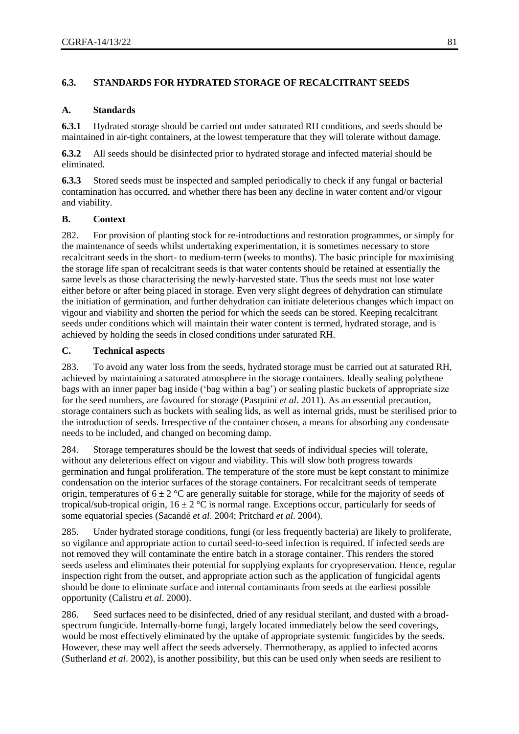### 6.3. STANDARDS FOR HYDRATED STORAGE OF RECALCITRANT SEEDS

#### A. Standards

**6.3.1** Hydrated storage should be carried out under saturated RH conditions, and seeds should be maintained in air-tight containers, at the lowest temperature that they will tolerate without damage.

**6.3.2** All seeds should be disinfected prior to hydrated storage and infected material should be eliminated.

**6.3.3** Stored seeds must be inspected and sampled periodically to check if any fungal or bacterial contamination has occurred, and whether there has been any decline in water content and/or vigour and viability.

#### B. Context

282. For provision of planting stock for re-introductions and restoration programmes, or simply for the maintenance of seeds whilst undertaking experimentation, it is sometimes necessary to store recalcitrant seeds in the short- to medium-term (weeks to months). The basic principle for maximising the storage life span of recalcitrant seeds is that water contents should be retained at essentially the same levels as those characterising the newly-harvested state. Thus the seeds must not lose water either before or after being placed in storage. Even very slight degrees of dehydration can stimulate the initiation of germination, and further dehydration can initiate deleterious changes which impact on vigour and viability and shorten the period for which the seeds can be stored. Keeping recalcitrant seeds under conditions which will maintain their water content is termed, hydrated storage, and is achieved by holding the seeds in closed conditions under saturated RH.

#### C. Technical aspects

283. To avoid any water loss from the seeds, hydrated storage must be carried out at saturated RH, achieved by maintaining a saturated atmosphere in the storage containers. Ideally sealing polythene bags with an inner paper bag inside ('bag within a bag') or sealing plastic buckets of appropriate size for the seed numbers, are favoured for storage (Pasquini *et al*. 2011). As an essential precaution, storage containers such as buckets with sealing lids, as well as internal grids, must be sterilised prior to the introduction of seeds. Irrespective of the container chosen, a means for absorbing any condensate needs to be included, and changed on becoming damp.

284. Storage temperatures should be the lowest that seeds of individual species will tolerate, without any deleterious effect on vigour and viability. This will slow both progress towards germination and fungal proliferation. The temperature of the store must be kept constant to minimize condensation on the interior surfaces of the storage containers. For recalcitrant seeds of temperate origin, temperatures of $6 \pm 2$ °C are generally suitable for storage, while for the majority of seeds of tropical/sub-tropical origin, $16 \pm 2$ °C is normal range. Exceptions occur, particularly for seeds of some equatorial species (Sacandé *et al*. 2004; Pritchard *et al*. 2004).

285. Under hydrated storage conditions, fungi (or less frequently bacteria) are likely to proliferate, so vigilance and appropriate action to curtail seed-to-seed infection is required. If infected seeds are not removed they will contaminate the entire batch in a storage container. This renders the stored seeds useless and eliminates their potential for supplying explants for cryopreservation. Hence, regular inspection right from the outset, and appropriate action such as the application of fungicidal agents should be done to eliminate surface and internal contaminants from seeds at the earliest possible opportunity (Calistru *et al*. 2000).

286. Seed surfaces need to be disinfected, dried of any residual sterilant, and dusted with a broad-spectrum fungicide. Internally-borne fungi, largely located immediately below the seed coverings, would be most effectively eliminated by the uptake of appropriate systemic fungicides by the seeds. However, these may well affect the seeds adversely. Thermotherapy, as applied to infected acorns (Sutherland *et al*. 2002), is another possibility, but this can be used only when seeds are resilient to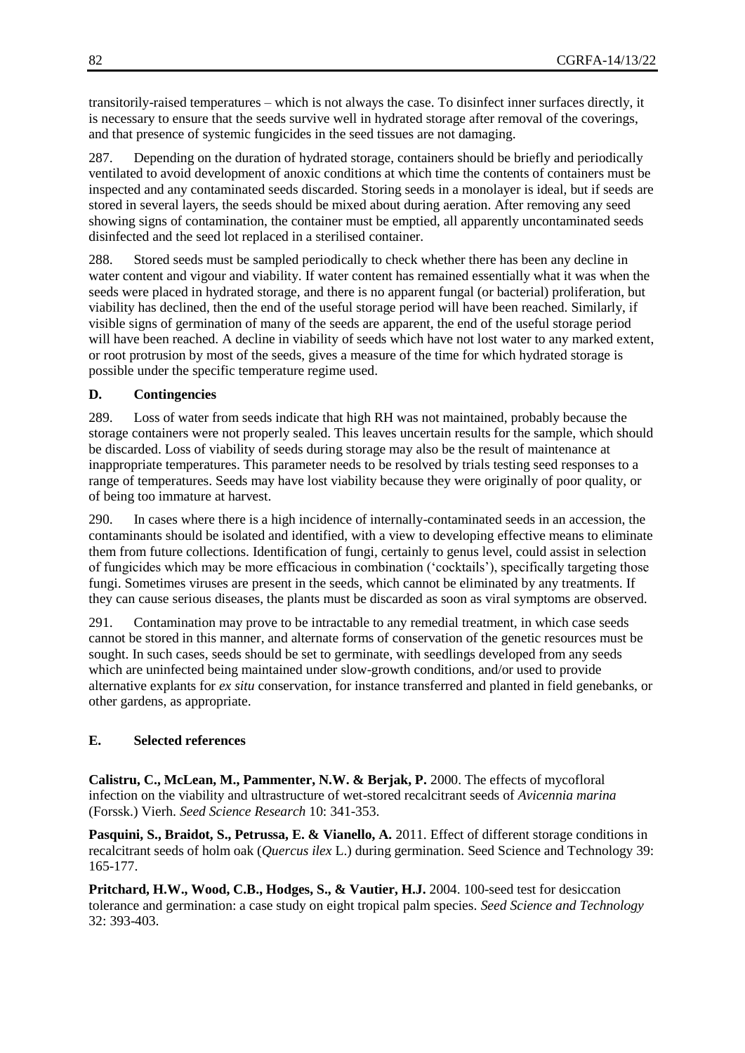transitorily-raised temperatures – which is not always the case. To disinfect inner surfaces directly, it is necessary to ensure that the seeds survive well in hydrated storage after removal of the coverings, and that presence of systemic fungicides in the seed tissues are not damaging.

287. Depending on the duration of hydrated storage, containers should be briefly and periodically ventilated to avoid development of anoxic conditions at which time the contents of containers must be inspected and any contaminated seeds discarded. Storing seeds in a monolayer is ideal, but if seeds are stored in several layers, the seeds should be mixed about during aeration. After removing any seed showing signs of contamination, the container must be emptied, all apparently uncontaminated seeds disinfected and the seed lot replaced in a sterilised container.

288. Stored seeds must be sampled periodically to check whether there has been any decline in water content and vigour and viability. If water content has remained essentially what it was when the seeds were placed in hydrated storage, and there is no apparent fungal (or bacterial) proliferation, but viability has declined, then the end of the useful storage period will have been reached. Similarly, if visible signs of germination of many of the seeds are apparent, the end of the useful storage period will have been reached. A decline in viability of seeds which have not lost water to any marked extent, or root protrusion by most of the seeds, gives a measure of the time for which hydrated storage is possible under the specific temperature regime used.

### D. Contingencies

289. Loss of water from seeds indicate that high RH was not maintained, probably because the storage containers were not properly sealed. This leaves uncertain results for the sample, which should be discarded. Loss of viability of seeds during storage may also be the result of maintenance at inappropriate temperatures. This parameter needs to be resolved by trials testing seed responses to a range of temperatures. Seeds may have lost viability because they were originally of poor quality, or of being too immature at harvest.

290. In cases where there is a high incidence of internally-contaminated seeds in an accession, the contaminants should be isolated and identified, with a view to developing effective means to eliminate them from future collections. Identification of fungi, certainly to genus level, could assist in selection of fungicides which may be more efficacious in combination ('cocktails'), specifically targeting those fungi. Sometimes viruses are present in the seeds, which cannot be eliminated by any treatments. If they can cause serious diseases, the plants must be discarded as soon as viral symptoms are observed.

291. Contamination may prove to be intractable to any remedial treatment, in which case seeds cannot be stored in this manner, and alternate forms of conservation of the genetic resources must be sought. In such cases, seeds should be set to germinate, with seedlings developed from any seeds which are uninfected being maintained under slow-growth conditions, and/or used to provide alternative explants for *ex situ* conservation, for instance transferred and planted in field genebanks, or other gardens, as appropriate.

### E. Selected references

**Calistru, C., McLean, M., Pammenter, N.W. & Berjak, P.** 2000. The effects of mycofloral infection on the viability and ultrastructure of wet-stored recalcitrant seeds of *Avicennia marina* (Forssk.) Vierh. *Seed Science Research* 10: 341-353.

**Pasquini, S., Braidot, S., Petrussa, E. & Vianello, A.** 2011. Effect of different storage conditions in recalcitrant seeds of holm oak (*Quercus ilex* L.) during germination. Seed Science and Technology 39: 165-177.

**Pritchard, H.W., Wood, C.B., Hodges, S., & Vautier, H.J.** 2004. 100-seed test for desiccation tolerance and germination: a case study on eight tropical palm species. *Seed Science and Technology* 32: 393-403.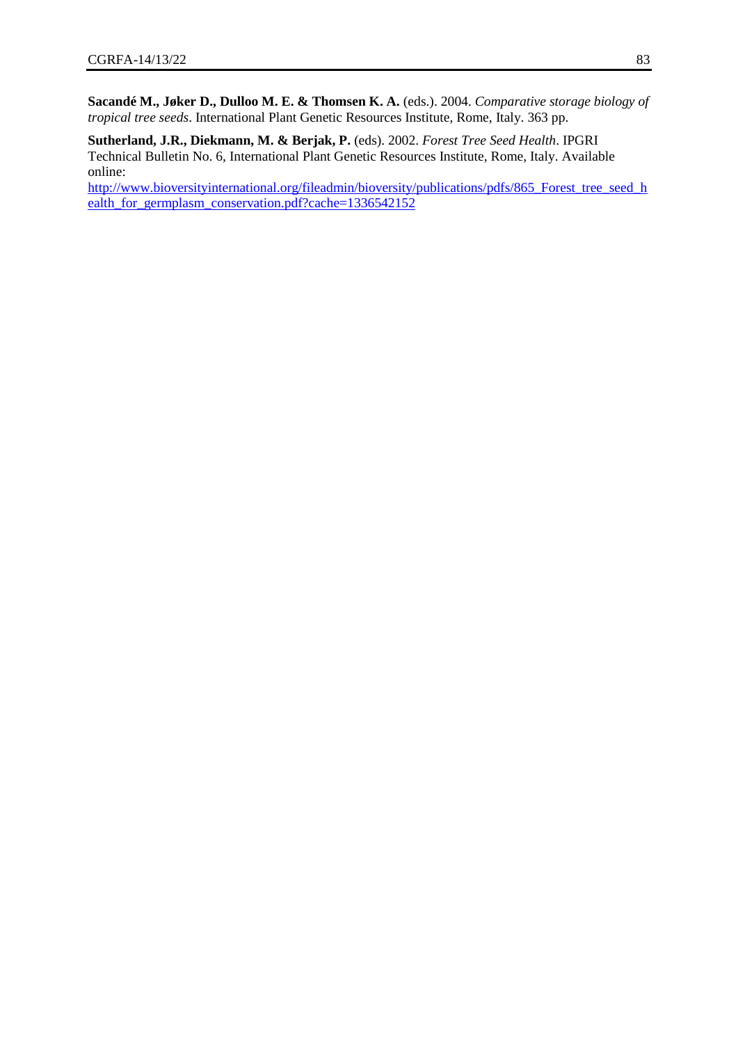**Sacandé M., Jøker D., Dulloo M. E. & Thomsen K. A.** (eds.). 2004. *Comparative storage biology of tropical tree seeds*. International Plant Genetic Resources Institute, Rome, Italy. 363 pp.

**Sutherland, J.R., Diekmann, M. & Berjak, P.** (eds). 2002. *Forest Tree Seed Health*. IPGRI Technical Bulletin No. 6, International Plant Genetic Resources Institute, Rome, Italy. Available online:
[http://www.bioversityinternational.org/fileadmin/bioversity/publications/pdfs/865_Forest_tree_seed_health_for_germplasm_conservation.pdf?cache=1336542152](http://www.bioversityinternational.org/fileadmin/bioversity/publications/pdfs/865_Forest_tree_seed_health_for_germplasm_conservation.pdf?cache=1336542152)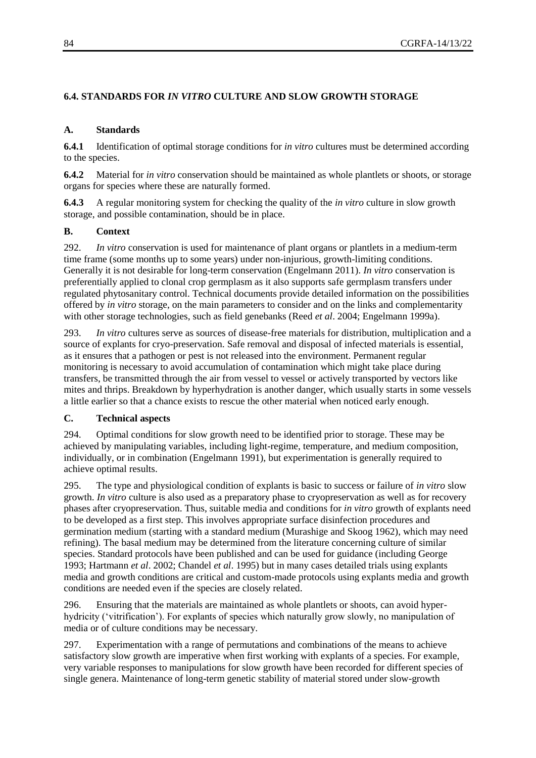## 6.4. STANDARDS FOR *IN VITRO* CULTURE AND SLOW GROWTH STORAGE

### A. Standards

**6.4.1** Identification of optimal storage conditions for *in vitro* cultures must be determined according to the species.

**6.4.2** Material for *in vitro* conservation should be maintained as whole plantlets or shoots, or storage organs for species where these are naturally formed.

**6.4.3** A regular monitoring system for checking the quality of the *in vitro* culture in slow growth storage, and possible contamination, should be in place.

### B. Context

292. *In vitro* conservation is used for maintenance of plant organs or plantlets in a medium-term time frame (some months up to some years) under non-injurious, growth-limiting conditions. Generally it is not desirable for long-term conservation (Engelmann 2011). *In vitro* conservation is preferentially applied to clonal crop germplasm as it also supports safe germplasm transfers under regulated phytosanitary control. Technical documents provide detailed information on the possibilities offered by *in vitro* storage, on the main parameters to consider and on the links and complementarity with other storage technologies, such as field genebanks (Reed *et al*. 2004; Engelmann 1999a).

293. *In vitro* cultures serve as sources of disease-free materials for distribution, multiplication and a source of explants for cryo-preservation. Safe removal and disposal of infected materials is essential, as it ensures that a pathogen or pest is not released into the environment. Permanent regular monitoring is necessary to avoid accumulation of contamination which might take place during transfers, be transmitted through the air from vessel to vessel or actively transported by vectors like mites and thrips. Breakdown by hyperhydration is another danger, which usually starts in some vessels a little earlier so that a chance exists to rescue the other material when noticed early enough.

### C. Technical aspects

294. Optimal conditions for slow growth need to be identified prior to storage. These may be achieved by manipulating variables, including light-regime, temperature, and medium composition, individually, or in combination (Engelmann 1991), but experimentation is generally required to achieve optimal results.

295. The type and physiological condition of explants is basic to success or failure of *in vitro* slow growth. *In vitro* culture is also used as a preparatory phase to cryopreservation as well as for recovery phases after cryopreservation. Thus, suitable media and conditions for *in vitro* growth of explants need to be developed as a first step. This involves appropriate surface disinfection procedures and germination medium (starting with a standard medium (Murashige and Skoog 1962), which may need refining). The basal medium may be determined from the literature concerning culture of similar species. Standard protocols have been published and can be used for guidance (including George 1993; Hartmann *et al*. 2002; Chandel *et al*. 1995) but in many cases detailed trials using explants media and growth conditions are critical and custom-made protocols using explants media and growth conditions are needed even if the species are closely related.

296. Ensuring that the materials are maintained as whole plantlets or shoots, can avoid hyper-hydricity ('vitrification'). For explants of species which naturally grow slowly, no manipulation of media or of culture conditions may be necessary.

297. Experimentation with a range of permutations and combinations of the means to achieve satisfactory slow growth are imperative when first working with explants of a species. For example, very variable responses to manipulations for slow growth have been recorded for different species of single genera. Maintenance of long-term genetic stability of material stored under slow-growth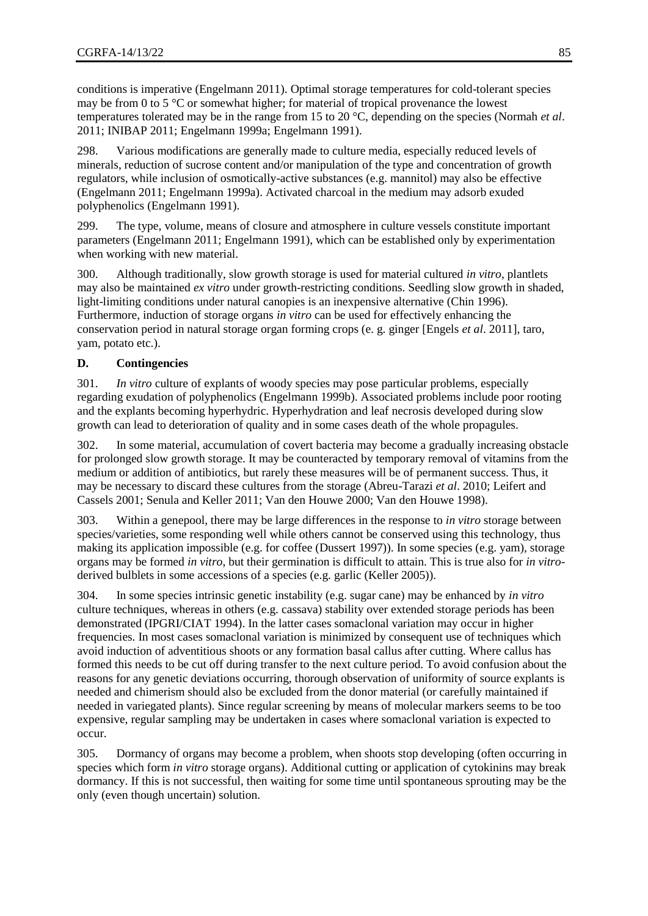conditions is imperative (Engelmann 2011). Optimal storage temperatures for cold-tolerant species may be from 0 to 5 °C or somewhat higher; for material of tropical provenance the lowest temperatures tolerated may be in the range from 15 to 20 °C, depending on the species (Normah *et al*. 2011; INIBAP 2011; Engelmann 1999a; Engelmann 1991).

298. Various modifications are generally made to culture media, especially reduced levels of minerals, reduction of sucrose content and/or manipulation of the type and concentration of growth regulators, while inclusion of osmotically-active substances (e.g. mannitol) may also be effective (Engelmann 2011; Engelmann 1999a). Activated charcoal in the medium may adsorb exuded polyphenolics (Engelmann 1991).

299. The type, volume, means of closure and atmosphere in culture vessels constitute important parameters (Engelmann 2011; Engelmann 1991), which can be established only by experimentation when working with new material.

300. Although traditionally, slow growth storage is used for material cultured *in vitro*, plantlets may also be maintained *ex vitro* under growth-restricting conditions. Seedling slow growth in shaded, light-limiting conditions under natural canopies is an inexpensive alternative (Chin 1996). Furthermore, induction of storage organs *in vitro* can be used for effectively enhancing the conservation period in natural storage organ forming crops (e. g. ginger [Engels *et al*. 2011], taro, yam, potato etc.).

### D. Contingencies

301. *In vitro* culture of explants of woody species may pose particular problems, especially regarding exudation of polyphenolics (Engelmann 1999b). Associated problems include poor rooting and the explants becoming hyperhydric. Hyperhydration and leaf necrosis developed during slow growth can lead to deterioration of quality and in some cases death of the whole propagules.

302. In some material, accumulation of covert bacteria may become a gradually increasing obstacle for prolonged slow growth storage. It may be counteracted by temporary removal of vitamins from the medium or addition of antibiotics, but rarely these measures will be of permanent success. Thus, it may be necessary to discard these cultures from the storage (Abreu-Tarazi *et al*. 2010; Leifert and Cassels 2001; Senula and Keller 2011; Van den Houwe 2000; Van den Houwe 1998).

303. Within a genepool, there may be large differences in the response to *in vitro* storage between species/varieties, some responding well while others cannot be conserved using this technology, thus making its application impossible (e.g. for coffee (Dussert 1997)). In some species (e.g. yam), storage organs may be formed *in vitro*, but their germination is difficult to attain. This is true also for *in vitro*-derived bulblets in some accessions of a species (e.g. garlic (Keller 2005)).

304. In some species intrinsic genetic instability (e.g. sugar cane) may be enhanced by *in vitro* culture techniques, whereas in others (e.g. cassava) stability over extended storage periods has been demonstrated (IPGRI/CIAT 1994). In the latter cases somaclonal variation may occur in higher frequencies. In most cases somaclonal variation is minimized by consequent use of techniques which avoid induction of adventitious shoots or any formation basal callus after cutting. Where callus has formed this needs to be cut off during transfer to the next culture period. To avoid confusion about the reasons for any genetic deviations occurring, thorough observation of uniformity of source explants is needed and chimerism should also be excluded from the donor material (or carefully maintained if needed in variegated plants). Since regular screening by means of molecular markers seems to be too expensive, regular sampling may be undertaken in cases where somaclonal variation is expected to occur.

305. Dormancy of organs may become a problem, when shoots stop developing (often occurring in species which form *in vitro* storage organs). Additional cutting or application of cytokinins may break dormancy. If this is not successful, then waiting for some time until spontaneous sprouting may be the only (even though uncertain) solution.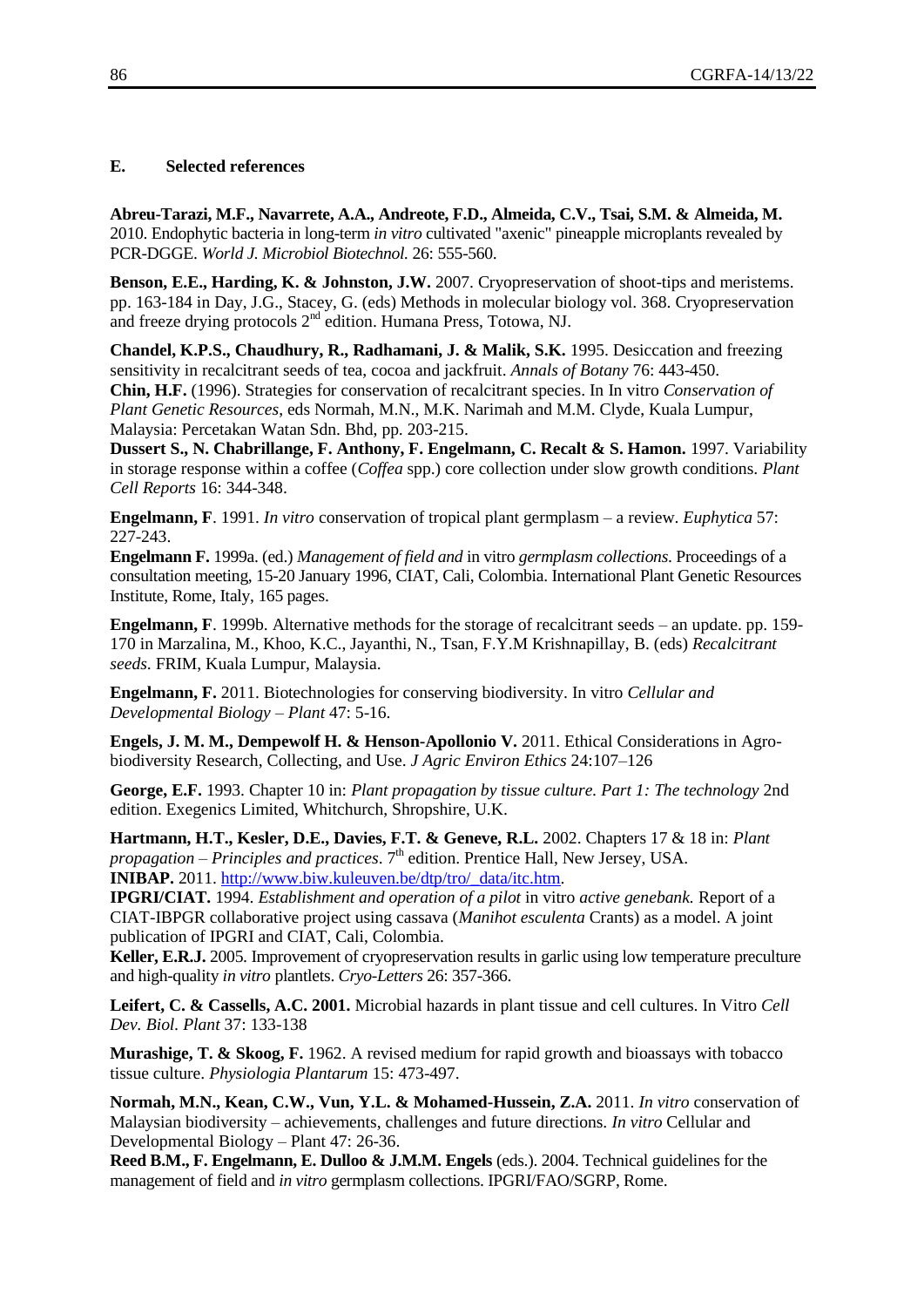### E. Selected references

**Abreu-Tarazi, M.F., Navarrete, A.A., Andreote, F.D., Almeida, C.V., Tsai, S.M. & Almeida, M.** 2010. Endophytic bacteria in long-term *in vitro* cultivated "axenic" pineapple microplants revealed by PCR-DGGE. *World J. Microbiol Biotechnol.* 26: 555-560.

**Benson, E.E., Harding, K. & Johnston, J.W.** 2007. Cryopreservation of shoot-tips and meristems. pp. 163-184 in Day, J.G., Stacey, G. (eds) Methods in molecular biology vol. 368. Cryopreservation and freeze drying protocols 2nd edition. Humana Press, Totowa, NJ.

**Chandel, K.P.S., Chaudhury, R., Radhamani, J. & Malik, S.K.** 1995. Desiccation and freezing sensitivity in recalcitrant seeds of tea, cocoa and jackfruit. *Annals of Botany* 76: 443-450.

**Chin, H.F.** (1996). Strategies for conservation of recalcitrant species. In In vitro *Conservation of Plant Genetic Resources*, eds Normah, M.N., M.K. Narimah and M.M. Clyde, Kuala Lumpur, Malaysia: Percetakan Watan Sdn. Bhd, pp. 203-215.

**Dussert S., N. Chabrillange, F. Anthony, F. Engelmann, C. Recalt & S. Hamon.** 1997. Variability in storage response within a coffee (*Coffea* spp.) core collection under slow growth conditions. *Plant Cell Reports* 16: 344-348.

**Engelmann, F**. 1991. *In vitro* conservation of tropical plant germplasm – a review. *Euphytica* 57: 227-243.

**Engelmann F.** 1999a. (ed.) *Management of field and* in vitro *germplasm collections.* Proceedings of a consultation meeting, 15-20 January 1996, CIAT, Cali, Colombia. International Plant Genetic Resources Institute, Rome, Italy, 165 pages.

**Engelmann, F**. 1999b. Alternative methods for the storage of recalcitrant seeds – an update. pp. 159-170 in Marzalina, M., Khoo, K.C., Jayanthi, N., Tsan, F.Y.M Krishnapillay, B. (eds) *Recalcitrant seeds.* FRIM, Kuala Lumpur, Malaysia.

**Engelmann, F.** 2011. Biotechnologies for conserving biodiversity. In vitro *Cellular and Developmental Biology – Plant* 47: 5-16.

**Engels, J. M. M., Dempewolf H. & Henson-Apollonio V.** 2011. Ethical Considerations in Agro-biodiversity Research, Collecting, and Use. *J Agric Environ Ethics* 24:107–126

**George, E.F.** 1993. Chapter 10 in: *Plant propagation by tissue culture. Part 1: The technology* 2nd edition. Exegenics Limited, Whitchurch, Shropshire, U.K.

**Hartmann, H.T., Kesler, D.E., Davies, F.T. & Geneve, R.L.** 2002. Chapters 17 & 18 in: *Plant propagation – Principles and practices*. 7th edition. Prentice Hall, New Jersey, USA.

**INIBAP.** 2011. http://www.biw.kuleuven.be/dtp/tro/_data/itc.htm.

**IPGRI/CIAT.** 1994. *Establishment and operation of a pilot* in vitro *active genebank.* Report of a CIAT-IBPGR collaborative project using cassava (*Manihot esculenta* Crants) as a model. A joint publication of IPGRI and CIAT, Cali, Colombia.

**Keller, E.R.J.** 2005. Improvement of cryopreservation results in garlic using low temperature preculture and high-quality *in vitro* plantlets. *Cryo-Letters* 26: 357-366.

**Leifert, C. & Cassells, A.C. 2001.** Microbial hazards in plant tissue and cell cultures. In Vitro *Cell Dev. Biol. Plant* 37: 133-138

**Murashige, T. & Skoog, F.** 1962. A revised medium for rapid growth and bioassays with tobacco tissue culture. *Physiologia Plantarum* 15: 473-497.

**Normah, M.N., Kean, C.W., Vun, Y.L. & Mohamed-Hussein, Z.A.** 2011. *In vitro* conservation of Malaysian biodiversity – achievements, challenges and future directions. *In vitro* Cellular and Developmental Biology – Plant 47: 26-36.

**Reed B.M., F. Engelmann, E. Dulloo & J.M.M. Engels** (eds.). 2004. Technical guidelines for the management of field and *in vitro* germplasm collections. IPGRI/FAO/SGRP, Rome.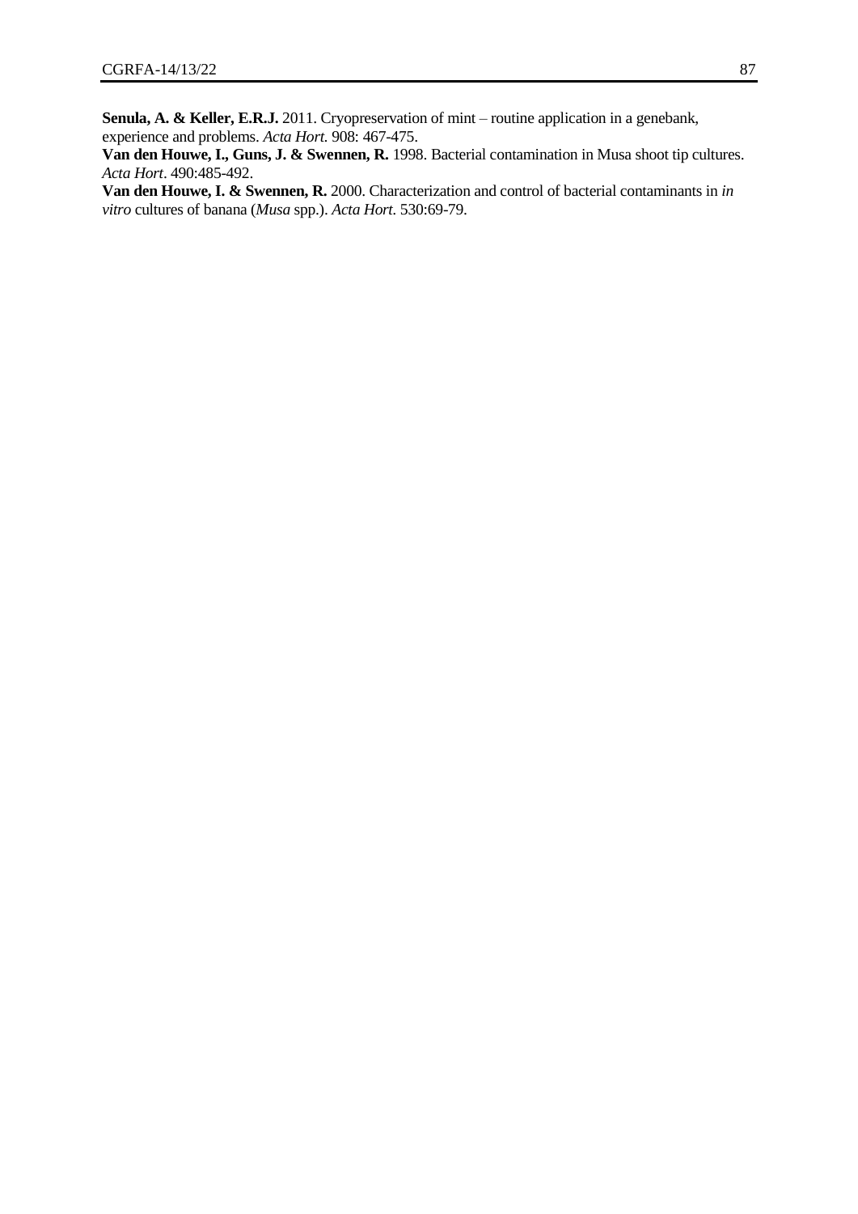**Senula, A. & Keller, E.R.J.** 2011. Cryopreservation of mint – routine application in a genebank, experience and problems. *Acta Hort.* 908: 467-475.

**Van den Houwe, I., Guns, J. & Swennen, R.** 1998. Bacterial contamination in Musa shoot tip cultures. *Acta Hort*. 490:485-492.

**Van den Houwe, I. & Swennen, R.** 2000. Characterization and control of bacterial contaminants in *in vitro* cultures of banana (*Musa* spp.). *Acta Hort*. 530:69-79.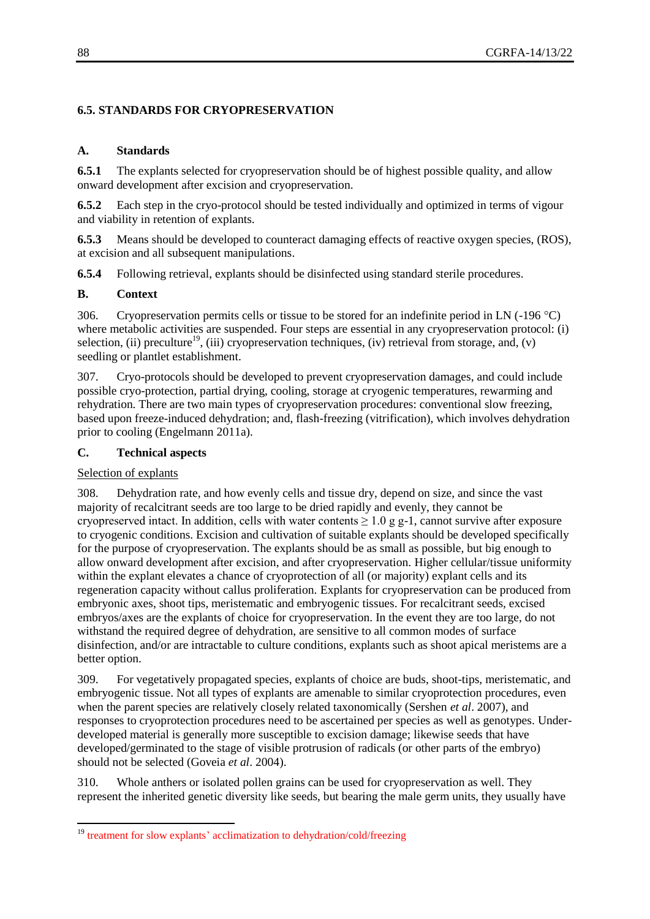## 6.5. STANDARDS FOR CRYOPRESERVATION

### A. Standards

**6.5.1** The explants selected for cryopreservation should be of highest possible quality, and allow onward development after excision and cryopreservation.

**6.5.2** Each step in the cryo-protocol should be tested individually and optimized in terms of vigour and viability in retention of explants.

**6.5.3** Means should be developed to counteract damaging effects of reactive oxygen species, (ROS), at excision and all subsequent manipulations.

**6.5.4** Following retrieval, explants should be disinfected using standard sterile procedures.

### B. Context

306. Cryopreservation permits cells or tissue to be stored for an indefinite period in LN (-196 °C) where metabolic activities are suspended. Four steps are essential in any cryopreservation protocol: (i) selection, (ii) preculture[19], (iii) cryopreservation techniques, (iv) retrieval from storage, and, (v) seedling or plantlet establishment.

307. Cryo-protocols should be developed to prevent cryopreservation damages, and could include possible cryo-protection, partial drying, cooling, storage at cryogenic temperatures, rewarming and rehydration. There are two main types of cryopreservation procedures: conventional slow freezing, based upon freeze-induced dehydration; and, flash-freezing (vitrification), which involves dehydration prior to cooling (Engelmann 2011a).

### C. Technical aspects

Selection of explants

308. Dehydration rate, and how evenly cells and tissue dry, depend on size, and since the vast majority of recalcitrant seeds are too large to be dried rapidly and evenly, they cannot be cryopreserved intact. In addition, cells with water contents ≥ 1.0 g g-1, cannot survive after exposure to cryogenic conditions. Excision and cultivation of suitable explants should be developed specifically for the purpose of cryopreservation. The explants should be as small as possible, but big enough to allow onward development after excision, and after cryopreservation. Higher cellular/tissue uniformity within the explant elevates a chance of cryoprotection of all (or majority) explant cells and its regeneration capacity without callus proliferation. Explants for cryopreservation can be produced from embryonic axes, shoot tips, meristematic and embryogenic tissues. For recalcitrant seeds, excised embryos/axes are the explants of choice for cryopreservation. In the event they are too large, do not withstand the required degree of dehydration, are sensitive to all common modes of surface disinfection, and/or are intractable to culture conditions, explants such as shoot apical meristems are a better option.

309. For vegetatively propagated species, explants of choice are buds, shoot-tips, meristematic, and embryogenic tissue. Not all types of explants are amenable to similar cryoprotection procedures, even when the parent species are relatively closely related taxonomically (Sershen *et al*. 2007), and responses to cryoprotection procedures need to be ascertained per species as well as genotypes. Under-developed material is generally more susceptible to excision damage; likewise seeds that have developed/germinated to the stage of visible protrusion of radicals (or other parts of the embryo) should not be selected (Goveia *et al*. 2004).

310. Whole anthers or isolated pollen grains can be used for cryopreservation as well. They represent the inherited genetic diversity like seeds, but bearing the male germ units, they usually have

[19] treatment for slow explants' acclimatization to dehydration/cold/freezing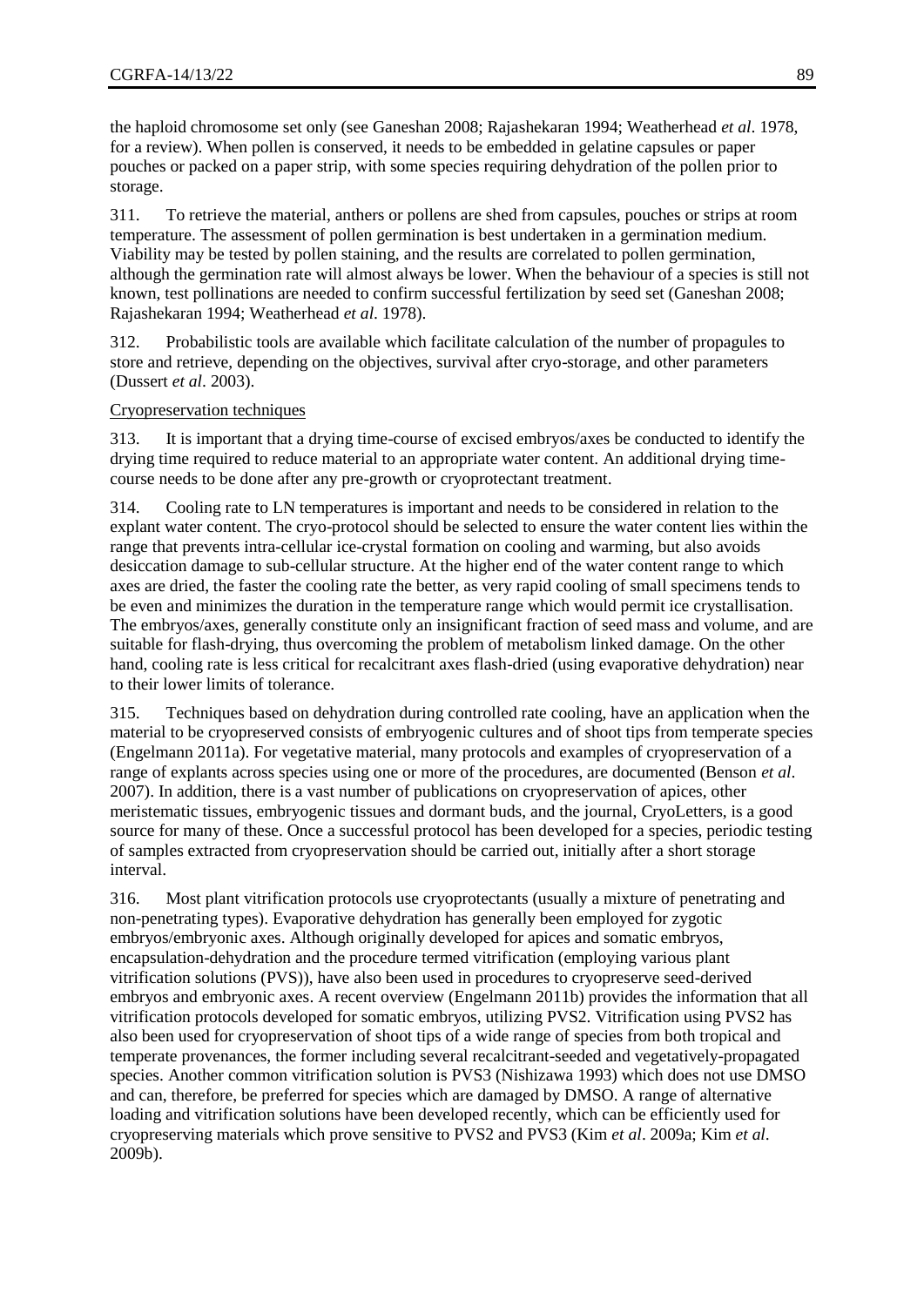the haploid chromosome set only (see Ganeshan 2008; Rajashekaran 1994; Weatherhead *et al*. 1978, for a review). When pollen is conserved, it needs to be embedded in gelatine capsules or paper pouches or packed on a paper strip, with some species requiring dehydration of the pollen prior to storage.

311. To retrieve the material, anthers or pollens are shed from capsules, pouches or strips at room temperature. The assessment of pollen germination is best undertaken in a germination medium. Viability may be tested by pollen staining, and the results are correlated to pollen germination, although the germination rate will almost always be lower. When the behaviour of a species is still not known, test pollinations are needed to confirm successful fertilization by seed set (Ganeshan 2008; Rajashekaran 1994; Weatherhead *et al*. 1978).

312. Probabilistic tools are available which facilitate calculation of the number of propagules to store and retrieve, depending on the objectives, survival after cryo-storage, and other parameters (Dussert *et al*. 2003).

Cryopreservation techniques

313. It is important that a drying time-course of excised embryos/axes be conducted to identify the drying time required to reduce material to an appropriate water content. An additional drying time-course needs to be done after any pre-growth or cryoprotectant treatment.

314. Cooling rate to LN temperatures is important and needs to be considered in relation to the explant water content. The cryo-protocol should be selected to ensure the water content lies within the range that prevents intra-cellular ice-crystal formation on cooling and warming, but also avoids desiccation damage to sub-cellular structure. At the higher end of the water content range to which axes are dried, the faster the cooling rate the better, as very rapid cooling of small specimens tends to be even and minimizes the duration in the temperature range which would permit ice crystallisation. The embryos/axes, generally constitute only an insignificant fraction of seed mass and volume, and are suitable for flash-drying, thus overcoming the problem of metabolism linked damage. On the other hand, cooling rate is less critical for recalcitrant axes flash-dried (using evaporative dehydration) near to their lower limits of tolerance.

315. Techniques based on dehydration during controlled rate cooling, have an application when the material to be cryopreserved consists of embryogenic cultures and of shoot tips from temperate species (Engelmann 2011a). For vegetative material, many protocols and examples of cryopreservation of a range of explants across species using one or more of the procedures, are documented (Benson *et al*. 2007). In addition, there is a vast number of publications on cryopreservation of apices, other meristematic tissues, embryogenic tissues and dormant buds, and the journal, CryoLetters, is a good source for many of these. Once a successful protocol has been developed for a species, periodic testing of samples extracted from cryopreservation should be carried out, initially after a short storage interval.

316. Most plant vitrification protocols use cryoprotectants (usually a mixture of penetrating and non-penetrating types). Evaporative dehydration has generally been employed for zygotic embryos/embryonic axes. Although originally developed for apices and somatic embryos, encapsulation-dehydration and the procedure termed vitrification (employing various plant vitrification solutions (PVS)), have also been used in procedures to cryopreserve seed-derived embryos and embryonic axes. A recent overview (Engelmann 2011b) provides the information that all vitrification protocols developed for somatic embryos, utilizing PVS2. Vitrification using PVS2 has also been used for cryopreservation of shoot tips of a wide range of species from both tropical and temperate provenances, the former including several recalcitrant-seeded and vegetatively-propagated species. Another common vitrification solution is PVS3 (Nishizawa 1993) which does not use DMSO and can, therefore, be preferred for species which are damaged by DMSO. A range of alternative loading and vitrification solutions have been developed recently, which can be efficiently used for cryopreserving materials which prove sensitive to PVS2 and PVS3 (Kim *et al*. 2009a; Kim *et al*. 2009b).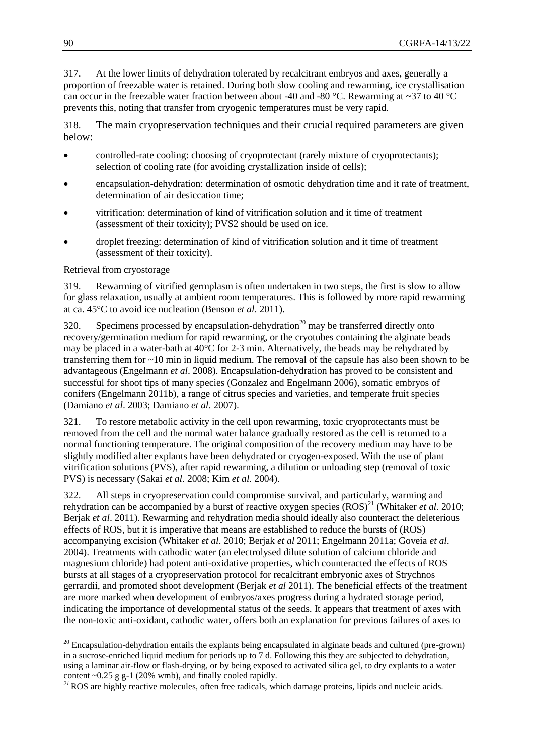317. At the lower limits of dehydration tolerated by recalcitrant embryos and axes, generally a proportion of freezable water is retained. During both slow cooling and rewarming, ice crystallisation can occur in the freezable water fraction between about -40 and -80 °C. Rewarming at ~37 to 40 °C prevents this, noting that transfer from cryogenic temperatures must be very rapid.

318. The main cryopreservation techniques and their crucial required parameters are given below:

- controlled-rate cooling: choosing of cryoprotectant (rarely mixture of cryoprotectants); selection of cooling rate (for avoiding crystallization inside of cells);
- encapsulation-dehydration: determination of osmotic dehydration time and it rate of treatment, determination of air desiccation time;
- vitrification: determination of kind of vitrification solution and it time of treatment (assessment of their toxicity); PVS2 should be used on ice.
- droplet freezing: determination of kind of vitrification solution and it time of treatment (assessment of their toxicity).

Retrieval from cryostorage

319. Rewarming of vitrified germplasm is often undertaken in two steps, the first is slow to allow for glass relaxation, usually at ambient room temperatures. This is followed by more rapid rewarming at ca. 45°C to avoid ice nucleation (Benson *et al*. 2011).

320. Specimens processed by encapsulation-dehydration[20] may be transferred directly onto recovery/germination medium for rapid rewarming, or the cryotubes containing the alginate beads may be placed in a water-bath at 40°C for 2-3 min. Alternatively, the beads may be rehydrated by transferring them for ~10 min in liquid medium. The removal of the capsule has also been shown to be advantageous (Engelmann *et al*. 2008). Encapsulation-dehydration has proved to be consistent and successful for shoot tips of many species (Gonzalez and Engelmann 2006), somatic embryos of conifers (Engelmann 2011b), a range of citrus species and varieties, and temperate fruit species (Damiano *et al*. 2003; Damiano *et al*. 2007).

321. To restore metabolic activity in the cell upon rewarming, toxic cryoprotectants must be removed from the cell and the normal water balance gradually restored as the cell is returned to a normal functioning temperature. The original composition of the recovery medium may have to be slightly modified after explants have been dehydrated or cryogen-exposed. With the use of plant vitrification solutions (PVS), after rapid rewarming, a dilution or unloading step (removal of toxic PVS) is necessary (Sakai *et al*. 2008; Kim *et al.* 2004).

322. All steps in cryopreservation could compromise survival, and particularly, warming and rehydration can be accompanied by a burst of reactive oxygen species (ROS)[21] (Whitaker *et al*. 2010; Berjak *et al*. 2011). Rewarming and rehydration media should ideally also counteract the deleterious effects of ROS, but it is imperative that means are established to reduce the bursts of (ROS) accompanying excision (Whitaker *et al*. 2010; Berjak *et al* 2011; Engelmann 2011a; Goveia *et al*. 2004). Treatments with cathodic water (an electrolysed dilute solution of calcium chloride and magnesium chloride) had potent anti-oxidative properties, which counteracted the effects of ROS bursts at all stages of a cryopreservation protocol for recalcitrant embryonic axes of Strychnos gerrardii, and promoted shoot development (Berjak *et al* 2011). The beneficial effects of the treatment are more marked when development of embryos/axes progress during a hydrated storage period, indicating the importance of developmental status of the seeds. It appears that treatment of axes with the non-toxic anti-oxidant, cathodic water, offers both an explanation for previous failures of axes to

---

[20] Encapsulation-dehydration entails the explants being encapsulated in alginate beads and cultured (pre-grown) in a sucrose-enriched liquid medium for periods up to 7 d. Following this they are subjected to dehydration, using a laminar air-flow or flash-drying, or by being exposed to activated silica gel, to dry explants to a water content ~0.25 g g-1 (20% wmb), and finally cooled rapidly.

[21] ROS are highly reactive molecules, often free radicals, which damage proteins, lipids and nucleic acids.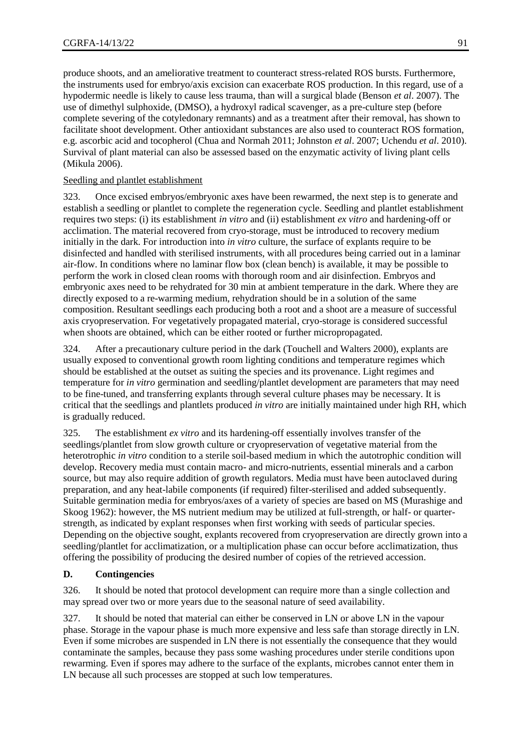produce shoots, and an ameliorative treatment to counteract stress-related ROS bursts. Furthermore, the instruments used for embryo/axis excision can exacerbate ROS production. In this regard, use of a hypodermic needle is likely to cause less trauma, than will a surgical blade (Benson *et al*. 2007). The use of dimethyl sulphoxide, (DMSO), a hydroxyl radical scavenger, as a pre-culture step (before complete severing of the cotyledonary remnants) and as a treatment after their removal, has shown to facilitate shoot development. Other antioxidant substances are also used to counteract ROS formation, e.g. ascorbic acid and tocopherol (Chua and Normah 2011; Johnston *et al*. 2007; Uchendu *et al*. 2010). Survival of plant material can also be assessed based on the enzymatic activity of living plant cells (Mikula 2006).

Seedling and plantlet establishment

323. Once excised embryos/embryonic axes have been rewarmed, the next step is to generate and establish a seedling or plantlet to complete the regeneration cycle. Seedling and plantlet establishment requires two steps: (i) its establishment *in vitro* and (ii) establishment *ex vitro* and hardening-off or acclimation. The material recovered from cryo-storage, must be introduced to recovery medium initially in the dark. For introduction into *in vitro* culture, the surface of explants require to be disinfected and handled with sterilised instruments, with all procedures being carried out in a laminar air-flow. In conditions where no laminar flow box (clean bench) is available, it may be possible to perform the work in closed clean rooms with thorough room and air disinfection. Embryos and embryonic axes need to be rehydrated for 30 min at ambient temperature in the dark. Where they are directly exposed to a re-warming medium, rehydration should be in a solution of the same composition. Resultant seedlings each producing both a root and a shoot are a measure of successful axis cryopreservation. For vegetatively propagated material, cryo-storage is considered successful when shoots are obtained, which can be either rooted or further micropropagated.

324. After a precautionary culture period in the dark (Touchell and Walters 2000), explants are usually exposed to conventional growth room lighting conditions and temperature regimes which should be established at the outset as suiting the species and its provenance. Light regimes and temperature for *in vitro* germination and seedling/plantlet development are parameters that may need to be fine-tuned, and transferring explants through several culture phases may be necessary. It is critical that the seedlings and plantlets produced *in vitro* are initially maintained under high RH, which is gradually reduced.

325. The establishment *ex vitro* and its hardening-off essentially involves transfer of the seedlings/plantlet from slow growth culture or cryopreservation of vegetative material from the heterotrophic *in vitro* condition to a sterile soil-based medium in which the autotrophic condition will develop. Recovery media must contain macro- and micro-nutrients, essential minerals and a carbon source, but may also require addition of growth regulators. Media must have been autoclaved during preparation, and any heat-labile components (if required) filter-sterilised and added subsequently. Suitable germination media for embryos/axes of a variety of species are based on MS (Murashige and Skoog 1962): however, the MS nutrient medium may be utilized at full-strength, or half- or quarter-strength, as indicated by explant responses when first working with seeds of particular species. Depending on the objective sought, explants recovered from cryopreservation are directly grown into a seedling/plantlet for acclimatization, or a multiplication phase can occur before acclimatization, thus offering the possibility of producing the desired number of copies of the retrieved accession.

## D. Contingencies

326. It should be noted that protocol development can require more than a single collection and may spread over two or more years due to the seasonal nature of seed availability.

327. It should be noted that material can either be conserved in LN or above LN in the vapour phase. Storage in the vapour phase is much more expensive and less safe than storage directly in LN. Even if some microbes are suspended in LN there is not essentially the consequence that they would contaminate the samples, because they pass some washing procedures under sterile conditions upon rewarming. Even if spores may adhere to the surface of the explants, microbes cannot enter them in LN because all such processes are stopped at such low temperatures.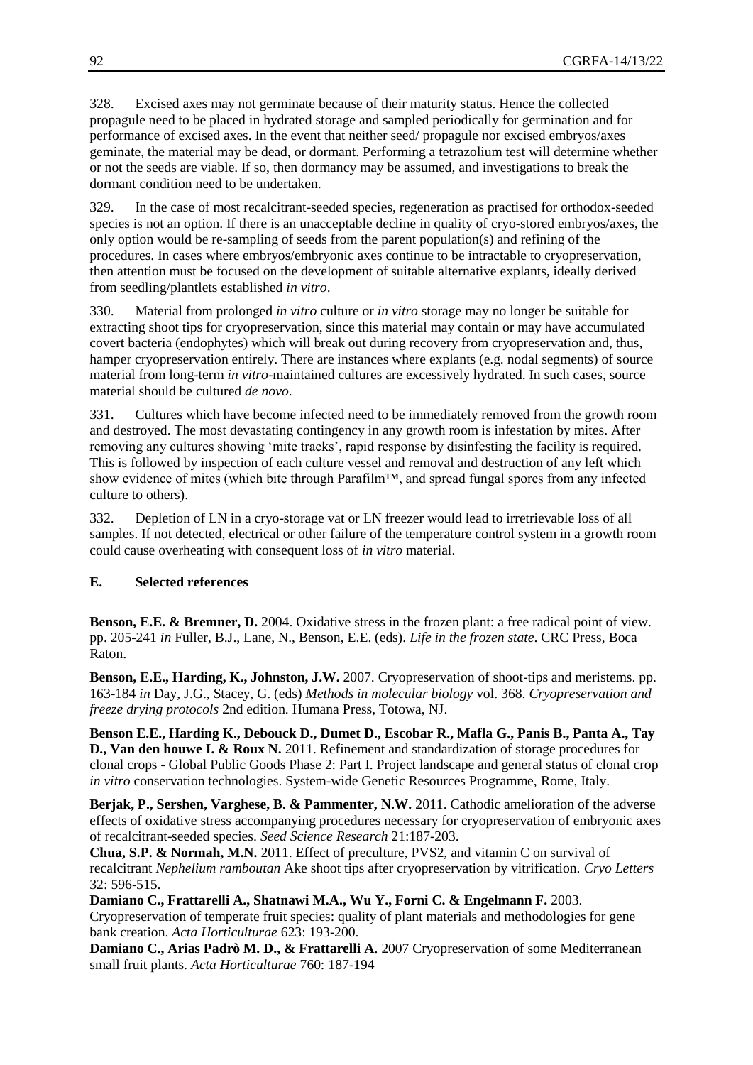328. Excised axes may not germinate because of their maturity status. Hence the collected propagule need to be placed in hydrated storage and sampled periodically for germination and for performance of excised axes. In the event that neither seed/ propagule nor excised embryos/axes geminate, the material may be dead, or dormant. Performing a tetrazolium test will determine whether or not the seeds are viable. If so, then dormancy may be assumed, and investigations to break the dormant condition need to be undertaken.

329. In the case of most recalcitrant-seeded species, regeneration as practised for orthodox-seeded species is not an option. If there is an unacceptable decline in quality of cryo-stored embryos/axes, the only option would be re-sampling of seeds from the parent population(s) and refining of the procedures. In cases where embryos/embryonic axes continue to be intractable to cryopreservation, then attention must be focused on the development of suitable alternative explants, ideally derived from seedling/plantlets established *in vitro*.

330. Material from prolonged *in vitro* culture or *in vitro* storage may no longer be suitable for extracting shoot tips for cryopreservation, since this material may contain or may have accumulated covert bacteria (endophytes) which will break out during recovery from cryopreservation and, thus, hamper cryopreservation entirely. There are instances where explants (e.g. nodal segments) of source material from long-term *in vitro*-maintained cultures are excessively hydrated. In such cases, source material should be cultured *de novo*.

331. Cultures which have become infected need to be immediately removed from the growth room and destroyed. The most devastating contingency in any growth room is infestation by mites. After removing any cultures showing 'mite tracks', rapid response by disinfesting the facility is required. This is followed by inspection of each culture vessel and removal and destruction of any left which show evidence of mites (which bite through Parafilm™, and spread fungal spores from any infected culture to others).

332. Depletion of LN in a cryo-storage vat or LN freezer would lead to irretrievable loss of all samples. If not detected, electrical or other failure of the temperature control system in a growth room could cause overheating with consequent loss of *in vitro* material.

## E. Selected references

**Benson, E.E. & Bremner, D.** 2004. Oxidative stress in the frozen plant: a free radical point of view. pp. 205-241 *in* Fuller, B.J., Lane, N., Benson, E.E. (eds). *Life in the frozen state*. CRC Press, Boca Raton.

**Benson, E.E., Harding, K., Johnston, J.W.** 2007. Cryopreservation of shoot-tips and meristems. pp. 163-184 *in* Day, J.G., Stacey, G. (eds) *Methods in molecular biology* vol. 368. *Cryopreservation and freeze drying protocols* 2nd edition. Humana Press, Totowa, NJ.

**Benson E.E., Harding K., Debouck D., Dumet D., Escobar R., Mafla G., Panis B., Panta A., Tay D., Van den houwe I. & Roux N.** 2011. Refinement and standardization of storage procedures for clonal crops - Global Public Goods Phase 2: Part I. Project landscape and general status of clonal crop *in vitro* conservation technologies. System-wide Genetic Resources Programme, Rome, Italy.

**Berjak, P., Sershen, Varghese, B. & Pammenter, N.W.** 2011. Cathodic amelioration of the adverse effects of oxidative stress accompanying procedures necessary for cryopreservation of embryonic axes of recalcitrant-seeded species. *Seed Science Research* 21:187-203.

**Chua, S.P. & Normah, M.N.** 2011. Effect of preculture, PVS2, and vitamin C on survival of recalcitrant *Nephelium ramboutan* Ake shoot tips after cryopreservation by vitrification. *Cryo Letters* 32: 596-515.

**Damiano C., Frattarelli A., Shatnawi M.A., Wu Y., Forni C. & Engelmann F.** 2003. Cryopreservation of temperate fruit species: quality of plant materials and methodologies for gene bank creation. *Acta Horticulturae* 623: 193-200.

**Damiano C., Arias Padrò M. D., & Frattarelli A**. 2007 Cryopreservation of some Mediterranean small fruit plants. *Acta Horticulturae* 760: 187-194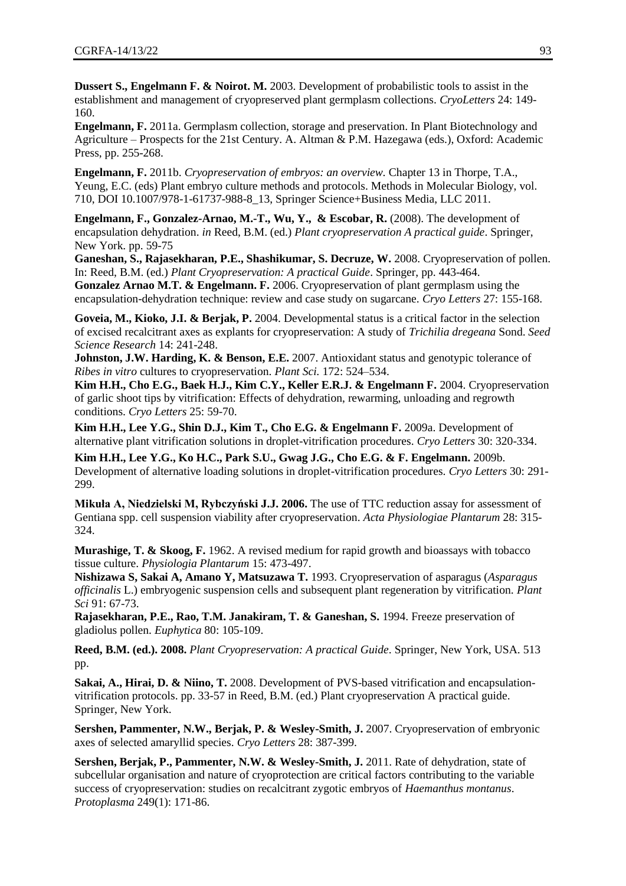**Dussert S., Engelmann F. & Noirot. M.** 2003. Development of probabilistic tools to assist in the establishment and management of cryopreserved plant germplasm collections. *CryoLetters* 24: 149-160.

**Engelmann, F.** 2011a. Germplasm collection, storage and preservation. In Plant Biotechnology and Agriculture – Prospects for the 21st Century. A. Altman & P.M. Hazegawa (eds.), Oxford: Academic Press, pp. 255-268.

**Engelmann, F.** 2011b. *Cryopreservation of embryos: an overview.* Chapter 13 in Thorpe, T.A., Yeung, E.C. (eds) Plant embryo culture methods and protocols. Methods in Molecular Biology, vol. 710, DOI 10.1007/978-1-61737-988-8_13, Springer Science+Business Media, LLC 2011.

**Engelmann, F., Gonzalez-Arnao, M.-T., Wu, Y., & Escobar, R.** (2008). The development of encapsulation dehydration. *in* Reed, B.M. (ed.) *Plant cryopreservation A practical guide*. Springer, New York. pp. 59-75

**Ganeshan, S., Rajasekharan, P.E., Shashikumar, S. Decruze, W.** 2008. Cryopreservation of pollen. In: Reed, B.M. (ed.) *Plant Cryopreservation: A practical Guide*. Springer, pp. 443-464.

**Gonzalez Arnao M.T. & Engelmann. F.** 2006. Cryopreservation of plant germplasm using the encapsulation-dehydration technique: review and case study on sugarcane. *Cryo Letters* 27: 155-168.

**Goveia, M., Kioko, J.I. & Berjak, P.** 2004. Developmental status is a critical factor in the selection of excised recalcitrant axes as explants for cryopreservation: A study of *Trichilia dregeana* Sond. *Seed Science Research* 14: 241-248.

**Johnston, J.W. Harding, K. & Benson, E.E.** 2007. Antioxidant status and genotypic tolerance of *Ribes in vitro* cultures to cryopreservation. *Plant Sci.* 172: 524–534.

**Kim H.H., Cho E.G., Baek H.J., Kim C.Y., Keller E.R.J. & Engelmann F.** 2004. Cryopreservation of garlic shoot tips by vitrification: Effects of dehydration, rewarming, unloading and regrowth conditions. *Cryo Letters* 25: 59-70.

**Kim H.H., Lee Y.G., Shin D.J., Kim T., Cho E.G. & Engelmann F.** 2009a. Development of alternative plant vitrification solutions in droplet-vitrification procedures. *Cryo Letters* 30: 320-334.

**Kim H.H., Lee Y.G., Ko H.C., Park S.U., Gwag J.G., Cho E.G. & F. Engelmann.** 2009b. Development of alternative loading solutions in droplet-vitrification procedures. *Cryo Letters* 30: 291-299.

**Mikuła A, Niedzielski M, Rybczyński J.J. 2006.** The use of TTC reduction assay for assessment of Gentiana spp. cell suspension viability after cryopreservation. *Acta Physiologiae Plantarum* 28: 315-324.

**Murashige, T. & Skoog, F.** 1962. A revised medium for rapid growth and bioassays with tobacco tissue culture. *Physiologia Plantarum* 15: 473-497.

**Nishizawa S, Sakai A, Amano Y, Matsuzawa T.** 1993. Cryopreservation of asparagus (*Asparagus officinalis* L.) embryogenic suspension cells and subsequent plant regeneration by vitrification. *Plant Sci* 91: 67-73.

**Rajasekharan, P.E., Rao, T.M. Janakiram, T. & Ganeshan, S.** 1994. Freeze preservation of gladiolus pollen. *Euphytica* 80: 105-109.

**Reed, B.M. (ed.). 2008.** *Plant Cryopreservation: A practical Guide*. Springer, New York, USA. 513 pp.

**Sakai, A., Hirai, D. & Niino, T.** 2008. Development of PVS-based vitrification and encapsulation-vitrification protocols. pp. 33-57 in Reed, B.M. (ed.) Plant cryopreservation A practical guide. Springer, New York.

**Sershen, Pammenter, N.W., Berjak, P. & Wesley-Smith, J.** 2007. Cryopreservation of embryonic axes of selected amaryllid species. *Cryo Letters* 28: 387-399.

**Sershen, Berjak, P., Pammenter, N.W. & Wesley-Smith, J.** 2011. Rate of dehydration, state of subcellular organisation and nature of cryoprotection are critical factors contributing to the variable success of cryopreservation: studies on recalcitrant zygotic embryos of *Haemanthus montanus*. *Protoplasma* 249(1): 171-86.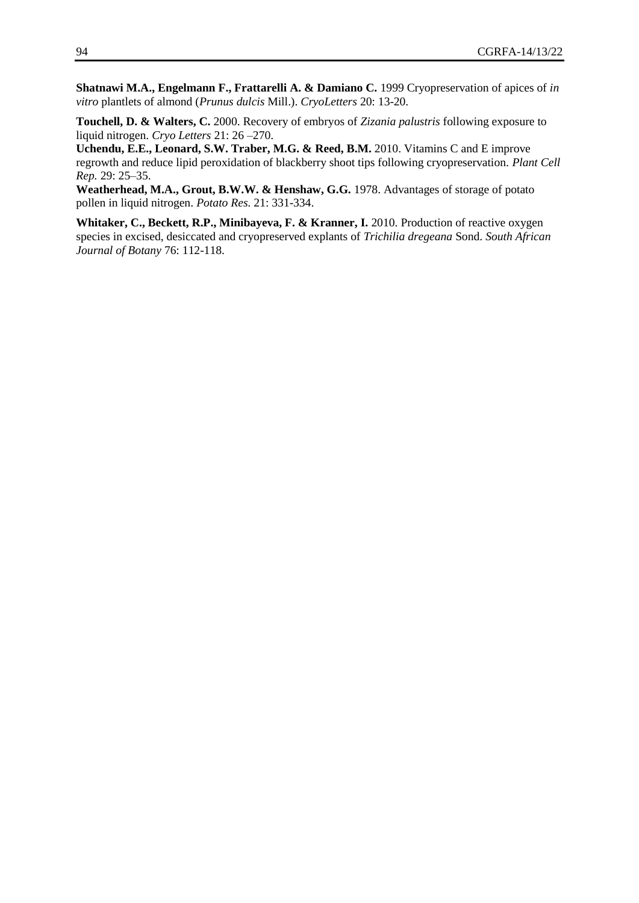**Shatnawi M.A., Engelmann F., Frattarelli A. & Damiano C.** 1999 Cryopreservation of apices of *in vitro* plantlets of almond (*Prunus dulcis* Mill.). *CryoLetters* 20: 13-20.

**Touchell, D. & Walters, C.** 2000. Recovery of embryos of *Zizania palustris* following exposure to liquid nitrogen. *Cryo Letters* 21: 26 –270.

**Uchendu, E.E., Leonard, S.W. Traber, M.G. & Reed, B.M.** 2010. Vitamins C and E improve regrowth and reduce lipid peroxidation of blackberry shoot tips following cryopreservation. *Plant Cell Rep.* 29: 25–35.

**Weatherhead, M.A., Grout, B.W.W. & Henshaw, G.G.** 1978. Advantages of storage of potato pollen in liquid nitrogen. *Potato Res.* 21: 331-334.

**Whitaker, C., Beckett, R.P., Minibayeva, F. & Kranner, I.** 2010. Production of reactive oxygen species in excised, desiccated and cryopreserved explants of *Trichilia dregeana* Sond. *South African Journal of Botany* 76: 112-118.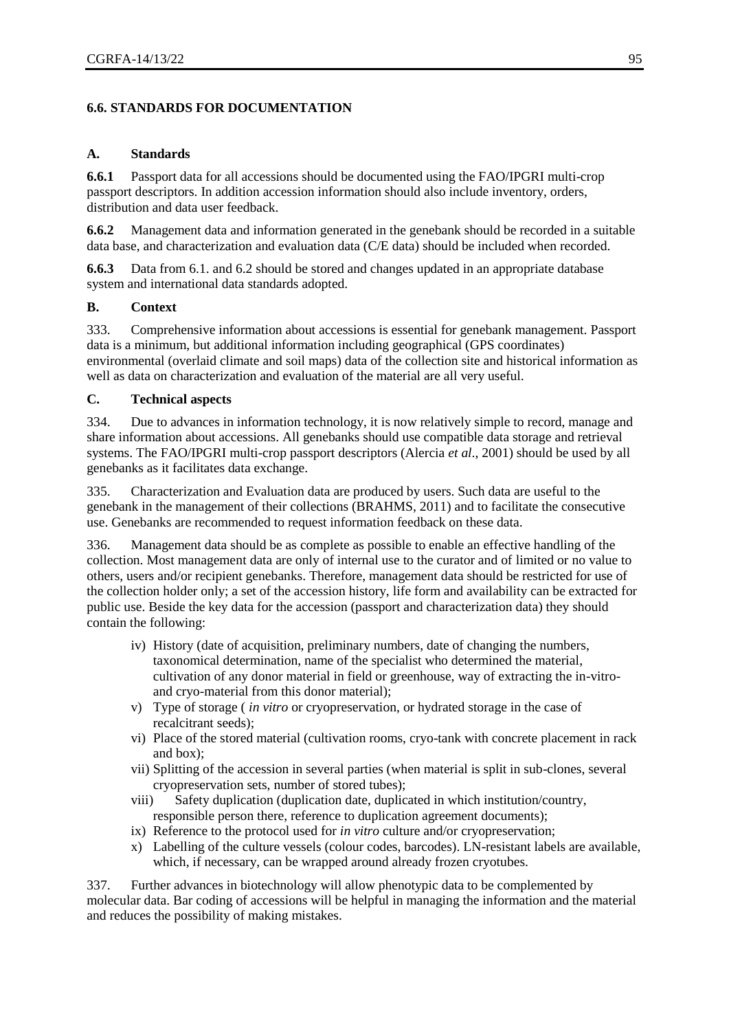## 6.6. STANDARDS FOR DOCUMENTATION

### A. Standards

**6.6.1** Passport data for all accessions should be documented using the FAO/IPGRI multi-crop passport descriptors. In addition accession information should also include inventory, orders, distribution and data user feedback.

**6.6.2** Management data and information generated in the genebank should be recorded in a suitable data base, and characterization and evaluation data (C/E data) should be included when recorded.

**6.6.3** Data from 6.1. and 6.2 should be stored and changes updated in an appropriate database system and international data standards adopted.

### B. Context

333. Comprehensive information about accessions is essential for genebank management. Passport data is a minimum, but additional information including geographical (GPS coordinates) environmental (overlaid climate and soil maps) data of the collection site and historical information as well as data on characterization and evaluation of the material are all very useful.

### C. Technical aspects

334. Due to advances in information technology, it is now relatively simple to record, manage and share information about accessions. All genebanks should use compatible data storage and retrieval systems. The FAO/IPGRI multi-crop passport descriptors (Alercia *et al*., 2001) should be used by all genebanks as it facilitates data exchange.

335. Characterization and Evaluation data are produced by users. Such data are useful to the genebank in the management of their collections (BRAHMS, 2011) and to facilitate the consecutive use. Genebanks are recommended to request information feedback on these data.

336. Management data should be as complete as possible to enable an effective handling of the collection. Most management data are only of internal use to the curator and of limited or no value to others, users and/or recipient genebanks. Therefore, management data should be restricted for use of the collection holder only; a set of the accession history, life form and availability can be extracted for public use. Beside the key data for the accession (passport and characterization data) they should contain the following:

- iv) History (date of acquisition, preliminary numbers, date of changing the numbers, taxonomical determination, name of the specialist who determined the material, cultivation of any donor material in field or greenhouse, way of extracting the in-vitro- and cryo-material from this donor material);
- v) Type of storage ( *in vitro* or cryopreservation, or hydrated storage in the case of recalcitrant seeds);
- vi) Place of the stored material (cultivation rooms, cryo-tank with concrete placement in rack and box);
- vii) Splitting of the accession in several parties (when material is split in sub-clones, several cryopreservation sets, number of stored tubes);
- viii) Safety duplication (duplication date, duplicated in which institution/country, responsible person there, reference to duplication agreement documents);
- ix) Reference to the protocol used for *in vitro* culture and/or cryopreservation;
- x) Labelling of the culture vessels (colour codes, barcodes). LN-resistant labels are available, which, if necessary, can be wrapped around already frozen cryotubes.

337. Further advances in biotechnology will allow phenotypic data to be complemented by molecular data. Bar coding of accessions will be helpful in managing the information and the material and reduces the possibility of making mistakes.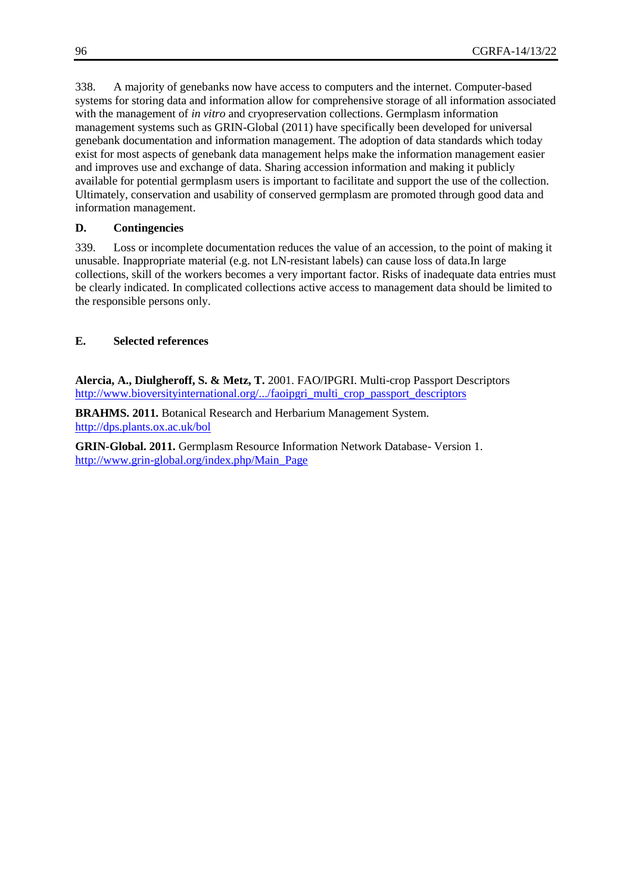338. A majority of genebanks now have access to computers and the internet. Computer-based systems for storing data and information allow for comprehensive storage of all information associated with the management of *in vitro* and cryopreservation collections. Germplasm information management systems such as GRIN-Global (2011) have specifically been developed for universal genebank documentation and information management. The adoption of data standards which today exist for most aspects of genebank data management helps make the information management easier and improves use and exchange of data. Sharing accession information and making it publicly available for potential germplasm users is important to facilitate and support the use of the collection. Ultimately, conservation and usability of conserved germplasm are promoted through good data and information management.

### D. Contingencies

339. Loss or incomplete documentation reduces the value of an accession, to the point of making it unusable. Inappropriate material (e.g. not LN-resistant labels) can cause loss of data.In large collections, skill of the workers becomes a very important factor. Risks of inadequate data entries must be clearly indicated. In complicated collections active access to management data should be limited to the responsible persons only.

### E. Selected references

**Alercia, A., Diulgheroff, S. & Metz, T.** 2001. FAO/IPGRI. Multi-crop Passport Descriptors http://www.bioversityinternational.org/.../faoipgri_multi_crop_passport_descriptors

**BRAHMS. 2011.** Botanical Research and Herbarium Management System. http://dps.plants.ox.ac.uk/bol

**GRIN-Global. 2011.** Germplasm Resource Information Network Database- Version 1. http://www.grin-global.org/index.php/Main_Page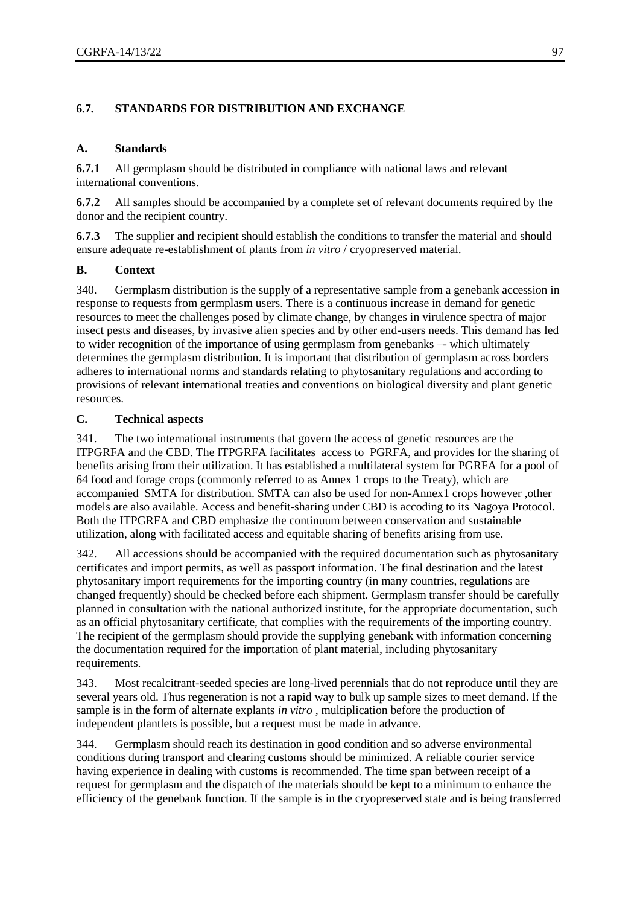## 6.7. STANDARDS FOR DISTRIBUTION AND EXCHANGE

### A. Standards

**6.7.1** All germplasm should be distributed in compliance with national laws and relevant international conventions.

**6.7.2** All samples should be accompanied by a complete set of relevant documents required by the donor and the recipient country.

**6.7.3** The supplier and recipient should establish the conditions to transfer the material and should ensure adequate re-establishment of plants from *in vitro* / cryopreserved material.

### B. Context

340. Germplasm distribution is the supply of a representative sample from a genebank accession in response to requests from germplasm users. There is a continuous increase in demand for genetic resources to meet the challenges posed by climate change, by changes in virulence spectra of major insect pests and diseases, by invasive alien species and by other end-users needs. This demand has led to wider recognition of the importance of using germplasm from genebanks –- which ultimately determines the germplasm distribution. It is important that distribution of germplasm across borders adheres to international norms and standards relating to phytosanitary regulations and according to provisions of relevant international treaties and conventions on biological diversity and plant genetic resources.

### C. Technical aspects

341. The two international instruments that govern the access of genetic resources are the ITPGRFA and the CBD. The ITPGRFA facilitates access to PGRFA, and provides for the sharing of benefits arising from their utilization. It has established a multilateral system for PGRFA for a pool of 64 food and forage crops (commonly referred to as Annex 1 crops to the Treaty), which are accompanied SMTA for distribution. SMTA can also be used for non-Annex1 crops however ,other models are also available. Access and benefit-sharing under CBD is accoding to its Nagoya Protocol. Both the ITPGRFA and CBD emphasize the continuum between conservation and sustainable utilization, along with facilitated access and equitable sharing of benefits arising from use.

342. All accessions should be accompanied with the required documentation such as phytosanitary certificates and import permits, as well as passport information. The final destination and the latest phytosanitary import requirements for the importing country (in many countries, regulations are changed frequently) should be checked before each shipment. Germplasm transfer should be carefully planned in consultation with the national authorized institute, for the appropriate documentation, such as an official phytosanitary certificate, that complies with the requirements of the importing country. The recipient of the germplasm should provide the supplying genebank with information concerning the documentation required for the importation of plant material, including phytosanitary requirements.

343. Most recalcitrant-seeded species are long-lived perennials that do not reproduce until they are several years old. Thus regeneration is not a rapid way to bulk up sample sizes to meet demand. If the sample is in the form of alternate explants *in vitro* , multiplication before the production of independent plantlets is possible, but a request must be made in advance.

344. Germplasm should reach its destination in good condition and so adverse environmental conditions during transport and clearing customs should be minimized. A reliable courier service having experience in dealing with customs is recommended. The time span between receipt of a request for germplasm and the dispatch of the materials should be kept to a minimum to enhance the efficiency of the genebank function. If the sample is in the cryopreserved state and is being transferred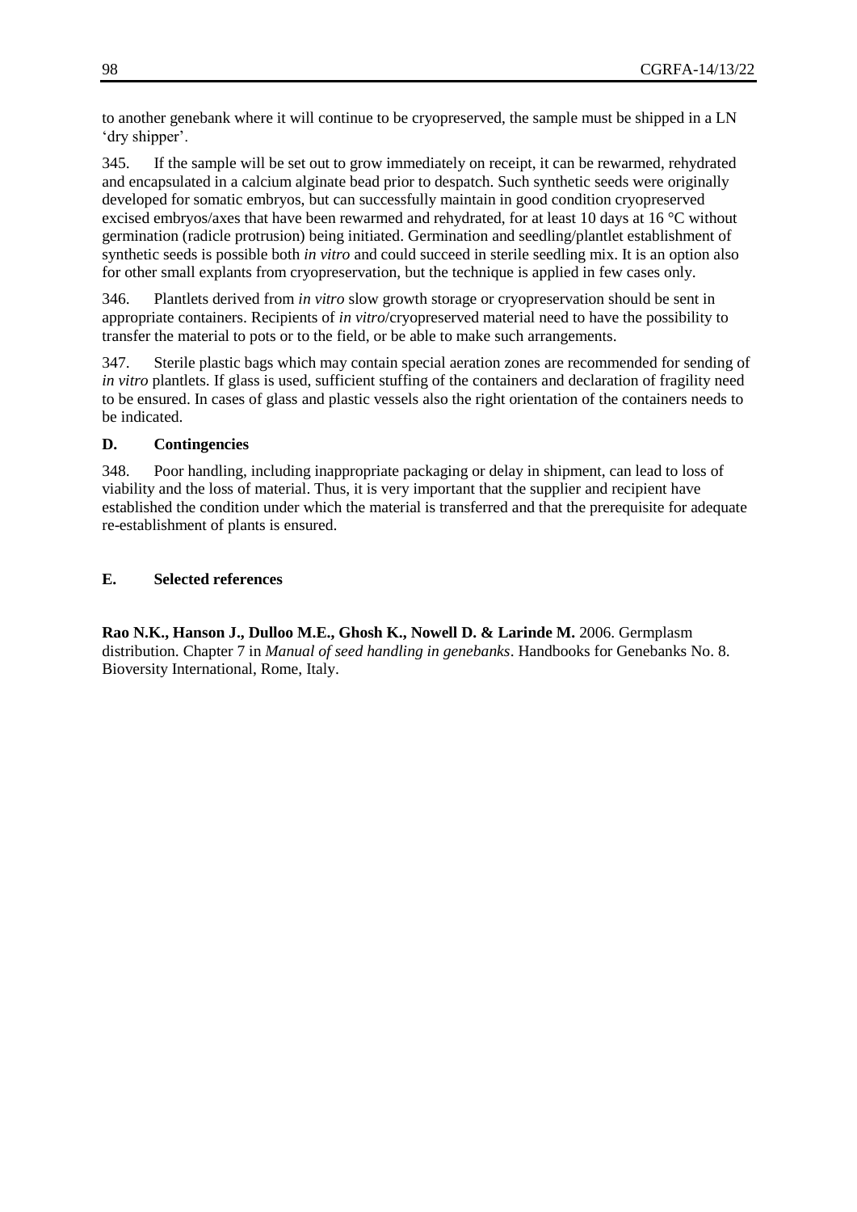to another genebank where it will continue to be cryopreserved, the sample must be shipped in a LN 'dry shipper'.

345. If the sample will be set out to grow immediately on receipt, it can be rewarmed, rehydrated and encapsulated in a calcium alginate bead prior to despatch. Such synthetic seeds were originally developed for somatic embryos, but can successfully maintain in good condition cryopreserved excised embryos/axes that have been rewarmed and rehydrated, for at least 10 days at 16 °C without germination (radicle protrusion) being initiated. Germination and seedling/plantlet establishment of synthetic seeds is possible both *in vitro* and could succeed in sterile seedling mix. It is an option also for other small explants from cryopreservation, but the technique is applied in few cases only.

346. Plantlets derived from *in vitro* slow growth storage or cryopreservation should be sent in appropriate containers. Recipients of *in vitro*/cryopreserved material need to have the possibility to transfer the material to pots or to the field, or be able to make such arrangements.

347. Sterile plastic bags which may contain special aeration zones are recommended for sending of *in vitro* plantlets. If glass is used, sufficient stuffing of the containers and declaration of fragility need to be ensured. In cases of glass and plastic vessels also the right orientation of the containers needs to be indicated.

### D. Contingencies

348. Poor handling, including inappropriate packaging or delay in shipment, can lead to loss of viability and the loss of material. Thus, it is very important that the supplier and recipient have established the condition under which the material is transferred and that the prerequisite for adequate re-establishment of plants is ensured.

### E. Selected references

**Rao N.K., Hanson J., Dulloo M.E., Ghosh K., Nowell D. & Larinde M.** 2006. Germplasm distribution. Chapter 7 in *Manual of seed handling in genebanks*. Handbooks for Genebanks No. 8. Bioversity International, Rome, Italy.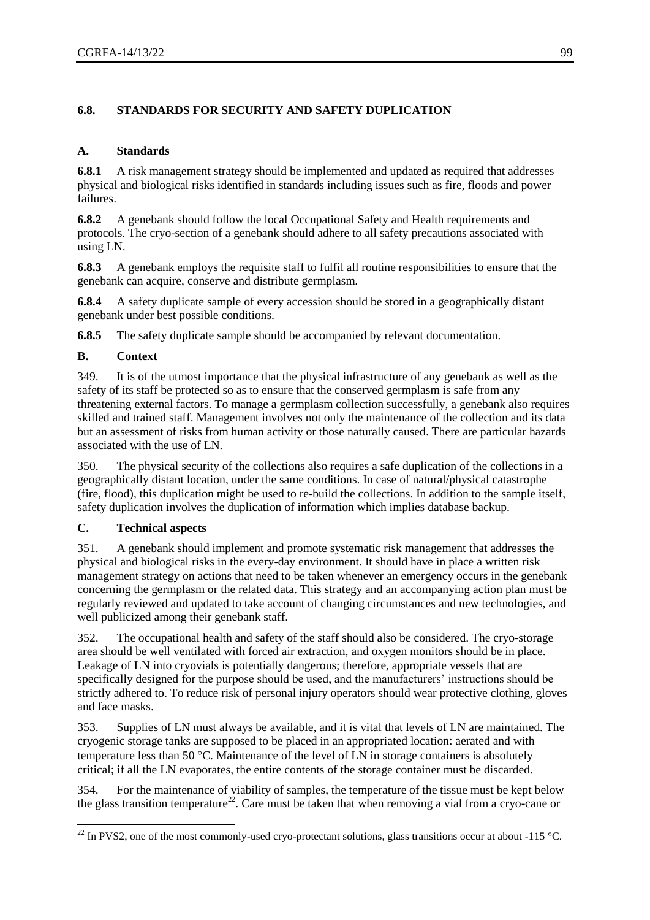## 6.8. STANDARDS FOR SECURITY AND SAFETY DUPLICATION

### A. Standards

**6.8.1** A risk management strategy should be implemented and updated as required that addresses physical and biological risks identified in standards including issues such as fire, floods and power failures.

**6.8.2** A genebank should follow the local Occupational Safety and Health requirements and protocols. The cryo-section of a genebank should adhere to all safety precautions associated with using LN.

**6.8.3** A genebank employs the requisite staff to fulfil all routine responsibilities to ensure that the genebank can acquire, conserve and distribute germplasm.

**6.8.4** A safety duplicate sample of every accession should be stored in a geographically distant genebank under best possible conditions.

**6.8.5** The safety duplicate sample should be accompanied by relevant documentation.

### B. Context

349. It is of the utmost importance that the physical infrastructure of any genebank as well as the safety of its staff be protected so as to ensure that the conserved germplasm is safe from any threatening external factors. To manage a germplasm collection successfully, a genebank also requires skilled and trained staff. Management involves not only the maintenance of the collection and its data but an assessment of risks from human activity or those naturally caused. There are particular hazards associated with the use of LN.

350. The physical security of the collections also requires a safe duplication of the collections in a geographically distant location, under the same conditions. In case of natural/physical catastrophe (fire, flood), this duplication might be used to re-build the collections. In addition to the sample itself, safety duplication involves the duplication of information which implies database backup.

### C. Technical aspects

351. A genebank should implement and promote systematic risk management that addresses the physical and biological risks in the every-day environment. It should have in place a written risk management strategy on actions that need to be taken whenever an emergency occurs in the genebank concerning the germplasm or the related data. This strategy and an accompanying action plan must be regularly reviewed and updated to take account of changing circumstances and new technologies, and well publicized among their genebank staff.

352. The occupational health and safety of the staff should also be considered. The cryo-storage area should be well ventilated with forced air extraction, and oxygen monitors should be in place. Leakage of LN into cryovials is potentially dangerous; therefore, appropriate vessels that are specifically designed for the purpose should be used, and the manufacturers' instructions should be strictly adhered to. To reduce risk of personal injury operators should wear protective clothing, gloves and face masks.

353. Supplies of LN must always be available, and it is vital that levels of LN are maintained. The cryogenic storage tanks are supposed to be placed in an appropriated location: aerated and with temperature less than 50 °C. Maintenance of the level of LN in storage containers is absolutely critical; if all the LN evaporates, the entire contents of the storage container must be discarded.

354. For the maintenance of viability of samples, the temperature of the tissue must be kept below the glass transition temperature[22]. Care must be taken that when removing a vial from a cryo-cane or

---

[22] In PVS2, one of the most commonly-used cryo-protectant solutions, glass transitions occur at about -115 °C.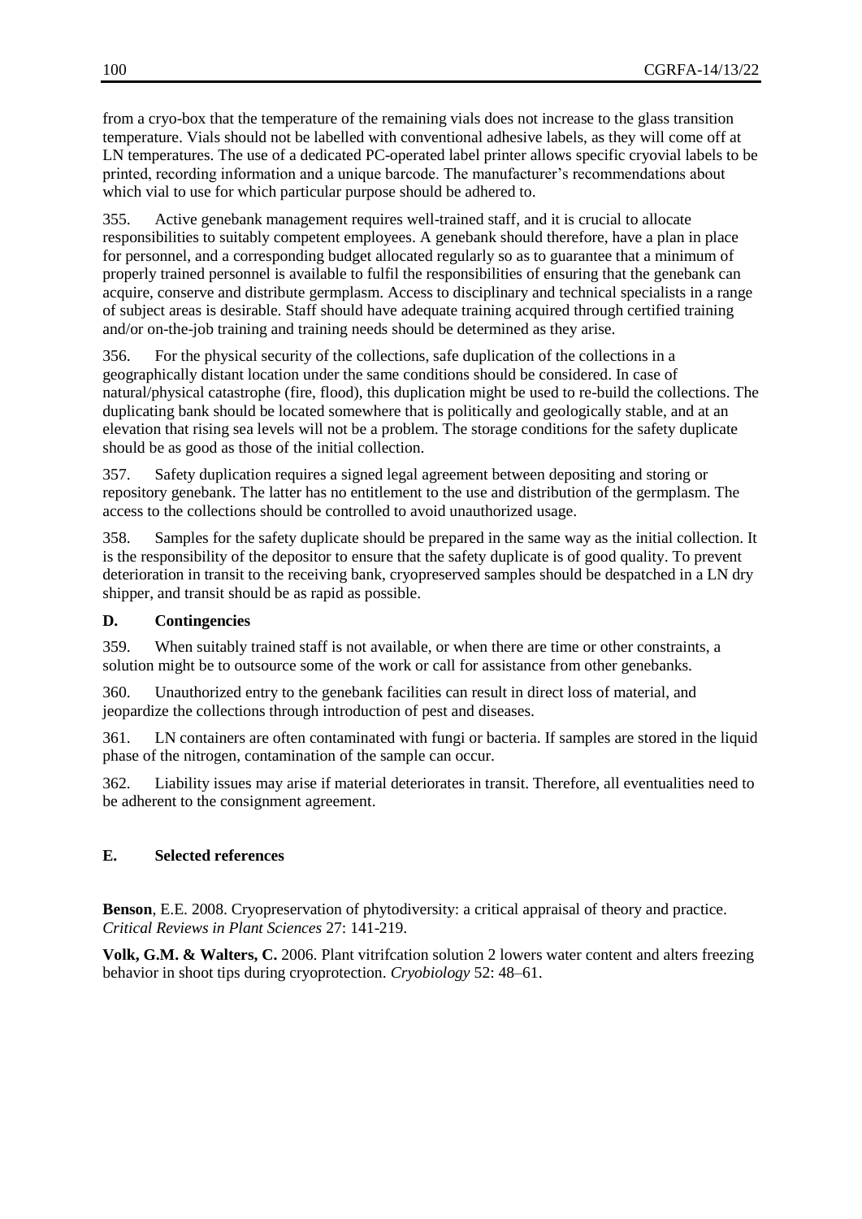from a cryo-box that the temperature of the remaining vials does not increase to the glass transition temperature. Vials should not be labelled with conventional adhesive labels, as they will come off at LN temperatures. The use of a dedicated PC-operated label printer allows specific cryovial labels to be printed, recording information and a unique barcode. The manufacturer's recommendations about which vial to use for which particular purpose should be adhered to.

355. Active genebank management requires well-trained staff, and it is crucial to allocate responsibilities to suitably competent employees. A genebank should therefore, have a plan in place for personnel, and a corresponding budget allocated regularly so as to guarantee that a minimum of properly trained personnel is available to fulfil the responsibilities of ensuring that the genebank can acquire, conserve and distribute germplasm. Access to disciplinary and technical specialists in a range of subject areas is desirable. Staff should have adequate training acquired through certified training and/or on-the-job training and training needs should be determined as they arise.

356. For the physical security of the collections, safe duplication of the collections in a geographically distant location under the same conditions should be considered. In case of natural/physical catastrophe (fire, flood), this duplication might be used to re-build the collections. The duplicating bank should be located somewhere that is politically and geologically stable, and at an elevation that rising sea levels will not be a problem. The storage conditions for the safety duplicate should be as good as those of the initial collection.

357. Safety duplication requires a signed legal agreement between depositing and storing or repository genebank. The latter has no entitlement to the use and distribution of the germplasm. The access to the collections should be controlled to avoid unauthorized usage.

358. Samples for the safety duplicate should be prepared in the same way as the initial collection. It is the responsibility of the depositor to ensure that the safety duplicate is of good quality. To prevent deterioration in transit to the receiving bank, cryopreserved samples should be despatched in a LN dry shipper, and transit should be as rapid as possible.

## D. Contingencies

359. When suitably trained staff is not available, or when there are time or other constraints, a solution might be to outsource some of the work or call for assistance from other genebanks.

360. Unauthorized entry to the genebank facilities can result in direct loss of material, and jeopardize the collections through introduction of pest and diseases.

361. LN containers are often contaminated with fungi or bacteria. If samples are stored in the liquid phase of the nitrogen, contamination of the sample can occur.

362. Liability issues may arise if material deteriorates in transit. Therefore, all eventualities need to be adherent to the consignment agreement.

## E. Selected references

**Benson**, E.E. 2008. Cryopreservation of phytodiversity: a critical appraisal of theory and practice. *Critical Reviews in Plant Sciences* 27: 141-219.

**Volk, G.M. & Walters, C.** 2006. Plant vitrifcation solution 2 lowers water content and alters freezing behavior in shoot tips during cryoprotection. *Cryobiology* 52: 48–61.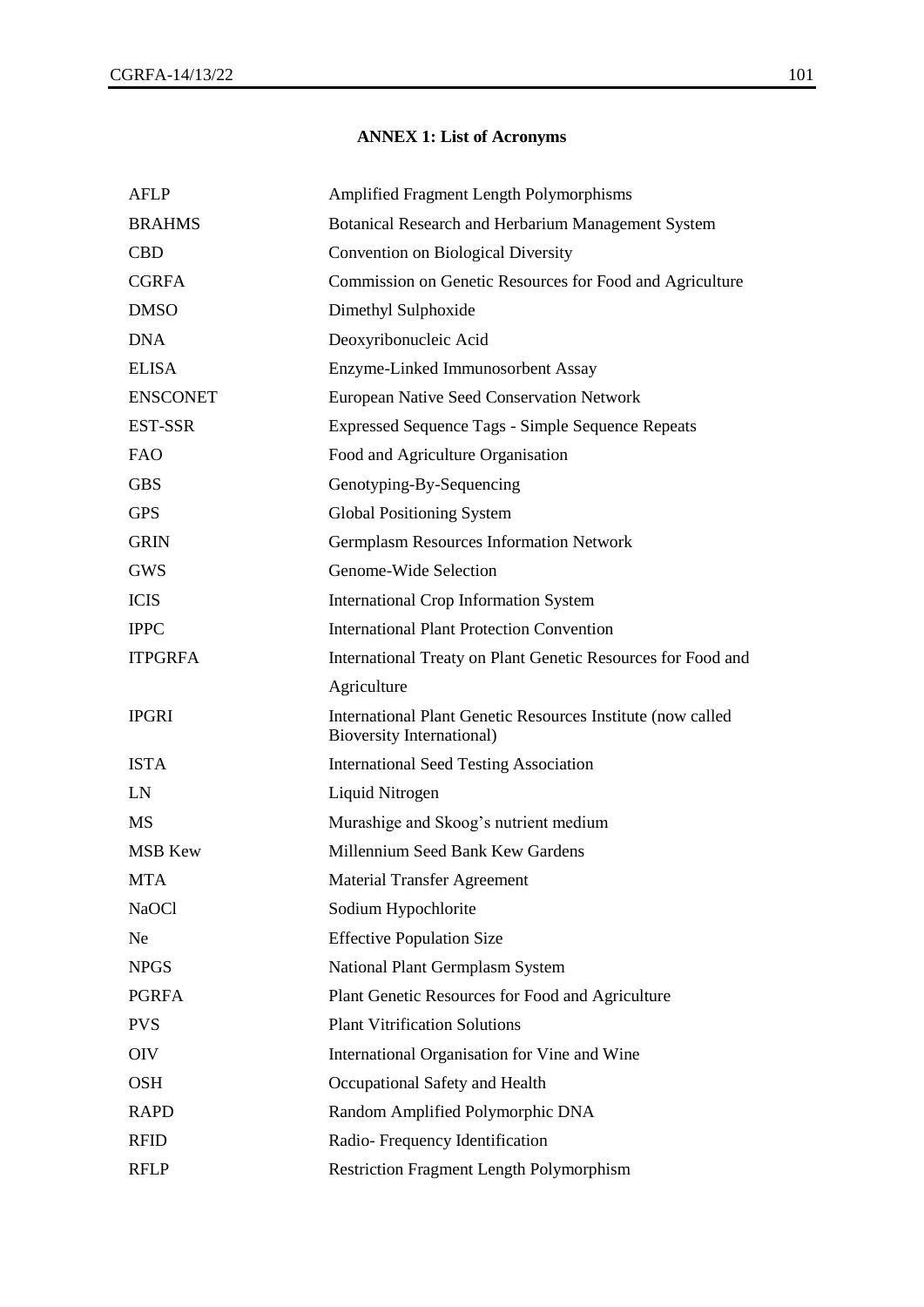## ANNEX 1: List of Acronyms

| | |
|---|---|
| AFLP | Amplified Fragment Length Polymorphisms |
| BRAHMS | Botanical Research and Herbarium Management System |
| CBD | Convention on Biological Diversity |
| CGRFA | Commission on Genetic Resources for Food and Agriculture |
| DMSO | Dimethyl Sulphoxide |
| DNA | Deoxyribonucleic Acid |
| ELISA | Enzyme-Linked Immunosorbent Assay |
| ENSCONET | European Native Seed Conservation Network |
| EST-SSR | Expressed Sequence Tags - Simple Sequence Repeats |
| FAO | Food and Agriculture Organisation |
| GBS | Genotyping-By-Sequencing |
| GPS | Global Positioning System |
| GRIN | Germplasm Resources Information Network |
| GWS | Genome-Wide Selection |
| ICIS | International Crop Information System |
| IPPC | International Plant Protection Convention |
| ITPGRFA | International Treaty on Plant Genetic Resources for Food and Agriculture |
| IPGRI | International Plant Genetic Resources Institute (now called Bioversity International) |
| ISTA | International Seed Testing Association |
| LN | Liquid Nitrogen |
| MS | Murashige and Skoog's nutrient medium |
| MSB Kew | Millennium Seed Bank Kew Gardens |
| MTA | Material Transfer Agreement |
| NaOCl | Sodium Hypochlorite |
| Ne | Effective Population Size |
| NPGS | National Plant Germplasm System |
| PGRFA | Plant Genetic Resources for Food and Agriculture |
| PVS | Plant Vitrification Solutions |
| OIV | International Organisation for Vine and Wine |
| OSH | Occupational Safety and Health |
| RAPD | Random Amplified Polymorphic DNA |
| RFID | Radio- Frequency Identification |
| RFLP | Restriction Fragment Length Polymorphism |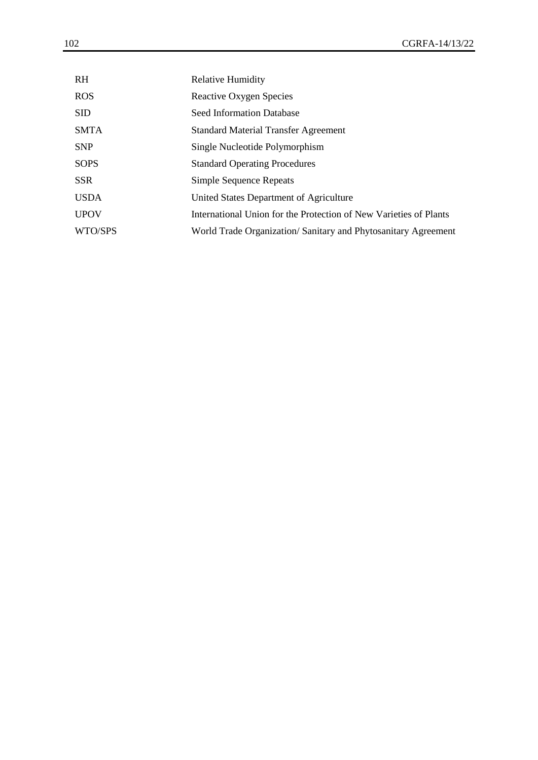| | |
|---|---|
| RH | Relative Humidity |
| ROS | Reactive Oxygen Species |
| SID | Seed Information Database |
| SMTA | Standard Material Transfer Agreement |
| SNP | Single Nucleotide Polymorphism |
| SOPS | Standard Operating Procedures |
| SSR | Simple Sequence Repeats |
| USDA | United States Department of Agriculture |
| UPOV | International Union for the Protection of New Varieties of Plants |
| WTO/SPS | World Trade Organization/ Sanitary and Phytosanitary Agreement |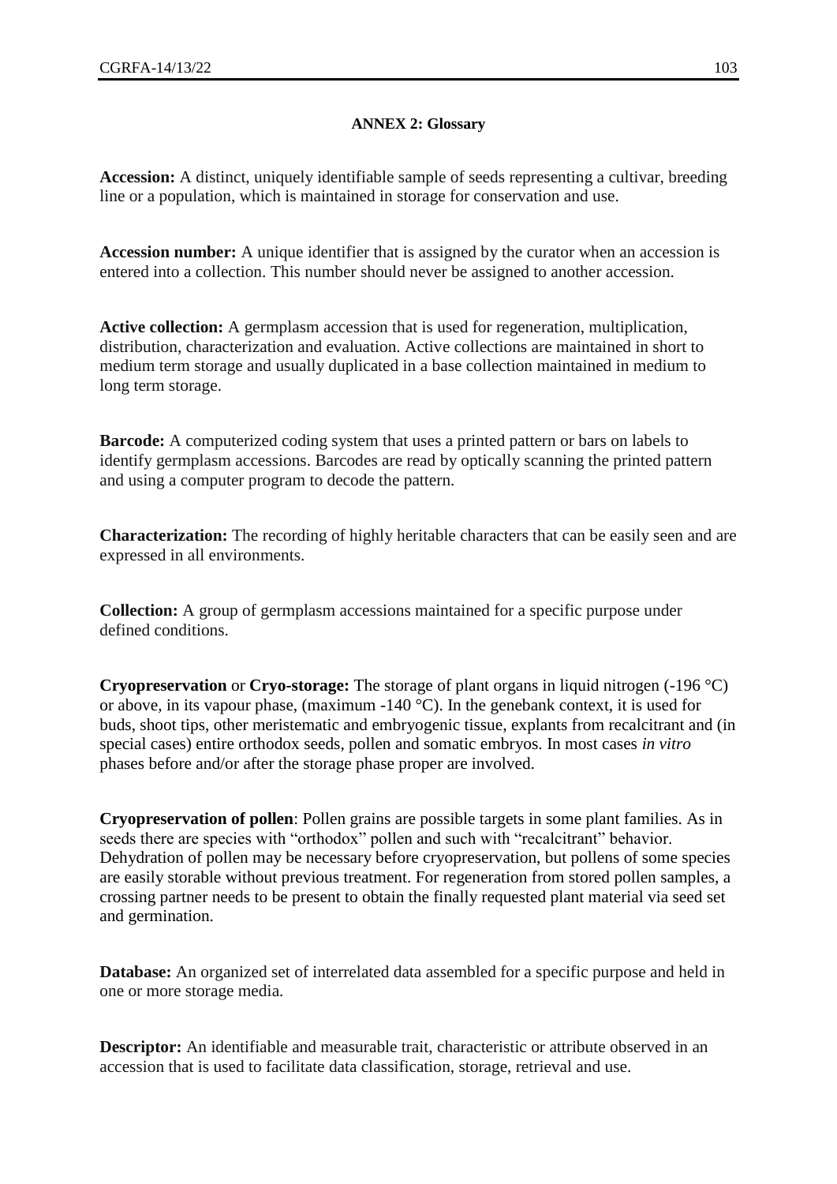## ANNEX 2: Glossary

**Accession:** A distinct, uniquely identifiable sample of seeds representing a cultivar, breeding line or a population, which is maintained in storage for conservation and use.

**Accession number:** A unique identifier that is assigned by the curator when an accession is entered into a collection. This number should never be assigned to another accession.

**Active collection:** A germplasm accession that is used for regeneration, multiplication, distribution, characterization and evaluation. Active collections are maintained in short to medium term storage and usually duplicated in a base collection maintained in medium to long term storage.

**Barcode:** A computerized coding system that uses a printed pattern or bars on labels to identify germplasm accessions. Barcodes are read by optically scanning the printed pattern and using a computer program to decode the pattern.

**Characterization:** The recording of highly heritable characters that can be easily seen and are expressed in all environments.

**Collection:** A group of germplasm accessions maintained for a specific purpose under defined conditions.

**Cryopreservation** or **Cryo-storage:** The storage of plant organs in liquid nitrogen (-196 °C) or above, in its vapour phase, (maximum -140 °C). In the genebank context, it is used for buds, shoot tips, other meristematic and embryogenic tissue, explants from recalcitrant and (in special cases) entire orthodox seeds, pollen and somatic embryos. In most cases *in vitro* phases before and/or after the storage phase proper are involved.

**Cryopreservation of pollen**: Pollen grains are possible targets in some plant families. As in seeds there are species with "orthodox" pollen and such with "recalcitrant" behavior. Dehydration of pollen may be necessary before cryopreservation, but pollens of some species are easily storable without previous treatment. For regeneration from stored pollen samples, a crossing partner needs to be present to obtain the finally requested plant material via seed set and germination.

**Database:** An organized set of interrelated data assembled for a specific purpose and held in one or more storage media.

**Descriptor:** An identifiable and measurable trait, characteristic or attribute observed in an accession that is used to facilitate data classification, storage, retrieval and use.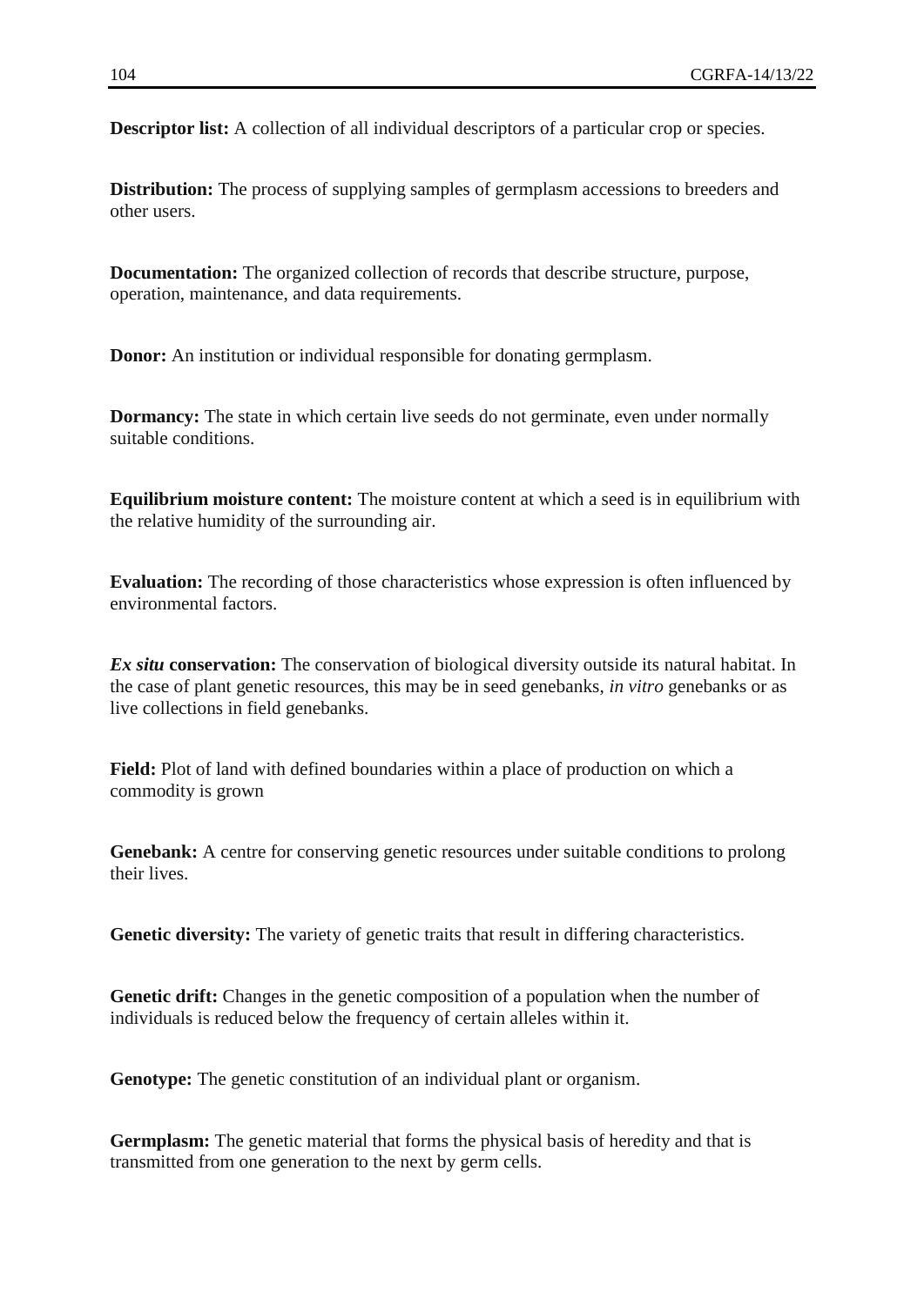**Descriptor list:** A collection of all individual descriptors of a particular crop or species.

**Distribution:** The process of supplying samples of germplasm accessions to breeders and other users.

**Documentation:** The organized collection of records that describe structure, purpose, operation, maintenance, and data requirements.

**Donor:** An institution or individual responsible for donating germplasm.

**Dormancy:** The state in which certain live seeds do not germinate, even under normally suitable conditions.

**Equilibrium moisture content:** The moisture content at which a seed is in equilibrium with the relative humidity of the surrounding air.

**Evaluation:** The recording of those characteristics whose expression is often influenced by environmental factors.

***Ex situ* conservation:** The conservation of biological diversity outside its natural habitat. In the case of plant genetic resources, this may be in seed genebanks, *in vitro* genebanks or as live collections in field genebanks.

**Field:** Plot of land with defined boundaries within a place of production on which a commodity is grown

**Genebank:** A centre for conserving genetic resources under suitable conditions to prolong their lives.

**Genetic diversity:** The variety of genetic traits that result in differing characteristics.

**Genetic drift:** Changes in the genetic composition of a population when the number of individuals is reduced below the frequency of certain alleles within it.

**Genotype:** The genetic constitution of an individual plant or organism.

**Germplasm:** The genetic material that forms the physical basis of heredity and that is transmitted from one generation to the next by germ cells.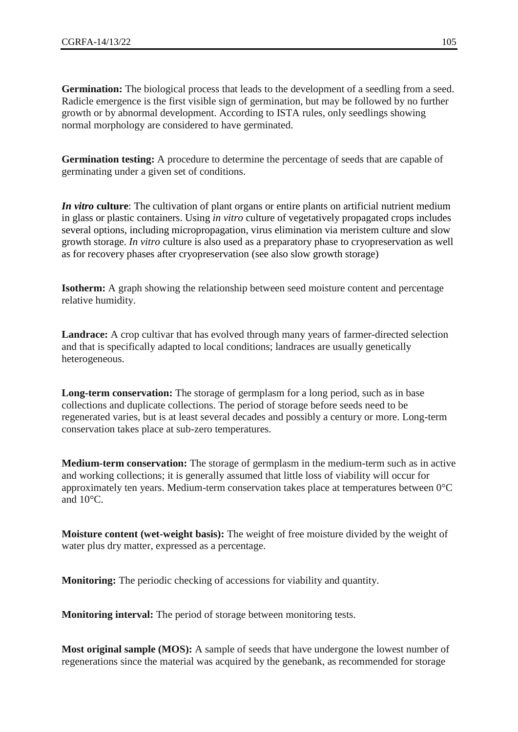**Germination:** The biological process that leads to the development of a seedling from a seed. Radicle emergence is the first visible sign of germination, but may be followed by no further growth or by abnormal development. According to ISTA rules, only seedlings showing normal morphology are considered to have germinated.

**Germination testing:** A procedure to determine the percentage of seeds that are capable of germinating under a given set of conditions.

***In vitro* culture**: The cultivation of plant organs or entire plants on artificial nutrient medium in glass or plastic containers. Using *in vitro* culture of vegetatively propagated crops includes several options, including micropropagation, virus elimination via meristem culture and slow growth storage. *In vitro* culture is also used as a preparatory phase to cryopreservation as well as for recovery phases after cryopreservation (see also slow growth storage)

**Isotherm:** A graph showing the relationship between seed moisture content and percentage relative humidity.

**Landrace:** A crop cultivar that has evolved through many years of farmer-directed selection and that is specifically adapted to local conditions; landraces are usually genetically heterogeneous.

**Long-term conservation:** The storage of germplasm for a long period, such as in base collections and duplicate collections. The period of storage before seeds need to be regenerated varies, but is at least several decades and possibly a century or more. Long-term conservation takes place at sub-zero temperatures.

**Medium-term conservation:** The storage of germplasm in the medium-term such as in active and working collections; it is generally assumed that little loss of viability will occur for approximately ten years. Medium-term conservation takes place at temperatures between 0°C and 10°C.

**Moisture content (wet-weight basis):** The weight of free moisture divided by the weight of water plus dry matter, expressed as a percentage.

**Monitoring:** The periodic checking of accessions for viability and quantity.

**Monitoring interval:** The period of storage between monitoring tests.

**Most original sample (MOS):** A sample of seeds that have undergone the lowest number of regenerations since the material was acquired by the genebank, as recommended for storage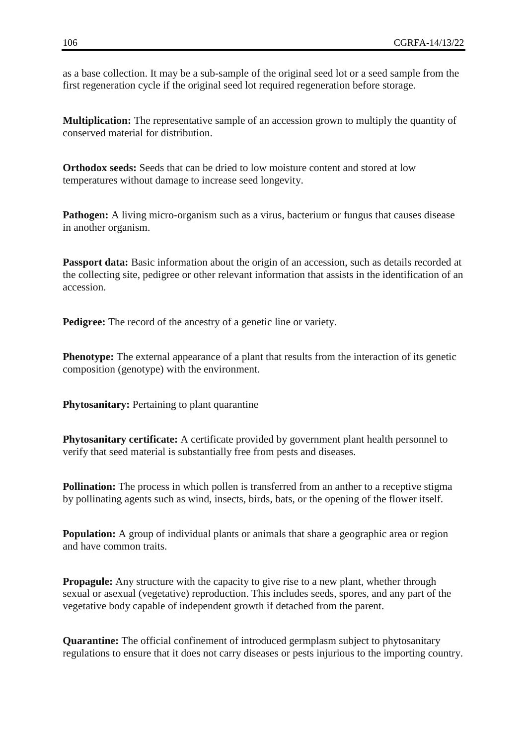as a base collection. It may be a sub-sample of the original seed lot or a seed sample from the first regeneration cycle if the original seed lot required regeneration before storage.

**Multiplication:** The representative sample of an accession grown to multiply the quantity of conserved material for distribution.

**Orthodox seeds:** Seeds that can be dried to low moisture content and stored at low temperatures without damage to increase seed longevity.

**Pathogen:** A living micro-organism such as a virus, bacterium or fungus that causes disease in another organism.

**Passport data:** Basic information about the origin of an accession, such as details recorded at the collecting site, pedigree or other relevant information that assists in the identification of an accession.

**Pedigree:** The record of the ancestry of a genetic line or variety.

**Phenotype:** The external appearance of a plant that results from the interaction of its genetic composition (genotype) with the environment.

**Phytosanitary:** Pertaining to plant quarantine

**Phytosanitary certificate:** A certificate provided by government plant health personnel to verify that seed material is substantially free from pests and diseases.

**Pollination:** The process in which pollen is transferred from an anther to a receptive stigma by pollinating agents such as wind, insects, birds, bats, or the opening of the flower itself.

**Population:** A group of individual plants or animals that share a geographic area or region and have common traits.

**Propagule:** Any structure with the capacity to give rise to a new plant, whether through sexual or asexual (vegetative) reproduction. This includes seeds, spores, and any part of the vegetative body capable of independent growth if detached from the parent.

**Quarantine:** The official confinement of introduced germplasm subject to phytosanitary regulations to ensure that it does not carry diseases or pests injurious to the importing country.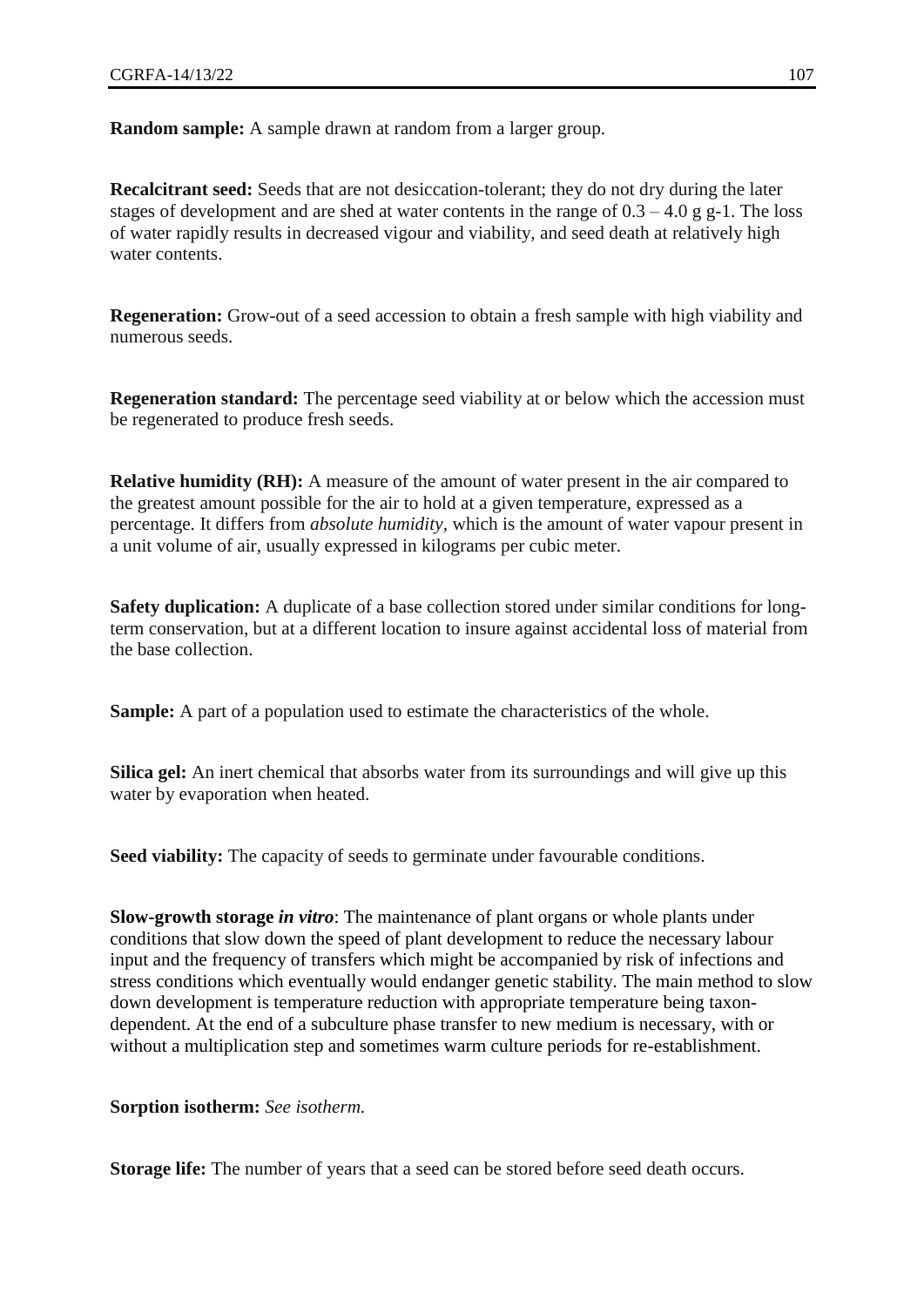**Random sample:** A sample drawn at random from a larger group.

**Recalcitrant seed:** Seeds that are not desiccation-tolerant; they do not dry during the later stages of development and are shed at water contents in the range of 0.3 – 4.0 g g-1. The loss of water rapidly results in decreased vigour and viability, and seed death at relatively high water contents.

**Regeneration:** Grow-out of a seed accession to obtain a fresh sample with high viability and numerous seeds.

**Regeneration standard:** The percentage seed viability at or below which the accession must be regenerated to produce fresh seeds.

**Relative humidity (RH):** A measure of the amount of water present in the air compared to the greatest amount possible for the air to hold at a given temperature, expressed as a percentage. It differs from *absolute humidity*, which is the amount of water vapour present in a unit volume of air, usually expressed in kilograms per cubic meter.

**Safety duplication:** A duplicate of a base collection stored under similar conditions for long-term conservation, but at a different location to insure against accidental loss of material from the base collection.

**Sample:** A part of a population used to estimate the characteristics of the whole.

**Silica gel:** An inert chemical that absorbs water from its surroundings and will give up this water by evaporation when heated.

**Seed viability:** The capacity of seeds to germinate under favourable conditions.

**Slow-growth storage *in vitro***: The maintenance of plant organs or whole plants under conditions that slow down the speed of plant development to reduce the necessary labour input and the frequency of transfers which might be accompanied by risk of infections and stress conditions which eventually would endanger genetic stability. The main method to slow down development is temperature reduction with appropriate temperature being taxon-dependent. At the end of a subculture phase transfer to new medium is necessary, with or without a multiplication step and sometimes warm culture periods for re-establishment.

**Sorption isotherm:** *See isotherm.*

**Storage life:** The number of years that a seed can be stored before seed death occurs.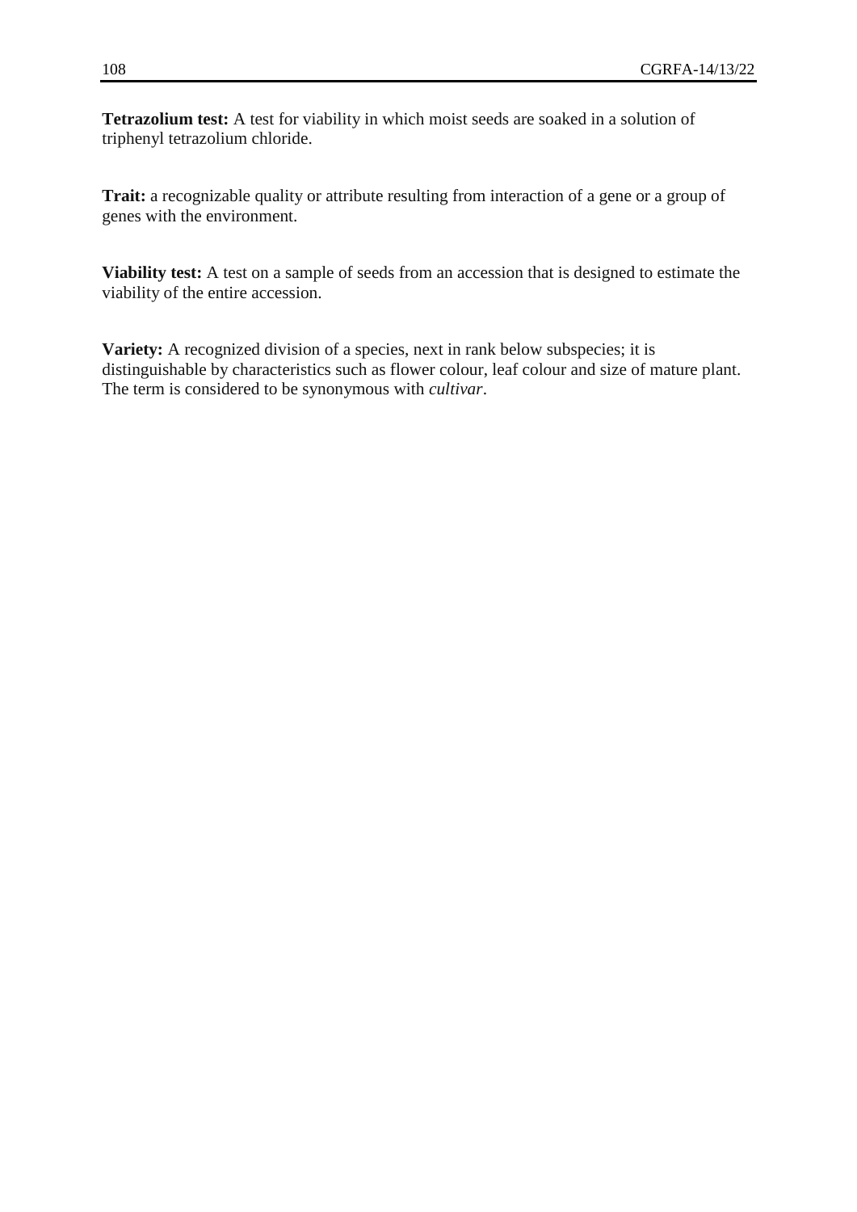**Tetrazolium test:** A test for viability in which moist seeds are soaked in a solution of triphenyl tetrazolium chloride.

**Trait:** a recognizable quality or attribute resulting from interaction of a gene or a group of genes with the environment.

**Viability test:** A test on a sample of seeds from an accession that is designed to estimate the viability of the entire accession.

**Variety:** A recognized division of a species, next in rank below subspecies; it is distinguishable by characteristics such as flower colour, leaf colour and size of mature plant. The term is considered to be synonymous with *cultivar*.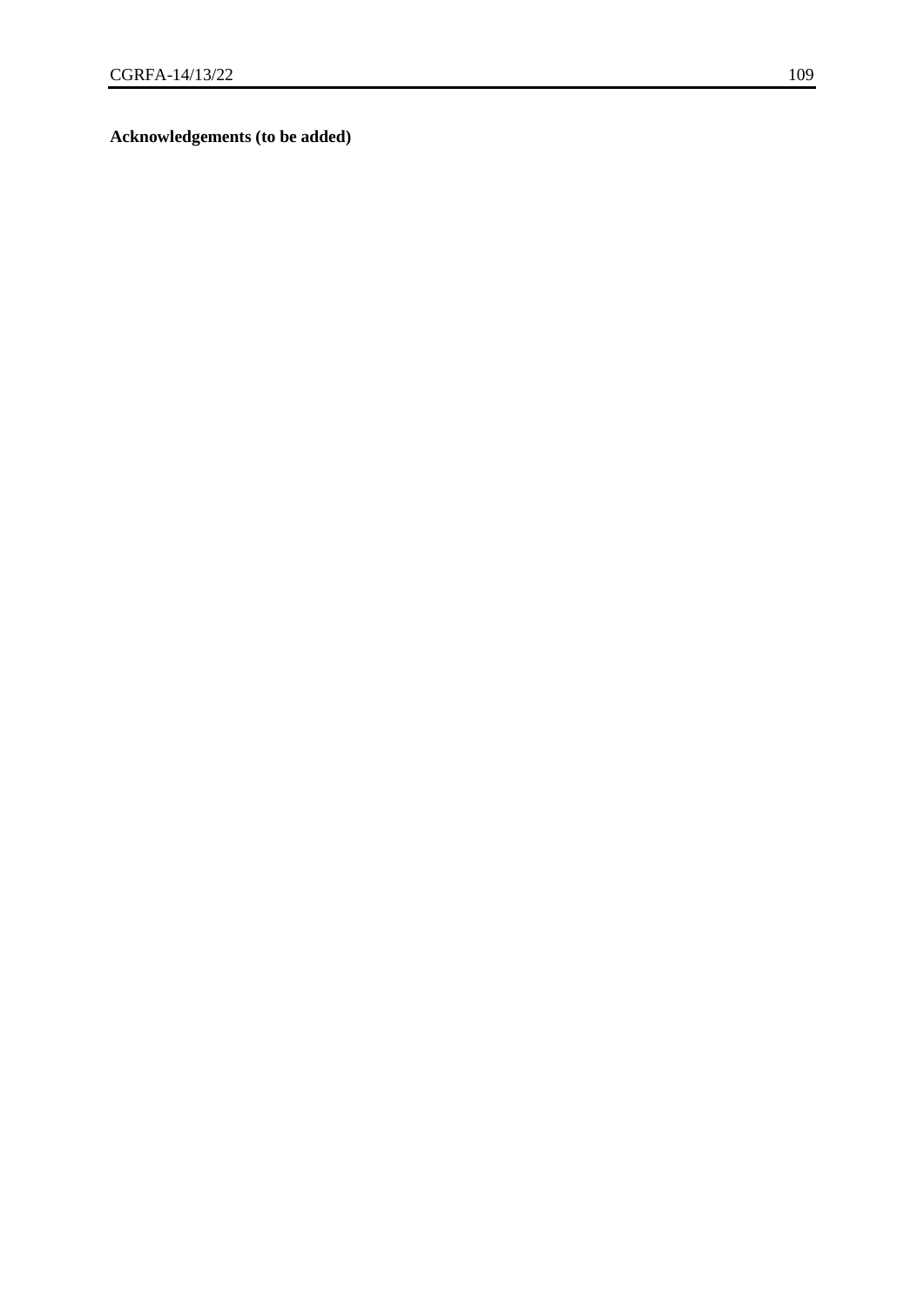**Acknowledgements (to be added)**